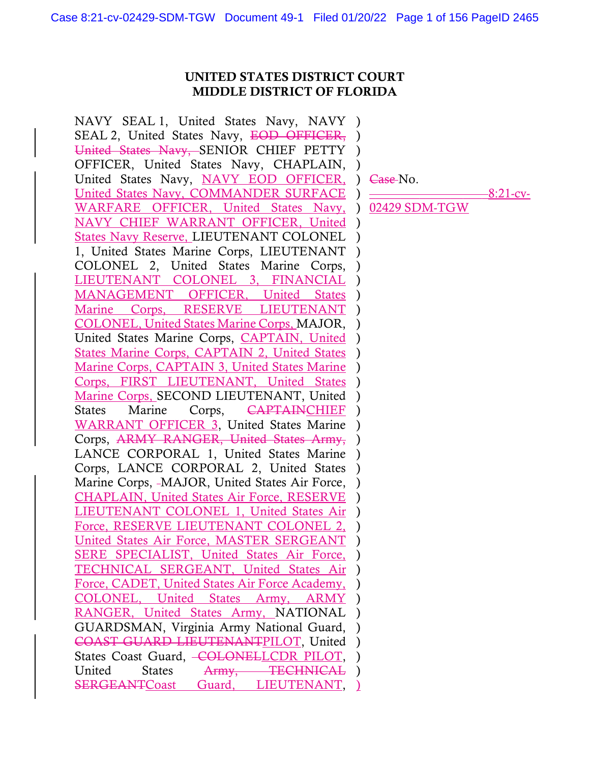**UNITED STATES DISTRICT COURT**
**MIDDLE DISTRICT OF FLORIDA**

NAVY SEAL 1, United States Navy, NAVY SEAL 2, United States Navy, ~~EOD OFFICER, United States Navy,~~ SENIOR CHIEF PETTY OFFICER, United States Navy, CHAPLAIN, United States Navy, NAVY EOD OFFICER, United States Navy, COMMANDER SURFACE WARFARE OFFICER, United States Navy, NAVY CHIEF WARRANT OFFICER, United States Navy Reserve, LIEUTENANT COLONEL 1, United States Marine Corps, LIEUTENANT COLONEL 2, United States Marine Corps, LIEUTENANT COLONEL 3, FINANCIAL MANAGEMENT OFFICER, United States Marine Corps, RESERVE LIEUTENANT COLONEL, United States Marine Corps, MAJOR, United States Marine Corps, CAPTAIN, United States Marine Corps, CAPTAIN 2, United States Marine Corps, CAPTAIN 3, United States Marine Corps, FIRST LIEUTENANT, United States Marine Corps, SECOND LIEUTENANT, United States Marine Corps, ~~CAPTAIN~~CHIEF WARRANT OFFICER 3, United States Marine Corps, ~~ARMY RANGER, United States Army,~~ LANCE CORPORAL 1, United States Marine Corps, LANCE CORPORAL 2, United States Marine Corps, MAJOR, United States Air Force, CHAPLAIN, United States Air Force, RESERVE LIEUTENANT COLONEL 1, United States Air Force, RESERVE LIEUTENANT COLONEL 2, United States Air Force, MASTER SERGEANT SERE SPECIALIST, United States Air Force, TECHNICAL SERGEANT, United States Air Force, CADET, United States Air Force Academy, COLONEL, United States Army, ARMY RANGER, United States Army, NATIONAL GUARDSMAN, Virginia Army National Guard, ~~COAST GUARD LIEUTENANT~~PILOT, United States Coast Guard, ~~COLONEL~~LCDR PILOT, United States ~~Army, TECHNICAL SERGEANT~~Coast Guard, LIEUTENANT,

~~Case~~ No. 8:21-cv-02429 SDM-TGW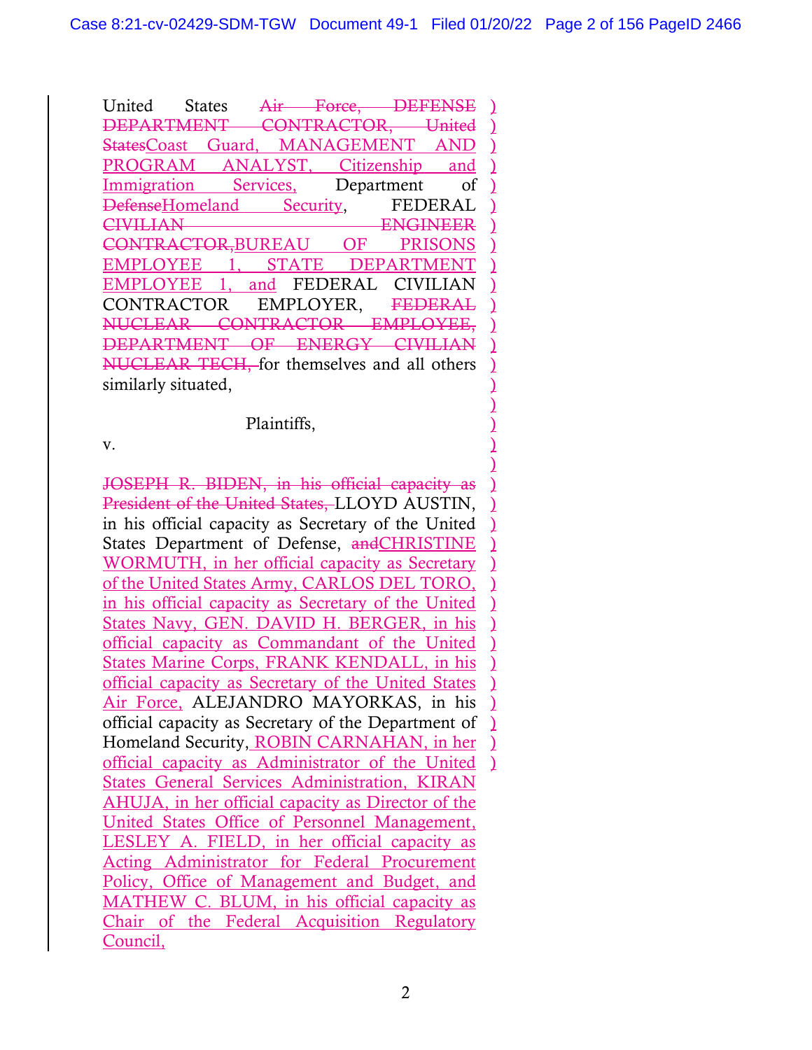United States ~~Air Force, DEFENSE DEPARTMENT CONTRACTOR, United States~~Coast Guard, MANAGEMENT AND PROGRAM ANALYST, Citizenship and Immigration Services, Department of ~~Defense~~Homeland Security, FEDERAL ~~CIVILIAN ENGINEER CONTRACTOR,~~BUREAU OF PRISONS EMPLOYEE 1, STATE DEPARTMENT EMPLOYEE 1, and FEDERAL CIVILIAN CONTRACTOR EMPLOYER, ~~FEDERAL NUCLEAR CONTRACTOR EMPLOYEE, DEPARTMENT OF ENERGY CIVILIAN NUCLEAR TECH,~~ for themselves and all others similarly situated,

Plaintiffs,

v.

~~JOSEPH R. BIDEN, in his official capacity as President of the United States,~~ LLOYD AUSTIN, in his official capacity as Secretary of the United States Department of Defense, ~~and~~CHRISTINE WORMUTH, in her official capacity as Secretary of the United States Army, CARLOS DEL TORO, in his official capacity as Secretary of the United States Navy, GEN. DAVID H. BERGER, in his official capacity as Commandant of the United States Marine Corps, FRANK KENDALL, in his official capacity as Secretary of the United States Air Force, ALEJANDRO MAYORKAS, in his official capacity as Secretary of the Department of Homeland Security, ROBIN CARNAHAN, in her official capacity as Administrator of the United States General Services Administration, KIRAN AHUJA, in her official capacity as Director of the United States Office of Personnel Management, LESLEY A. FIELD, in her official capacity as Acting Administrator for Federal Procurement Policy, Office of Management and Budget, and MATHEW C. BLUM, in his official capacity as Chair of the Federal Acquisition Regulatory Council,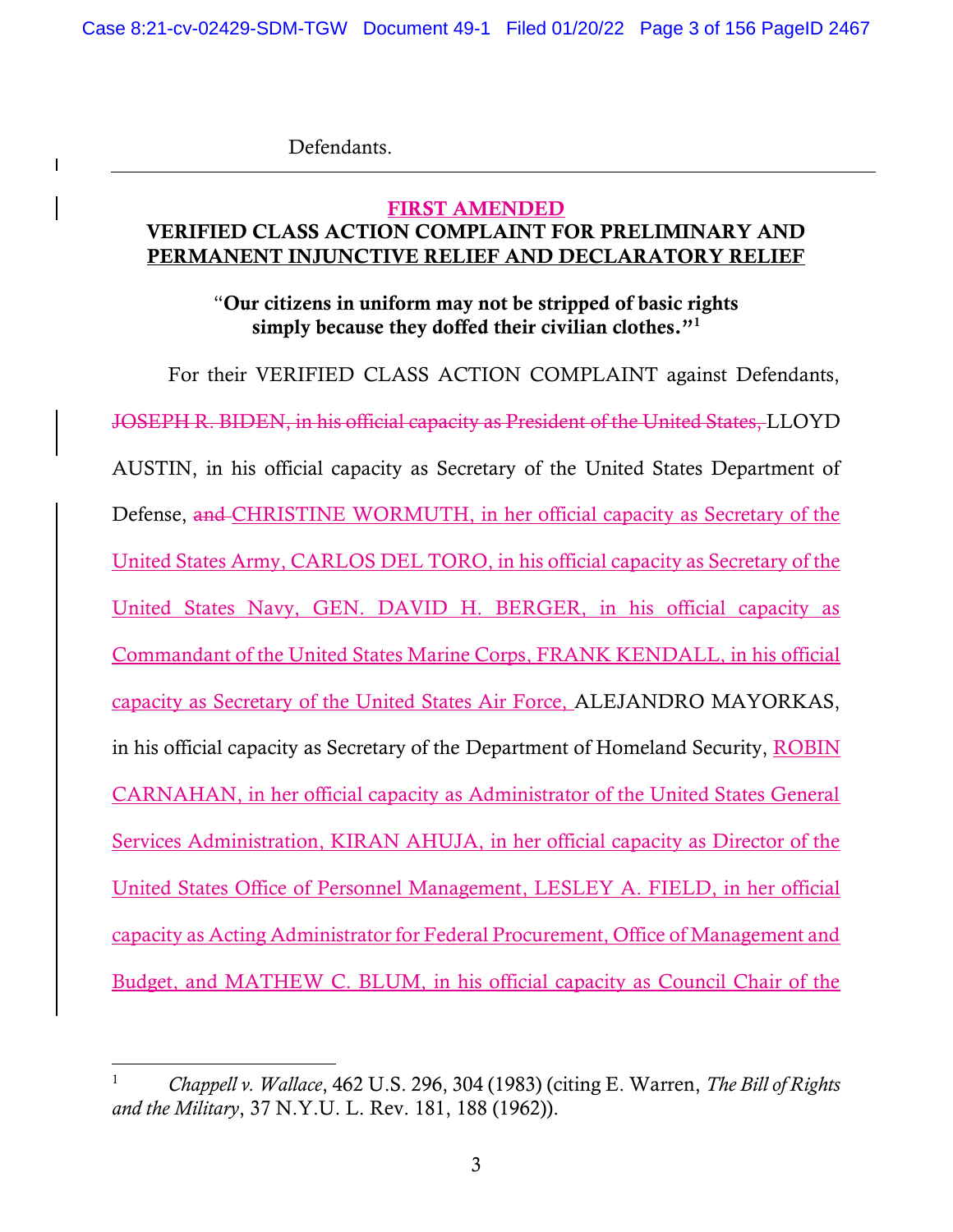Defendants.

---

**FIRST AMENDED**
**VERIFIED CLASS ACTION COMPLAINT FOR PRELIMINARY AND PERMANENT INJUNCTIVE RELIEF AND DECLARATORY RELIEF**

"**Our citizens in uniform may not be stripped of basic rights simply because they doffed their civilian clothes.**"[1]

For their VERIFIED CLASS ACTION COMPLAINT against Defendants, ~~JOSEPH R. BIDEN, in his official capacity as President of the United States,~~ LLOYD AUSTIN, in his official capacity as Secretary of the United States Department of Defense, ~~and~~ CHRISTINE WORMUTH, in her official capacity as Secretary of the United States Army, CARLOS DEL TORO, in his official capacity as Secretary of the United States Navy, GEN. DAVID H. BERGER, in his official capacity as Commandant of the United States Marine Corps, FRANK KENDALL, in his official capacity as Secretary of the United States Air Force, ALEJANDRO MAYORKAS, in his official capacity as Secretary of the Department of Homeland Security, ROBIN CARNAHAN, in her official capacity as Administrator of the United States General Services Administration, KIRAN AHUJA, in her official capacity as Director of the United States Office of Personnel Management, LESLEY A. FIELD, in her official capacity as Acting Administrator for Federal Procurement, Office of Management and Budget, and MATHEW C. BLUM, in his official capacity as Council Chair of the

---

[1] *Chappell v. Wallace*, 462 U.S. 296, 304 (1983) (citing E. Warren, *The Bill of Rights and the Military*, 37 N.Y.U. L. Rev. 181, 188 (1962)).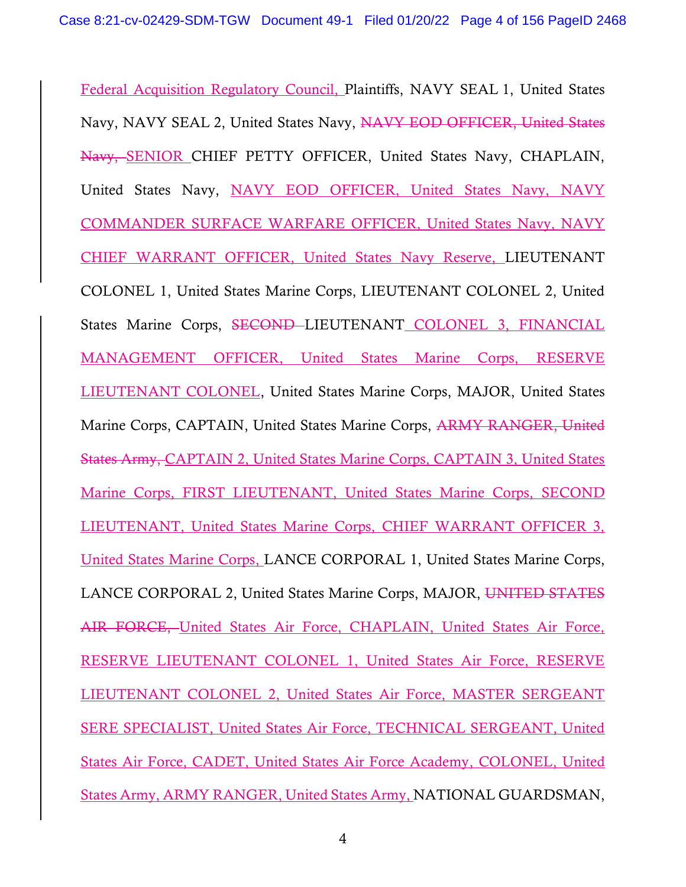Federal Acquisition Regulatory Council, Plaintiffs, NAVY SEAL 1, United States Navy, NAVY SEAL 2, United States Navy, ~~NAVY EOD OFFICER, United States Navy,~~ SENIOR CHIEF PETTY OFFICER, United States Navy, CHAPLAIN, United States Navy, NAVY EOD OFFICER, United States Navy, NAVY COMMANDER SURFACE WARFARE OFFICER, United States Navy, NAVY CHIEF WARRANT OFFICER, United States Navy Reserve, LIEUTENANT COLONEL 1, United States Marine Corps, LIEUTENANT COLONEL 2, United States Marine Corps, ~~SECOND~~ LIEUTENANT COLONEL 3, FINANCIAL MANAGEMENT OFFICER, United States Marine Corps, RESERVE LIEUTENANT COLONEL, United States Marine Corps, MAJOR, United States Marine Corps, CAPTAIN, United States Marine Corps, ~~ARMY RANGER, United States Army,~~ CAPTAIN 2, United States Marine Corps, CAPTAIN 3, United States Marine Corps, FIRST LIEUTENANT, United States Marine Corps, SECOND LIEUTENANT, United States Marine Corps, CHIEF WARRANT OFFICER 3, United States Marine Corps, LANCE CORPORAL 1, United States Marine Corps, LANCE CORPORAL 2, United States Marine Corps, MAJOR, ~~UNITED STATES AIR FORCE,~~ United States Air Force, CHAPLAIN, United States Air Force, RESERVE LIEUTENANT COLONEL 1, United States Air Force, RESERVE LIEUTENANT COLONEL 2, United States Air Force, MASTER SERGEANT SERE SPECIALIST, United States Air Force, TECHNICAL SERGEANT, United States Air Force, CADET, United States Air Force Academy, COLONEL, United States Army, ARMY RANGER, United States Army, NATIONAL GUARDSMAN,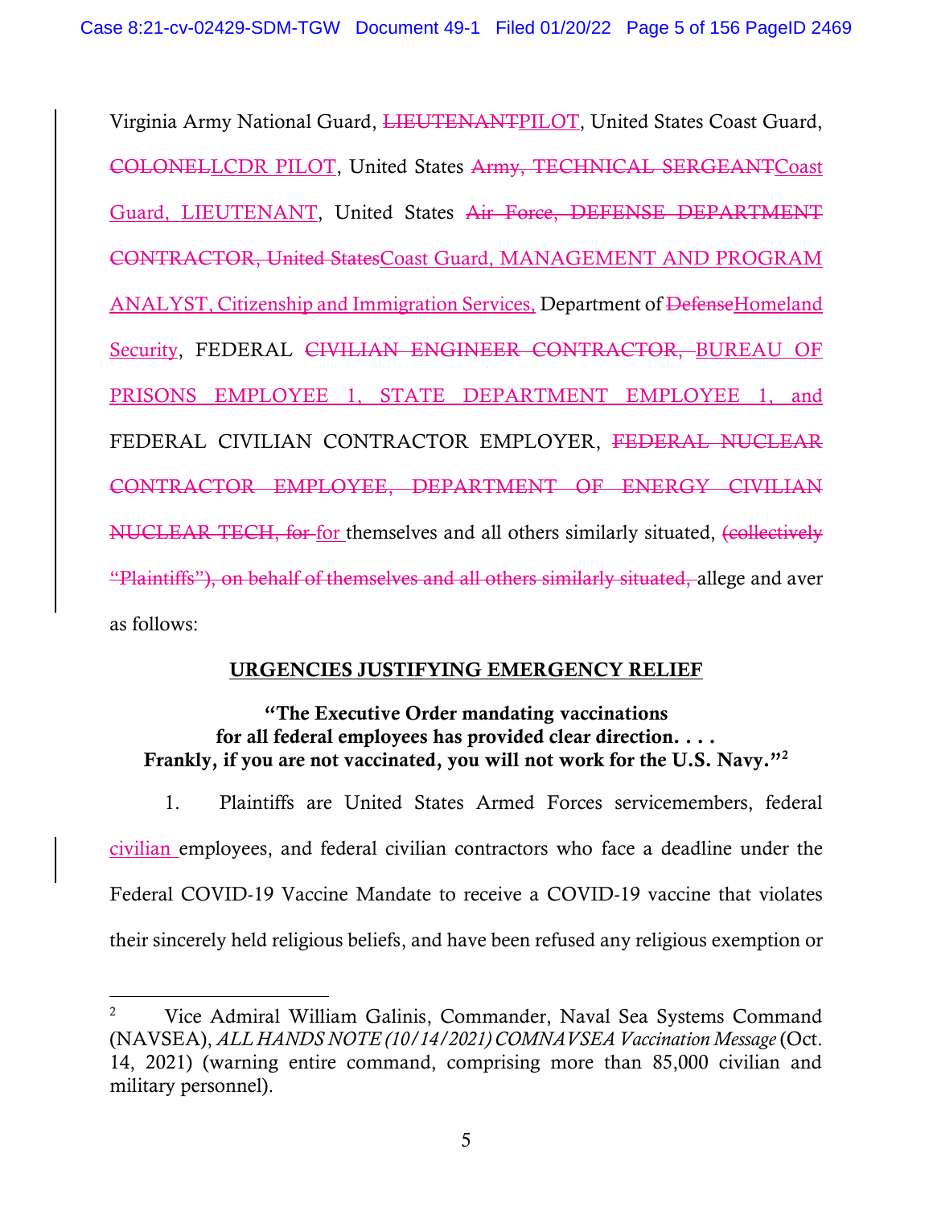Virginia Army National Guard, ~~LIEUTENANT~~PILOT, United States Coast Guard, ~~COLONEL~~LCDR PILOT, United States ~~Army, TECHNICAL SERGEANT~~Coast Guard, LIEUTENANT, United States ~~Air Force, DEFENSE DEPARTMENT CONTRACTOR, United States~~Coast Guard, MANAGEMENT AND PROGRAM ANALYST, Citizenship and Immigration Services, Department of ~~Defense~~Homeland Security, FEDERAL ~~CIVILIAN ENGINEER CONTRACTOR,~~ BUREAU OF PRISONS EMPLOYEE 1, STATE DEPARTMENT EMPLOYEE 1, and FEDERAL CIVILIAN CONTRACTOR EMPLOYER, ~~FEDERAL NUCLEAR CONTRACTOR EMPLOYEE, DEPARTMENT OF ENERGY CIVILIAN NUCLEAR TECH, for~~ for themselves and all others similarly situated, ~~(collectively "Plaintiffs"), on behalf of themselves and all others similarly situated,~~ allege and aver as follows:

## URGENCIES JUSTIFYING EMERGENCY RELIEF

**"The Executive Order mandating vaccinations for all federal employees has provided clear direction. . . . Frankly, if you are not vaccinated, you will not work for the U.S. Navy."[2]**

1. Plaintiffs are United States Armed Forces servicemembers, federal civilian employees, and federal civilian contractors who face a deadline under the Federal COVID-19 Vaccine Mandate to receive a COVID-19 vaccine that violates their sincerely held religious beliefs, and have been refused any religious exemption or

---

[2] Vice Admiral William Galinis, Commander, Naval Sea Systems Command (NAVSEA), *ALL HANDS NOTE (10/14/2021) COMNAVSEA Vaccination Message* (Oct. 14, 2021) (warning entire command, comprising more than 85,000 civilian and military personnel).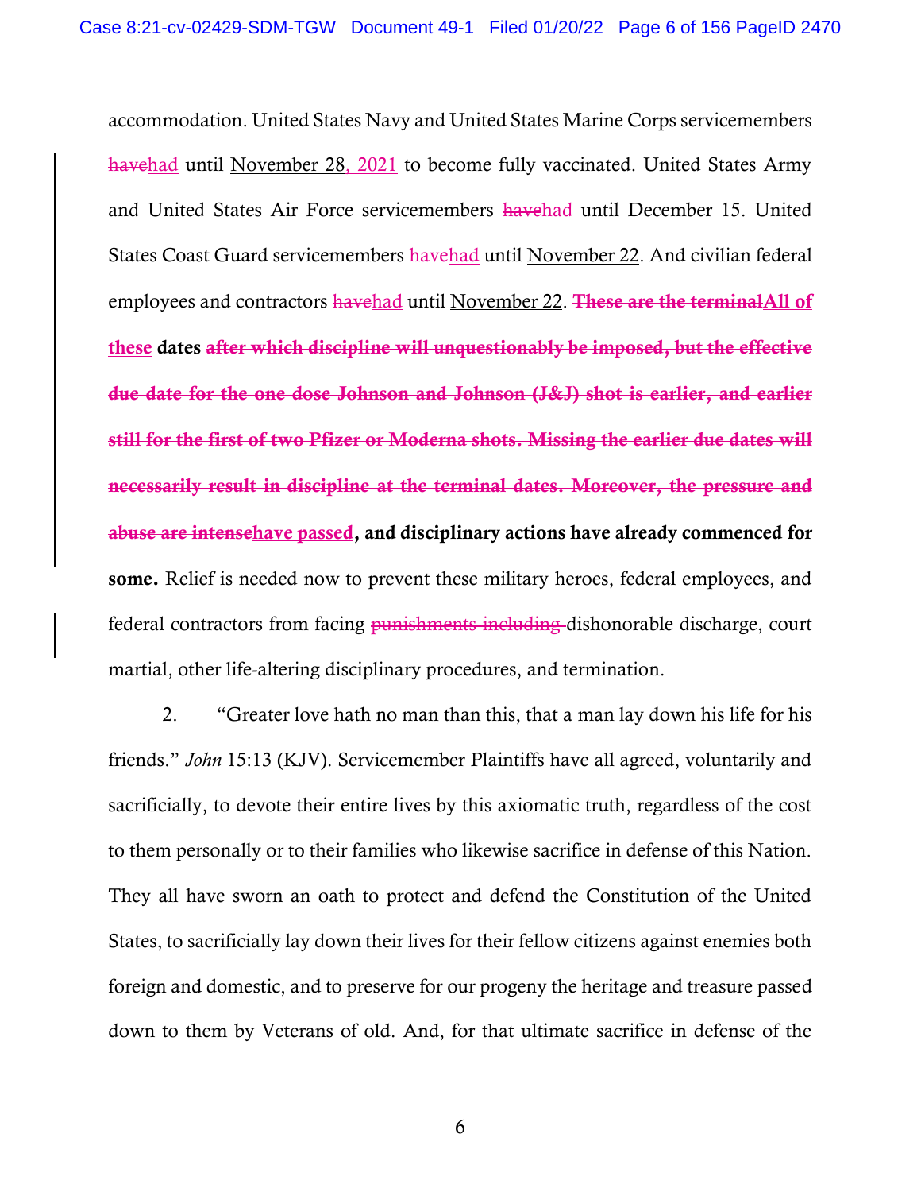accommodation. United States Navy and United States Marine Corps servicemembers ~~have~~<u>had</u> until <u>November 28, 2021</u> to become fully vaccinated. United States Army and United States Air Force servicemembers ~~have~~<u>had</u> until <u>December 15</u>. United States Coast Guard servicemembers ~~have~~<u>had</u> until <u>November 22</u>. And civilian federal employees and contractors ~~have~~<u>had</u> until <u>November 22</u>. **~~These are the terminal~~<u>All of these</u> dates ~~after which discipline will unquestionably be imposed, but the effective due date for the one dose Johnson and Johnson (J&J) shot is earlier, and earlier still for the first of two Pfizer or Moderna shots. Missing the earlier due dates will necessarily result in discipline at the terminal dates. Moreover, the pressure and abuse are intense~~<u>have passed</u>, and disciplinary actions have already commenced for some.** Relief is needed now to prevent these military heroes, federal employees, and federal contractors from facing ~~punishments including~~ dishonorable discharge, court martial, other life-altering disciplinary procedures, and termination.

2. "Greater love hath no man than this, that a man lay down his life for his friends." *John* 15:13 (KJV). Servicemember Plaintiffs have all agreed, voluntarily and sacrificially, to devote their entire lives by this axiomatic truth, regardless of the cost to them personally or to their families who likewise sacrifice in defense of this Nation. They all have sworn an oath to protect and defend the Constitution of the United States, to sacrificially lay down their lives for their fellow citizens against enemies both foreign and domestic, and to preserve for our progeny the heritage and treasure passed down to them by Veterans of old. And, for that ultimate sacrifice in defense of the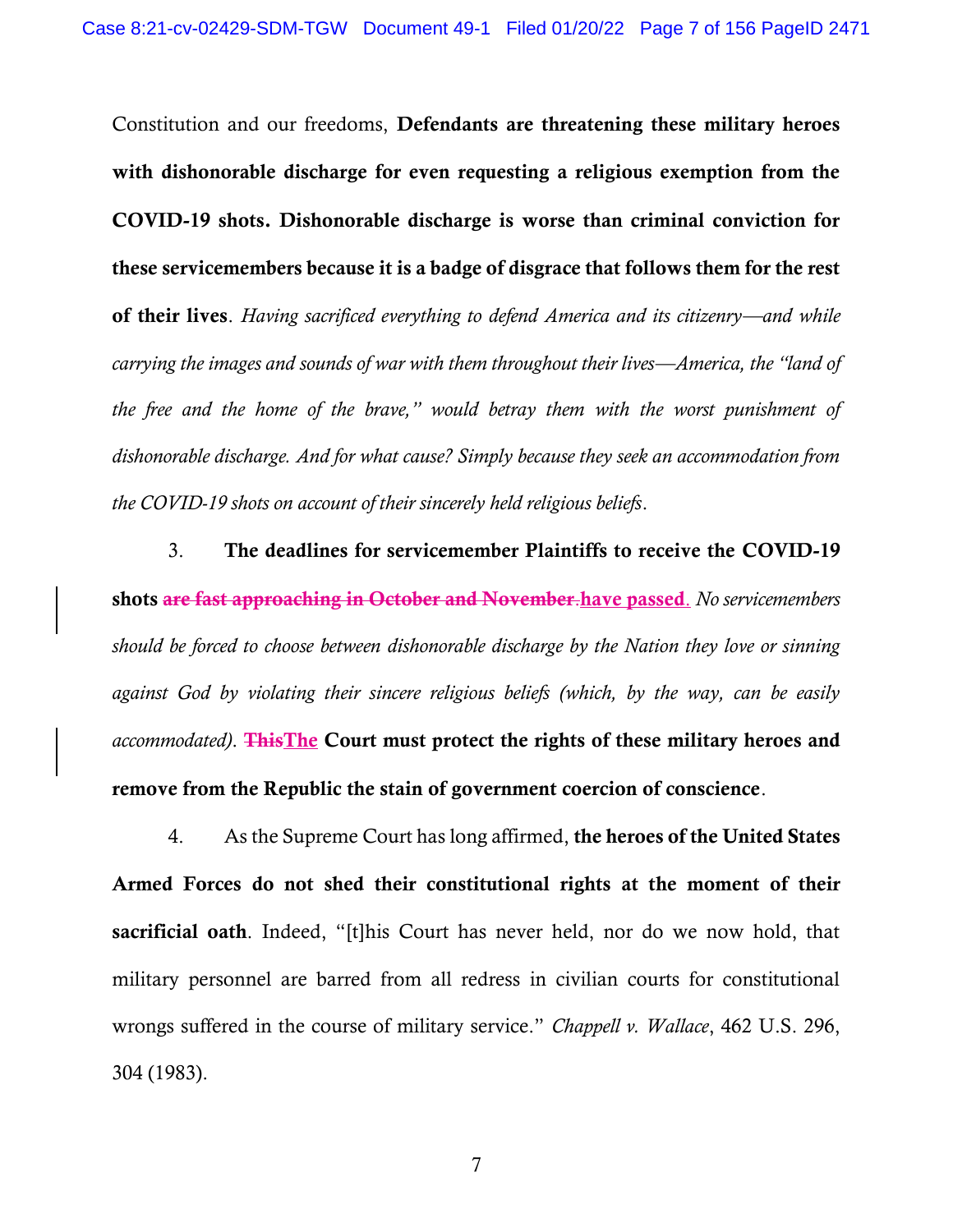Constitution and our freedoms, **Defendants are threatening these military heroes with dishonorable discharge for even requesting a religious exemption from the COVID-19 shots. Dishonorable discharge is worse than criminal conviction for these servicemembers because it is a badge of disgrace that follows them for the rest of their lives**. *Having sacrificed everything to defend America and its citizenry—and while carrying the images and sounds of war with them throughout their lives—America, the "land of the free and the home of the brave," would betray them with the worst punishment of dishonorable discharge. And for what cause? Simply because they seek an accommodation from the COVID-19 shots on account of their sincerely held religious beliefs*.

3. **The deadlines for servicemember Plaintiffs to receive the COVID-19 shots ~~are fast approaching in October and November.~~have passed**. *No servicemembers should be forced to choose between dishonorable discharge by the Nation they love or sinning against God by violating their sincere religious beliefs (which, by the way, can be easily accommodated)*. **~~This~~The Court must protect the rights of these military heroes and remove from the Republic the stain of government coercion of conscience**.

4. As the Supreme Court has long affirmed, **the heroes of the United States Armed Forces do not shed their constitutional rights at the moment of their sacrificial oath**. Indeed, "[t]his Court has never held, nor do we now hold, that military personnel are barred from all redress in civilian courts for constitutional wrongs suffered in the course of military service." *Chappell v. Wallace*, 462 U.S. 296, 304 (1983).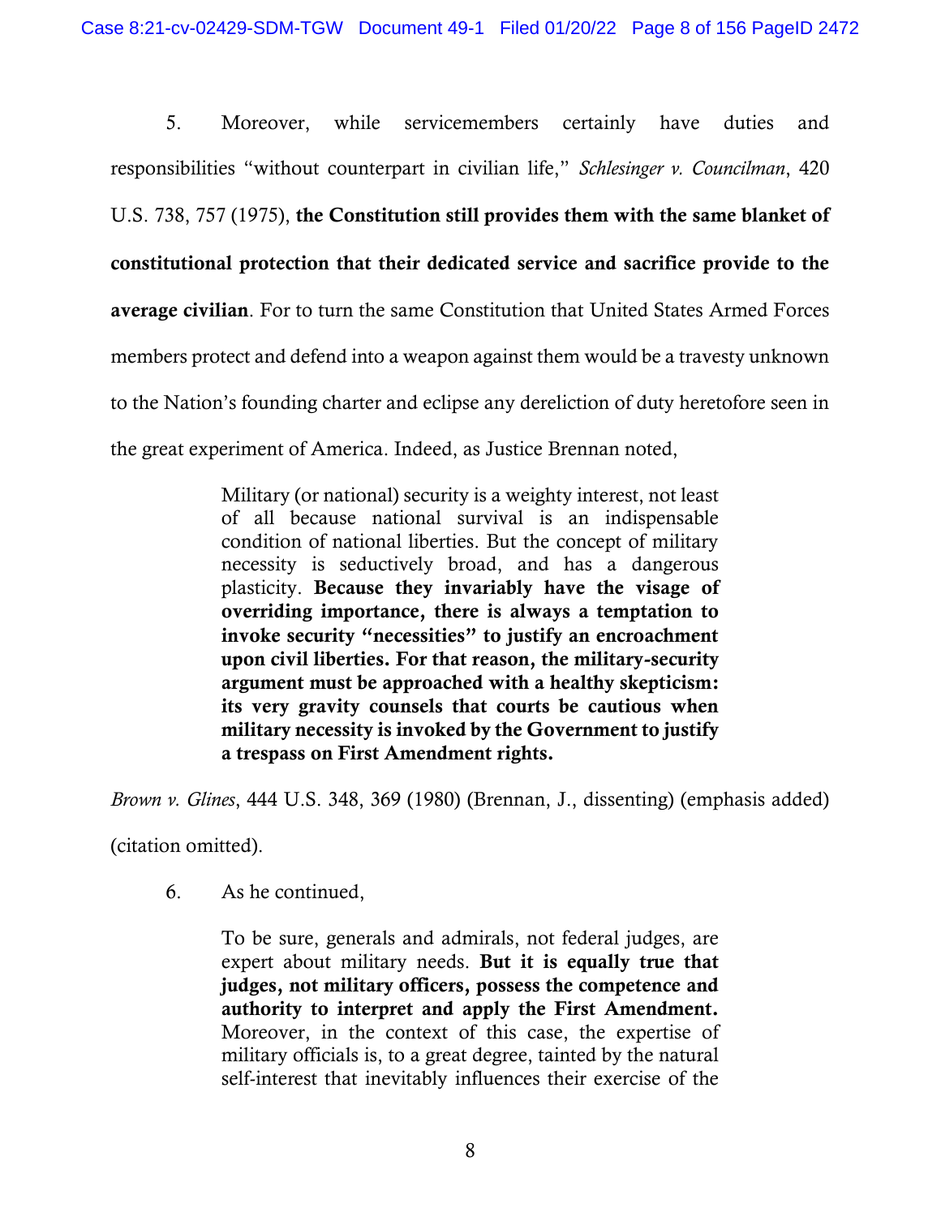5. Moreover, while servicemembers certainly have duties and responsibilities "without counterpart in civilian life," *Schlesinger v. Councilman*, 420 U.S. 738, 757 (1975), **the Constitution still provides them with the same blanket of constitutional protection that their dedicated service and sacrifice provide to the average civilian**. For to turn the same Constitution that United States Armed Forces members protect and defend into a weapon against them would be a travesty unknown to the Nation's founding charter and eclipse any dereliction of duty heretofore seen in the great experiment of America. Indeed, as Justice Brennan noted,

> Military (or national) security is a weighty interest, not least of all because national survival is an indispensable condition of national liberties. But the concept of military necessity is seductively broad, and has a dangerous plasticity. **Because they invariably have the visage of overriding importance, there is always a temptation to invoke security "necessities" to justify an encroachment upon civil liberties. For that reason, the military-security argument must be approached with a healthy skepticism: its very gravity counsels that courts be cautious when military necessity is invoked by the Government to justify a trespass on First Amendment rights.**

*Brown v. Glines*, 444 U.S. 348, 369 (1980) (Brennan, J., dissenting) (emphasis added) (citation omitted).

6. As he continued,

> To be sure, generals and admirals, not federal judges, are expert about military needs. **But it is equally true that judges, not military officers, possess the competence and authority to interpret and apply the First Amendment.** Moreover, in the context of this case, the expertise of military officials is, to a great degree, tainted by the natural self-interest that inevitably influences their exercise of the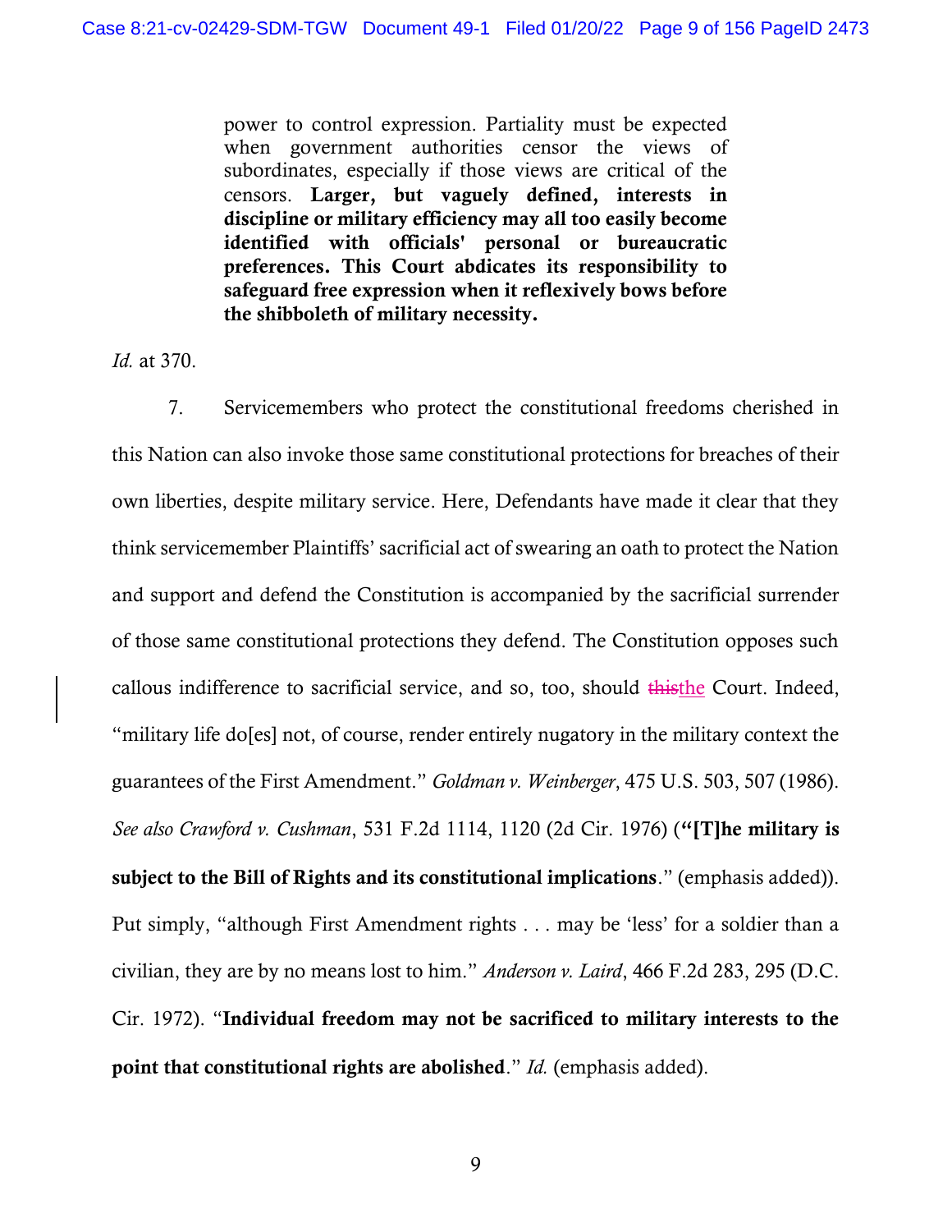> power to control expression. Partiality must be expected when government authorities censor the views of subordinates, especially if those views are critical of the censors. **Larger, but vaguely defined, interests in discipline or military efficiency may all too easily become identified with officials' personal or bureaucratic preferences. This Court abdicates its responsibility to safeguard free expression when it reflexively bows before the shibboleth of military necessity.**

*Id.* at 370.

7. Servicemembers who protect the constitutional freedoms cherished in this Nation can also invoke those same constitutional protections for breaches of their own liberties, despite military service. Here, Defendants have made it clear that they think servicemember Plaintiffs' sacrificial act of swearing an oath to protect the Nation and support and defend the Constitution is accompanied by the sacrificial surrender of those same constitutional protections they defend. The Constitution opposes such callous indifference to sacrificial service, and so, too, should ~~this~~the Court. Indeed, "military life do[es] not, of course, render entirely nugatory in the military context the guarantees of the First Amendment." *Goldman v. Weinberger*, 475 U.S. 503, 507 (1986). *See also Crawford v. Cushman*, 531 F.2d 1114, 1120 (2d Cir. 1976) (**"[T]he military is subject to the Bill of Rights and its constitutional implications**." (emphasis added)). Put simply, "although First Amendment rights . . . may be 'less' for a soldier than a civilian, they are by no means lost to him." *Anderson v. Laird*, 466 F.2d 283, 295 (D.C. Cir. 1972). "**Individual freedom may not be sacrificed to military interests to the point that constitutional rights are abolished**." *Id.* (emphasis added).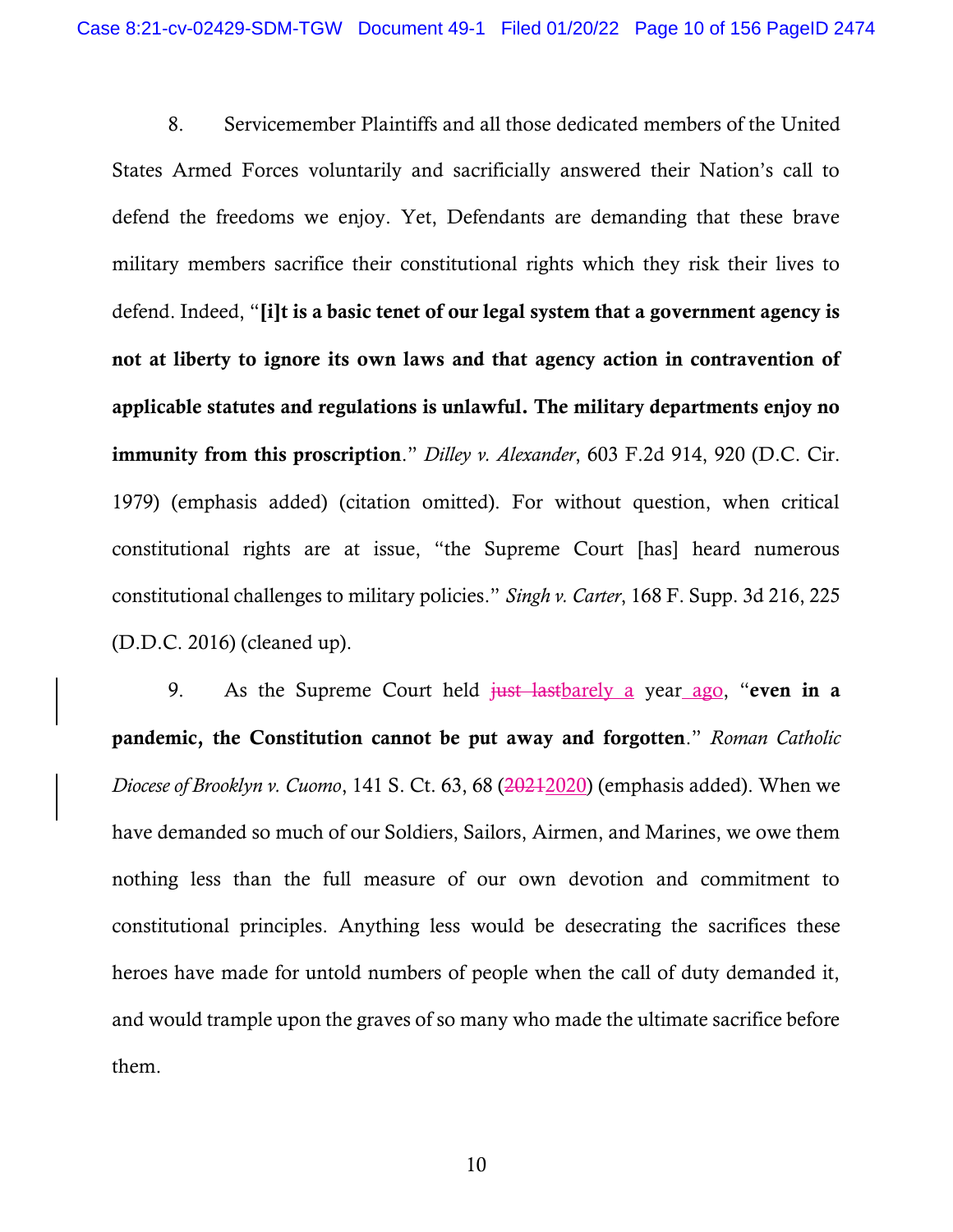8. Servicemember Plaintiffs and all those dedicated members of the United States Armed Forces voluntarily and sacrificially answered their Nation's call to defend the freedoms we enjoy. Yet, Defendants are demanding that these brave military members sacrifice their constitutional rights which they risk their lives to defend. Indeed, "**[i]t is a basic tenet of our legal system that a government agency is not at liberty to ignore its own laws and that agency action in contravention of applicable statutes and regulations is unlawful. The military departments enjoy no immunity from this proscription**." *Dilley v. Alexander*, 603 F.2d 914, 920 (D.C. Cir. 1979) (emphasis added) (citation omitted). For without question, when critical constitutional rights are at issue, "the Supreme Court [has] heard numerous constitutional challenges to military policies." *Singh v. Carter*, 168 F. Supp. 3d 216, 225 (D.D.C. 2016) (cleaned up).

9. As the Supreme Court held ~~just last~~barely a year ago, "**even in a pandemic, the Constitution cannot be put away and forgotten**." *Roman Catholic Diocese of Brooklyn v. Cuomo*, 141 S. Ct. 63, 68 (~~2021~~2020) (emphasis added). When we have demanded so much of our Soldiers, Sailors, Airmen, and Marines, we owe them nothing less than the full measure of our own devotion and commitment to constitutional principles. Anything less would be desecrating the sacrifices these heroes have made for untold numbers of people when the call of duty demanded it, and would trample upon the graves of so many who made the ultimate sacrifice before them.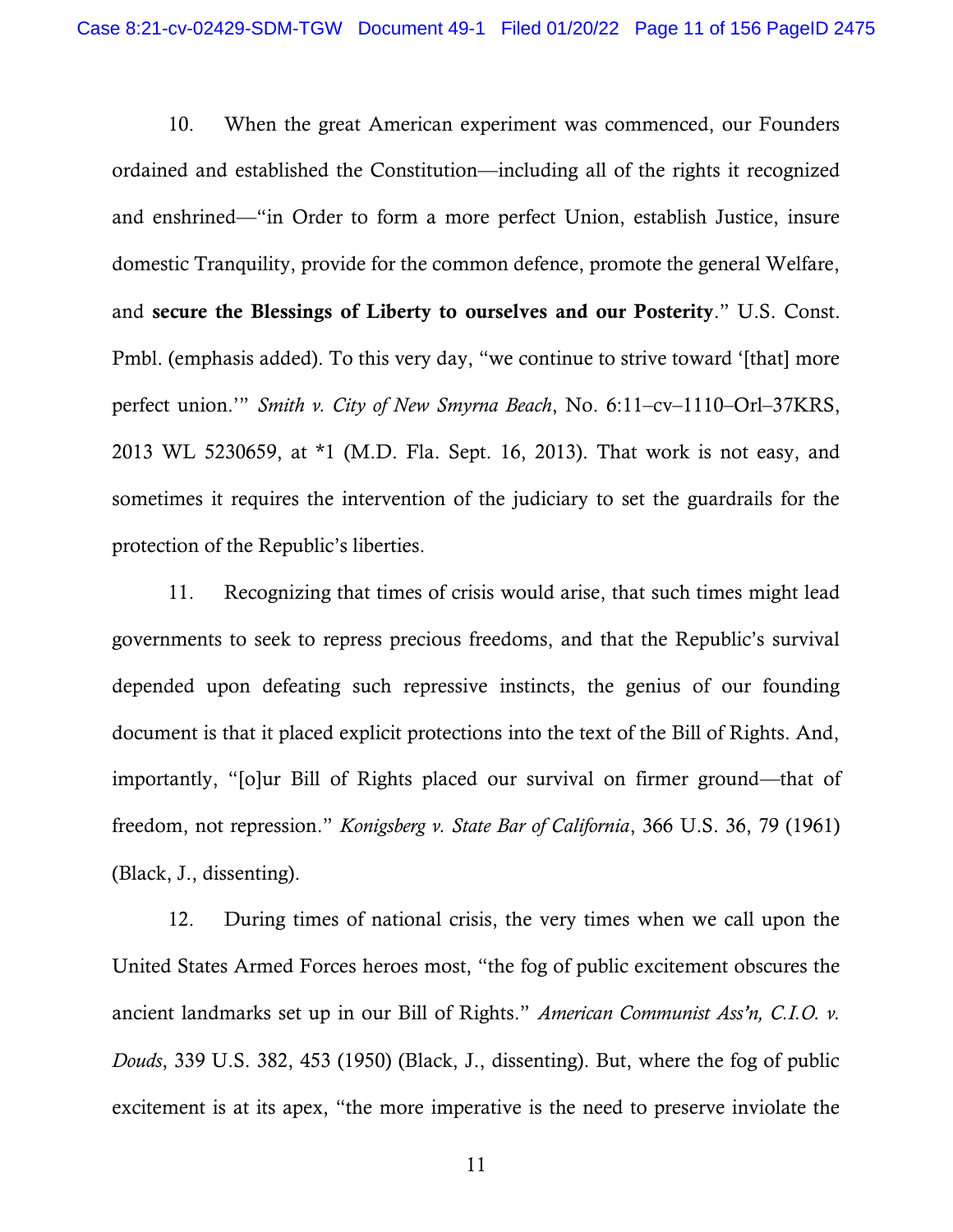10. When the great American experiment was commenced, our Founders ordained and established the Constitution—including all of the rights it recognized and enshrined—"in Order to form a more perfect Union, establish Justice, insure domestic Tranquility, provide for the common defence, promote the general Welfare, and **secure the Blessings of Liberty to ourselves and our Posterity**." U.S. Const. Pmbl. (emphasis added). To this very day, "we continue to strive toward '[that] more perfect union.'" *Smith v. City of New Smyrna Beach*, No. 6:11–cv–1110–Orl–37KRS, 2013 WL 5230659, at *1 (M.D. Fla. Sept. 16, 2013). That work is not easy, and sometimes it requires the intervention of the judiciary to set the guardrails for the protection of the Republic's liberties.

11. Recognizing that times of crisis would arise, that such times might lead governments to seek to repress precious freedoms, and that the Republic's survival depended upon defeating such repressive instincts, the genius of our founding document is that it placed explicit protections into the text of the Bill of Rights. And, importantly, "[o]ur Bill of Rights placed our survival on firmer ground—that of freedom, not repression." *Konigsberg v. State Bar of California*, 366 U.S. 36, 79 (1961) (Black, J., dissenting).

12. During times of national crisis, the very times when we call upon the United States Armed Forces heroes most, "the fog of public excitement obscures the ancient landmarks set up in our Bill of Rights." *American Communist Ass'n, C.I.O. v. Douds*, 339 U.S. 382, 453 (1950) (Black, J., dissenting). But, where the fog of public excitement is at its apex, "the more imperative is the need to preserve inviolate the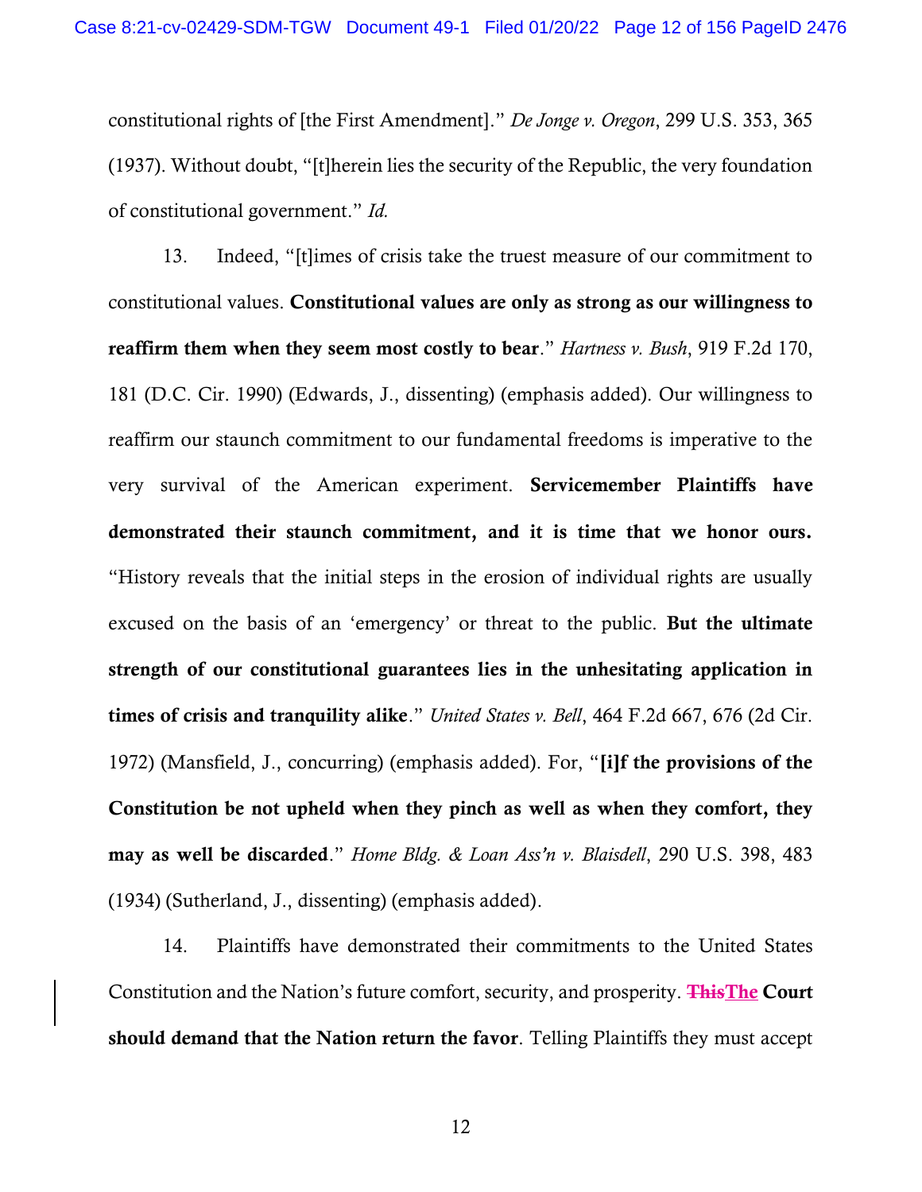constitutional rights of [the First Amendment]." *De Jonge v. Oregon*, 299 U.S. 353, 365 (1937). Without doubt, "[t]herein lies the security of the Republic, the very foundation of constitutional government." *Id.*

13. Indeed, "[t]imes of crisis take the truest measure of our commitment to constitutional values. **Constitutional values are only as strong as our willingness to reaffirm them when they seem most costly to bear**." *Hartness v. Bush*, 919 F.2d 170, 181 (D.C. Cir. 1990) (Edwards, J., dissenting) (emphasis added). Our willingness to reaffirm our staunch commitment to our fundamental freedoms is imperative to the very survival of the American experiment. **Servicemember Plaintiffs have demonstrated their staunch commitment, and it is time that we honor ours.** "History reveals that the initial steps in the erosion of individual rights are usually excused on the basis of an 'emergency' or threat to the public. **But the ultimate strength of our constitutional guarantees lies in the unhesitating application in times of crisis and tranquility alike**." *United States v. Bell*, 464 F.2d 667, 676 (2d Cir. 1972) (Mansfield, J., concurring) (emphasis added). For, "**[i]f the provisions of the Constitution be not upheld when they pinch as well as when they comfort, they may as well be discarded**." *Home Bldg. & Loan Ass'n v. Blaisdell*, 290 U.S. 398, 483 (1934) (Sutherland, J., dissenting) (emphasis added).

14. Plaintiffs have demonstrated their commitments to the United States Constitution and the Nation's future comfort, security, and prosperity. ~~**This**~~**The Court should demand that the Nation return the favor**. Telling Plaintiffs they must accept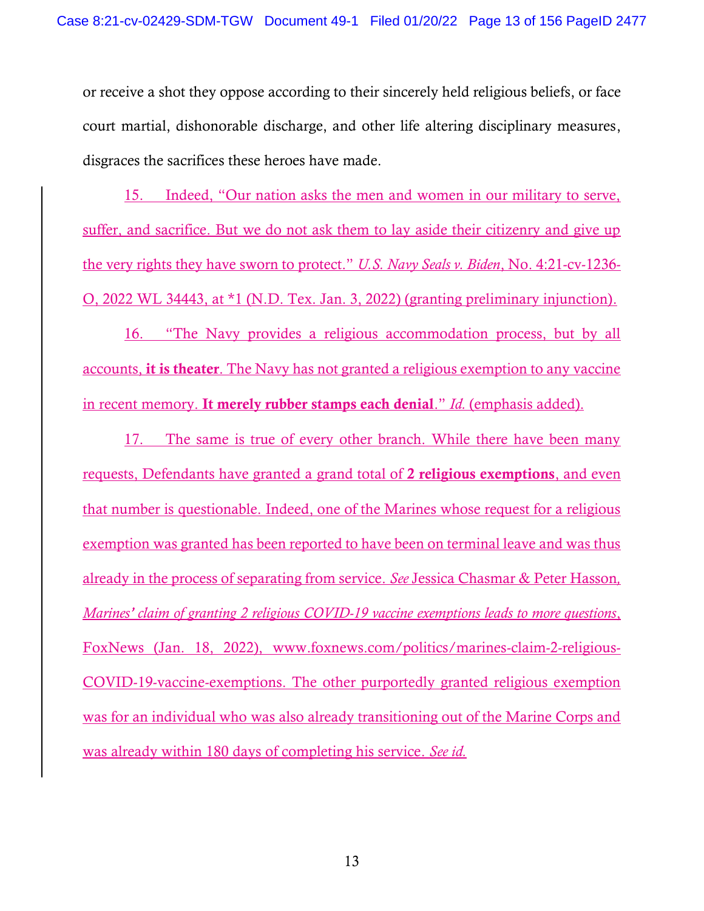or receive a shot they oppose according to their sincerely held religious beliefs, or face court martial, dishonorable discharge, and other life altering disciplinary measures, disgraces the sacrifices these heroes have made.

15. Indeed, "Our nation asks the men and women in our military to serve, suffer, and sacrifice. But we do not ask them to lay aside their citizenry and give up the very rights they have sworn to protect." *U.S. Navy Seals v. Biden*, No. 4:21-cv-1236-O, 2022 WL 34443, at *1 (N.D. Tex. Jan. 3, 2022) (granting preliminary injunction).

16. "The Navy provides a religious accommodation process, but by all accounts, **it is theater**. The Navy has not granted a religious exemption to any vaccine in recent memory. **It merely rubber stamps each denial**." *Id.* (emphasis added).

17. The same is true of every other branch. While there have been many requests, Defendants have granted a grand total of **2 religious exemptions**, and even that number is questionable. Indeed, one of the Marines whose request for a religious exemption was granted has been reported to have been on terminal leave and was thus already in the process of separating from service. *See* Jessica Chasmar & Peter Hasson, *Marines' claim of granting 2 religious COVID-19 vaccine exemptions leads to more questions*, FoxNews (Jan. 18, 2022), www.foxnews.com/politics/marines-claim-2-religious-COVID-19-vaccine-exemptions. The other purportedly granted religious exemption was for an individual who was also already transitioning out of the Marine Corps and was already within 180 days of completing his service. *See id.*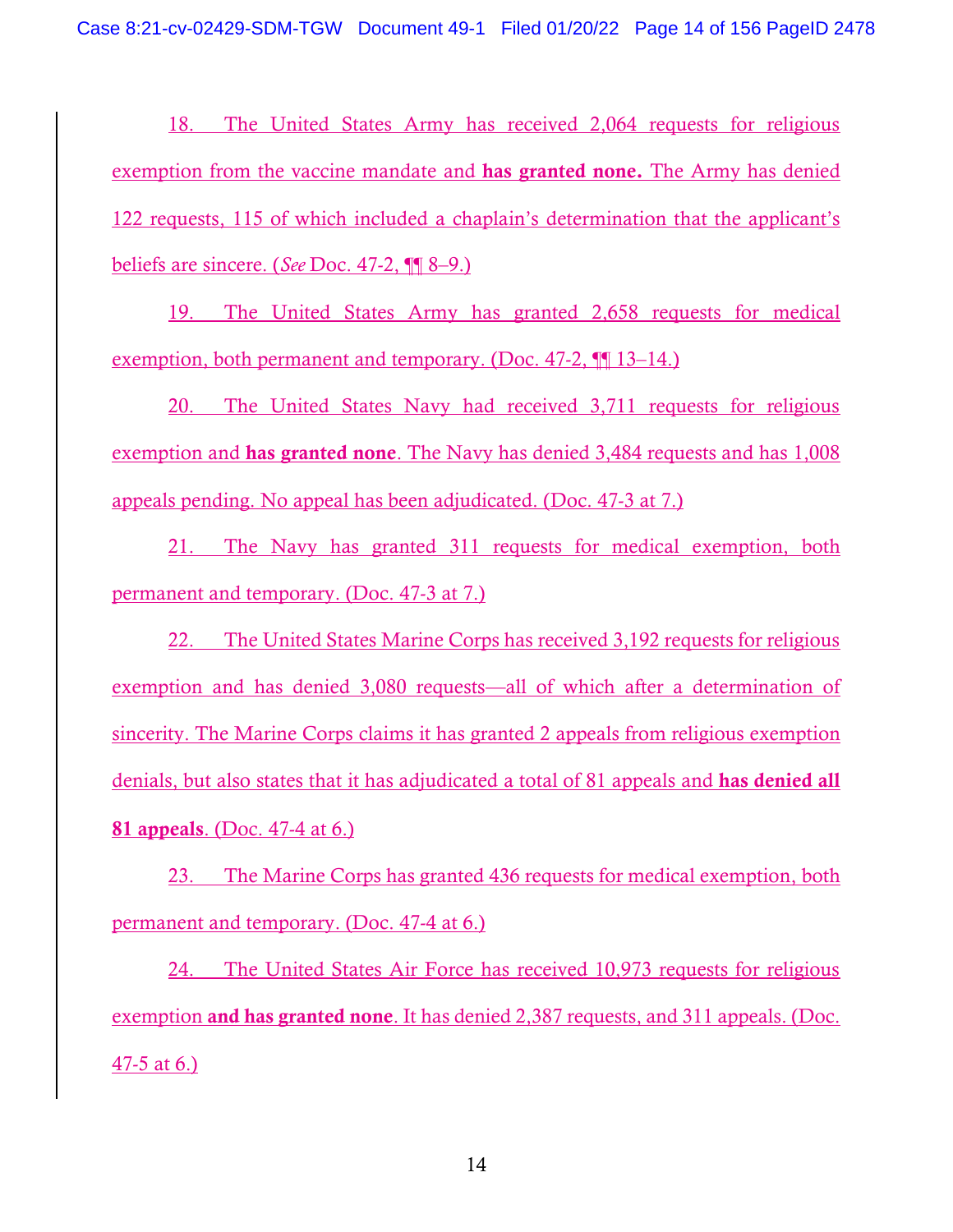18. The United States Army has received 2,064 requests for religious exemption from the vaccine mandate and **has granted none.** The Army has denied 122 requests, 115 of which included a chaplain's determination that the applicant's beliefs are sincere. (*See* Doc. 47-2, ¶¶ 8–9.)

19. The United States Army has granted 2,658 requests for medical exemption, both permanent and temporary. (Doc. 47-2, ¶¶ 13–14.)

20. The United States Navy had received 3,711 requests for religious exemption and **has granted none**. The Navy has denied 3,484 requests and has 1,008 appeals pending. No appeal has been adjudicated. (Doc. 47-3 at 7.)

21. The Navy has granted 311 requests for medical exemption, both permanent and temporary. (Doc. 47-3 at 7.)

22. The United States Marine Corps has received 3,192 requests for religious exemption and has denied 3,080 requests—all of which after a determination of sincerity. The Marine Corps claims it has granted 2 appeals from religious exemption denials, but also states that it has adjudicated a total of 81 appeals and **has denied all 81 appeals**. (Doc. 47-4 at 6.)

23. The Marine Corps has granted 436 requests for medical exemption, both permanent and temporary. (Doc. 47-4 at 6.)

24. The United States Air Force has received 10,973 requests for religious exemption **and has granted none**. It has denied 2,387 requests, and 311 appeals. (Doc. 47-5 at 6.)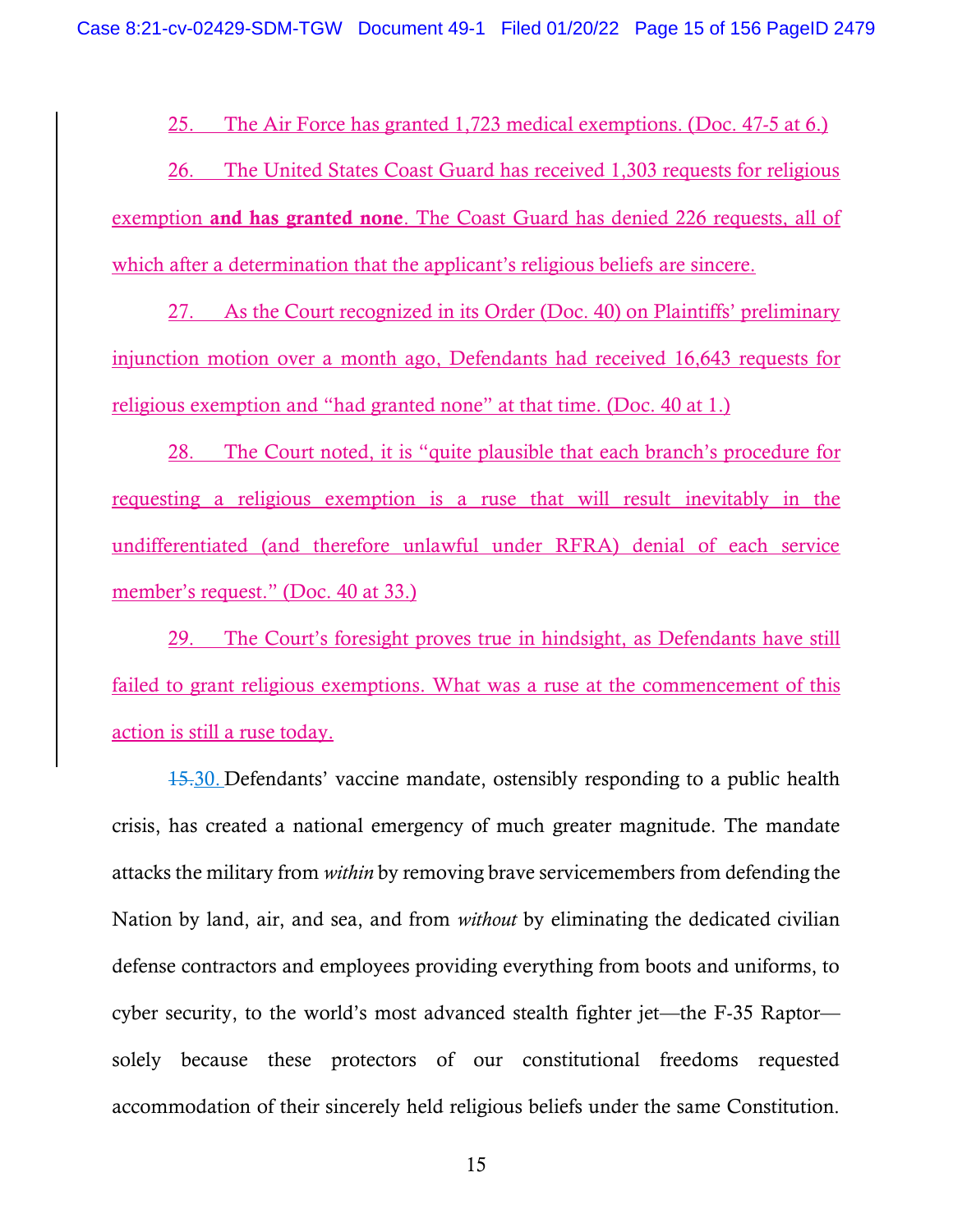25. The Air Force has granted 1,723 medical exemptions. (Doc. 47-5 at 6.)

26. The United States Coast Guard has received 1,303 requests for religious exemption **and has granted none**. The Coast Guard has denied 226 requests, all of which after a determination that the applicant's religious beliefs are sincere.

27. As the Court recognized in its Order (Doc. 40) on Plaintiffs' preliminary injunction motion over a month ago, Defendants had received 16,643 requests for religious exemption and "had granted none" at that time. (Doc. 40 at 1.)

28. The Court noted, it is "quite plausible that each branch's procedure for requesting a religious exemption is a ruse that will result inevitably in the undifferentiated (and therefore unlawful under RFRA) denial of each service member's request." (Doc. 40 at 33.)

29. The Court's foresight proves true in hindsight, as Defendants have still failed to grant religious exemptions. What was a ruse at the commencement of this action is still a ruse today.

~~15.~~30. Defendants' vaccine mandate, ostensibly responding to a public health crisis, has created a national emergency of much greater magnitude. The mandate attacks the military from *within* by removing brave servicemembers from defending the Nation by land, air, and sea, and from *without* by eliminating the dedicated civilian defense contractors and employees providing everything from boots and uniforms, to cyber security, to the world's most advanced stealth fighter jet—the F-35 Raptor—solely because these protectors of our constitutional freedoms requested accommodation of their sincerely held religious beliefs under the same Constitution.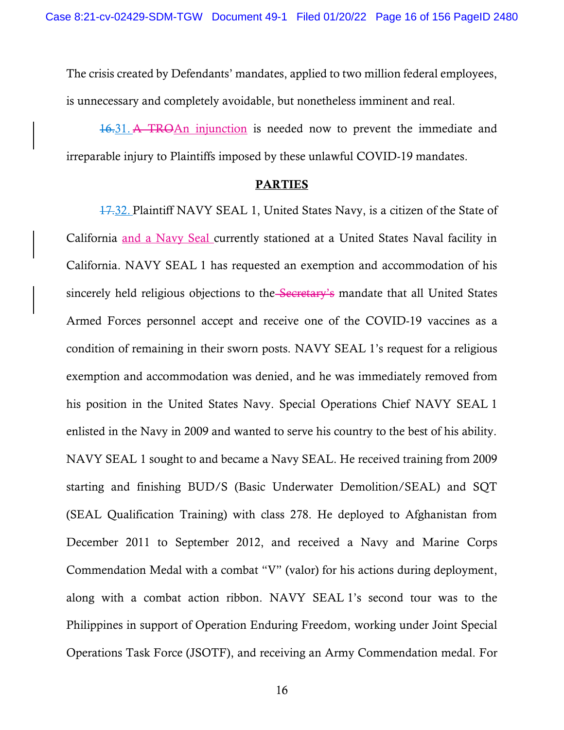The crisis created by Defendants' mandates, applied to two million federal employees, is unnecessary and completely avoidable, but nonetheless imminent and real.

~~16.~~31. ~~A TRO~~An injunction is needed now to prevent the immediate and irreparable injury to Plaintiffs imposed by these unlawful COVID-19 mandates.

## PARTIES

~~17.~~32. Plaintiff NAVY SEAL 1, United States Navy, is a citizen of the State of California and a Navy Seal currently stationed at a United States Naval facility in California. NAVY SEAL 1 has requested an exemption and accommodation of his sincerely held religious objections to the ~~Secretary's~~ mandate that all United States Armed Forces personnel accept and receive one of the COVID-19 vaccines as a condition of remaining in their sworn posts. NAVY SEAL 1's request for a religious exemption and accommodation was denied, and he was immediately removed from his position in the United States Navy. Special Operations Chief NAVY SEAL 1 enlisted in the Navy in 2009 and wanted to serve his country to the best of his ability. NAVY SEAL 1 sought to and became a Navy SEAL. He received training from 2009 starting and finishing BUD/S (Basic Underwater Demolition/SEAL) and SQT (SEAL Qualification Training) with class 278. He deployed to Afghanistan from December 2011 to September 2012, and received a Navy and Marine Corps Commendation Medal with a combat "V" (valor) for his actions during deployment, along with a combat action ribbon. NAVY SEAL 1's second tour was to the Philippines in support of Operation Enduring Freedom, working under Joint Special Operations Task Force (JSOTF), and receiving an Army Commendation medal. For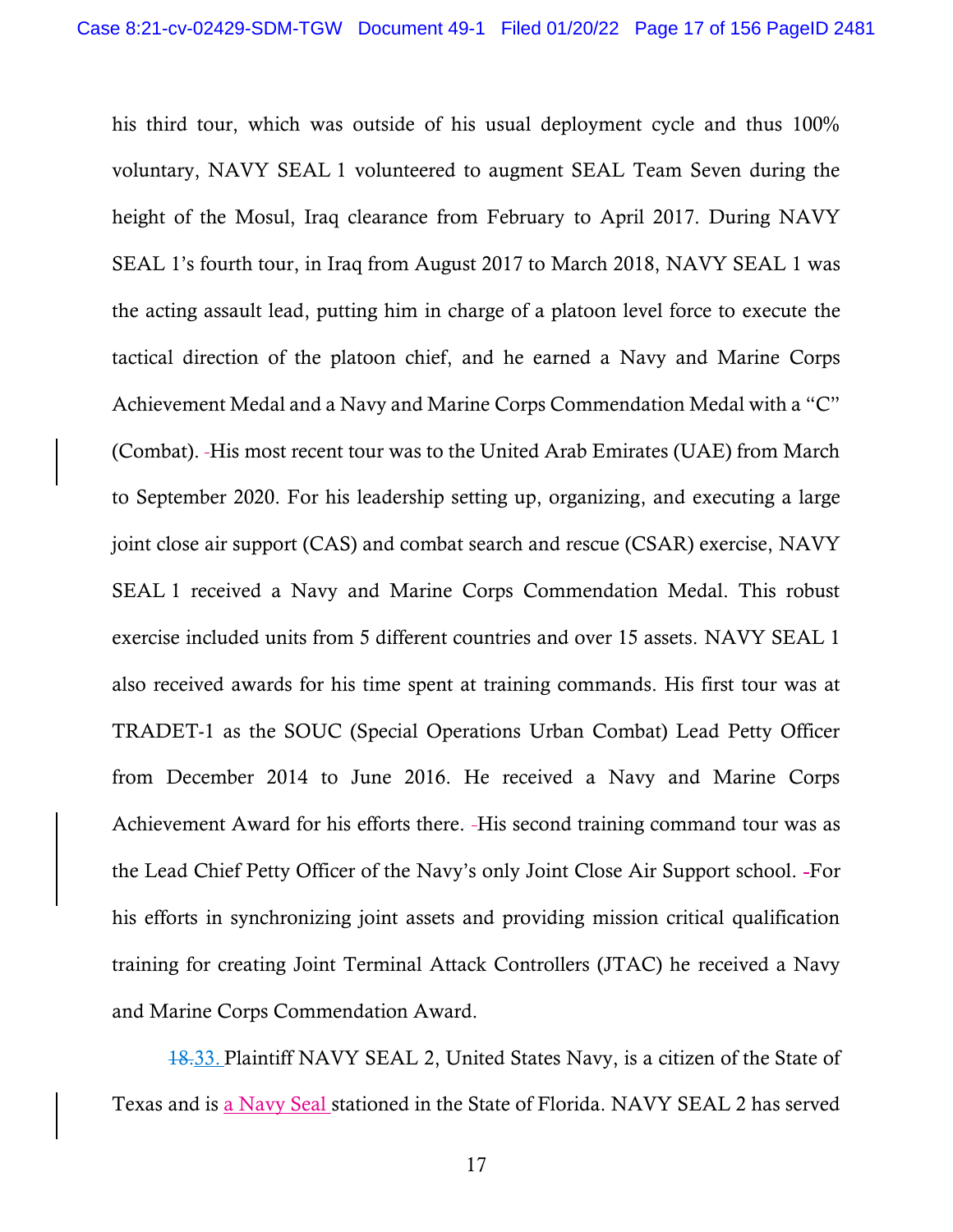his third tour, which was outside of his usual deployment cycle and thus 100% voluntary, NAVY SEAL 1 volunteered to augment SEAL Team Seven during the height of the Mosul, Iraq clearance from February to April 2017. During NAVY SEAL 1's fourth tour, in Iraq from August 2017 to March 2018, NAVY SEAL 1 was the acting assault lead, putting him in charge of a platoon level force to execute the tactical direction of the platoon chief, and he earned a Navy and Marine Corps Achievement Medal and a Navy and Marine Corps Commendation Medal with a "C" (Combat). His most recent tour was to the United Arab Emirates (UAE) from March to September 2020. For his leadership setting up, organizing, and executing a large joint close air support (CAS) and combat search and rescue (CSAR) exercise, NAVY SEAL 1 received a Navy and Marine Corps Commendation Medal. This robust exercise included units from 5 different countries and over 15 assets. NAVY SEAL 1 also received awards for his time spent at training commands. His first tour was at TRADET-1 as the SOUC (Special Operations Urban Combat) Lead Petty Officer from December 2014 to June 2016. He received a Navy and Marine Corps Achievement Award for his efforts there. His second training command tour was as the Lead Chief Petty Officer of the Navy's only Joint Close Air Support school. For his efforts in synchronizing joint assets and providing mission critical qualification training for creating Joint Terminal Attack Controllers (JTAC) he received a Navy and Marine Corps Commendation Award.

~~18.~~ 33. Plaintiff NAVY SEAL 2, United States Navy, is a citizen of the State of Texas and is a Navy Seal stationed in the State of Florida. NAVY SEAL 2 has served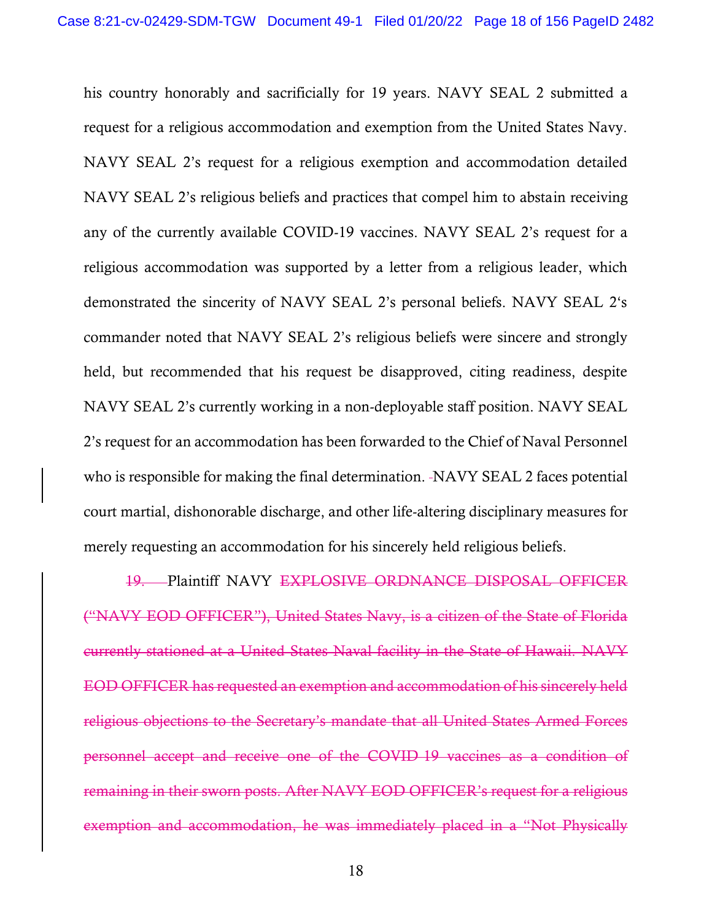his country honorably and sacrificially for 19 years. NAVY SEAL 2 submitted a request for a religious accommodation and exemption from the United States Navy. NAVY SEAL 2's request for a religious exemption and accommodation detailed NAVY SEAL 2's religious beliefs and practices that compel him to abstain receiving any of the currently available COVID-19 vaccines. NAVY SEAL 2's request for a religious accommodation was supported by a letter from a religious leader, which demonstrated the sincerity of NAVY SEAL 2's personal beliefs. NAVY SEAL 2's commander noted that NAVY SEAL 2's religious beliefs were sincere and strongly held, but recommended that his request be disapproved, citing readiness, despite NAVY SEAL 2's currently working in a non-deployable staff position. NAVY SEAL 2's request for an accommodation has been forwarded to the Chief of Naval Personnel who is responsible for making the final determination. ~~-~~NAVY SEAL 2 faces potential court martial, dishonorable discharge, and other life-altering disciplinary measures for merely requesting an accommodation for his sincerely held religious beliefs.

~~19.~~ Plaintiff NAVY ~~EXPLOSIVE ORDNANCE DISPOSAL OFFICER ("NAVY EOD OFFICER"), United States Navy, is a citizen of the State of Florida currently stationed at a United States Naval facility in the State of Hawaii. NAVY EOD OFFICER has requested an exemption and accommodation of his sincerely held religious objections to the Secretary's mandate that all United States Armed Forces personnel accept and receive one of the COVID 19 vaccines as a condition of remaining in their sworn posts. After NAVY EOD OFFICER's request for a religious exemption and accommodation, he was immediately placed in a "Not Physically~~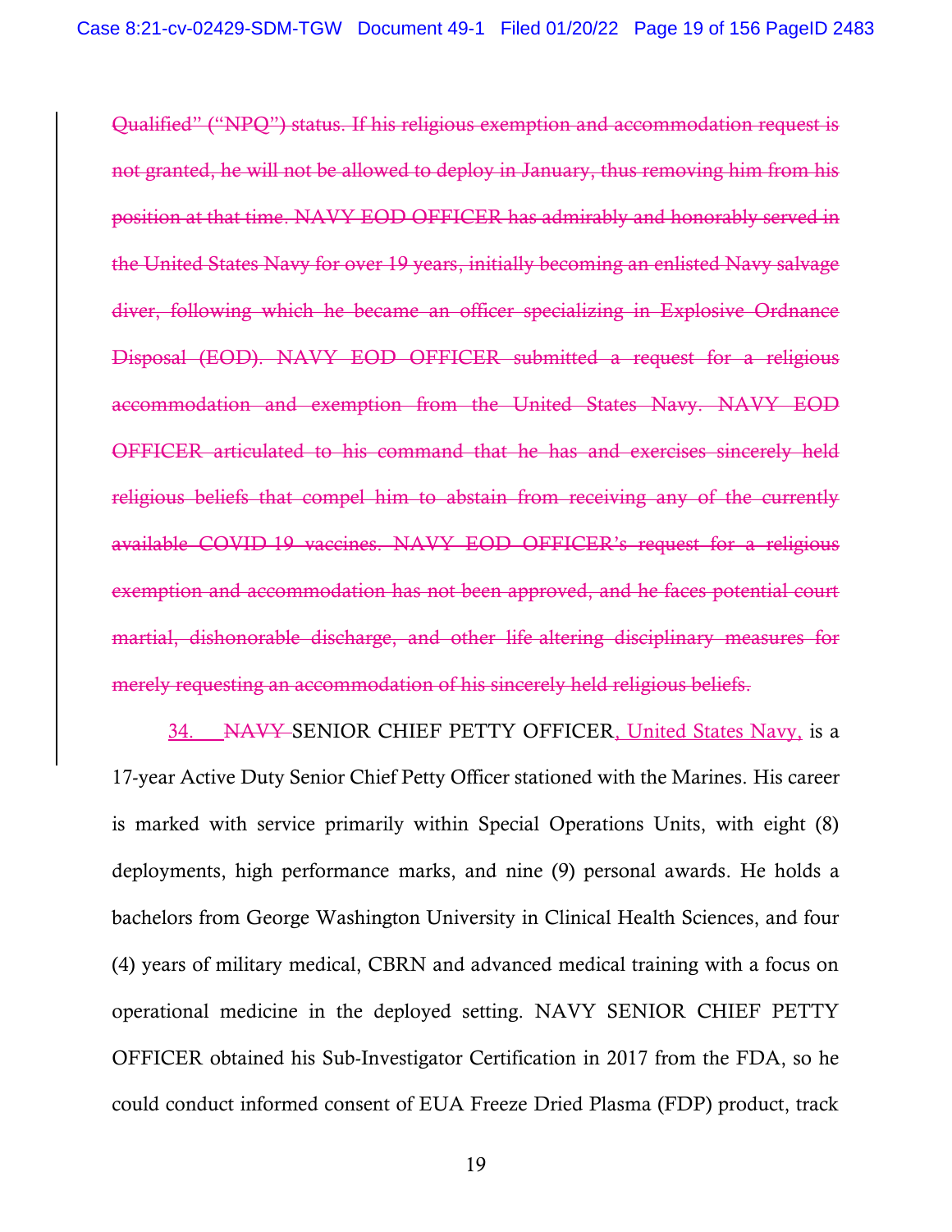~~Qualified" ("NPQ") status. If his religious exemption and accommodation request is not granted, he will not be allowed to deploy in January, thus removing him from his position at that time. NAVY EOD OFFICER has admirably and honorably served in the United States Navy for over 19 years, initially becoming an enlisted Navy salvage diver, following which he became an officer specializing in Explosive Ordnance Disposal (EOD). NAVY EOD OFFICER submitted a request for a religious accommodation and exemption from the United States Navy. NAVY EOD OFFICER articulated to his command that he has and exercises sincerely held religious beliefs that compel him to abstain from receiving any of the currently available COVID 19 vaccines. NAVY EOD OFFICER's request for a religious exemption and accommodation has not been approved, and he faces potential court martial, dishonorable discharge, and other life altering disciplinary measures for merely requesting an accommodation of his sincerely held religious beliefs.~~

34. ~~NAVY~~ SENIOR CHIEF PETTY OFFICER, United States Navy, is a 17-year Active Duty Senior Chief Petty Officer stationed with the Marines. His career is marked with service primarily within Special Operations Units, with eight (8) deployments, high performance marks, and nine (9) personal awards. He holds a bachelors from George Washington University in Clinical Health Sciences, and four (4) years of military medical, CBRN and advanced medical training with a focus on operational medicine in the deployed setting. NAVY SENIOR CHIEF PETTY OFFICER obtained his Sub-Investigator Certification in 2017 from the FDA, so he could conduct informed consent of EUA Freeze Dried Plasma (FDP) product, track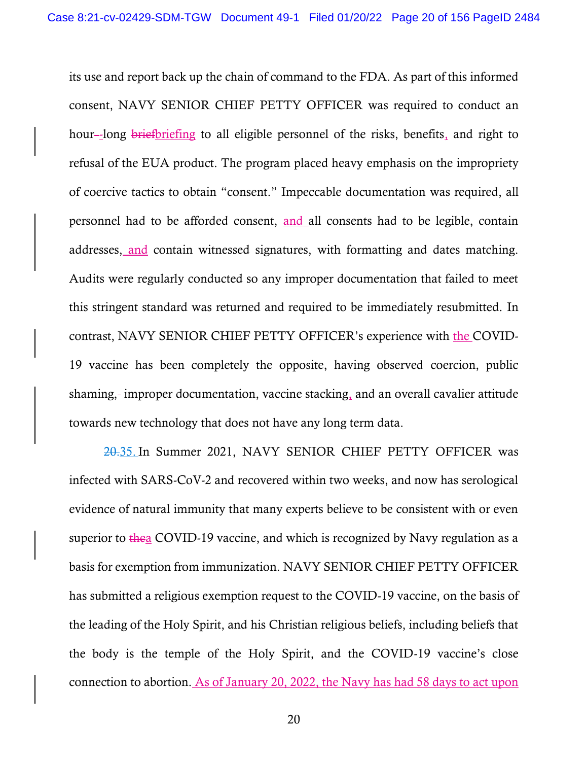its use and report back up the chain of command to the FDA. As part of this informed consent, NAVY SENIOR CHIEF PETTY OFFICER was required to conduct an hour~~-~~-long ~~brief~~briefing to all eligible personnel of the risks, benefits, and right to refusal of the EUA product. The program placed heavy emphasis on the impropriety of coercive tactics to obtain "consent." Impeccable documentation was required, all personnel had to be afforded consent, and all consents had to be legible, contain addresses, and contain witnessed signatures, with formatting and dates matching. Audits were regularly conducted so any improper documentation that failed to meet this stringent standard was returned and required to be immediately resubmitted. In contrast, NAVY SENIOR CHIEF PETTY OFFICER's experience with the COVID-19 vaccine has been completely the opposite, having observed coercion, public shaming,~~-~~ improper documentation, vaccine stacking, and an overall cavalier attitude towards new technology that does not have any long term data.

~~20.~~35. In Summer 2021, NAVY SENIOR CHIEF PETTY OFFICER was infected with SARS-CoV-2 and recovered within two weeks, and now has serological evidence of natural immunity that many experts believe to be consistent with or even superior to ~~the~~a COVID-19 vaccine, and which is recognized by Navy regulation as a basis for exemption from immunization. NAVY SENIOR CHIEF PETTY OFFICER has submitted a religious exemption request to the COVID-19 vaccine, on the basis of the leading of the Holy Spirit, and his Christian religious beliefs, including beliefs that the body is the temple of the Holy Spirit, and the COVID-19 vaccine's close connection to abortion. As of January 20, 2022, the Navy has had 58 days to act upon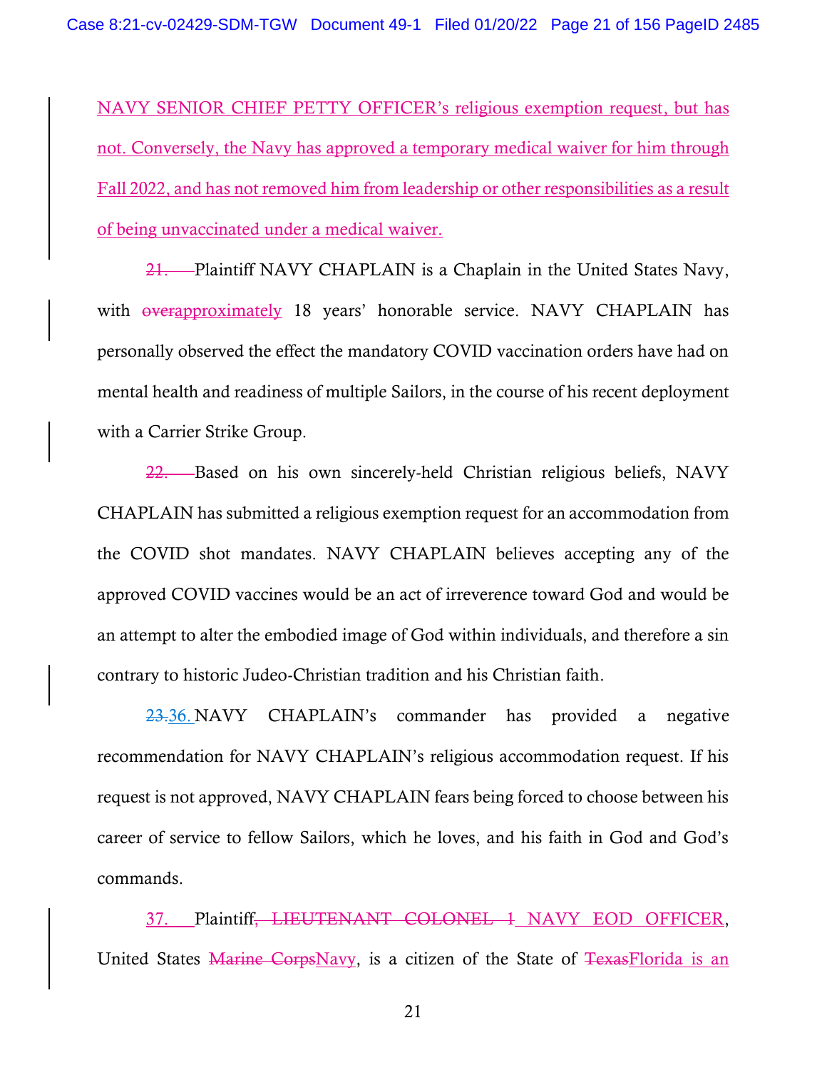NAVY SENIOR CHIEF PETTY OFFICER's religious exemption request, but has not. Conversely, the Navy has approved a temporary medical waiver for him through Fall 2022, and has not removed him from leadership or other responsibilities as a result of being unvaccinated under a medical waiver.

~~21.~~ Plaintiff NAVY CHAPLAIN is a Chaplain in the United States Navy, with ~~over~~approximately 18 years' honorable service. NAVY CHAPLAIN has personally observed the effect the mandatory COVID vaccination orders have had on mental health and readiness of multiple Sailors, in the course of his recent deployment with a Carrier Strike Group.

~~22.~~ Based on his own sincerely-held Christian religious beliefs, NAVY CHAPLAIN has submitted a religious exemption request for an accommodation from the COVID shot mandates. NAVY CHAPLAIN believes accepting any of the approved COVID vaccines would be an act of irreverence toward God and would be an attempt to alter the embodied image of God within individuals, and therefore a sin contrary to historic Judeo-Christian tradition and his Christian faith.

~~23.~~36. NAVY CHAPLAIN's commander has provided a negative recommendation for NAVY CHAPLAIN's religious accommodation request. If his request is not approved, NAVY CHAPLAIN fears being forced to choose between his career of service to fellow Sailors, which he loves, and his faith in God and God's commands.

37. Plaintiff~~, LIEUTENANT COLONEL 1~~ NAVY EOD OFFICER, United States ~~Marine Corps~~Navy, is a citizen of the State of ~~Texas~~Florida is an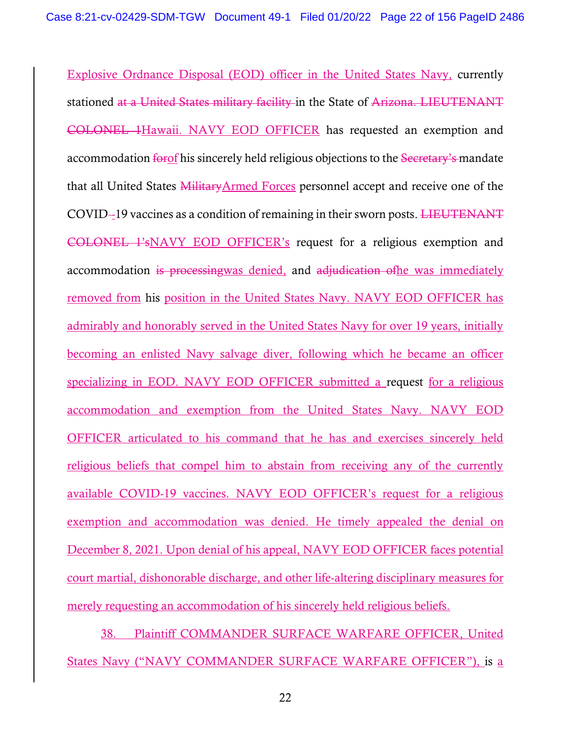Explosive Ordnance Disposal (EOD) officer in the United States Navy, currently stationed ~~at a United States military facility~~ in the State of ~~Arizona. LIEUTENANT COLONEL 1~~Hawaii. NAVY EOD OFFICER has requested an exemption and accommodation ~~for~~of his sincerely held religious objections to the ~~Secretary's~~ mandate that all United States ~~Military~~Armed Forces personnel accept and receive one of the COVID~~-~~-19 vaccines as a condition of remaining in their sworn posts. ~~LIEUTENANT COLONEL 1's~~NAVY EOD OFFICER's request for a religious exemption and accommodation ~~is processing~~was denied, and ~~adjudication of~~he was immediately removed from his position in the United States Navy. NAVY EOD OFFICER has admirably and honorably served in the United States Navy for over 19 years, initially becoming an enlisted Navy salvage diver, following which he became an officer specializing in EOD. NAVY EOD OFFICER submitted a request for a religious accommodation and exemption from the United States Navy. NAVY EOD OFFICER articulated to his command that he has and exercises sincerely held religious beliefs that compel him to abstain from receiving any of the currently available COVID-19 vaccines. NAVY EOD OFFICER's request for a religious exemption and accommodation was denied. He timely appealed the denial on December 8, 2021. Upon denial of his appeal, NAVY EOD OFFICER faces potential court martial, dishonorable discharge, and other life-altering disciplinary measures for merely requesting an accommodation of his sincerely held religious beliefs.

38. Plaintiff COMMANDER SURFACE WARFARE OFFICER, United States Navy ("NAVY COMMANDER SURFACE WARFARE OFFICER"), is a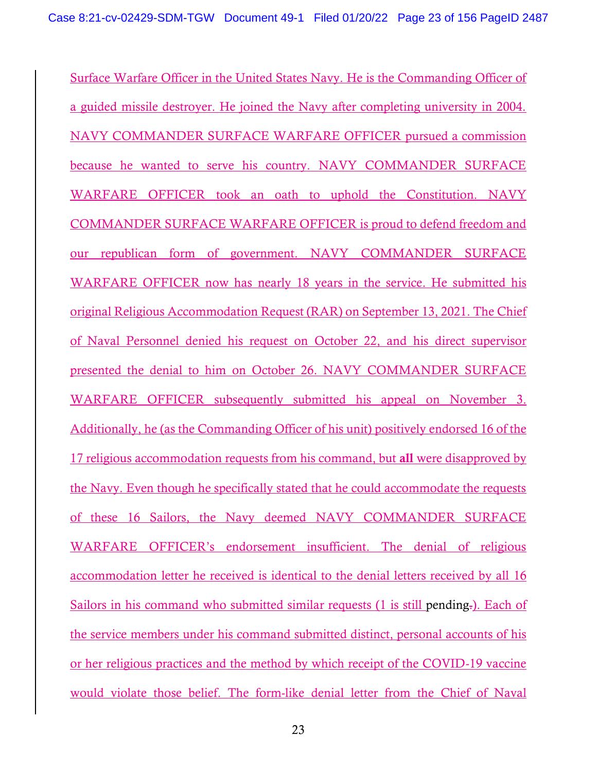Surface Warfare Officer in the United States Navy. He is the Commanding Officer of a guided missile destroyer. He joined the Navy after completing university in 2004. NAVY COMMANDER SURFACE WARFARE OFFICER pursued a commission because he wanted to serve his country. NAVY COMMANDER SURFACE WARFARE OFFICER took an oath to uphold the Constitution. NAVY COMMANDER SURFACE WARFARE OFFICER is proud to defend freedom and our republican form of government. NAVY COMMANDER SURFACE WARFARE OFFICER now has nearly 18 years in the service. He submitted his original Religious Accommodation Request (RAR) on September 13, 2021. The Chief of Naval Personnel denied his request on October 22, and his direct supervisor presented the denial to him on October 26. NAVY COMMANDER SURFACE WARFARE OFFICER subsequently submitted his appeal on November 3. Additionally, he (as the Commanding Officer of his unit) positively endorsed 16 of the 17 religious accommodation requests from his command, but **all** were disapproved by the Navy. Even though he specifically stated that he could accommodate the requests of these 16 Sailors, the Navy deemed NAVY COMMANDER SURFACE WARFARE OFFICER's endorsement insufficient. The denial of religious accommodation letter he received is identical to the denial letters received by all 16 Sailors in his command who submitted similar requests (1 is still pending.). Each of the service members under his command submitted distinct, personal accounts of his or her religious practices and the method by which receipt of the COVID-19 vaccine would violate those belief. The form-like denial letter from the Chief of Naval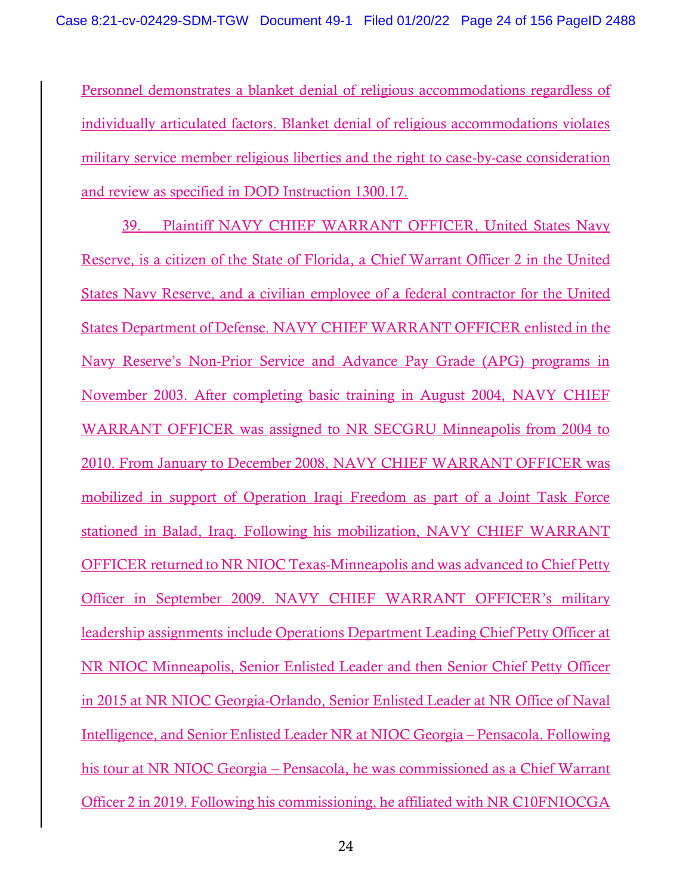Personnel demonstrates a blanket denial of religious accommodations regardless of individually articulated factors. Blanket denial of religious accommodations violates military service member religious liberties and the right to case-by-case consideration and review as specified in DOD Instruction 1300.17.

39. Plaintiff NAVY CHIEF WARRANT OFFICER, United States Navy Reserve, is a citizen of the State of Florida, a Chief Warrant Officer 2 in the United States Navy Reserve, and a civilian employee of a federal contractor for the United States Department of Defense. NAVY CHIEF WARRANT OFFICER enlisted in the Navy Reserve's Non-Prior Service and Advance Pay Grade (APG) programs in November 2003. After completing basic training in August 2004, NAVY CHIEF WARRANT OFFICER was assigned to NR SECGRU Minneapolis from 2004 to 2010. From January to December 2008, NAVY CHIEF WARRANT OFFICER was mobilized in support of Operation Iraqi Freedom as part of a Joint Task Force stationed in Balad, Iraq. Following his mobilization, NAVY CHIEF WARRANT OFFICER returned to NR NIOC Texas-Minneapolis and was advanced to Chief Petty Officer in September 2009. NAVY CHIEF WARRANT OFFICER's military leadership assignments include Operations Department Leading Chief Petty Officer at NR NIOC Minneapolis, Senior Enlisted Leader and then Senior Chief Petty Officer in 2015 at NR NIOC Georgia-Orlando, Senior Enlisted Leader at NR Office of Naval Intelligence, and Senior Enlisted Leader NR at NIOC Georgia – Pensacola. Following his tour at NR NIOC Georgia – Pensacola, he was commissioned as a Chief Warrant Officer 2 in 2019. Following his commissioning, he affiliated with NR C10FNIOCGA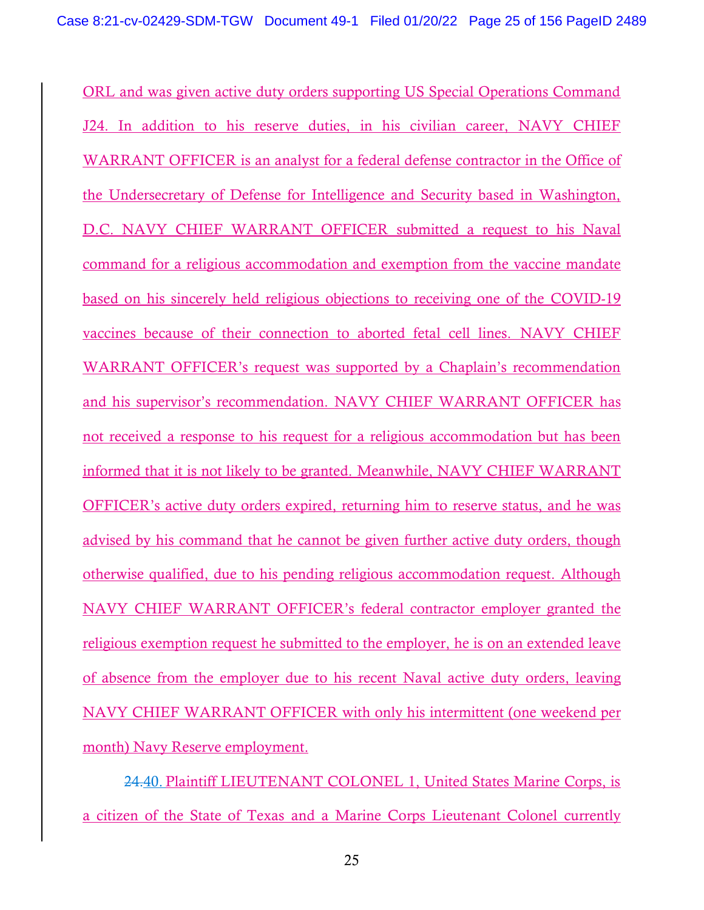ORL and was given active duty orders supporting US Special Operations Command J24. In addition to his reserve duties, in his civilian career, NAVY CHIEF WARRANT OFFICER is an analyst for a federal defense contractor in the Office of the Undersecretary of Defense for Intelligence and Security based in Washington, D.C. NAVY CHIEF WARRANT OFFICER submitted a request to his Naval command for a religious accommodation and exemption from the vaccine mandate based on his sincerely held religious objections to receiving one of the COVID-19 vaccines because of their connection to aborted fetal cell lines. NAVY CHIEF WARRANT OFFICER's request was supported by a Chaplain's recommendation and his supervisor's recommendation. NAVY CHIEF WARRANT OFFICER has not received a response to his request for a religious accommodation but has been informed that it is not likely to be granted. Meanwhile, NAVY CHIEF WARRANT OFFICER's active duty orders expired, returning him to reserve status, and he was advised by his command that he cannot be given further active duty orders, though otherwise qualified, due to his pending religious accommodation request. Although NAVY CHIEF WARRANT OFFICER's federal contractor employer granted the religious exemption request he submitted to the employer, he is on an extended leave of absence from the employer due to his recent Naval active duty orders, leaving NAVY CHIEF WARRANT OFFICER with only his intermittent (one weekend per month) Navy Reserve employment.

~~24.~~40. Plaintiff LIEUTENANT COLONEL 1, United States Marine Corps, is a citizen of the State of Texas and a Marine Corps Lieutenant Colonel currently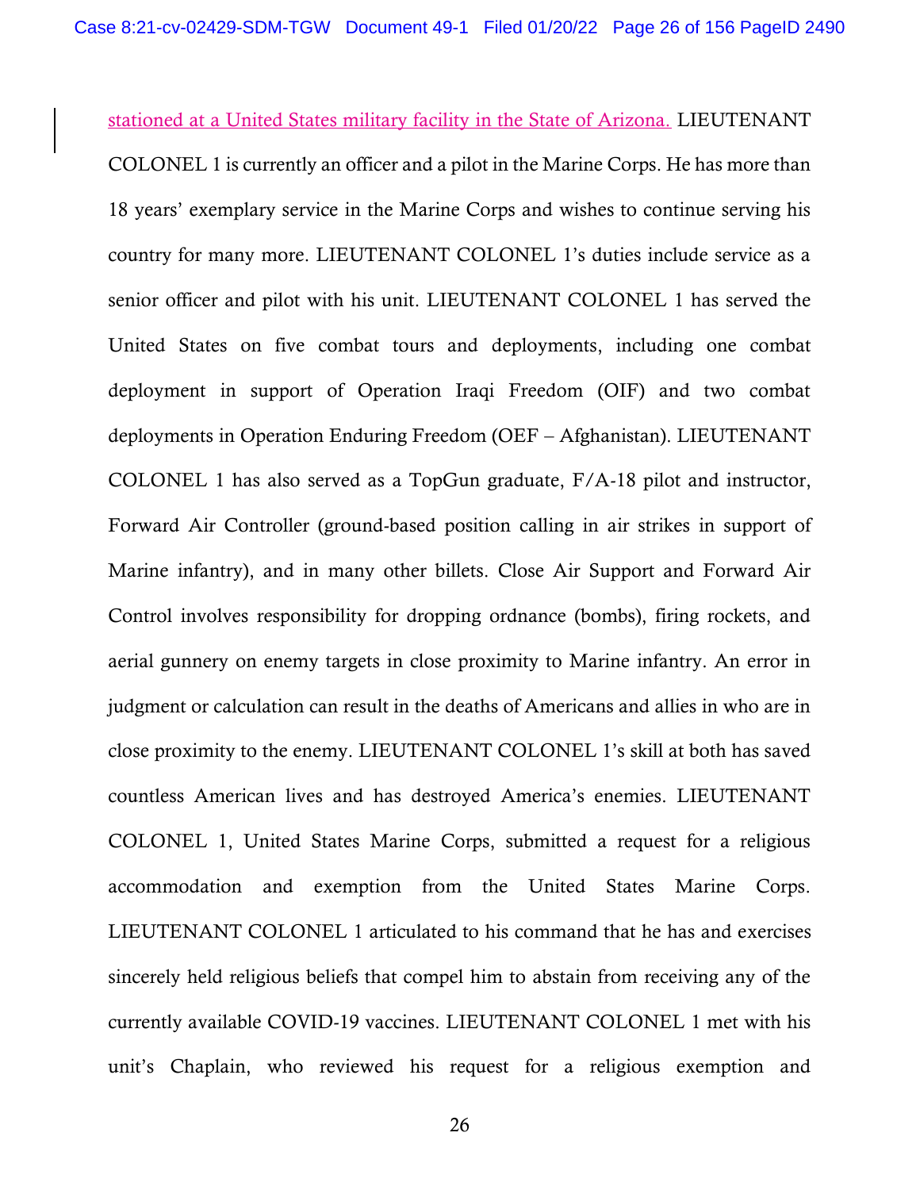stationed at a United States military facility in the State of Arizona. LIEUTENANT COLONEL 1 is currently an officer and a pilot in the Marine Corps. He has more than 18 years' exemplary service in the Marine Corps and wishes to continue serving his country for many more. LIEUTENANT COLONEL 1's duties include service as a senior officer and pilot with his unit. LIEUTENANT COLONEL 1 has served the United States on five combat tours and deployments, including one combat deployment in support of Operation Iraqi Freedom (OIF) and two combat deployments in Operation Enduring Freedom (OEF – Afghanistan). LIEUTENANT COLONEL 1 has also served as a TopGun graduate, F/A-18 pilot and instructor, Forward Air Controller (ground-based position calling in air strikes in support of Marine infantry), and in many other billets. Close Air Support and Forward Air Control involves responsibility for dropping ordnance (bombs), firing rockets, and aerial gunnery on enemy targets in close proximity to Marine infantry. An error in judgment or calculation can result in the deaths of Americans and allies in who are in close proximity to the enemy. LIEUTENANT COLONEL 1's skill at both has saved countless American lives and has destroyed America's enemies. LIEUTENANT COLONEL 1, United States Marine Corps, submitted a request for a religious accommodation and exemption from the United States Marine Corps. LIEUTENANT COLONEL 1 articulated to his command that he has and exercises sincerely held religious beliefs that compel him to abstain from receiving any of the currently available COVID-19 vaccines. LIEUTENANT COLONEL 1 met with his unit's Chaplain, who reviewed his request for a religious exemption and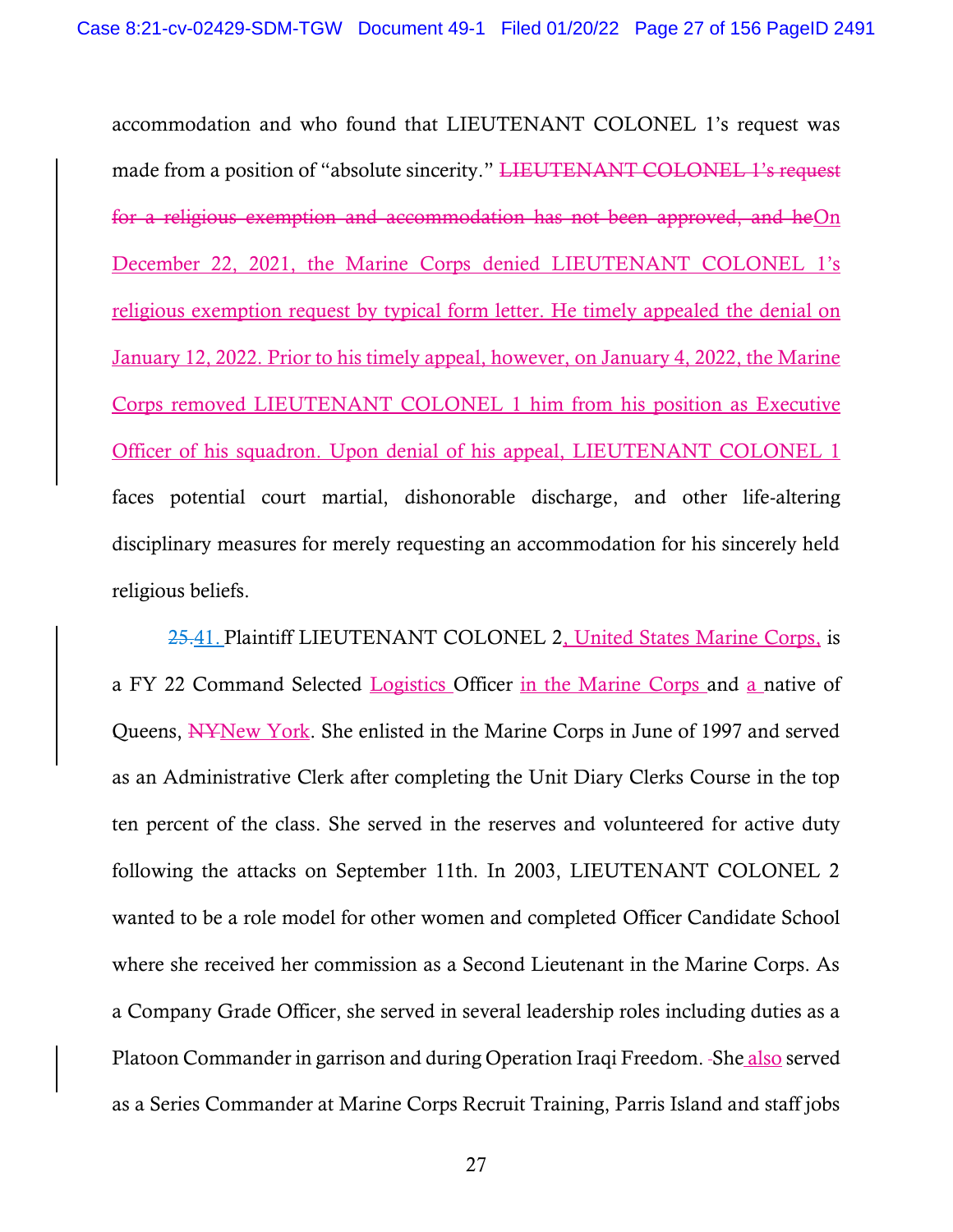accommodation and who found that LIEUTENANT COLONEL 1's request was made from a position of "absolute sincerity." ~~LIEUTENANT COLONEL 1's request for a religious exemption and accommodation has not been approved, and he~~On December 22, 2021, the Marine Corps denied LIEUTENANT COLONEL 1's religious exemption request by typical form letter. He timely appealed the denial on January 12, 2022. Prior to his timely appeal, however, on January 4, 2022, the Marine Corps removed LIEUTENANT COLONEL 1 him from his position as Executive Officer of his squadron. Upon denial of his appeal, LIEUTENANT COLONEL 1 faces potential court martial, dishonorable discharge, and other life-altering disciplinary measures for merely requesting an accommodation for his sincerely held religious beliefs.

~~25.~~41. Plaintiff LIEUTENANT COLONEL 2, United States Marine Corps, is a FY 22 Command Selected Logistics Officer in the Marine Corps and a native of Queens, ~~NY~~New York. She enlisted in the Marine Corps in June of 1997 and served as an Administrative Clerk after completing the Unit Diary Clerks Course in the top ten percent of the class. She served in the reserves and volunteered for active duty following the attacks on September 11th. In 2003, LIEUTENANT COLONEL 2 wanted to be a role model for other women and completed Officer Candidate School where she received her commission as a Second Lieutenant in the Marine Corps. As a Company Grade Officer, she served in several leadership roles including duties as a Platoon Commander in garrison and during Operation Iraqi Freedom. She also served as a Series Commander at Marine Corps Recruit Training, Parris Island and staff jobs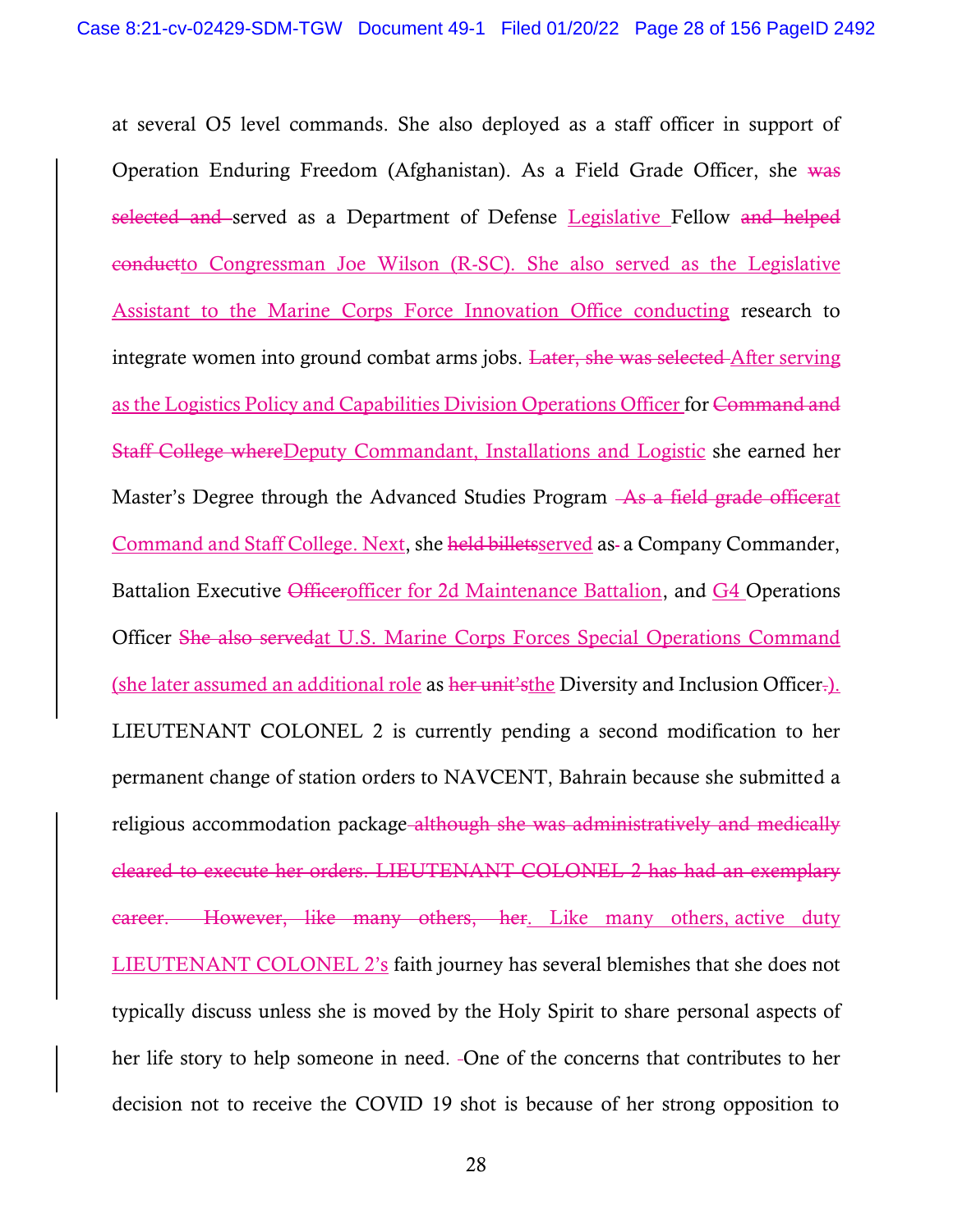at several O5 level commands. She also deployed as a staff officer in support of Operation Enduring Freedom (Afghanistan). As a Field Grade Officer, she ~~was selected and~~ served as a Department of Defense Legislative Fellow ~~and helped conduct~~to Congressman Joe Wilson (R-SC). She also served as the Legislative Assistant to the Marine Corps Force Innovation Office conducting research to integrate women into ground combat arms jobs. ~~Later, she was selected~~ After serving as the Logistics Policy and Capabilities Division Operations Officer for ~~Command and Staff College where~~Deputy Commandant, Installations and Logistic she earned her Master's Degree through the Advanced Studies Program ~~As a field grade officer~~at Command and Staff College. Next, she ~~held billets~~served as a Company Commander, Battalion Executive ~~Officer~~officer for 2d Maintenance Battalion, and G4 Operations Officer ~~She also served~~at U.S. Marine Corps Forces Special Operations Command (she later assumed an additional role as ~~her unit's~~the Diversity and Inclusion Officer~~.~~). LIEUTENANT COLONEL 2 is currently pending a second modification to her permanent change of station orders to NAVCENT, Bahrain because she submitted a religious accommodation package ~~although she was administratively and medically cleared to execute her orders. LIEUTENANT COLONEL 2 has had an exemplary career. However, like many others, her~~. Like many others, active duty LIEUTENANT COLONEL 2's faith journey has several blemishes that she does not typically discuss unless she is moved by the Holy Spirit to share personal aspects of her life story to help someone in need. One of the concerns that contributes to her decision not to receive the COVID 19 shot is because of her strong opposition to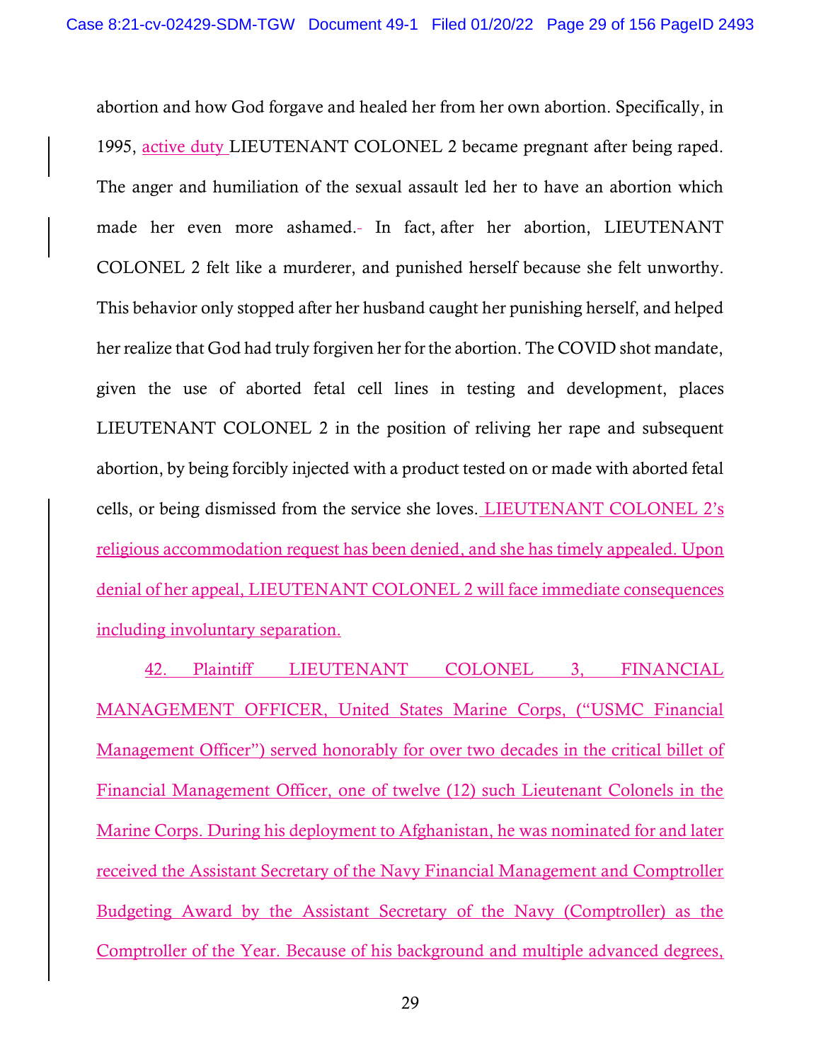abortion and how God forgave and healed her from her own abortion. Specifically, in 1995, active duty LIEUTENANT COLONEL 2 became pregnant after being raped. The anger and humiliation of the sexual assault led her to have an abortion which made her even more ashamed. In fact, after her abortion, LIEUTENANT COLONEL 2 felt like a murderer, and punished herself because she felt unworthy. This behavior only stopped after her husband caught her punishing herself, and helped her realize that God had truly forgiven her for the abortion. The COVID shot mandate, given the use of aborted fetal cell lines in testing and development, places LIEUTENANT COLONEL 2 in the position of reliving her rape and subsequent abortion, by being forcibly injected with a product tested on or made with aborted fetal cells, or being dismissed from the service she loves. LIEUTENANT COLONEL 2's religious accommodation request has been denied, and she has timely appealed. Upon denial of her appeal, LIEUTENANT COLONEL 2 will face immediate consequences including involuntary separation.

42. Plaintiff LIEUTENANT COLONEL 3, FINANCIAL MANAGEMENT OFFICER, United States Marine Corps, ("USMC Financial Management Officer") served honorably for over two decades in the critical billet of Financial Management Officer, one of twelve (12) such Lieutenant Colonels in the Marine Corps. During his deployment to Afghanistan, he was nominated for and later received the Assistant Secretary of the Navy Financial Management and Comptroller Budgeting Award by the Assistant Secretary of the Navy (Comptroller) as the Comptroller of the Year. Because of his background and multiple advanced degrees,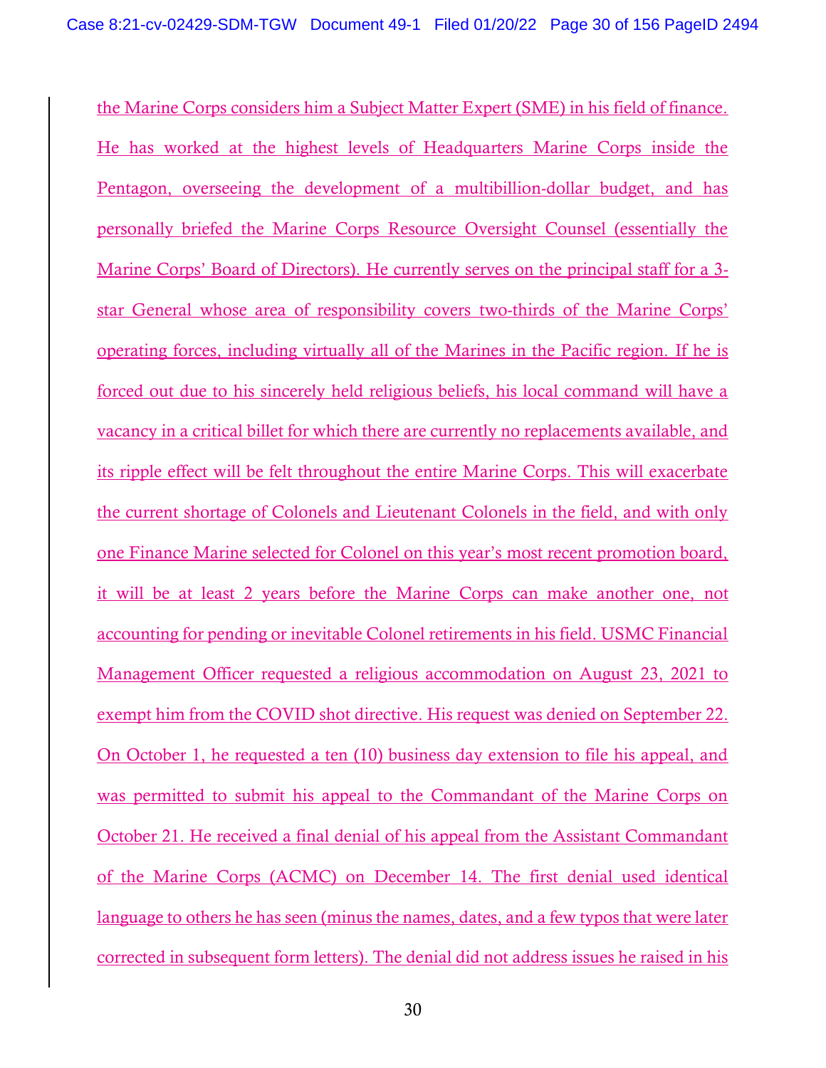the Marine Corps considers him a Subject Matter Expert (SME) in his field of finance. He has worked at the highest levels of Headquarters Marine Corps inside the Pentagon, overseeing the development of a multibillion-dollar budget, and has personally briefed the Marine Corps Resource Oversight Counsel (essentially the Marine Corps' Board of Directors). He currently serves on the principal staff for a 3-star General whose area of responsibility covers two-thirds of the Marine Corps' operating forces, including virtually all of the Marines in the Pacific region. If he is forced out due to his sincerely held religious beliefs, his local command will have a vacancy in a critical billet for which there are currently no replacements available, and its ripple effect will be felt throughout the entire Marine Corps. This will exacerbate the current shortage of Colonels and Lieutenant Colonels in the field, and with only one Finance Marine selected for Colonel on this year's most recent promotion board, it will be at least 2 years before the Marine Corps can make another one, not accounting for pending or inevitable Colonel retirements in his field. USMC Financial Management Officer requested a religious accommodation on August 23, 2021 to exempt him from the COVID shot directive. His request was denied on September 22. On October 1, he requested a ten (10) business day extension to file his appeal, and was permitted to submit his appeal to the Commandant of the Marine Corps on October 21. He received a final denial of his appeal from the Assistant Commandant of the Marine Corps (ACMC) on December 14. The first denial used identical language to others he has seen (minus the names, dates, and a few typos that were later corrected in subsequent form letters). The denial did not address issues he raised in his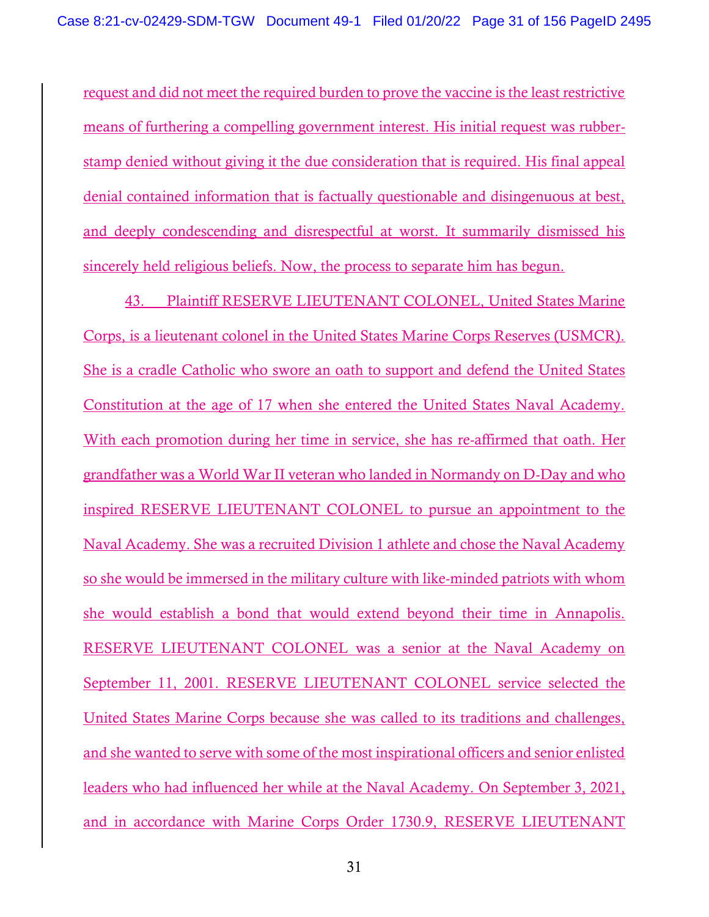request and did not meet the required burden to prove the vaccine is the least restrictive means of furthering a compelling government interest. His initial request was rubber-stamp denied without giving it the due consideration that is required. His final appeal denial contained information that is factually questionable and disingenuous at best, and deeply condescending and disrespectful at worst. It summarily dismissed his sincerely held religious beliefs. Now, the process to separate him has begun.

43. Plaintiff RESERVE LIEUTENANT COLONEL, United States Marine Corps, is a lieutenant colonel in the United States Marine Corps Reserves (USMCR). She is a cradle Catholic who swore an oath to support and defend the United States Constitution at the age of 17 when she entered the United States Naval Academy. With each promotion during her time in service, she has re-affirmed that oath. Her grandfather was a World War II veteran who landed in Normandy on D-Day and who inspired RESERVE LIEUTENANT COLONEL to pursue an appointment to the Naval Academy. She was a recruited Division 1 athlete and chose the Naval Academy so she would be immersed in the military culture with like-minded patriots with whom she would establish a bond that would extend beyond their time in Annapolis. RESERVE LIEUTENANT COLONEL was a senior at the Naval Academy on September 11, 2001. RESERVE LIEUTENANT COLONEL service selected the United States Marine Corps because she was called to its traditions and challenges, and she wanted to serve with some of the most inspirational officers and senior enlisted leaders who had influenced her while at the Naval Academy. On September 3, 2021, and in accordance with Marine Corps Order 1730.9, RESERVE LIEUTENANT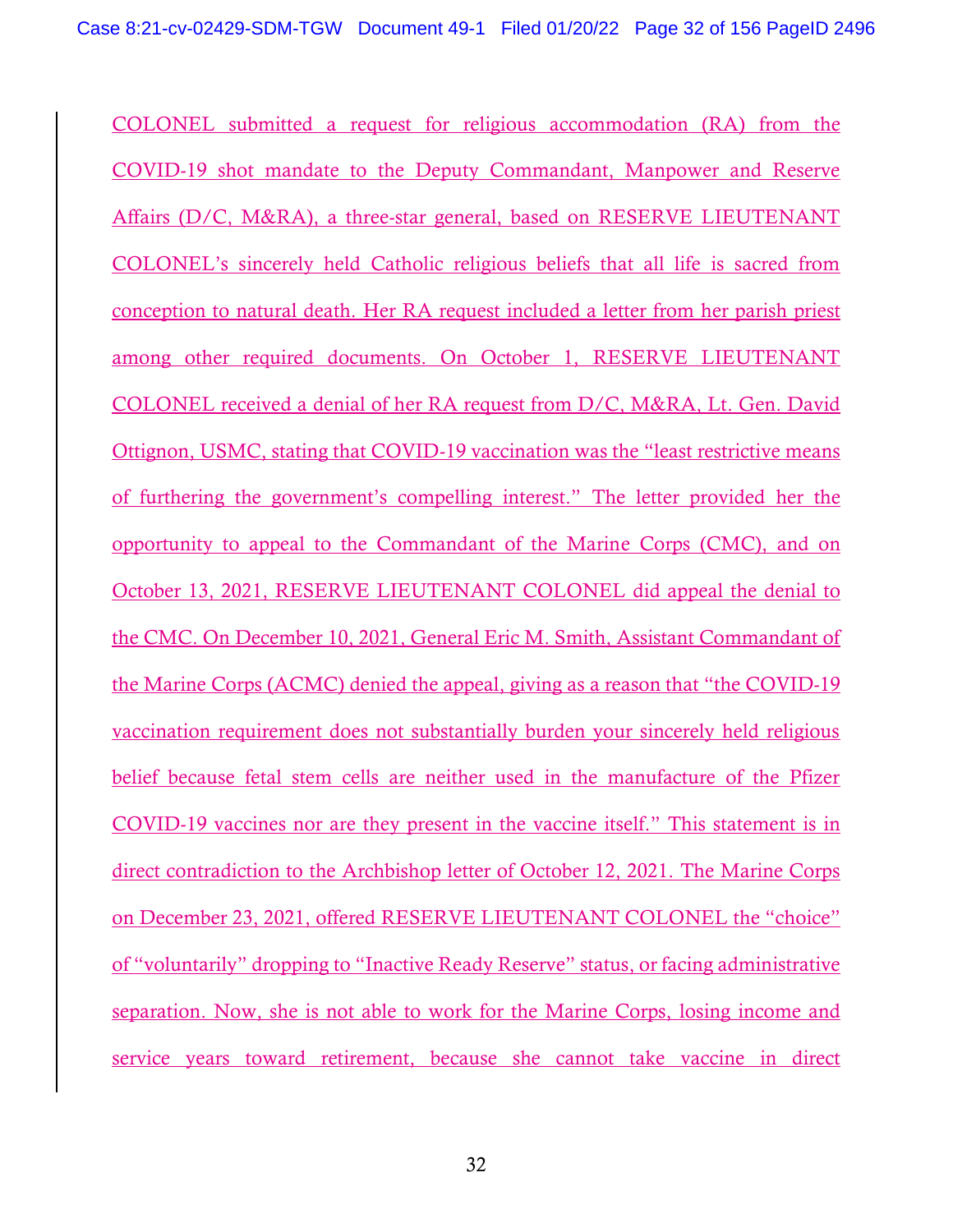COLONEL submitted a request for religious accommodation (RA) from the COVID-19 shot mandate to the Deputy Commandant, Manpower and Reserve Affairs (D/C, M&RA), a three-star general, based on RESERVE LIEUTENANT COLONEL's sincerely held Catholic religious beliefs that all life is sacred from conception to natural death. Her RA request included a letter from her parish priest among other required documents. On October 1, RESERVE LIEUTENANT COLONEL received a denial of her RA request from D/C, M&RA, Lt. Gen. David Ottignon, USMC, stating that COVID-19 vaccination was the "least restrictive means of furthering the government's compelling interest." The letter provided her the opportunity to appeal to the Commandant of the Marine Corps (CMC), and on October 13, 2021, RESERVE LIEUTENANT COLONEL did appeal the denial to the CMC. On December 10, 2021, General Eric M. Smith, Assistant Commandant of the Marine Corps (ACMC) denied the appeal, giving as a reason that "the COVID-19 vaccination requirement does not substantially burden your sincerely held religious belief because fetal stem cells are neither used in the manufacture of the Pfizer COVID-19 vaccines nor are they present in the vaccine itself." This statement is in direct contradiction to the Archbishop letter of October 12, 2021. The Marine Corps on December 23, 2021, offered RESERVE LIEUTENANT COLONEL the "choice" of "voluntarily" dropping to "Inactive Ready Reserve" status, or facing administrative separation. Now, she is not able to work for the Marine Corps, losing income and service years toward retirement, because she cannot take vaccine in direct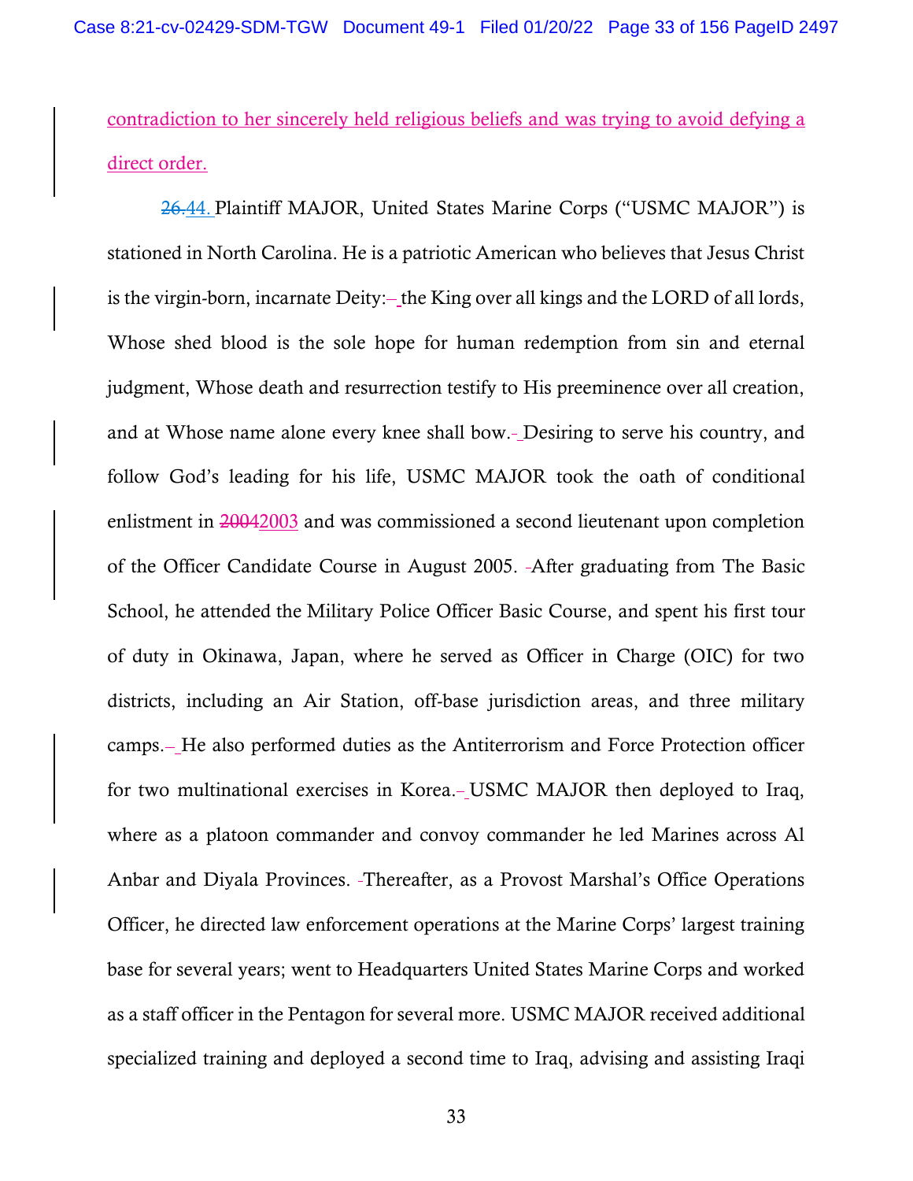contradiction to her sincerely held religious beliefs and was trying to avoid defying a direct order.

~~26.~~44. Plaintiff MAJOR, United States Marine Corps ("USMC MAJOR") is stationed in North Carolina. He is a patriotic American who believes that Jesus Christ is the virgin-born, incarnate Deity: the King over all kings and the LORD of all lords, Whose shed blood is the sole hope for human redemption from sin and eternal judgment, Whose death and resurrection testify to His preeminence over all creation, and at Whose name alone every knee shall bow. Desiring to serve his country, and follow God's leading for his life, USMC MAJOR took the oath of conditional enlistment in ~~2004~~2003 and was commissioned a second lieutenant upon completion of the Officer Candidate Course in August 2005. After graduating from The Basic School, he attended the Military Police Officer Basic Course, and spent his first tour of duty in Okinawa, Japan, where he served as Officer in Charge (OIC) for two districts, including an Air Station, off-base jurisdiction areas, and three military camps. He also performed duties as the Antiterrorism and Force Protection officer for two multinational exercises in Korea. USMC MAJOR then deployed to Iraq, where as a platoon commander and convoy commander he led Marines across Al Anbar and Diyala Provinces. Thereafter, as a Provost Marshal's Office Operations Officer, he directed law enforcement operations at the Marine Corps' largest training base for several years; went to Headquarters United States Marine Corps and worked as a staff officer in the Pentagon for several more. USMC MAJOR received additional specialized training and deployed a second time to Iraq, advising and assisting Iraqi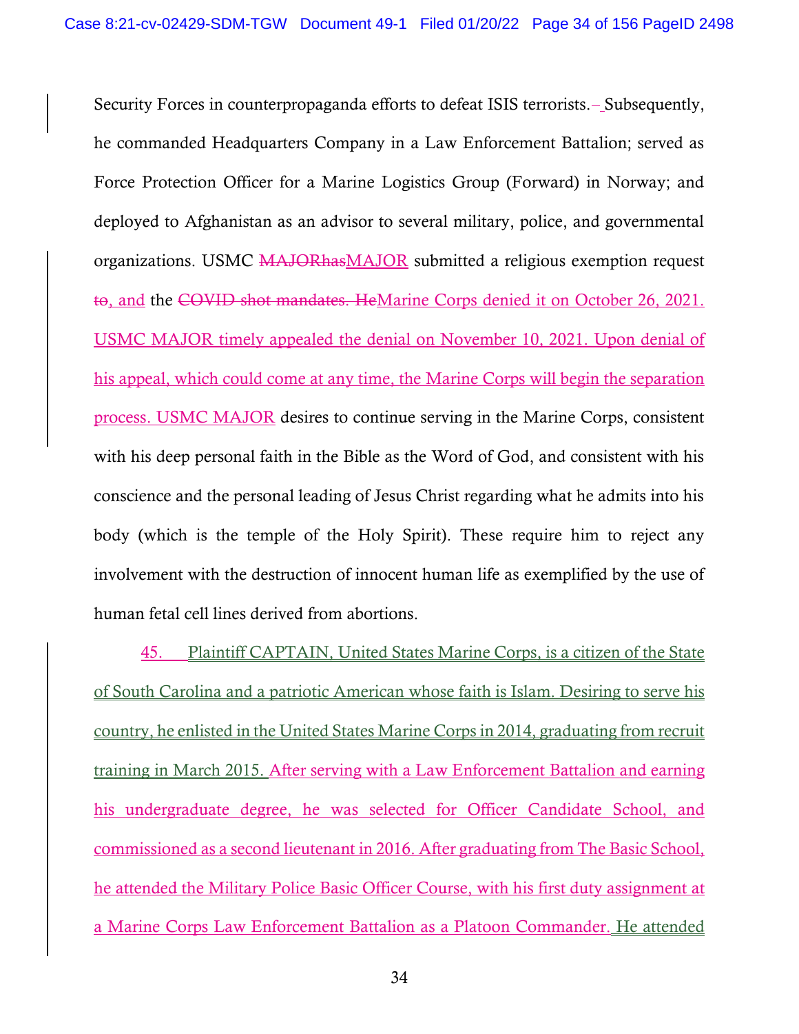Security Forces in counterpropaganda efforts to defeat ISIS terrorists.~~–~~ Subsequently, he commanded Headquarters Company in a Law Enforcement Battalion; served as Force Protection Officer for a Marine Logistics Group (Forward) in Norway; and deployed to Afghanistan as an advisor to several military, police, and governmental organizations. USMC ~~MAJORhas~~MAJOR submitted a religious exemption request ~~to~~, and the ~~COVID shot mandates. He~~Marine Corps denied it on October 26, 2021. USMC MAJOR timely appealed the denial on November 10, 2021. Upon denial of his appeal, which could come at any time, the Marine Corps will begin the separation process. USMC MAJOR desires to continue serving in the Marine Corps, consistent with his deep personal faith in the Bible as the Word of God, and consistent with his conscience and the personal leading of Jesus Christ regarding what he admits into his body (which is the temple of the Holy Spirit). These require him to reject any involvement with the destruction of innocent human life as exemplified by the use of human fetal cell lines derived from abortions.

45. Plaintiff CAPTAIN, United States Marine Corps, is a citizen of the State of South Carolina and a patriotic American whose faith is Islam. Desiring to serve his country, he enlisted in the United States Marine Corps in 2014, graduating from recruit training in March 2015. After serving with a Law Enforcement Battalion and earning his undergraduate degree, he was selected for Officer Candidate School, and commissioned as a second lieutenant in 2016. After graduating from The Basic School, he attended the Military Police Basic Officer Course, with his first duty assignment at a Marine Corps Law Enforcement Battalion as a Platoon Commander. He attended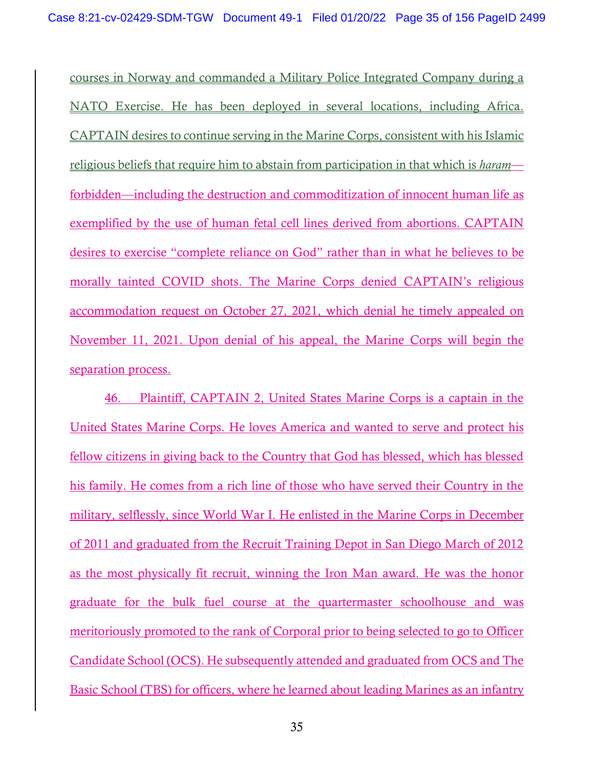courses in Norway and commanded a Military Police Integrated Company during a NATO Exercise. He has been deployed in several locations, including Africa. CAPTAIN desires to continue serving in the Marine Corps, consistent with his Islamic religious beliefs that require him to abstain from participation in that which is *haram*—forbidden—including the destruction and commoditization of innocent human life as exemplified by the use of human fetal cell lines derived from abortions. CAPTAIN desires to exercise "complete reliance on God" rather than in what he believes to be morally tainted COVID shots. The Marine Corps denied CAPTAIN's religious accommodation request on October 27, 2021, which denial he timely appealed on November 11, 2021. Upon denial of his appeal, the Marine Corps will begin the separation process.

46. Plaintiff, CAPTAIN 2, United States Marine Corps is a captain in the United States Marine Corps. He loves America and wanted to serve and protect his fellow citizens in giving back to the Country that God has blessed, which has blessed his family. He comes from a rich line of those who have served their Country in the military, selflessly, since World War I. He enlisted in the Marine Corps in December of 2011 and graduated from the Recruit Training Depot in San Diego March of 2012 as the most physically fit recruit, winning the Iron Man award. He was the honor graduate for the bulk fuel course at the quartermaster schoolhouse and was meritoriously promoted to the rank of Corporal prior to being selected to go to Officer Candidate School (OCS). He subsequently attended and graduated from OCS and The Basic School (TBS) for officers, where he learned about leading Marines as an infantry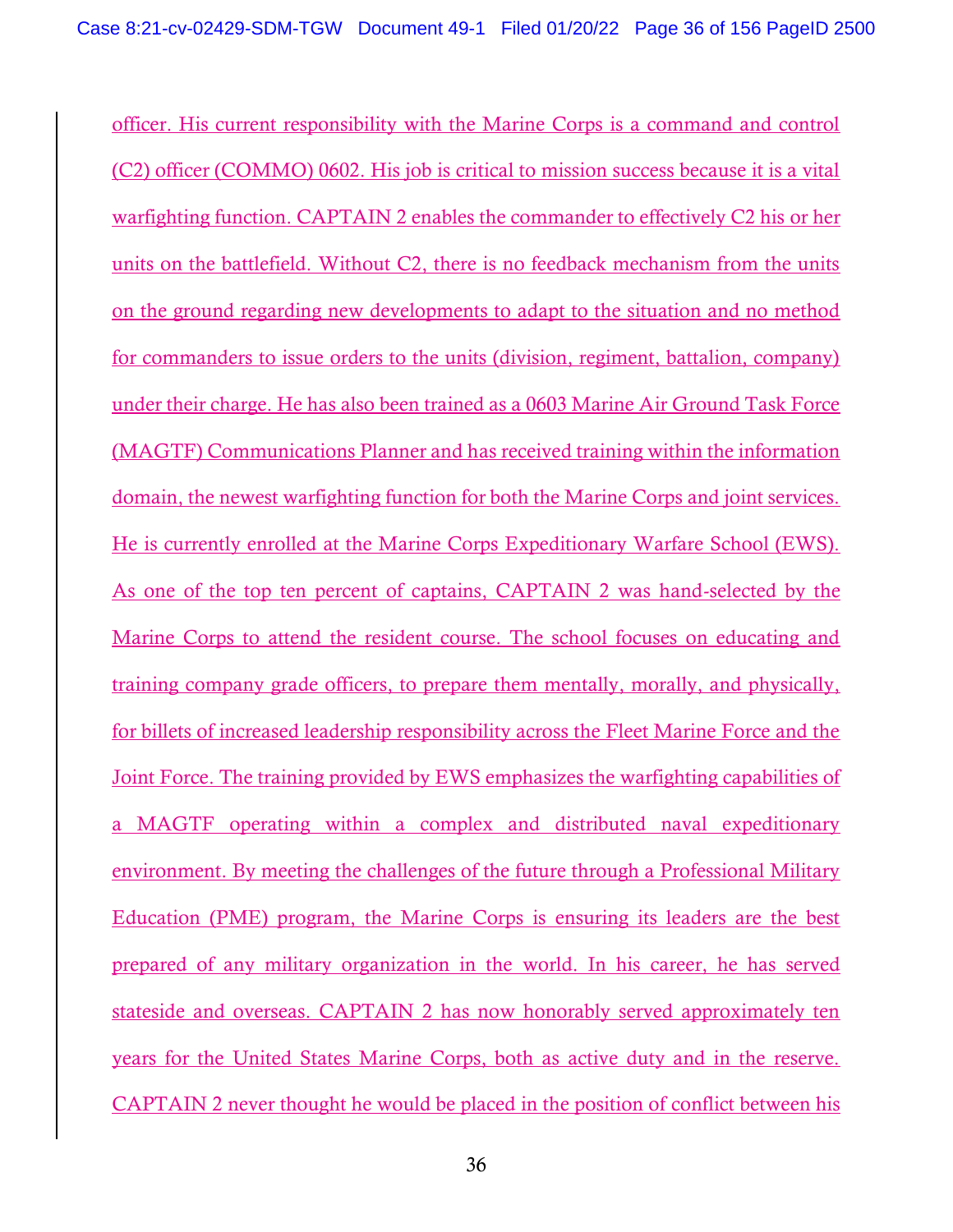officer. His current responsibility with the Marine Corps is a command and control (C2) officer (COMMO) 0602. His job is critical to mission success because it is a vital warfighting function. CAPTAIN 2 enables the commander to effectively C2 his or her units on the battlefield. Without C2, there is no feedback mechanism from the units on the ground regarding new developments to adapt to the situation and no method for commanders to issue orders to the units (division, regiment, battalion, company) under their charge. He has also been trained as a 0603 Marine Air Ground Task Force (MAGTF) Communications Planner and has received training within the information domain, the newest warfighting function for both the Marine Corps and joint services. He is currently enrolled at the Marine Corps Expeditionary Warfare School (EWS). As one of the top ten percent of captains, CAPTAIN 2 was hand-selected by the Marine Corps to attend the resident course. The school focuses on educating and training company grade officers, to prepare them mentally, morally, and physically, for billets of increased leadership responsibility across the Fleet Marine Force and the Joint Force. The training provided by EWS emphasizes the warfighting capabilities of a MAGTF operating within a complex and distributed naval expeditionary environment. By meeting the challenges of the future through a Professional Military Education (PME) program, the Marine Corps is ensuring its leaders are the best prepared of any military organization in the world. In his career, he has served stateside and overseas. CAPTAIN 2 has now honorably served approximately ten years for the United States Marine Corps, both as active duty and in the reserve. CAPTAIN 2 never thought he would be placed in the position of conflict between his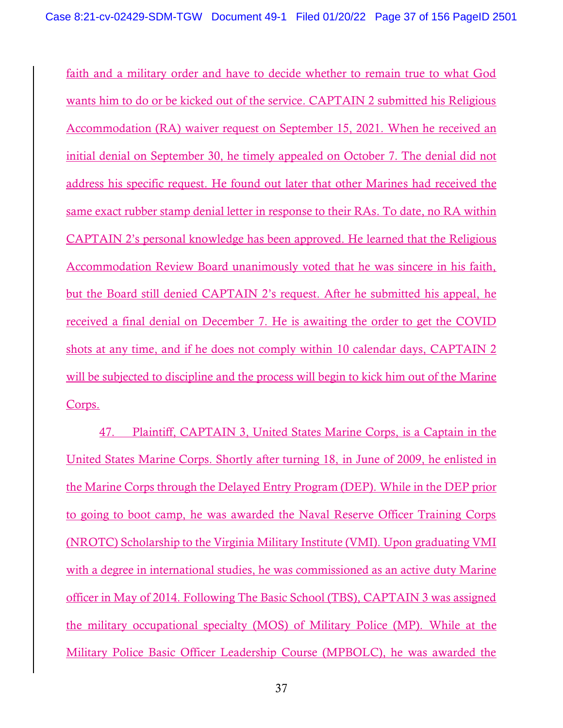faith and a military order and have to decide whether to remain true to what God wants him to do or be kicked out of the service. CAPTAIN 2 submitted his Religious Accommodation (RA) waiver request on September 15, 2021. When he received an initial denial on September 30, he timely appealed on October 7. The denial did not address his specific request. He found out later that other Marines had received the same exact rubber stamp denial letter in response to their RAs. To date, no RA within CAPTAIN 2's personal knowledge has been approved. He learned that the Religious Accommodation Review Board unanimously voted that he was sincere in his faith, but the Board still denied CAPTAIN 2's request. After he submitted his appeal, he received a final denial on December 7. He is awaiting the order to get the COVID shots at any time, and if he does not comply within 10 calendar days, CAPTAIN 2 will be subjected to discipline and the process will begin to kick him out of the Marine Corps.

47. Plaintiff, CAPTAIN 3, United States Marine Corps, is a Captain in the United States Marine Corps. Shortly after turning 18, in June of 2009, he enlisted in the Marine Corps through the Delayed Entry Program (DEP). While in the DEP prior to going to boot camp, he was awarded the Naval Reserve Officer Training Corps (NROTC) Scholarship to the Virginia Military Institute (VMI). Upon graduating VMI with a degree in international studies, he was commissioned as an active duty Marine officer in May of 2014. Following The Basic School (TBS), CAPTAIN 3 was assigned the military occupational specialty (MOS) of Military Police (MP). While at the Military Police Basic Officer Leadership Course (MPBOLC), he was awarded the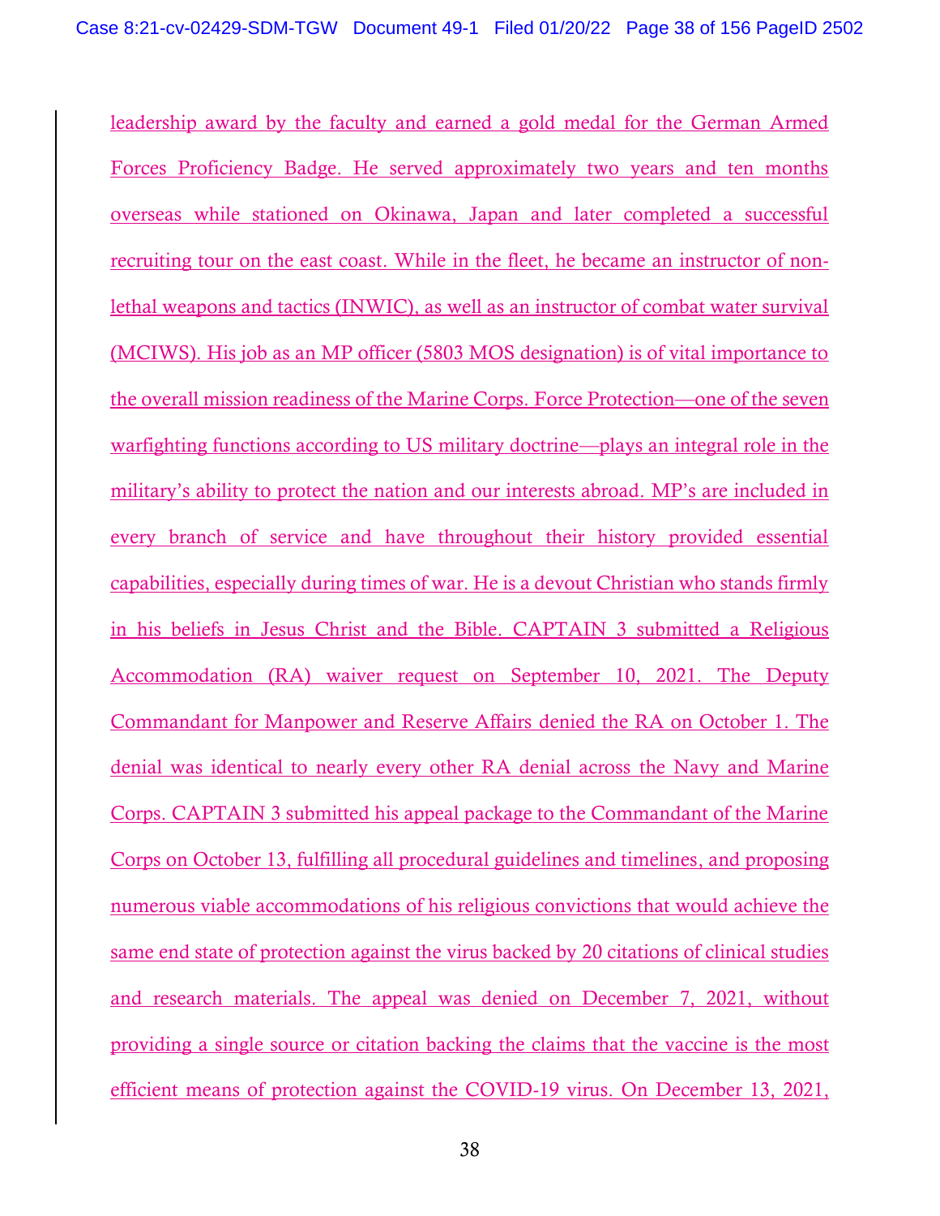leadership award by the faculty and earned a gold medal for the German Armed Forces Proficiency Badge. He served approximately two years and ten months overseas while stationed on Okinawa, Japan and later completed a successful recruiting tour on the east coast. While in the fleet, he became an instructor of non-lethal weapons and tactics (INWIC), as well as an instructor of combat water survival (MCIWS). His job as an MP officer (5803 MOS designation) is of vital importance to the overall mission readiness of the Marine Corps. Force Protection—one of the seven warfighting functions according to US military doctrine—plays an integral role in the military's ability to protect the nation and our interests abroad. MP's are included in every branch of service and have throughout their history provided essential capabilities, especially during times of war. He is a devout Christian who stands firmly in his beliefs in Jesus Christ and the Bible. CAPTAIN 3 submitted a Religious Accommodation (RA) waiver request on September 10, 2021. The Deputy Commandant for Manpower and Reserve Affairs denied the RA on October 1. The denial was identical to nearly every other RA denial across the Navy and Marine Corps. CAPTAIN 3 submitted his appeal package to the Commandant of the Marine Corps on October 13, fulfilling all procedural guidelines and timelines, and proposing numerous viable accommodations of his religious convictions that would achieve the same end state of protection against the virus backed by 20 citations of clinical studies and research materials. The appeal was denied on December 7, 2021, without providing a single source or citation backing the claims that the vaccine is the most efficient means of protection against the COVID-19 virus. On December 13, 2021,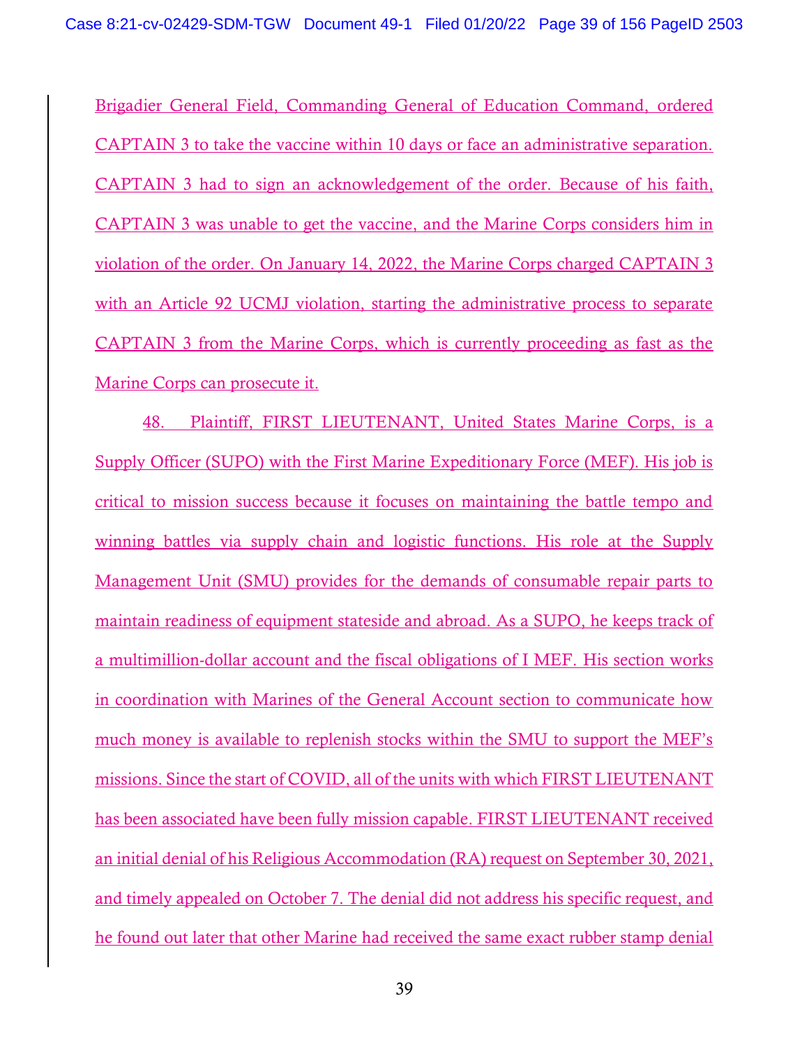Brigadier General Field, Commanding General of Education Command, ordered CAPTAIN 3 to take the vaccine within 10 days or face an administrative separation. CAPTAIN 3 had to sign an acknowledgement of the order. Because of his faith, CAPTAIN 3 was unable to get the vaccine, and the Marine Corps considers him in violation of the order. On January 14, 2022, the Marine Corps charged CAPTAIN 3 with an Article 92 UCMJ violation, starting the administrative process to separate CAPTAIN 3 from the Marine Corps, which is currently proceeding as fast as the Marine Corps can prosecute it.

48. Plaintiff, FIRST LIEUTENANT, United States Marine Corps, is a Supply Officer (SUPO) with the First Marine Expeditionary Force (MEF). His job is critical to mission success because it focuses on maintaining the battle tempo and winning battles via supply chain and logistic functions. His role at the Supply Management Unit (SMU) provides for the demands of consumable repair parts to maintain readiness of equipment stateside and abroad. As a SUPO, he keeps track of a multimillion-dollar account and the fiscal obligations of I MEF. His section works in coordination with Marines of the General Account section to communicate how much money is available to replenish stocks within the SMU to support the MEF's missions. Since the start of COVID, all of the units with which FIRST LIEUTENANT has been associated have been fully mission capable. FIRST LIEUTENANT received an initial denial of his Religious Accommodation (RA) request on September 30, 2021, and timely appealed on October 7. The denial did not address his specific request, and he found out later that other Marine had received the same exact rubber stamp denial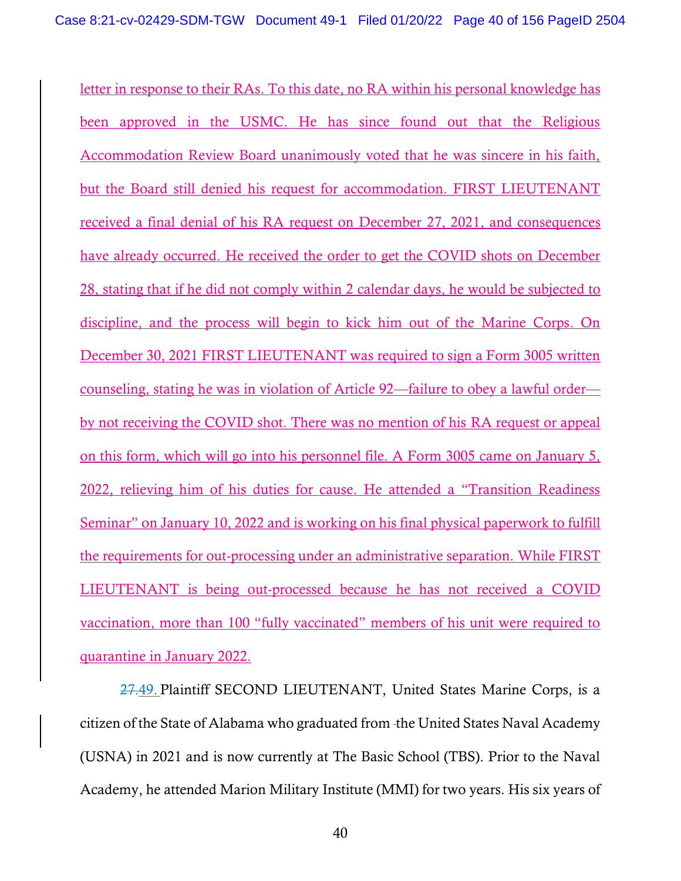letter in response to their RAs. To this date, no RA within his personal knowledge has been approved in the USMC. He has since found out that the Religious Accommodation Review Board unanimously voted that he was sincere in his faith, but the Board still denied his request for accommodation. FIRST LIEUTENANT received a final denial of his RA request on December 27, 2021, and consequences have already occurred. He received the order to get the COVID shots on December 28, stating that if he did not comply within 2 calendar days, he would be subjected to discipline, and the process will begin to kick him out of the Marine Corps. On December 30, 2021 FIRST LIEUTENANT was required to sign a Form 3005 written counseling, stating he was in violation of Article 92—failure to obey a lawful order—by not receiving the COVID shot. There was no mention of his RA request or appeal on this form, which will go into his personnel file. A Form 3005 came on January 5, 2022, relieving him of his duties for cause. He attended a "Transition Readiness Seminar" on January 10, 2022 and is working on his final physical paperwork to fulfill the requirements for out-processing under an administrative separation. While FIRST LIEUTENANT is being out-processed because he has not received a COVID vaccination, more than 100 "fully vaccinated" members of his unit were required to quarantine in January 2022.

~~27.~~49. Plaintiff SECOND LIEUTENANT, United States Marine Corps, is a citizen of the State of Alabama who graduated from the United States Naval Academy (USNA) in 2021 and is now currently at The Basic School (TBS). Prior to the Naval Academy, he attended Marion Military Institute (MMI) for two years. His six years of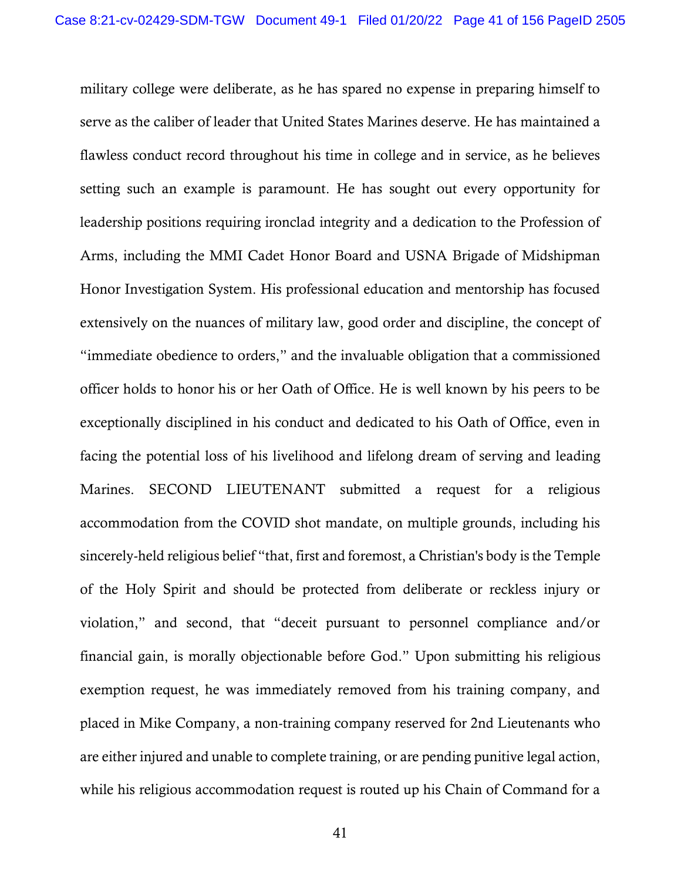military college were deliberate, as he has spared no expense in preparing himself to serve as the caliber of leader that United States Marines deserve. He has maintained a flawless conduct record throughout his time in college and in service, as he believes setting such an example is paramount. He has sought out every opportunity for leadership positions requiring ironclad integrity and a dedication to the Profession of Arms, including the MMI Cadet Honor Board and USNA Brigade of Midshipman Honor Investigation System. His professional education and mentorship has focused extensively on the nuances of military law, good order and discipline, the concept of "immediate obedience to orders," and the invaluable obligation that a commissioned officer holds to honor his or her Oath of Office. He is well known by his peers to be exceptionally disciplined in his conduct and dedicated to his Oath of Office, even in facing the potential loss of his livelihood and lifelong dream of serving and leading Marines. SECOND LIEUTENANT submitted a request for a religious accommodation from the COVID shot mandate, on multiple grounds, including his sincerely-held religious belief "that, first and foremost, a Christian's body is the Temple of the Holy Spirit and should be protected from deliberate or reckless injury or violation," and second, that "deceit pursuant to personnel compliance and/or financial gain, is morally objectionable before God." Upon submitting his religious exemption request, he was immediately removed from his training company, and placed in Mike Company, a non-training company reserved for 2nd Lieutenants who are either injured and unable to complete training, or are pending punitive legal action, while his religious accommodation request is routed up his Chain of Command for a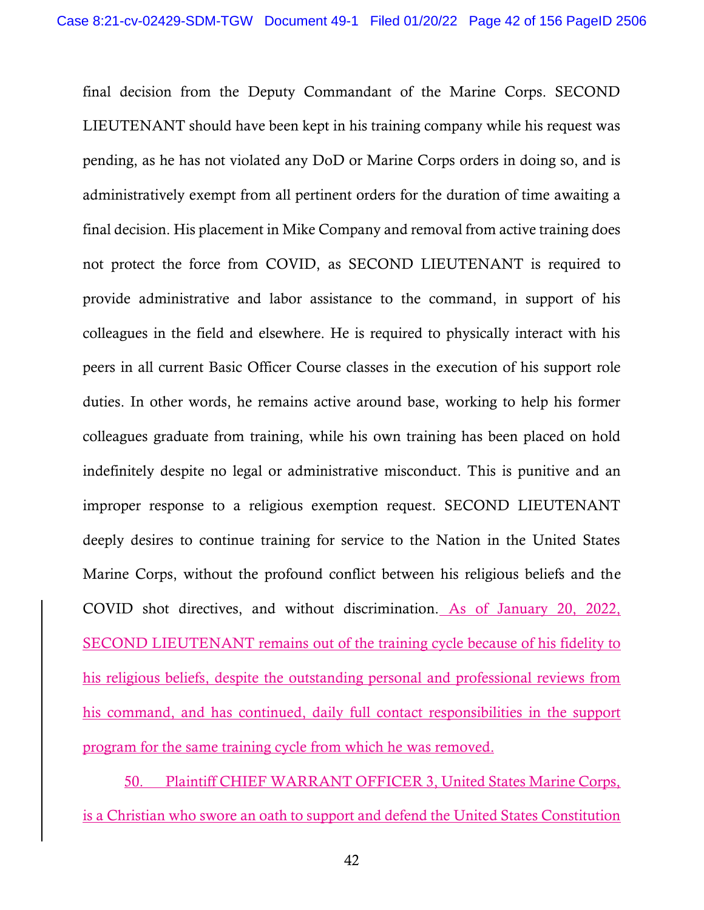final decision from the Deputy Commandant of the Marine Corps. SECOND LIEUTENANT should have been kept in his training company while his request was pending, as he has not violated any DoD or Marine Corps orders in doing so, and is administratively exempt from all pertinent orders for the duration of time awaiting a final decision. His placement in Mike Company and removal from active training does not protect the force from COVID, as SECOND LIEUTENANT is required to provide administrative and labor assistance to the command, in support of his colleagues in the field and elsewhere. He is required to physically interact with his peers in all current Basic Officer Course classes in the execution of his support role duties. In other words, he remains active around base, working to help his former colleagues graduate from training, while his own training has been placed on hold indefinitely despite no legal or administrative misconduct. This is punitive and an improper response to a religious exemption request. SECOND LIEUTENANT deeply desires to continue training for service to the Nation in the United States Marine Corps, without the profound conflict between his religious beliefs and the COVID shot directives, and without discrimination. As of January 20, 2022, SECOND LIEUTENANT remains out of the training cycle because of his fidelity to his religious beliefs, despite the outstanding personal and professional reviews from his command, and has continued, daily full contact responsibilities in the support program for the same training cycle from which he was removed.

50. Plaintiff CHIEF WARRANT OFFICER 3, United States Marine Corps, is a Christian who swore an oath to support and defend the United States Constitution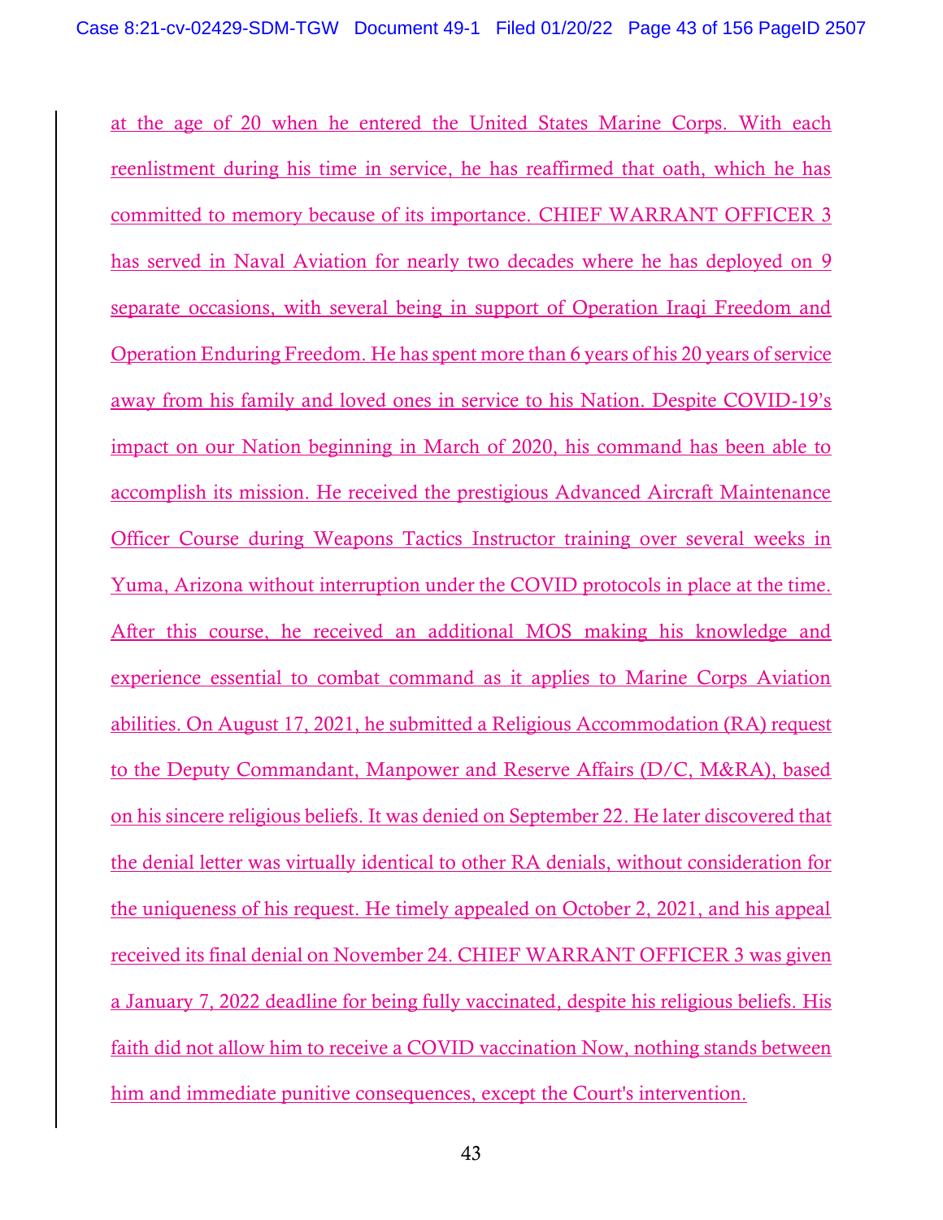at the age of 20 when he entered the United States Marine Corps. With each reenlistment during his time in service, he has reaffirmed that oath, which he has committed to memory because of its importance. CHIEF WARRANT OFFICER 3 has served in Naval Aviation for nearly two decades where he has deployed on 9 separate occasions, with several being in support of Operation Iraqi Freedom and Operation Enduring Freedom. He has spent more than 6 years of his 20 years of service away from his family and loved ones in service to his Nation. Despite COVID-19's impact on our Nation beginning in March of 2020, his command has been able to accomplish its mission. He received the prestigious Advanced Aircraft Maintenance Officer Course during Weapons Tactics Instructor training over several weeks in Yuma, Arizona without interruption under the COVID protocols in place at the time. After this course, he received an additional MOS making his knowledge and experience essential to combat command as it applies to Marine Corps Aviation abilities. On August 17, 2021, he submitted a Religious Accommodation (RA) request to the Deputy Commandant, Manpower and Reserve Affairs (D/C, M&RA), based on his sincere religious beliefs. It was denied on September 22. He later discovered that the denial letter was virtually identical to other RA denials, without consideration for the uniqueness of his request. He timely appealed on October 2, 2021, and his appeal received its final denial on November 24. CHIEF WARRANT OFFICER 3 was given a January 7, 2022 deadline for being fully vaccinated, despite his religious beliefs. His faith did not allow him to receive a COVID vaccination Now, nothing stands between him and immediate punitive consequences, except the Court's intervention.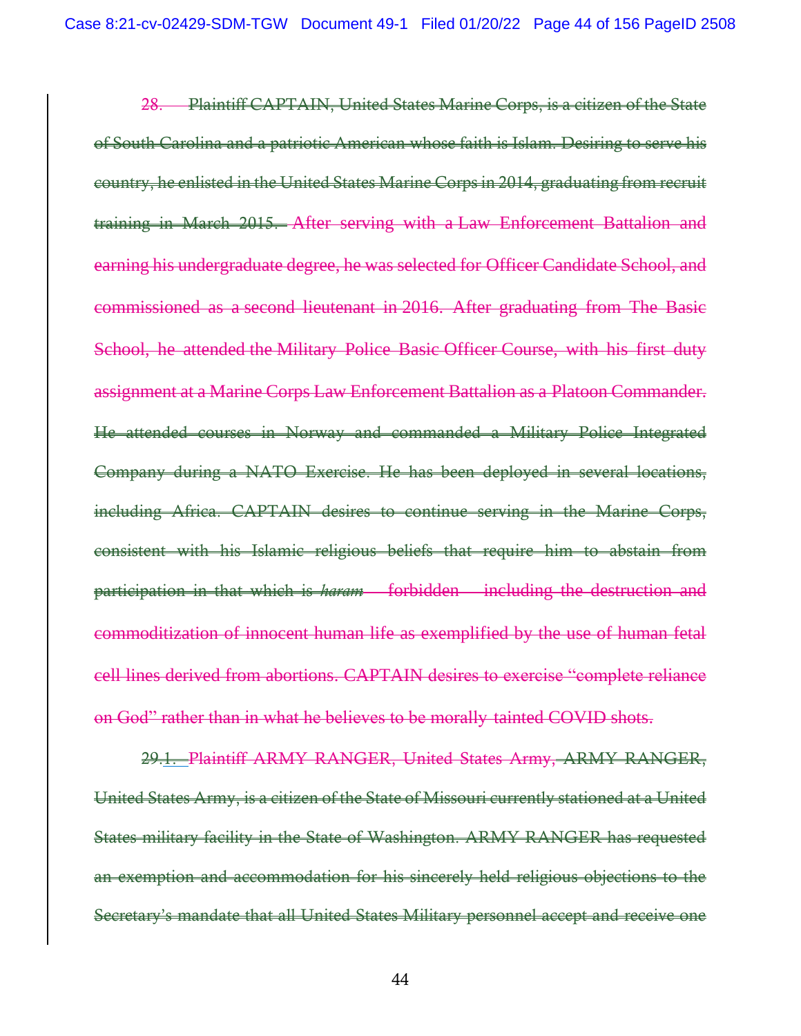28. Plaintiff CAPTAIN, United States Marine Corps, is a citizen of the State of South Carolina and a patriotic American whose faith is Islam. Desiring to serve his country, he enlisted in the United States Marine Corps in 2014, graduating from recruit training in March 2015. After serving with a Law Enforcement Battalion and earning his undergraduate degree, he was selected for Officer Candidate School, and commissioned as a second lieutenant in 2016. After graduating from The Basic School, he attended the Military Police Basic Officer Course, with his first duty assignment at a Marine Corps Law Enforcement Battalion as a Platoon Commander. He attended courses in Norway and commanded a Military Police Integrated Company during a NATO Exercise. He has been deployed in several locations, including Africa. CAPTAIN desires to continue serving in the Marine Corps, consistent with his Islamic religious beliefs that require him to abstain from participation in that which is *haram* – forbidden – including the destruction and commoditization of innocent human life as exemplified by the use of human fetal cell lines derived from abortions. CAPTAIN desires to exercise "complete reliance on God" rather than in what he believes to be morally tainted COVID shots.

29.1. Plaintiff ARMY RANGER, United States Army, ARMY RANGER, United States Army, is a citizen of the State of Missouri currently stationed at a United States military facility in the State of Washington. ARMY RANGER has requested an exemption and accommodation for his sincerely held religious objections to the Secretary's mandate that all United States Military personnel accept and receive one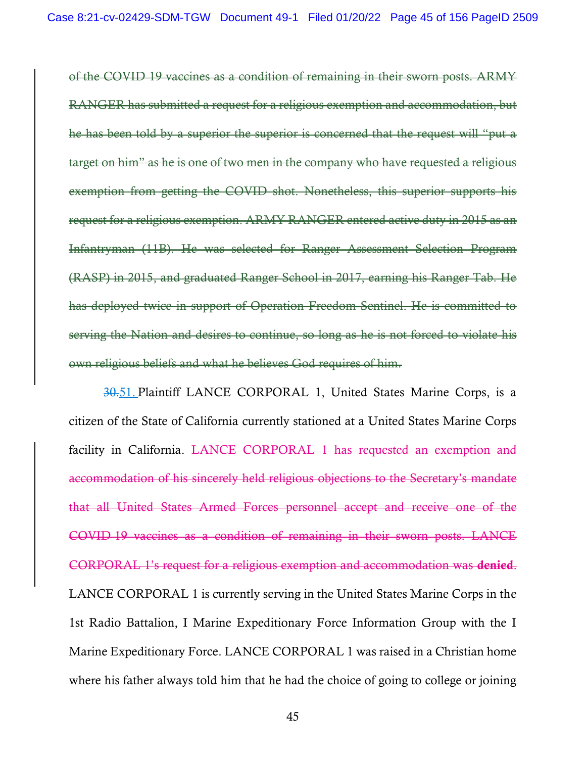~~of the COVID 19 vaccines as a condition of remaining in their sworn posts. ARMY RANGER has submitted a request for a religious exemption and accommodation, but he has been told by a superior the superior is concerned that the request will "put a target on him" as he is one of two men in the company who have requested a religious exemption from getting the COVID shot. Nonetheless, this superior supports his request for a religious exemption. ARMY RANGER entered active duty in 2015 as an Infantryman (11B). He was selected for Ranger Assessment Selection Program (RASP) in 2015, and graduated Ranger School in 2017, earning his Ranger Tab. He has deployed twice in support of Operation Freedom Sentinel. He is committed to serving the Nation and desires to continue, so long as he is not forced to violate his own religious beliefs and what he believes God requires of him.~~

~~30.~~51. Plaintiff LANCE CORPORAL 1, United States Marine Corps, is a citizen of the State of California currently stationed at a United States Marine Corps facility in California. ~~LANCE CORPORAL 1 has requested an exemption and accommodation of his sincerely held religious objections to the Secretary's mandate that all United States Armed Forces personnel accept and receive one of the COVID 19 vaccines as a condition of remaining in their sworn posts. LANCE CORPORAL 1's request for a religious exemption and accommodation was **denied**.~~ LANCE CORPORAL 1 is currently serving in the United States Marine Corps in the 1st Radio Battalion, I Marine Expeditionary Force Information Group with the I Marine Expeditionary Force. LANCE CORPORAL 1 was raised in a Christian home where his father always told him that he had the choice of going to college or joining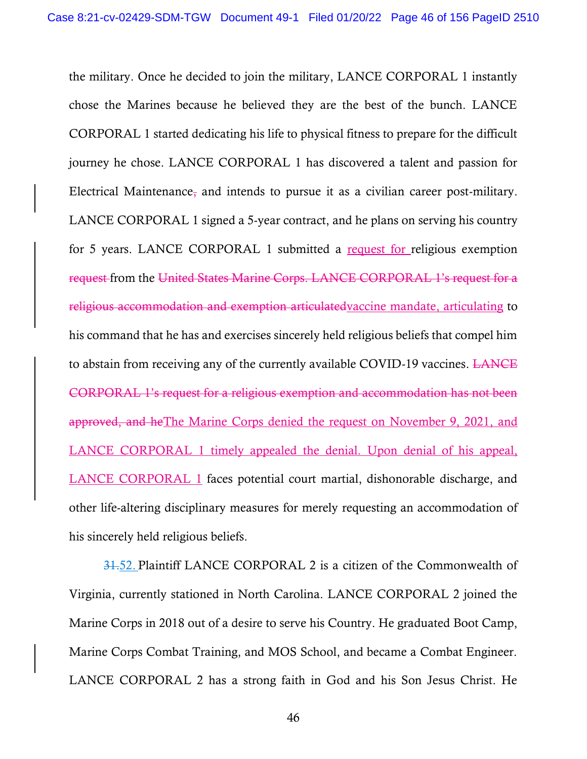the military. Once he decided to join the military, LANCE CORPORAL 1 instantly chose the Marines because he believed they are the best of the bunch. LANCE CORPORAL 1 started dedicating his life to physical fitness to prepare for the difficult journey he chose. LANCE CORPORAL 1 has discovered a talent and passion for Electrical Maintenance~~,~~ and intends to pursue it as a civilian career post-military. LANCE CORPORAL 1 signed a 5-year contract, and he plans on serving his country for 5 years. LANCE CORPORAL 1 submitted a request for religious exemption ~~request~~ from the ~~United States Marine Corps. LANCE CORPORAL 1's request for a religious accommodation and exemption articulated~~vaccine mandate, articulating to his command that he has and exercises sincerely held religious beliefs that compel him to abstain from receiving any of the currently available COVID-19 vaccines. ~~LANCE CORPORAL 1's request for a religious exemption and accommodation has not been approved, and he~~The Marine Corps denied the request on November 9, 2021, and LANCE CORPORAL 1 timely appealed the denial. Upon denial of his appeal, LANCE CORPORAL 1 faces potential court martial, dishonorable discharge, and other life-altering disciplinary measures for merely requesting an accommodation of his sincerely held religious beliefs.

~~31.~~52. Plaintiff LANCE CORPORAL 2 is a citizen of the Commonwealth of Virginia, currently stationed in North Carolina. LANCE CORPORAL 2 joined the Marine Corps in 2018 out of a desire to serve his Country. He graduated Boot Camp, Marine Corps Combat Training, and MOS School, and became a Combat Engineer. LANCE CORPORAL 2 has a strong faith in God and his Son Jesus Christ. He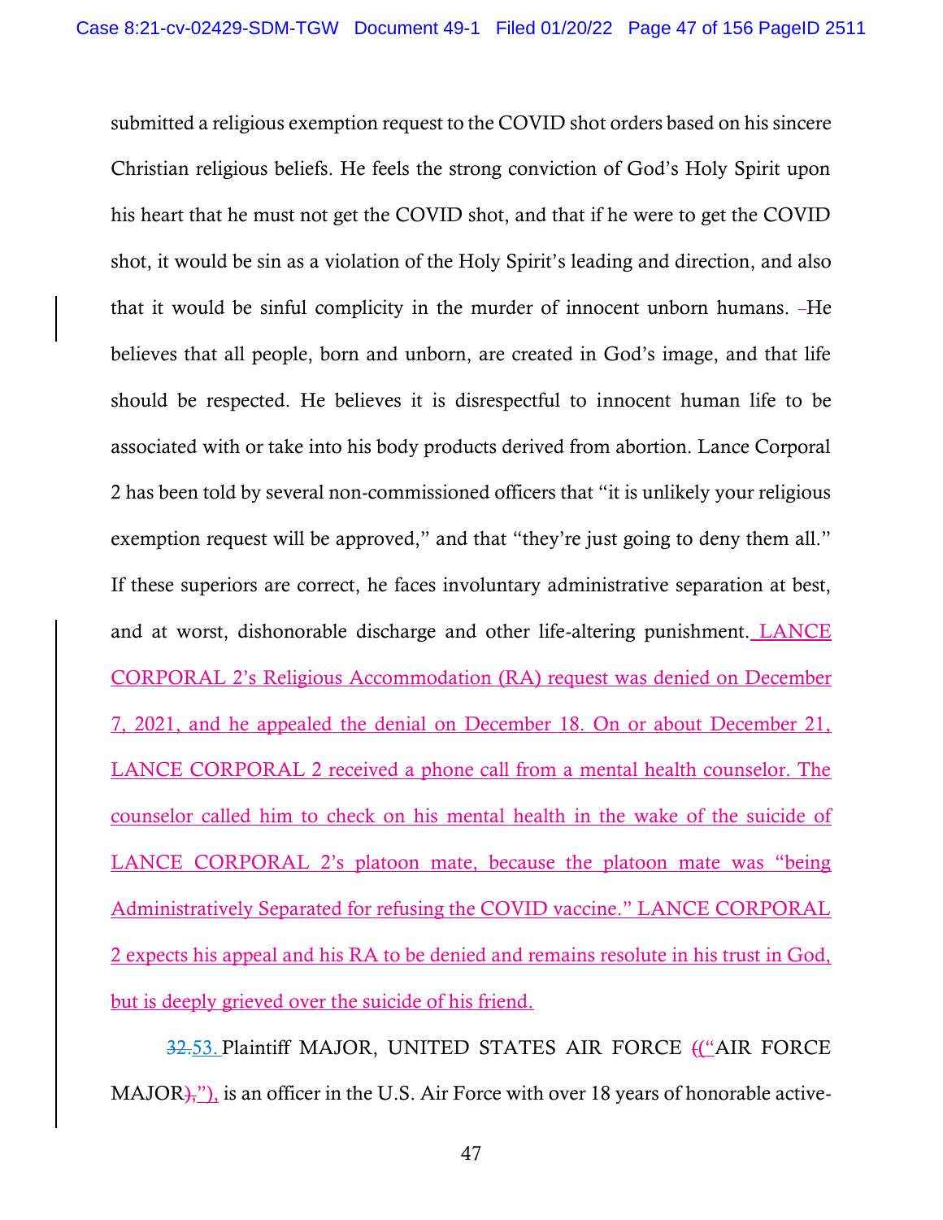submitted a religious exemption request to the COVID shot orders based on his sincere Christian religious beliefs. He feels the strong conviction of God's Holy Spirit upon his heart that he must not get the COVID shot, and that if he were to get the COVID shot, it would be sin as a violation of the Holy Spirit's leading and direction, and also that it would be sinful complicity in the murder of innocent unborn humans. He believes that all people, born and unborn, are created in God's image, and that life should be respected. He believes it is disrespectful to innocent human life to be associated with or take into his body products derived from abortion. Lance Corporal 2 has been told by several non-commissioned officers that "it is unlikely your religious exemption request will be approved," and that "they're just going to deny them all." If these superiors are correct, he faces involuntary administrative separation at best, and at worst, dishonorable discharge and other life-altering punishment. LANCE CORPORAL 2's Religious Accommodation (RA) request was denied on December 7, 2021, and he appealed the denial on December 18. On or about December 21, LANCE CORPORAL 2 received a phone call from a mental health counselor. The counselor called him to check on his mental health in the wake of the suicide of LANCE CORPORAL 2's platoon mate, because the platoon mate was "being Administratively Separated for refusing the COVID vaccine." LANCE CORPORAL 2 expects his appeal and his RA to be denied and remains resolute in his trust in God, but is deeply grieved over the suicide of his friend.

~~32.~~53. Plaintiff MAJOR, UNITED STATES AIR FORCE ~~(~~("AIR FORCE MAJOR~~),~~"), is an officer in the U.S. Air Force with over 18 years of honorable active-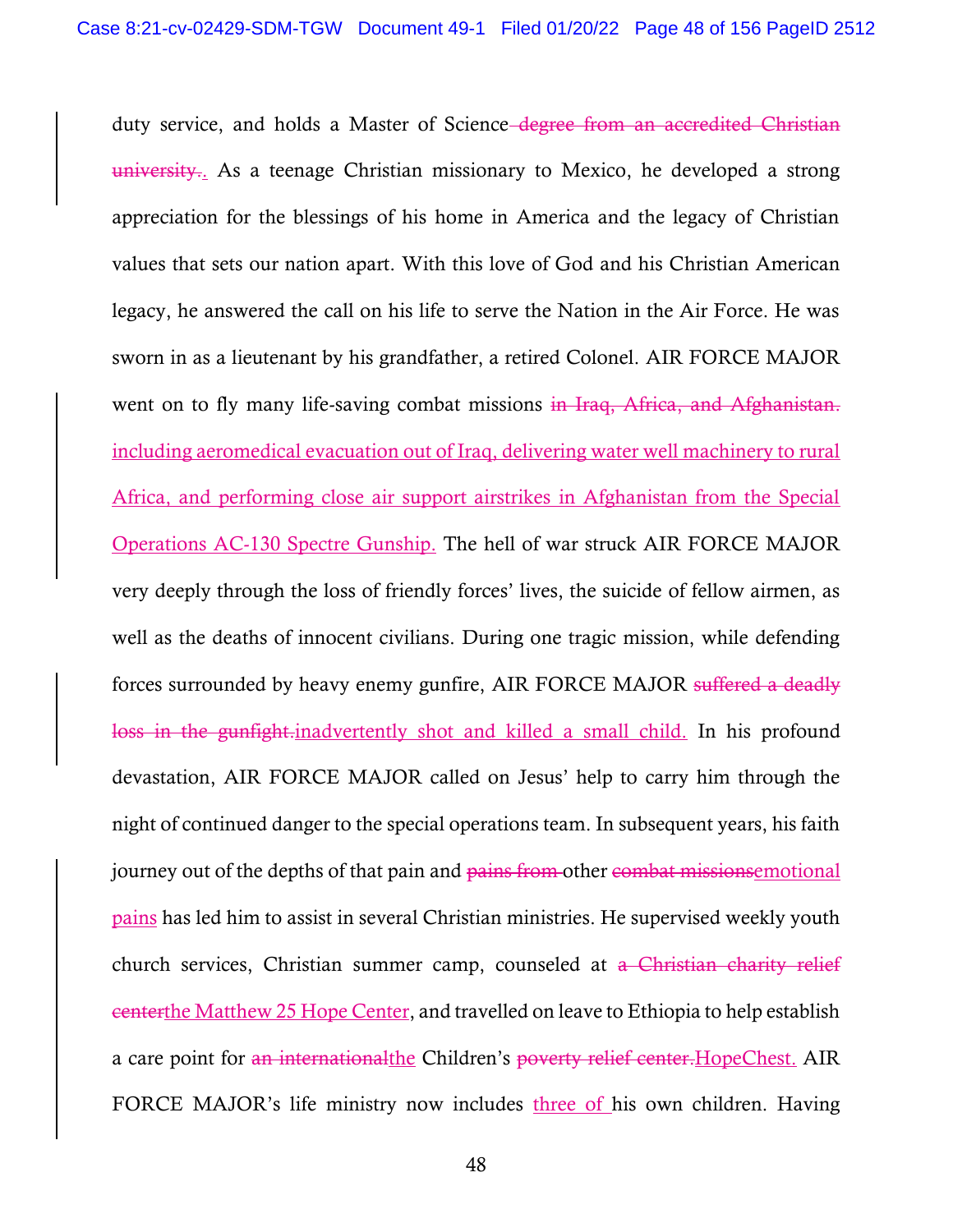duty service, and holds a Master of Science~~ degree from an accredited Christian university.~~<u>.</u> As a teenage Christian missionary to Mexico, he developed a strong appreciation for the blessings of his home in America and the legacy of Christian values that sets our nation apart. With this love of God and his Christian American legacy, he answered the call on his life to serve the Nation in the Air Force. He was sworn in as a lieutenant by his grandfather, a retired Colonel. AIR FORCE MAJOR went on to fly many life-saving combat missions ~~in Iraq, Africa, and Afghanistan.~~ <u>including aeromedical evacuation out of Iraq, delivering water well machinery to rural Africa, and performing close air support airstrikes in Afghanistan from the Special Operations AC-130 Spectre Gunship.</u> The hell of war struck AIR FORCE MAJOR very deeply through the loss of friendly forces' lives, the suicide of fellow airmen, as well as the deaths of innocent civilians. During one tragic mission, while defending forces surrounded by heavy enemy gunfire, AIR FORCE MAJOR ~~suffered a deadly loss in the gunfight.~~<u>inadvertently shot and killed a small child.</u> In his profound devastation, AIR FORCE MAJOR called on Jesus' help to carry him through the night of continued danger to the special operations team. In subsequent years, his faith journey out of the depths of that pain and ~~pains from~~ other ~~combat missions~~<u>emotional pains</u> has led him to assist in several Christian ministries. He supervised weekly youth church services, Christian summer camp, counseled at ~~a Christian charity relief center~~<u>the Matthew 25 Hope Center</u>, and travelled on leave to Ethiopia to help establish a care point for ~~an international~~<u>the</u> Children's ~~poverty relief center.~~<u>HopeChest.</u> AIR FORCE MAJOR's life ministry now includes <u>three of</u> his own children. Having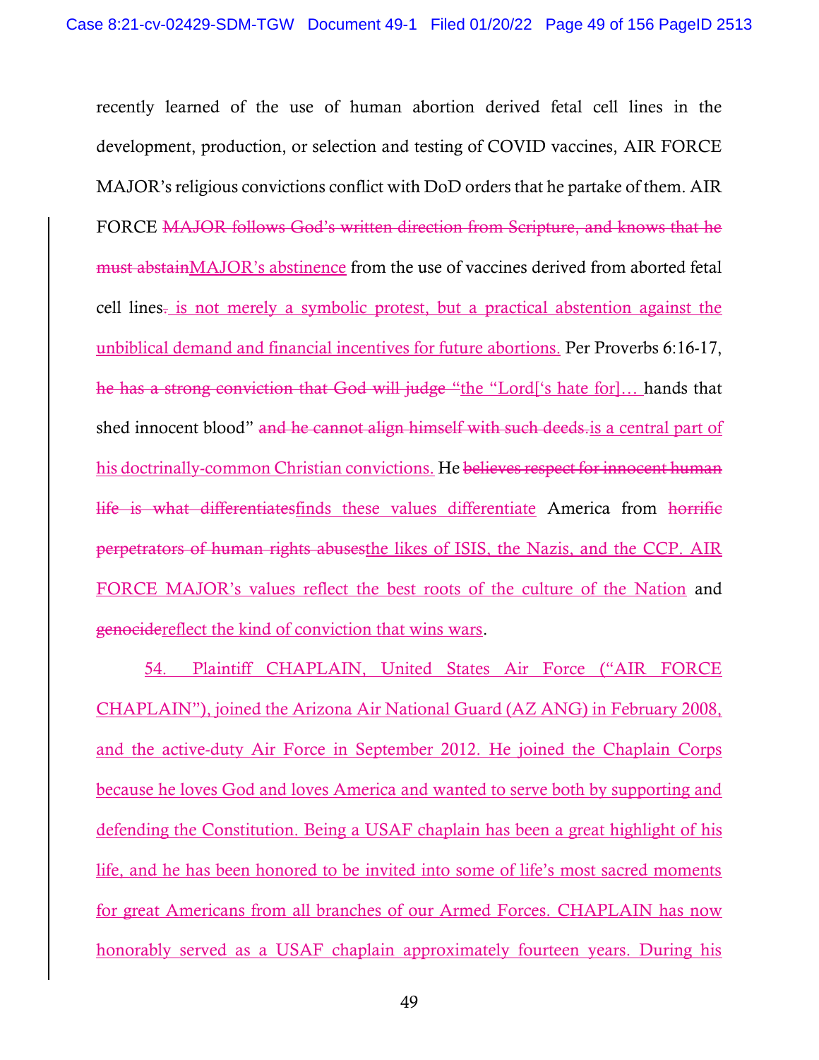recently learned of the use of human abortion derived fetal cell lines in the development, production, or selection and testing of COVID vaccines, AIR FORCE MAJOR's religious convictions conflict with DoD orders that he partake of them. AIR FORCE ~~MAJOR follows God's written direction from Scripture, and knows that he must abstain~~MAJOR's abstinence from the use of vaccines derived from aborted fetal cell lines~~.~~ is not merely a symbolic protest, but a practical abstention against the unbiblical demand and financial incentives for future abortions. Per Proverbs 6:16-17, ~~he has a strong conviction that God will judge "~~the "Lord['s hate for]… hands that shed innocent blood" ~~and he cannot align himself with such deeds.~~is a central part of his doctrinally-common Christian convictions. He ~~believes respect for innocent human life is what differentiates~~finds these values differentiate America from ~~horrific perpetrators of human rights abuses~~the likes of ISIS, the Nazis, and the CCP. AIR FORCE MAJOR's values reflect the best roots of the culture of the Nation and ~~genocide~~reflect the kind of conviction that wins wars.

54. Plaintiff CHAPLAIN, United States Air Force ("AIR FORCE CHAPLAIN"), joined the Arizona Air National Guard (AZ ANG) in February 2008, and the active-duty Air Force in September 2012. He joined the Chaplain Corps because he loves God and loves America and wanted to serve both by supporting and defending the Constitution. Being a USAF chaplain has been a great highlight of his life, and he has been honored to be invited into some of life's most sacred moments for great Americans from all branches of our Armed Forces. CHAPLAIN has now honorably served as a USAF chaplain approximately fourteen years. During his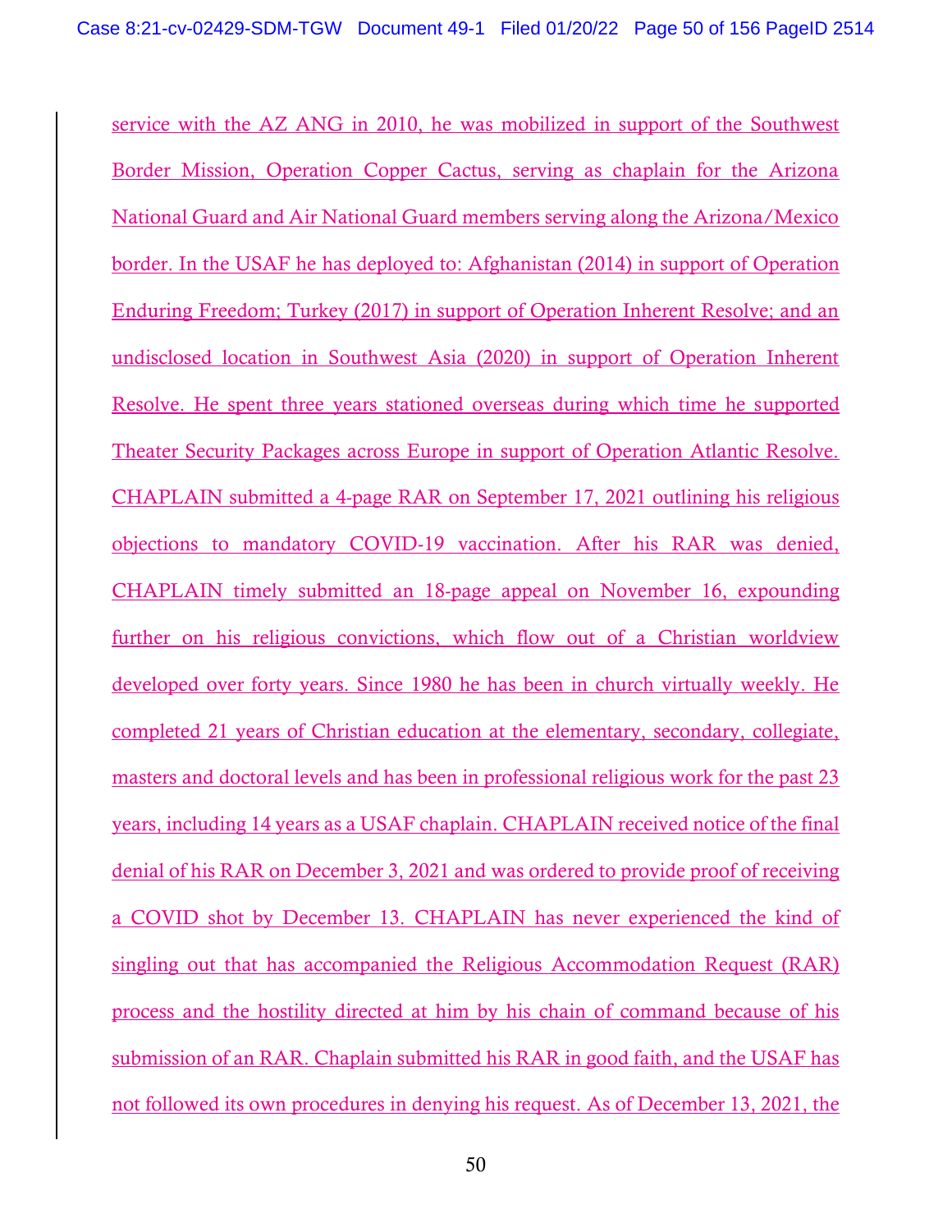service with the AZ ANG in 2010, he was mobilized in support of the Southwest Border Mission, Operation Copper Cactus, serving as chaplain for the Arizona National Guard and Air National Guard members serving along the Arizona/Mexico border. In the USAF he has deployed to: Afghanistan (2014) in support of Operation Enduring Freedom; Turkey (2017) in support of Operation Inherent Resolve; and an undisclosed location in Southwest Asia (2020) in support of Operation Inherent Resolve. He spent three years stationed overseas during which time he supported Theater Security Packages across Europe in support of Operation Atlantic Resolve. CHAPLAIN submitted a 4-page RAR on September 17, 2021 outlining his religious objections to mandatory COVID-19 vaccination. After his RAR was denied, CHAPLAIN timely submitted an 18-page appeal on November 16, expounding further on his religious convictions, which flow out of a Christian worldview developed over forty years. Since 1980 he has been in church virtually weekly. He completed 21 years of Christian education at the elementary, secondary, collegiate, masters and doctoral levels and has been in professional religious work for the past 23 years, including 14 years as a USAF chaplain. CHAPLAIN received notice of the final denial of his RAR on December 3, 2021 and was ordered to provide proof of receiving a COVID shot by December 13. CHAPLAIN has never experienced the kind of singling out that has accompanied the Religious Accommodation Request (RAR) process and the hostility directed at him by his chain of command because of his submission of an RAR. Chaplain submitted his RAR in good faith, and the USAF has not followed its own procedures in denying his request. As of December 13, 2021, the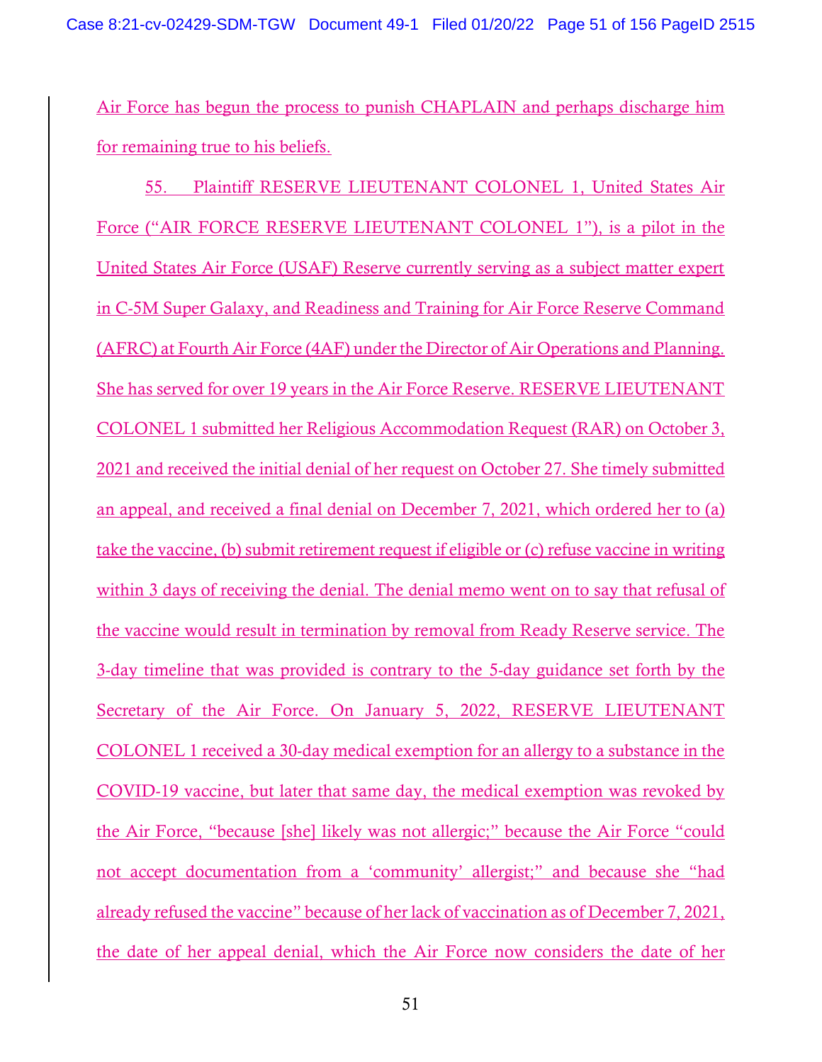Air Force has begun the process to punish CHAPLAIN and perhaps discharge him for remaining true to his beliefs.

55. Plaintiff RESERVE LIEUTENANT COLONEL 1, United States Air Force ("AIR FORCE RESERVE LIEUTENANT COLONEL 1"), is a pilot in the United States Air Force (USAF) Reserve currently serving as a subject matter expert in C-5M Super Galaxy, and Readiness and Training for Air Force Reserve Command (AFRC) at Fourth Air Force (4AF) under the Director of Air Operations and Planning. She has served for over 19 years in the Air Force Reserve. RESERVE LIEUTENANT COLONEL 1 submitted her Religious Accommodation Request (RAR) on October 3, 2021 and received the initial denial of her request on October 27. She timely submitted an appeal, and received a final denial on December 7, 2021, which ordered her to (a) take the vaccine, (b) submit retirement request if eligible or (c) refuse vaccine in writing within 3 days of receiving the denial. The denial memo went on to say that refusal of the vaccine would result in termination by removal from Ready Reserve service. The 3-day timeline that was provided is contrary to the 5-day guidance set forth by the Secretary of the Air Force. On January 5, 2022, RESERVE LIEUTENANT COLONEL 1 received a 30-day medical exemption for an allergy to a substance in the COVID-19 vaccine, but later that same day, the medical exemption was revoked by the Air Force, "because [she] likely was not allergic;" because the Air Force "could not accept documentation from a 'community' allergist;" and because she "had already refused the vaccine" because of her lack of vaccination as of December 7, 2021, the date of her appeal denial, which the Air Force now considers the date of her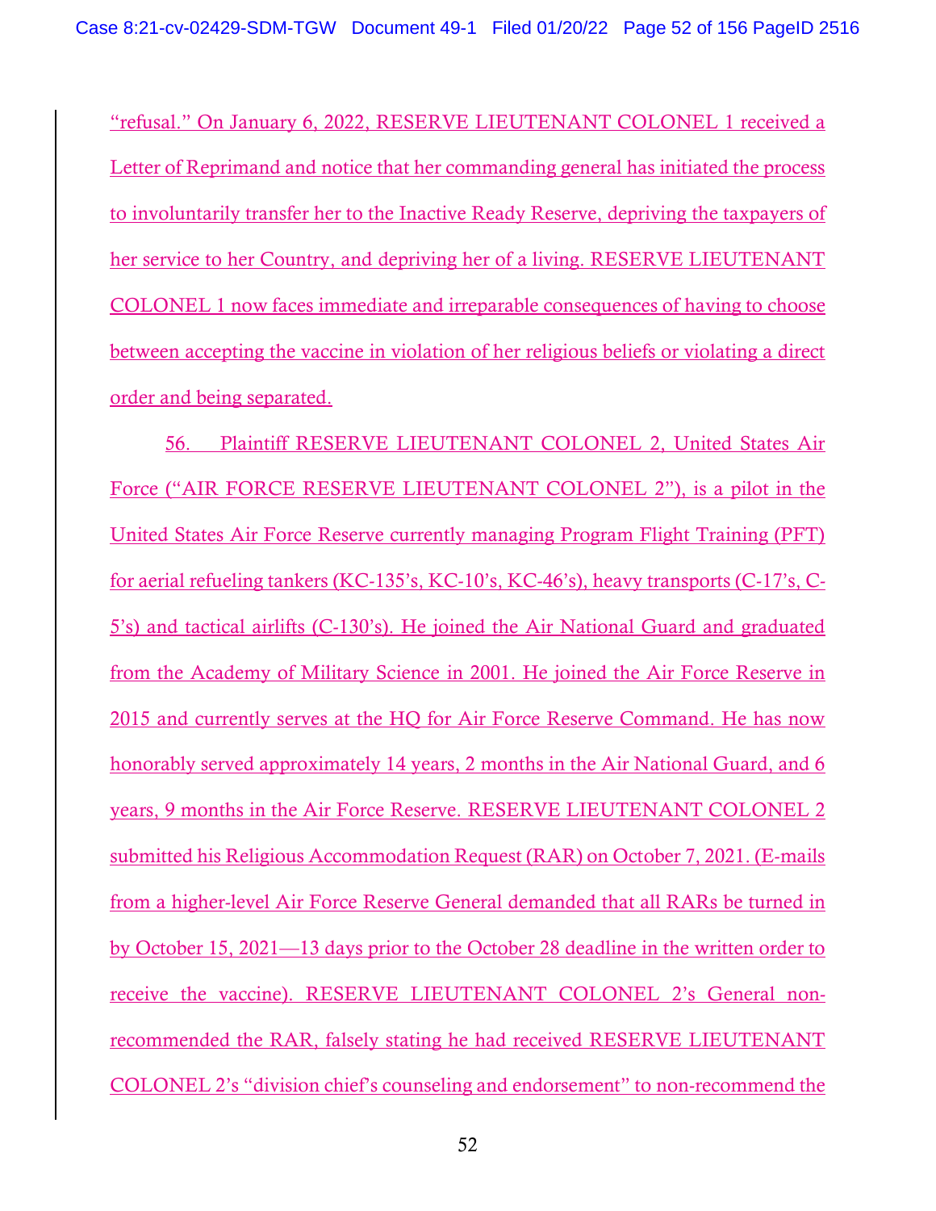"refusal." On January 6, 2022, RESERVE LIEUTENANT COLONEL 1 received a Letter of Reprimand and notice that her commanding general has initiated the process to involuntarily transfer her to the Inactive Ready Reserve, depriving the taxpayers of her service to her Country, and depriving her of a living. RESERVE LIEUTENANT COLONEL 1 now faces immediate and irreparable consequences of having to choose between accepting the vaccine in violation of her religious beliefs or violating a direct order and being separated.

56. Plaintiff RESERVE LIEUTENANT COLONEL 2, United States Air Force ("AIR FORCE RESERVE LIEUTENANT COLONEL 2"), is a pilot in the United States Air Force Reserve currently managing Program Flight Training (PFT) for aerial refueling tankers (KC-135's, KC-10's, KC-46's), heavy transports (C-17's, C-5's) and tactical airlifts (C-130's). He joined the Air National Guard and graduated from the Academy of Military Science in 2001. He joined the Air Force Reserve in 2015 and currently serves at the HQ for Air Force Reserve Command. He has now honorably served approximately 14 years, 2 months in the Air National Guard, and 6 years, 9 months in the Air Force Reserve. RESERVE LIEUTENANT COLONEL 2 submitted his Religious Accommodation Request (RAR) on October 7, 2021. (E-mails from a higher-level Air Force Reserve General demanded that all RARs be turned in by October 15, 2021—13 days prior to the October 28 deadline in the written order to receive the vaccine). RESERVE LIEUTENANT COLONEL 2's General non-recommended the RAR, falsely stating he had received RESERVE LIEUTENANT COLONEL 2's "division chief's counseling and endorsement" to non-recommend the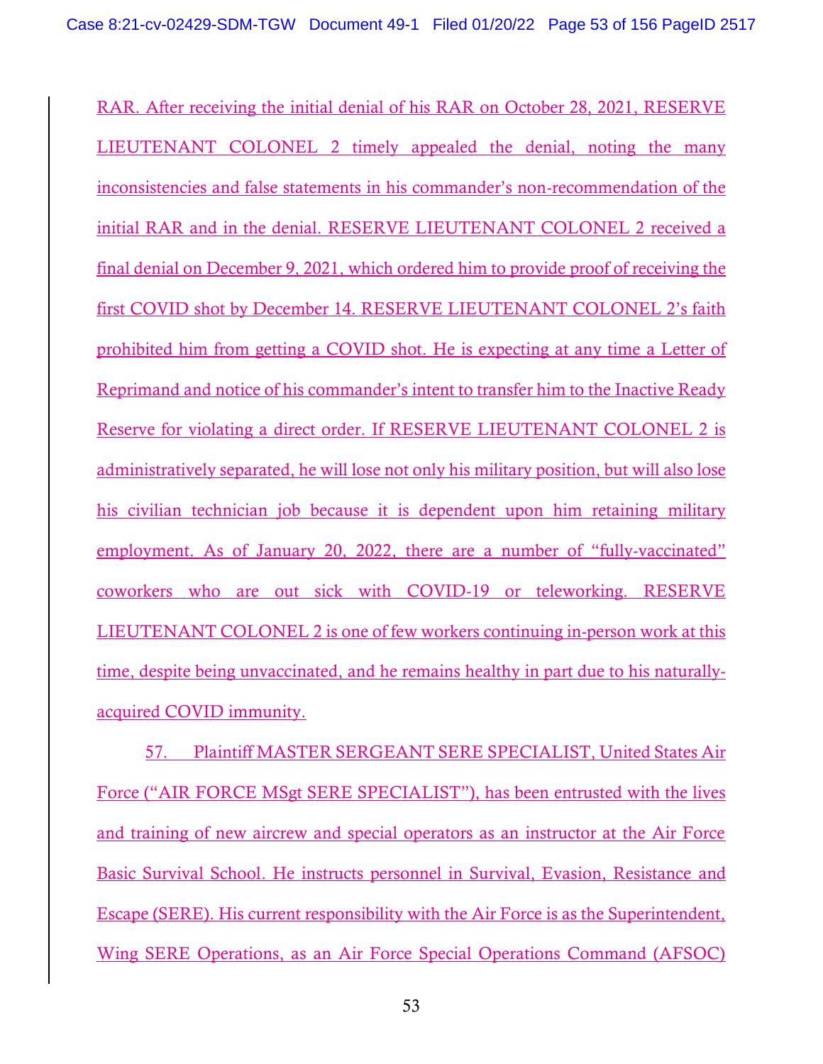RAR. After receiving the initial denial of his RAR on October 28, 2021, RESERVE LIEUTENANT COLONEL 2 timely appealed the denial, noting the many inconsistencies and false statements in his commander's non-recommendation of the initial RAR and in the denial. RESERVE LIEUTENANT COLONEL 2 received a final denial on December 9, 2021, which ordered him to provide proof of receiving the first COVID shot by December 14. RESERVE LIEUTENANT COLONEL 2's faith prohibited him from getting a COVID shot. He is expecting at any time a Letter of Reprimand and notice of his commander's intent to transfer him to the Inactive Ready Reserve for violating a direct order. If RESERVE LIEUTENANT COLONEL 2 is administratively separated, he will lose not only his military position, but will also lose his civilian technician job because it is dependent upon him retaining military employment. As of January 20, 2022, there are a number of "fully-vaccinated" coworkers who are out sick with COVID-19 or teleworking. RESERVE LIEUTENANT COLONEL 2 is one of few workers continuing in-person work at this time, despite being unvaccinated, and he remains healthy in part due to his naturally-acquired COVID immunity.

57. Plaintiff MASTER SERGEANT SERE SPECIALIST, United States Air Force ("AIR FORCE MSgt SERE SPECIALIST"), has been entrusted with the lives and training of new aircrew and special operators as an instructor at the Air Force Basic Survival School. He instructs personnel in Survival, Evasion, Resistance and Escape (SERE). His current responsibility with the Air Force is as the Superintendent, Wing SERE Operations, as an Air Force Special Operations Command (AFSOC)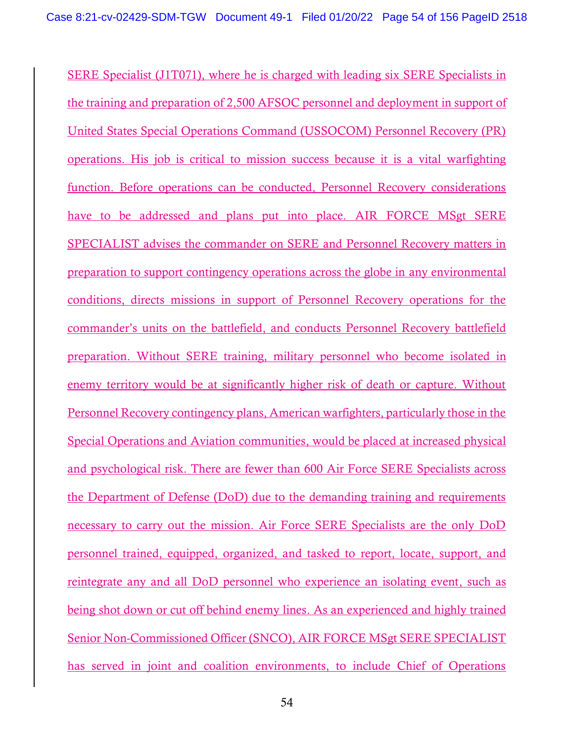SERE Specialist (J1T071), where he is charged with leading six SERE Specialists in the training and preparation of 2,500 AFSOC personnel and deployment in support of United States Special Operations Command (USSOCOM) Personnel Recovery (PR) operations. His job is critical to mission success because it is a vital warfighting function. Before operations can be conducted, Personnel Recovery considerations have to be addressed and plans put into place. AIR FORCE MSgt SERE SPECIALIST advises the commander on SERE and Personnel Recovery matters in preparation to support contingency operations across the globe in any environmental conditions, directs missions in support of Personnel Recovery operations for the commander's units on the battlefield, and conducts Personnel Recovery battlefield preparation. Without SERE training, military personnel who become isolated in enemy territory would be at significantly higher risk of death or capture. Without Personnel Recovery contingency plans, American warfighters, particularly those in the Special Operations and Aviation communities, would be placed at increased physical and psychological risk. There are fewer than 600 Air Force SERE Specialists across the Department of Defense (DoD) due to the demanding training and requirements necessary to carry out the mission. Air Force SERE Specialists are the only DoD personnel trained, equipped, organized, and tasked to report, locate, support, and reintegrate any and all DoD personnel who experience an isolating event, such as being shot down or cut off behind enemy lines. As an experienced and highly trained Senior Non-Commissioned Officer (SNCO), AIR FORCE MSgt SERE SPECIALIST has served in joint and coalition environments, to include Chief of Operations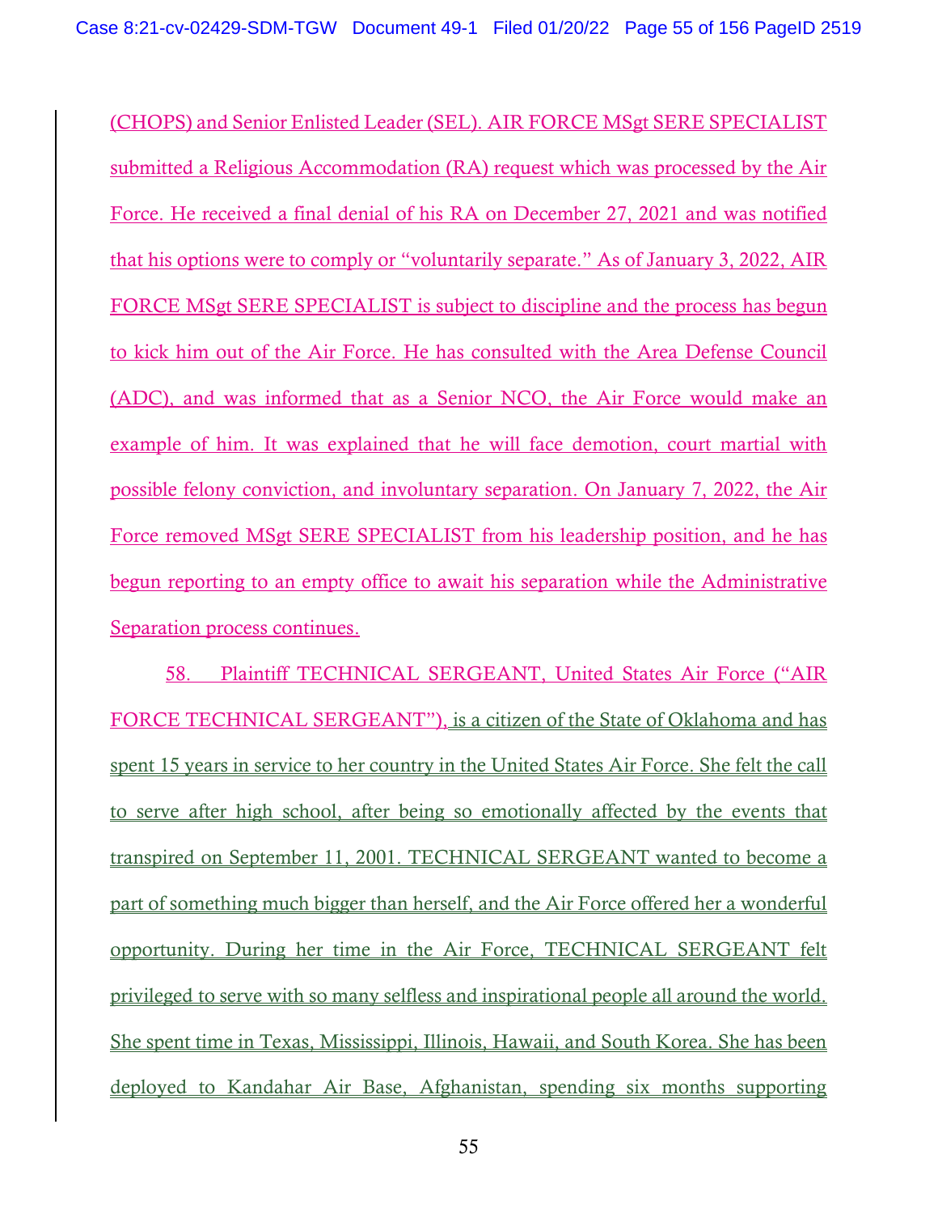(CHOPS) and Senior Enlisted Leader (SEL). AIR FORCE MSgt SERE SPECIALIST submitted a Religious Accommodation (RA) request which was processed by the Air Force. He received a final denial of his RA on December 27, 2021 and was notified that his options were to comply or "voluntarily separate." As of January 3, 2022, AIR FORCE MSgt SERE SPECIALIST is subject to discipline and the process has begun to kick him out of the Air Force. He has consulted with the Area Defense Council (ADC), and was informed that as a Senior NCO, the Air Force would make an example of him. It was explained that he will face demotion, court martial with possible felony conviction, and involuntary separation. On January 7, 2022, the Air Force removed MSgt SERE SPECIALIST from his leadership position, and he has begun reporting to an empty office to await his separation while the Administrative Separation process continues.

58. Plaintiff TECHNICAL SERGEANT, United States Air Force ("AIR FORCE TECHNICAL SERGEANT"), is a citizen of the State of Oklahoma and has spent 15 years in service to her country in the United States Air Force. She felt the call to serve after high school, after being so emotionally affected by the events that transpired on September 11, 2001. TECHNICAL SERGEANT wanted to become a part of something much bigger than herself, and the Air Force offered her a wonderful opportunity. During her time in the Air Force, TECHNICAL SERGEANT felt privileged to serve with so many selfless and inspirational people all around the world. She spent time in Texas, Mississippi, Illinois, Hawaii, and South Korea. She has been deployed to Kandahar Air Base, Afghanistan, spending six months supporting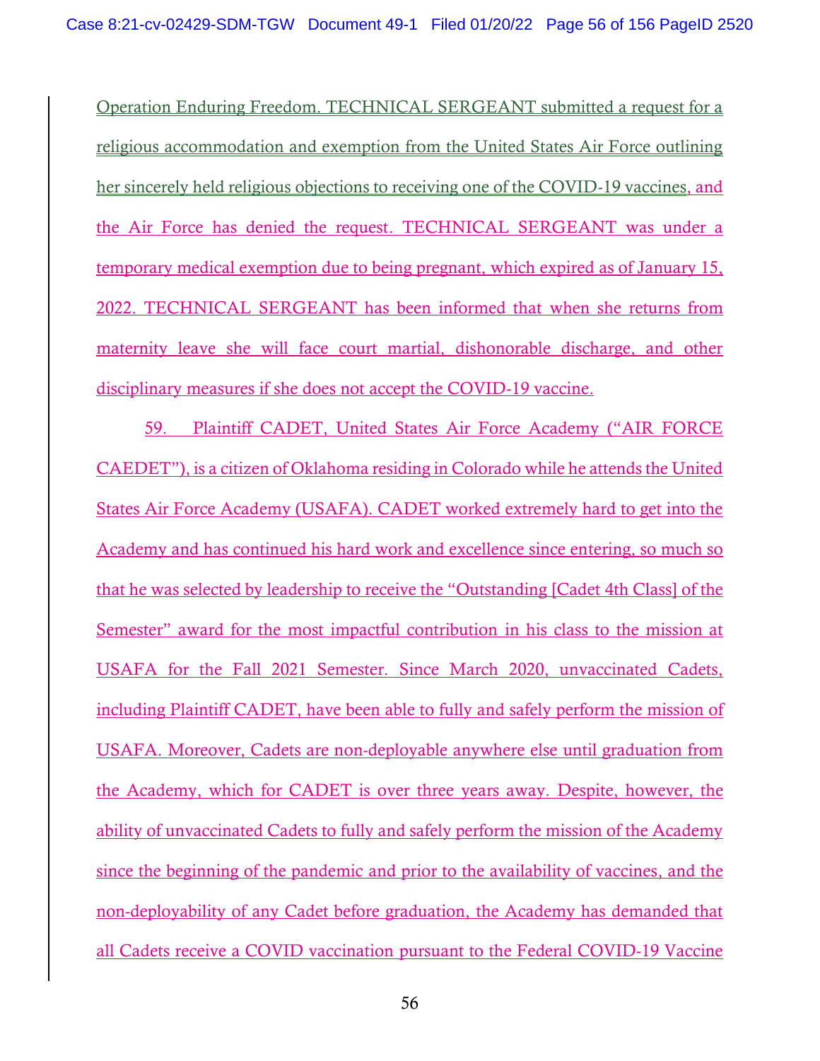Operation Enduring Freedom. TECHNICAL SERGEANT submitted a request for a religious accommodation and exemption from the United States Air Force outlining her sincerely held religious objections to receiving one of the COVID-19 vaccines, and the Air Force has denied the request. TECHNICAL SERGEANT was under a temporary medical exemption due to being pregnant, which expired as of January 15, 2022. TECHNICAL SERGEANT has been informed that when she returns from maternity leave she will face court martial, dishonorable discharge, and other disciplinary measures if she does not accept the COVID-19 vaccine.

59. Plaintiff CADET, United States Air Force Academy ("AIR FORCE CAEDET"), is a citizen of Oklahoma residing in Colorado while he attends the United States Air Force Academy (USAFA). CADET worked extremely hard to get into the Academy and has continued his hard work and excellence since entering, so much so that he was selected by leadership to receive the "Outstanding [Cadet 4th Class] of the Semester" award for the most impactful contribution in his class to the mission at USAFA for the Fall 2021 Semester. Since March 2020, unvaccinated Cadets, including Plaintiff CADET, have been able to fully and safely perform the mission of USAFA. Moreover, Cadets are non-deployable anywhere else until graduation from the Academy, which for CADET is over three years away. Despite, however, the ability of unvaccinated Cadets to fully and safely perform the mission of the Academy since the beginning of the pandemic and prior to the availability of vaccines, and the non-deployability of any Cadet before graduation, the Academy has demanded that all Cadets receive a COVID vaccination pursuant to the Federal COVID-19 Vaccine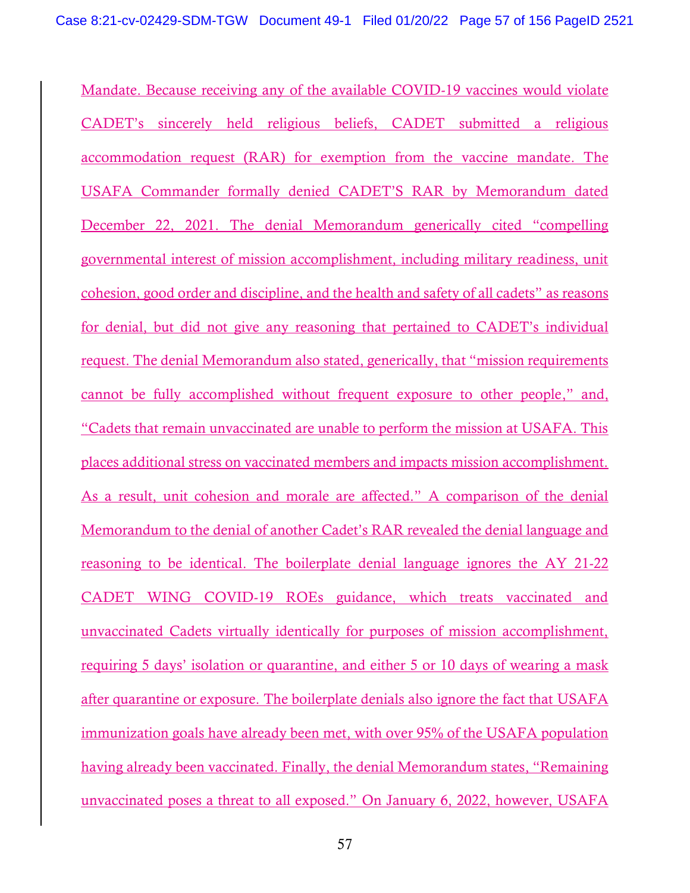Mandate. Because receiving any of the available COVID-19 vaccines would violate CADET's sincerely held religious beliefs, CADET submitted a religious accommodation request (RAR) for exemption from the vaccine mandate. The USAFA Commander formally denied CADET'S RAR by Memorandum dated December 22, 2021. The denial Memorandum generically cited "compelling governmental interest of mission accomplishment, including military readiness, unit cohesion, good order and discipline, and the health and safety of all cadets" as reasons for denial, but did not give any reasoning that pertained to CADET's individual request. The denial Memorandum also stated, generically, that "mission requirements cannot be fully accomplished without frequent exposure to other people," and, "Cadets that remain unvaccinated are unable to perform the mission at USAFA. This places additional stress on vaccinated members and impacts mission accomplishment. As a result, unit cohesion and morale are affected." A comparison of the denial Memorandum to the denial of another Cadet's RAR revealed the denial language and reasoning to be identical. The boilerplate denial language ignores the AY 21-22 CADET WING COVID-19 ROEs guidance, which treats vaccinated and unvaccinated Cadets virtually identically for purposes of mission accomplishment, requiring 5 days' isolation or quarantine, and either 5 or 10 days of wearing a mask after quarantine or exposure. The boilerplate denials also ignore the fact that USAFA immunization goals have already been met, with over 95% of the USAFA population having already been vaccinated. Finally, the denial Memorandum states, "Remaining unvaccinated poses a threat to all exposed." On January 6, 2022, however, USAFA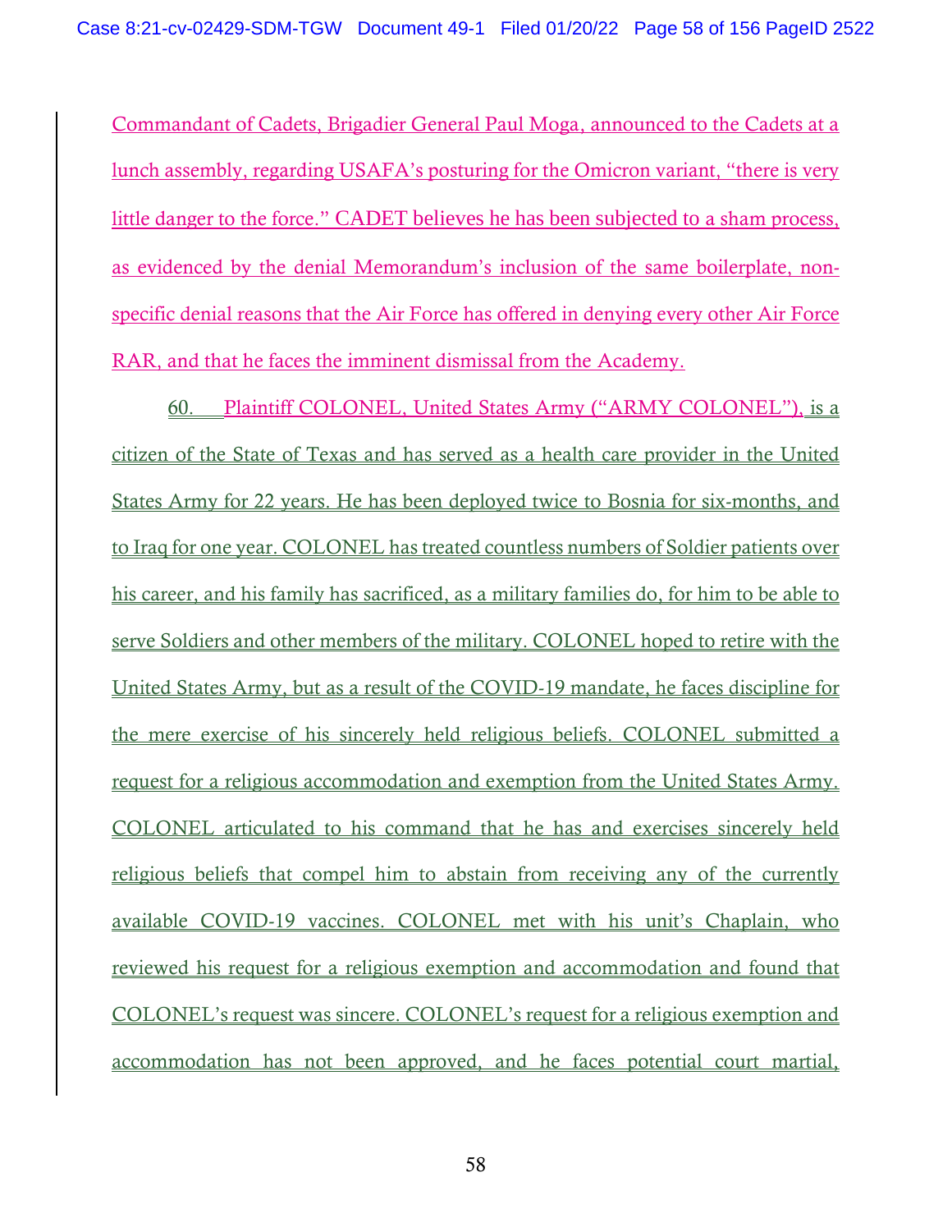Commandant of Cadets, Brigadier General Paul Moga, announced to the Cadets at a lunch assembly, regarding USAFA's posturing for the Omicron variant, "there is very little danger to the force." CADET believes he has been subjected to a sham process, as evidenced by the denial Memorandum's inclusion of the same boilerplate, non-specific denial reasons that the Air Force has offered in denying every other Air Force RAR, and that he faces the imminent dismissal from the Academy.

60. Plaintiff COLONEL, United States Army ("ARMY COLONEL"), is a citizen of the State of Texas and has served as a health care provider in the United States Army for 22 years. He has been deployed twice to Bosnia for six-months, and to Iraq for one year. COLONEL has treated countless numbers of Soldier patients over his career, and his family has sacrificed, as a military families do, for him to be able to serve Soldiers and other members of the military. COLONEL hoped to retire with the United States Army, but as a result of the COVID-19 mandate, he faces discipline for the mere exercise of his sincerely held religious beliefs. COLONEL submitted a request for a religious accommodation and exemption from the United States Army. COLONEL articulated to his command that he has and exercises sincerely held religious beliefs that compel him to abstain from receiving any of the currently available COVID-19 vaccines. COLONEL met with his unit's Chaplain, who reviewed his request for a religious exemption and accommodation and found that COLONEL's request was sincere. COLONEL's request for a religious exemption and accommodation has not been approved, and he faces potential court martial,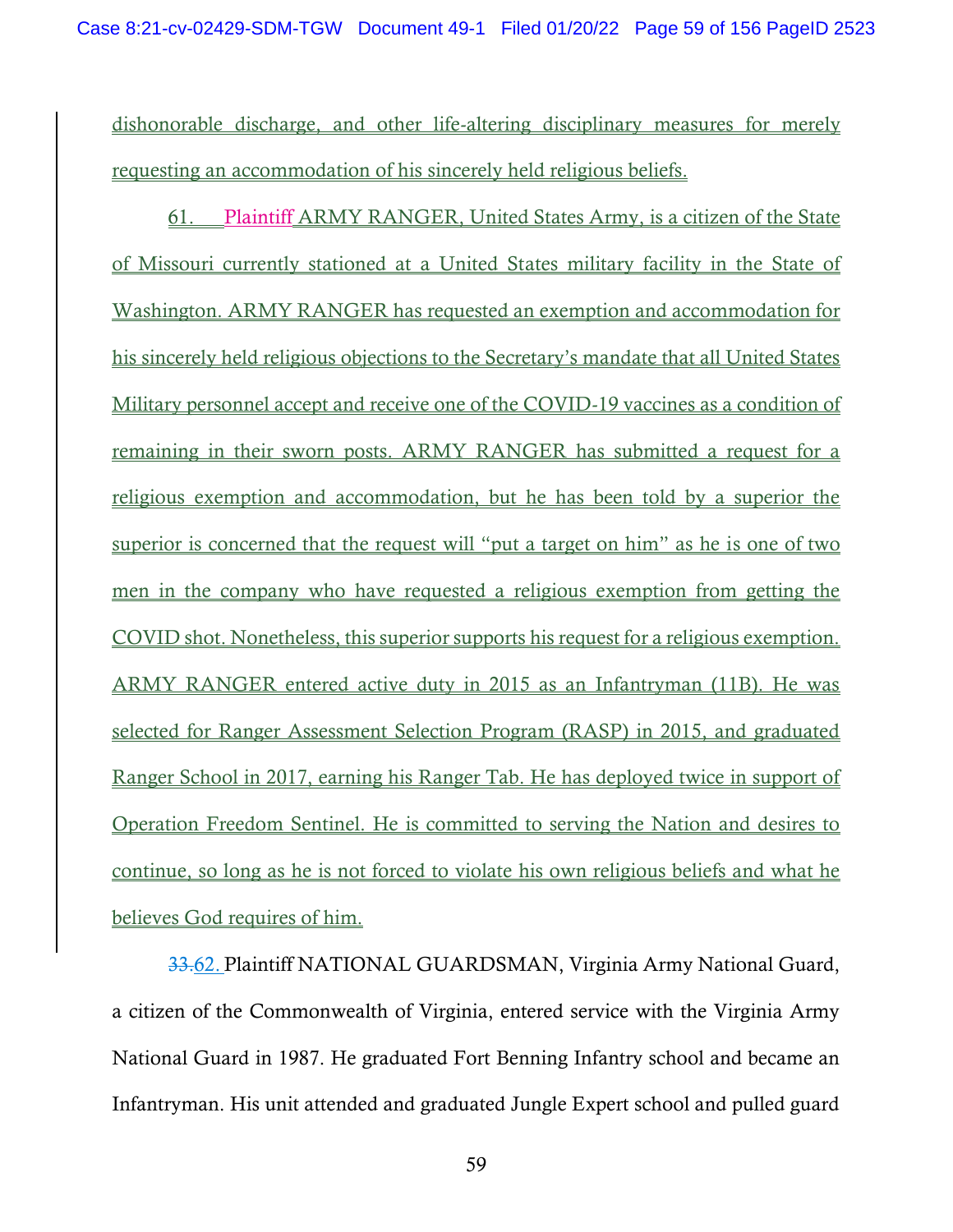dishonorable discharge, and other life-altering disciplinary measures for merely requesting an accommodation of his sincerely held religious beliefs.

61. Plaintiff ARMY RANGER, United States Army, is a citizen of the State of Missouri currently stationed at a United States military facility in the State of Washington. ARMY RANGER has requested an exemption and accommodation for his sincerely held religious objections to the Secretary's mandate that all United States Military personnel accept and receive one of the COVID-19 vaccines as a condition of remaining in their sworn posts. ARMY RANGER has submitted a request for a religious exemption and accommodation, but he has been told by a superior the superior is concerned that the request will "put a target on him" as he is one of two men in the company who have requested a religious exemption from getting the COVID shot. Nonetheless, this superior supports his request for a religious exemption. ARMY RANGER entered active duty in 2015 as an Infantryman (11B). He was selected for Ranger Assessment Selection Program (RASP) in 2015, and graduated Ranger School in 2017, earning his Ranger Tab. He has deployed twice in support of Operation Freedom Sentinel. He is committed to serving the Nation and desires to continue, so long as he is not forced to violate his own religious beliefs and what he believes God requires of him.

~~33.~~62. Plaintiff NATIONAL GUARDSMAN, Virginia Army National Guard, a citizen of the Commonwealth of Virginia, entered service with the Virginia Army National Guard in 1987. He graduated Fort Benning Infantry school and became an Infantryman. His unit attended and graduated Jungle Expert school and pulled guard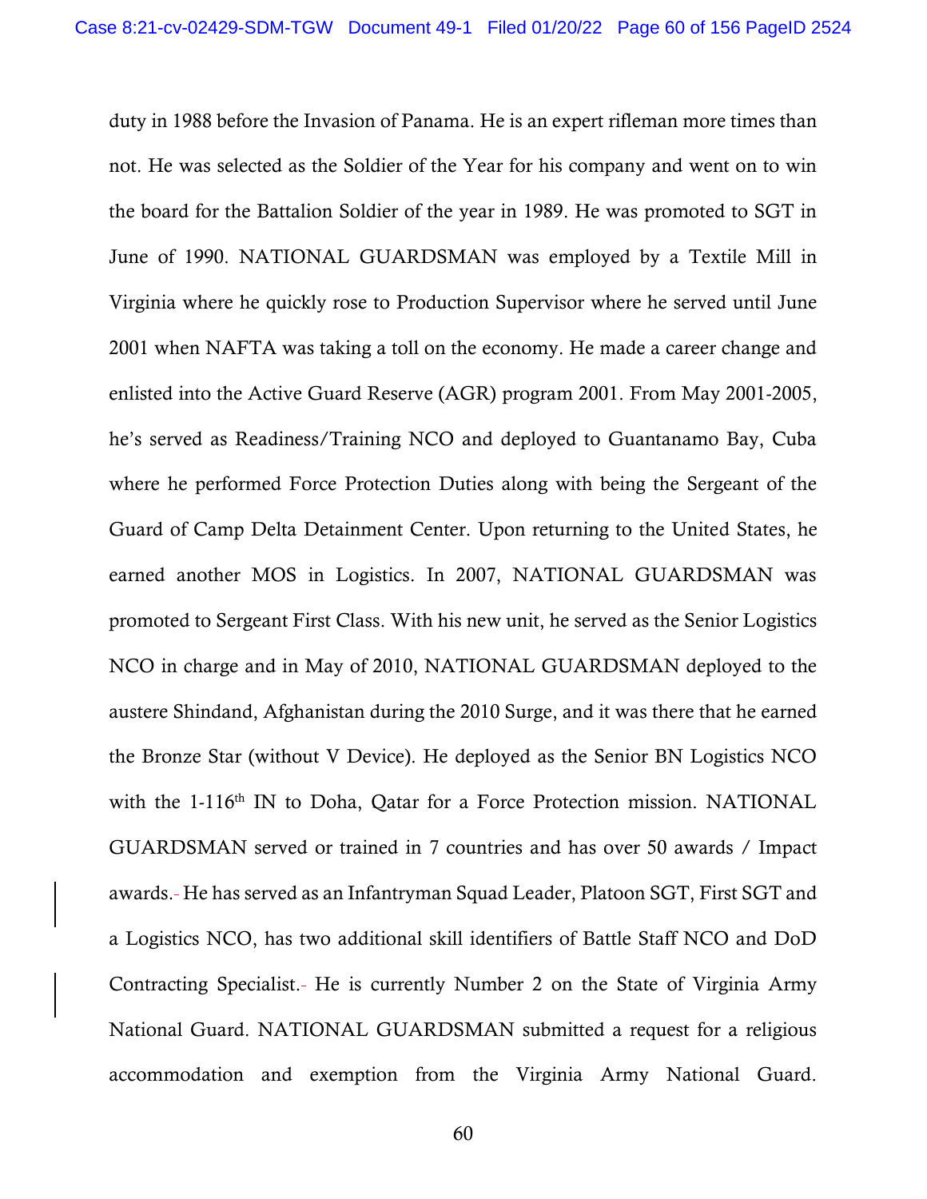duty in 1988 before the Invasion of Panama. He is an expert rifleman more times than not. He was selected as the Soldier of the Year for his company and went on to win the board for the Battalion Soldier of the year in 1989. He was promoted to SGT in June of 1990. NATIONAL GUARDSMAN was employed by a Textile Mill in Virginia where he quickly rose to Production Supervisor where he served until June 2001 when NAFTA was taking a toll on the economy. He made a career change and enlisted into the Active Guard Reserve (AGR) program 2001. From May 2001-2005, he's served as Readiness/Training NCO and deployed to Guantanamo Bay, Cuba where he performed Force Protection Duties along with being the Sergeant of the Guard of Camp Delta Detainment Center. Upon returning to the United States, he earned another MOS in Logistics. In 2007, NATIONAL GUARDSMAN was promoted to Sergeant First Class. With his new unit, he served as the Senior Logistics NCO in charge and in May of 2010, NATIONAL GUARDSMAN deployed to the austere Shindand, Afghanistan during the 2010 Surge, and it was there that he earned the Bronze Star (without V Device). He deployed as the Senior BN Logistics NCO with the 1-116th IN to Doha, Qatar for a Force Protection mission. NATIONAL GUARDSMAN served or trained in 7 countries and has over 50 awards / Impact awards. He has served as an Infantryman Squad Leader, Platoon SGT, First SGT and a Logistics NCO, has two additional skill identifiers of Battle Staff NCO and DoD Contracting Specialist. He is currently Number 2 on the State of Virginia Army National Guard. NATIONAL GUARDSMAN submitted a request for a religious accommodation and exemption from the Virginia Army National Guard.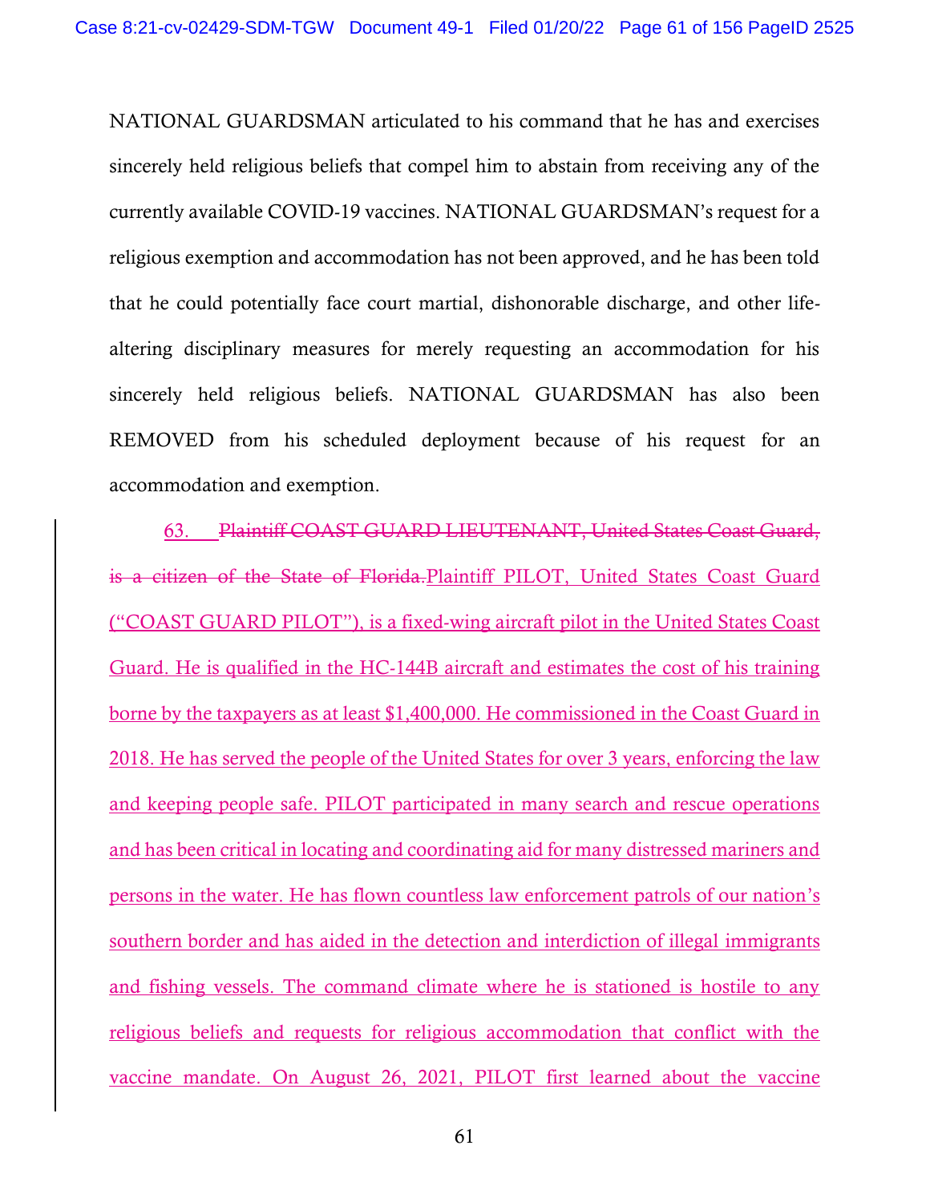NATIONAL GUARDSMAN articulated to his command that he has and exercises sincerely held religious beliefs that compel him to abstain from receiving any of the currently available COVID-19 vaccines. NATIONAL GUARDSMAN's request for a religious exemption and accommodation has not been approved, and he has been told that he could potentially face court martial, dishonorable discharge, and other life-altering disciplinary measures for merely requesting an accommodation for his sincerely held religious beliefs. NATIONAL GUARDSMAN has also been REMOVED from his scheduled deployment because of his request for an accommodation and exemption.

63. ~~Plaintiff COAST GUARD LIEUTENANT, United States Coast Guard, is a citizen of the State of Florida.~~ Plaintiff PILOT, United States Coast Guard ("COAST GUARD PILOT"), is a fixed-wing aircraft pilot in the United States Coast Guard. He is qualified in the HC-144B aircraft and estimates the cost of his training borne by the taxpayers as at least $1,400,000. He commissioned in the Coast Guard in 2018. He has served the people of the United States for over 3 years, enforcing the law and keeping people safe. PILOT participated in many search and rescue operations and has been critical in locating and coordinating aid for many distressed mariners and persons in the water. He has flown countless law enforcement patrols of our nation's southern border and has aided in the detection and interdiction of illegal immigrants and fishing vessels. The command climate where he is stationed is hostile to any religious beliefs and requests for religious accommodation that conflict with the vaccine mandate. On August 26, 2021, PILOT first learned about the vaccine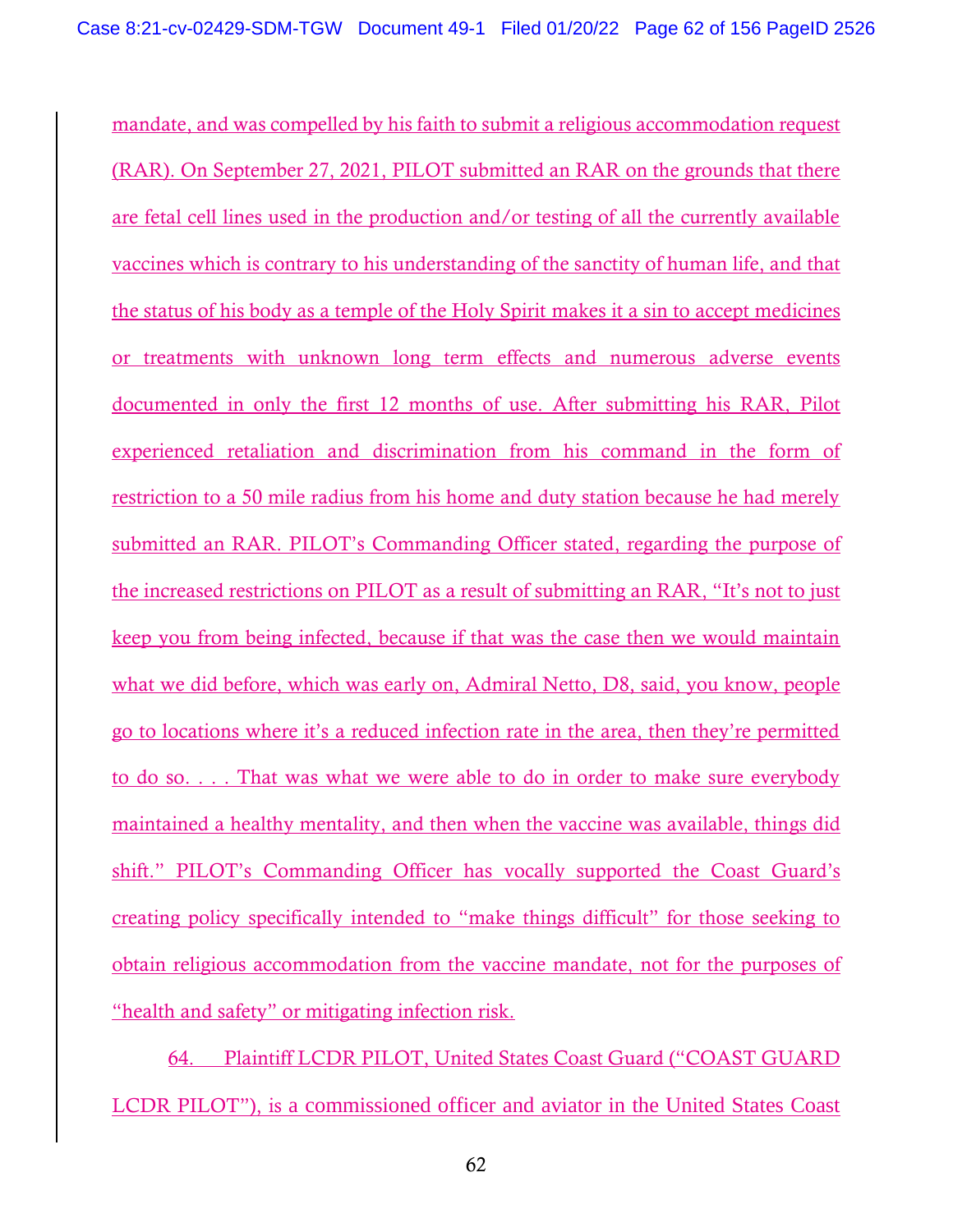mandate, and was compelled by his faith to submit a religious accommodation request (RAR). On September 27, 2021, PILOT submitted an RAR on the grounds that there are fetal cell lines used in the production and/or testing of all the currently available vaccines which is contrary to his understanding of the sanctity of human life, and that the status of his body as a temple of the Holy Spirit makes it a sin to accept medicines or treatments with unknown long term effects and numerous adverse events documented in only the first 12 months of use. After submitting his RAR, Pilot experienced retaliation and discrimination from his command in the form of restriction to a 50 mile radius from his home and duty station because he had merely submitted an RAR. PILOT's Commanding Officer stated, regarding the purpose of the increased restrictions on PILOT as a result of submitting an RAR, "It's not to just keep you from being infected, because if that was the case then we would maintain what we did before, which was early on, Admiral Netto, D8, said, you know, people go to locations where it's a reduced infection rate in the area, then they're permitted to do so. . . . That was what we were able to do in order to make sure everybody maintained a healthy mentality, and then when the vaccine was available, things did shift." PILOT's Commanding Officer has vocally supported the Coast Guard's creating policy specifically intended to "make things difficult" for those seeking to obtain religious accommodation from the vaccine mandate, not for the purposes of "health and safety" or mitigating infection risk.

64. Plaintiff LCDR PILOT, United States Coast Guard ("COAST GUARD LCDR PILOT"), is a commissioned officer and aviator in the United States Coast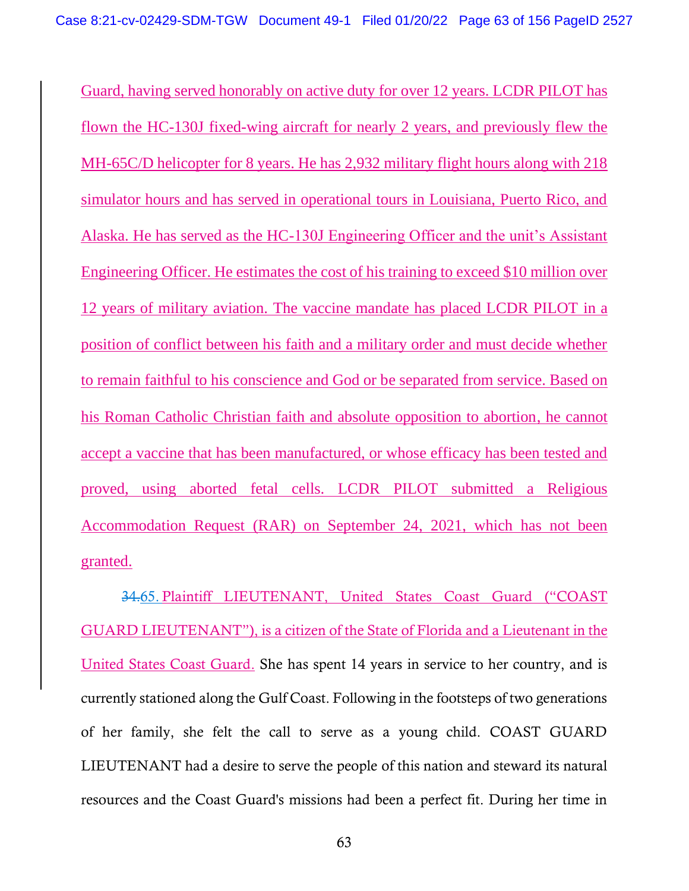Guard, having served honorably on active duty for over 12 years. LCDR PILOT has flown the HC-130J fixed-wing aircraft for nearly 2 years, and previously flew the MH-65C/D helicopter for 8 years. He has 2,932 military flight hours along with 218 simulator hours and has served in operational tours in Louisiana, Puerto Rico, and Alaska. He has served as the HC-130J Engineering Officer and the unit's Assistant Engineering Officer. He estimates the cost of his training to exceed $10 million over 12 years of military aviation. The vaccine mandate has placed LCDR PILOT in a position of conflict between his faith and a military order and must decide whether to remain faithful to his conscience and God or be separated from service. Based on his Roman Catholic Christian faith and absolute opposition to abortion, he cannot accept a vaccine that has been manufactured, or whose efficacy has been tested and proved, using aborted fetal cells. LCDR PILOT submitted a Religious Accommodation Request (RAR) on September 24, 2021, which has not been granted.

~~34.~~65. Plaintiff LIEUTENANT, United States Coast Guard ("COAST GUARD LIEUTENANT"), is a citizen of the State of Florida and a Lieutenant in the United States Coast Guard. She has spent 14 years in service to her country, and is currently stationed along the Gulf Coast. Following in the footsteps of two generations of her family, she felt the call to serve as a young child. COAST GUARD LIEUTENANT had a desire to serve the people of this nation and steward its natural resources and the Coast Guard's missions had been a perfect fit. During her time in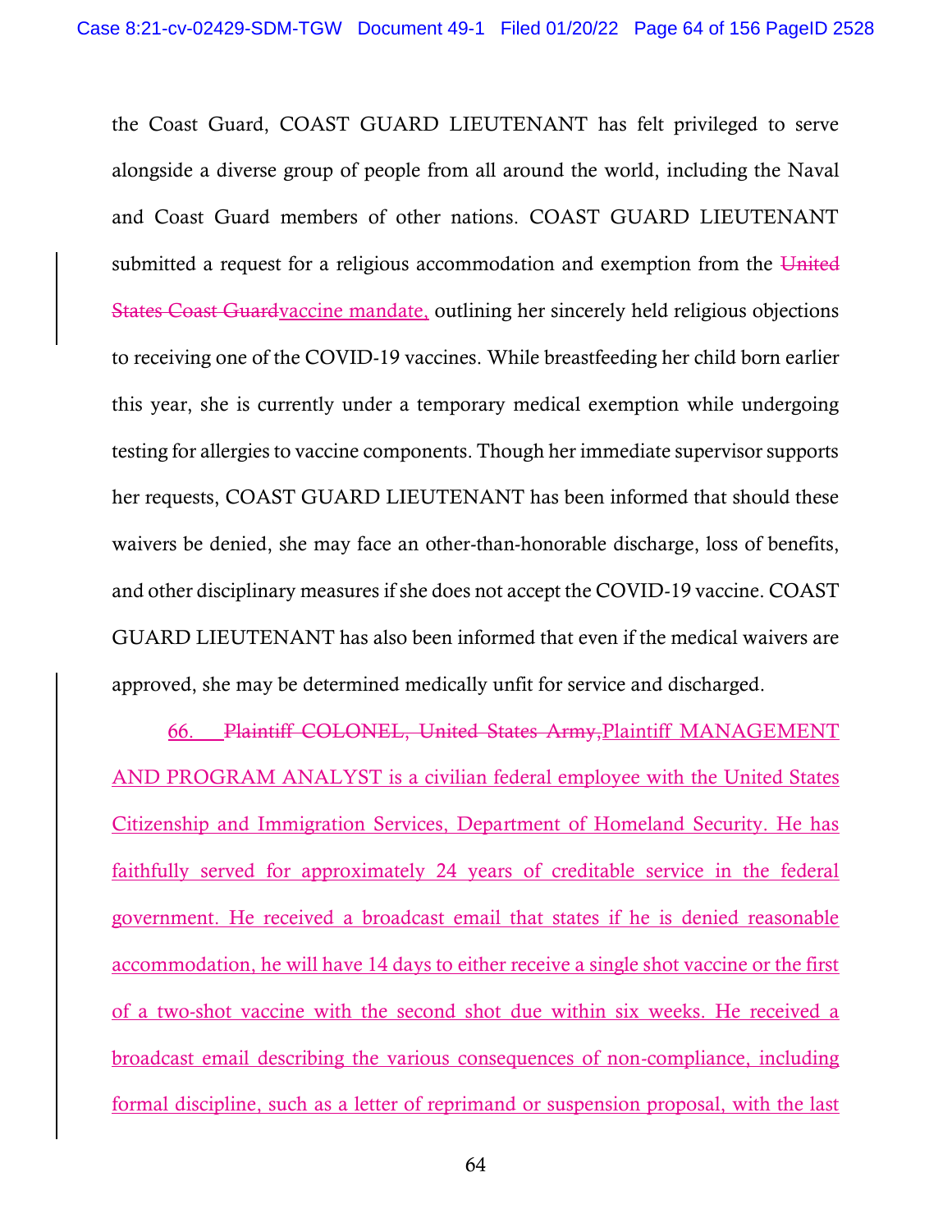the Coast Guard, COAST GUARD LIEUTENANT has felt privileged to serve alongside a diverse group of people from all around the world, including the Naval and Coast Guard members of other nations. COAST GUARD LIEUTENANT submitted a request for a religious accommodation and exemption from the ~~United States Coast Guard~~vaccine mandate, outlining her sincerely held religious objections to receiving one of the COVID-19 vaccines. While breastfeeding her child born earlier this year, she is currently under a temporary medical exemption while undergoing testing for allergies to vaccine components. Though her immediate supervisor supports her requests, COAST GUARD LIEUTENANT has been informed that should these waivers be denied, she may face an other-than-honorable discharge, loss of benefits, and other disciplinary measures if she does not accept the COVID-19 vaccine. COAST GUARD LIEUTENANT has also been informed that even if the medical waivers are approved, she may be determined medically unfit for service and discharged.

66. ~~Plaintiff COLONEL, United States Army,~~Plaintiff MANAGEMENT AND PROGRAM ANALYST is a civilian federal employee with the United States Citizenship and Immigration Services, Department of Homeland Security. He has faithfully served for approximately 24 years of creditable service in the federal government. He received a broadcast email that states if he is denied reasonable accommodation, he will have 14 days to either receive a single shot vaccine or the first of a two-shot vaccine with the second shot due within six weeks. He received a broadcast email describing the various consequences of non-compliance, including formal discipline, such as a letter of reprimand or suspension proposal, with the last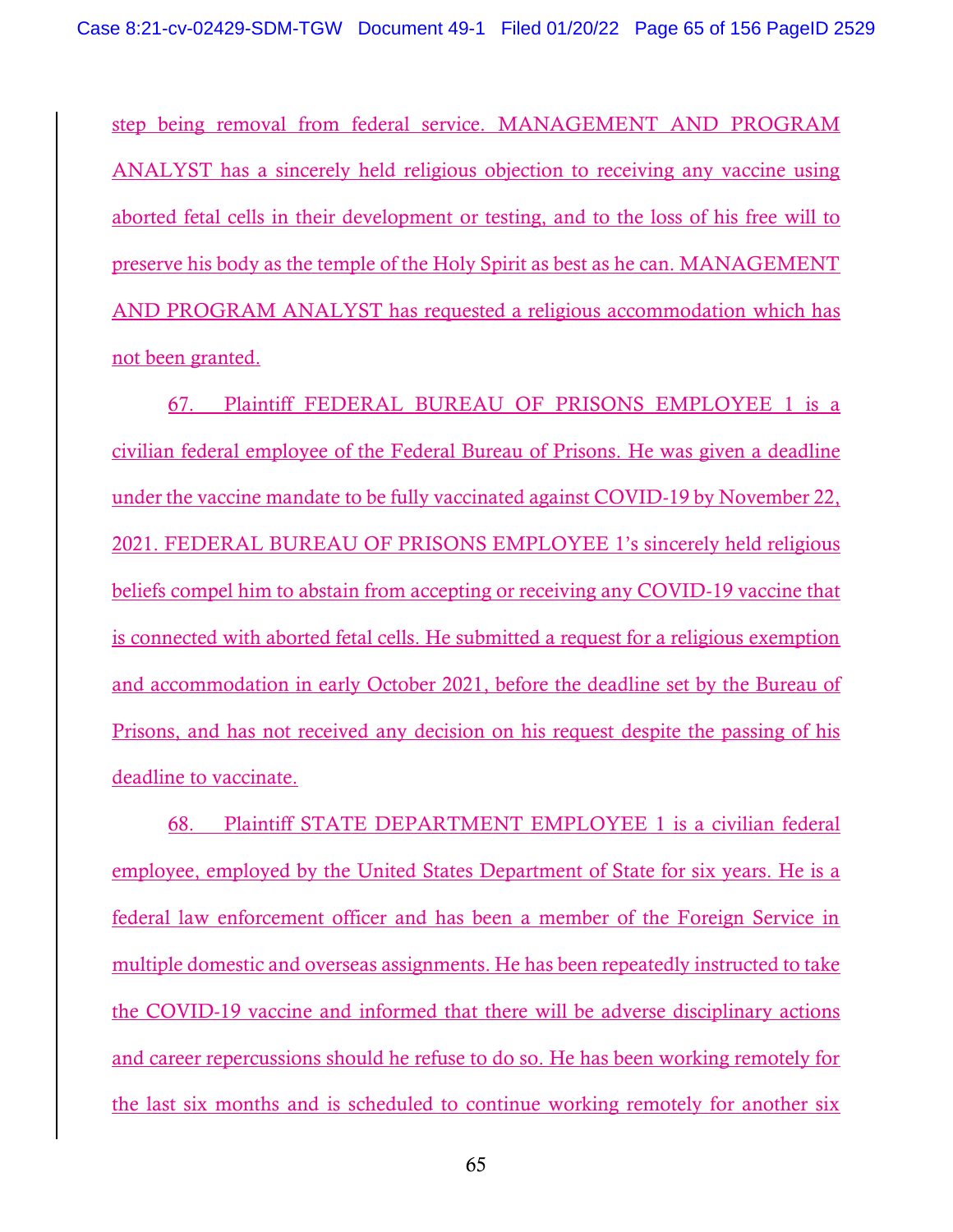step being removal from federal service. MANAGEMENT AND PROGRAM ANALYST has a sincerely held religious objection to receiving any vaccine using aborted fetal cells in their development or testing, and to the loss of his free will to preserve his body as the temple of the Holy Spirit as best as he can. MANAGEMENT AND PROGRAM ANALYST has requested a religious accommodation which has not been granted.

67. Plaintiff FEDERAL BUREAU OF PRISONS EMPLOYEE 1 is a civilian federal employee of the Federal Bureau of Prisons. He was given a deadline under the vaccine mandate to be fully vaccinated against COVID-19 by November 22, 2021. FEDERAL BUREAU OF PRISONS EMPLOYEE 1's sincerely held religious beliefs compel him to abstain from accepting or receiving any COVID-19 vaccine that is connected with aborted fetal cells. He submitted a request for a religious exemption and accommodation in early October 2021, before the deadline set by the Bureau of Prisons, and has not received any decision on his request despite the passing of his deadline to vaccinate.

68. Plaintiff STATE DEPARTMENT EMPLOYEE 1 is a civilian federal employee, employed by the United States Department of State for six years. He is a federal law enforcement officer and has been a member of the Foreign Service in multiple domestic and overseas assignments. He has been repeatedly instructed to take the COVID-19 vaccine and informed that there will be adverse disciplinary actions and career repercussions should he refuse to do so. He has been working remotely for the last six months and is scheduled to continue working remotely for another six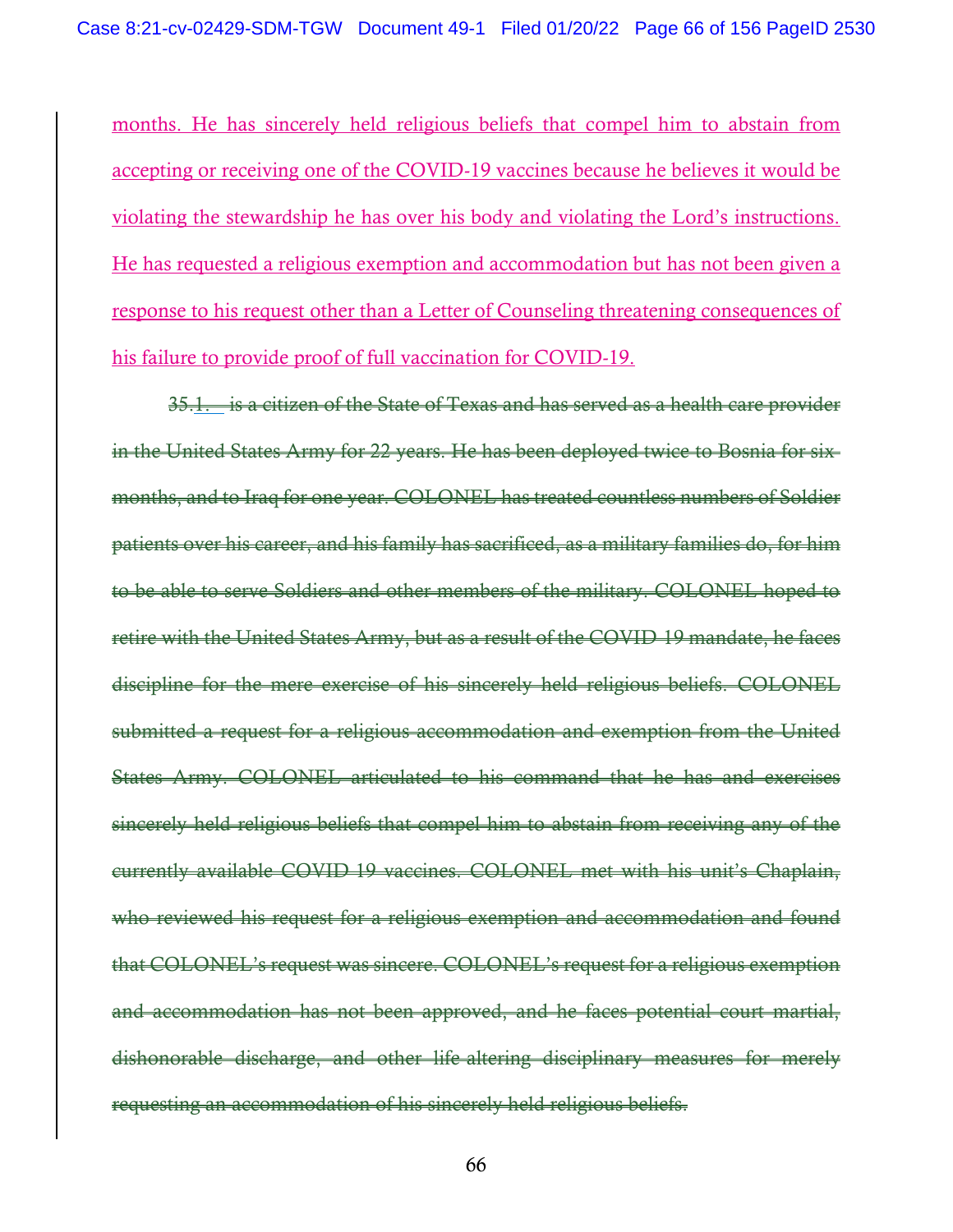months. He has sincerely held religious beliefs that compel him to abstain from accepting or receiving one of the COVID-19 vaccines because he believes it would be violating the stewardship he has over his body and violating the Lord's instructions. He has requested a religious exemption and accommodation but has not been given a response to his request other than a Letter of Counseling threatening consequences of his failure to provide proof of full vaccination for COVID-19.

~~35.~~1. ~~is a citizen of the State of Texas and has served as a health care provider in the United States Army for 22 years. He has been deployed twice to Bosnia for six months, and to Iraq for one year. COLONEL has treated countless numbers of Soldier patients over his career, and his family has sacrificed, as a military families do, for him to be able to serve Soldiers and other members of the military. COLONEL hoped to retire with the United States Army, but as a result of the COVID 19 mandate, he faces discipline for the mere exercise of his sincerely held religious beliefs. COLONEL submitted a request for a religious accommodation and exemption from the United States Army. COLONEL articulated to his command that he has and exercises sincerely held religious beliefs that compel him to abstain from receiving any of the currently available COVID 19 vaccines. COLONEL met with his unit's Chaplain, who reviewed his request for a religious exemption and accommodation and found that COLONEL's request was sincere. COLONEL's request for a religious exemption and accommodation has not been approved, and he faces potential court martial, dishonorable discharge, and other life altering disciplinary measures for merely requesting an accommodation of his sincerely held religious beliefs.~~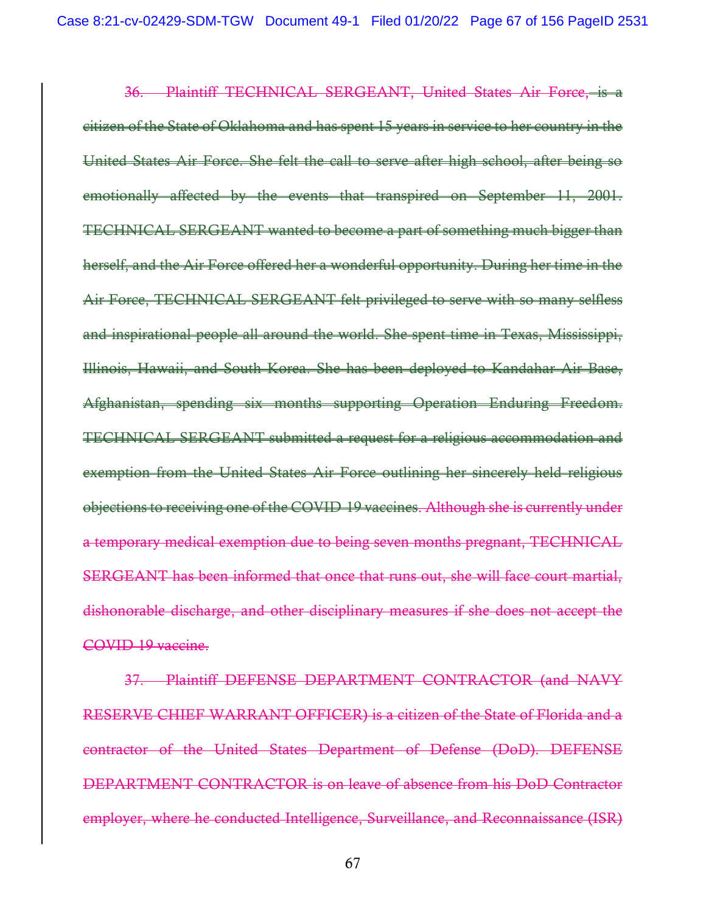~~36. Plaintiff TECHNICAL SERGEANT, United States Air Force, is a citizen of the State of Oklahoma and has spent 15 years in service to her country in the United States Air Force. She felt the call to serve after high school, after being so emotionally affected by the events that transpired on September 11, 2001. TECHNICAL SERGEANT wanted to become a part of something much bigger than herself, and the Air Force offered her a wonderful opportunity. During her time in the Air Force, TECHNICAL SERGEANT felt privileged to serve with so many selfless and inspirational people all around the world. She spent time in Texas, Mississippi, Illinois, Hawaii, and South Korea. She has been deployed to Kandahar Air Base, Afghanistan, spending six months supporting Operation Enduring Freedom. TECHNICAL SERGEANT submitted a request for a religious accommodation and exemption from the United States Air Force outlining her sincerely held religious objections to receiving one of the COVID 19 vaccines. Although she is currently under a temporary medical exemption due to being seven months pregnant, TECHNICAL SERGEANT has been informed that once that runs out, she will face court martial, dishonorable discharge, and other disciplinary measures if she does not accept the COVID 19 vaccine.~~

~~37. Plaintiff DEFENSE DEPARTMENT CONTRACTOR (and NAVY RESERVE CHIEF WARRANT OFFICER) is a citizen of the State of Florida and a contractor of the United States Department of Defense (DoD). DEFENSE DEPARTMENT CONTRACTOR is on leave of absence from his DoD Contractor employer, where he conducted Intelligence, Surveillance, and Reconnaissance (ISR)~~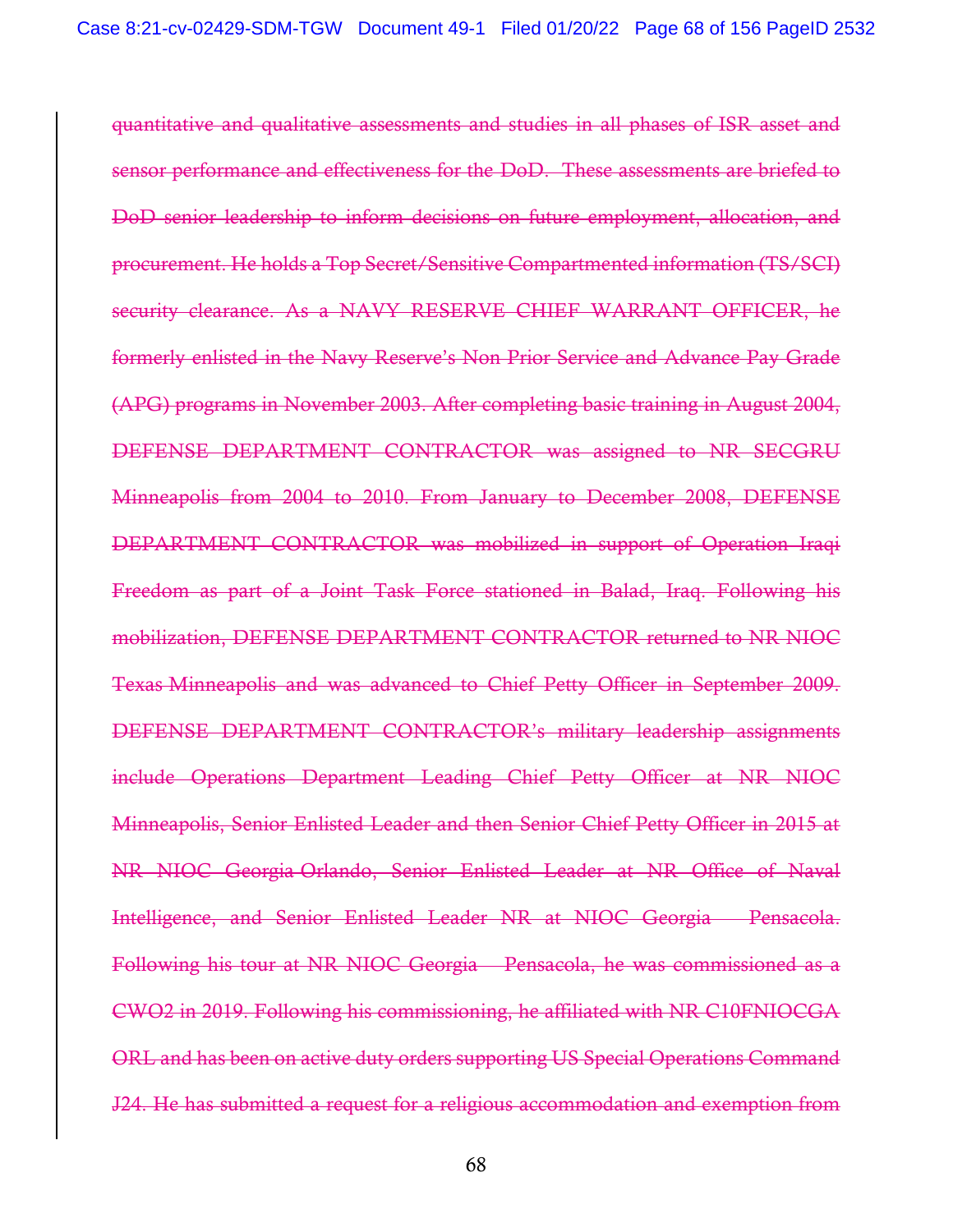~~quantitative and qualitative assessments and studies in all phases of ISR asset and sensor performance and effectiveness for the DoD. These assessments are briefed to DoD senior leadership to inform decisions on future employment, allocation, and procurement. He holds a Top Secret/Sensitive Compartmented information (TS/SCI) security clearance. As a NAVY RESERVE CHIEF WARRANT OFFICER, he formerly enlisted in the Navy Reserve's Non Prior Service and Advance Pay Grade (APG) programs in November 2003. After completing basic training in August 2004, DEFENSE DEPARTMENT CONTRACTOR was assigned to NR SECGRU Minneapolis from 2004 to 2010. From January to December 2008, DEFENSE DEPARTMENT CONTRACTOR was mobilized in support of Operation Iraqi Freedom as part of a Joint Task Force stationed in Balad, Iraq. Following his mobilization, DEFENSE DEPARTMENT CONTRACTOR returned to NR NIOC Texas Minneapolis and was advanced to Chief Petty Officer in September 2009. DEFENSE DEPARTMENT CONTRACTOR's military leadership assignments include Operations Department Leading Chief Petty Officer at NR NIOC Minneapolis, Senior Enlisted Leader and then Senior Chief Petty Officer in 2015 at NR NIOC Georgia Orlando, Senior Enlisted Leader at NR Office of Naval Intelligence, and Senior Enlisted Leader NR at NIOC Georgia – Pensacola. Following his tour at NR NIOC Georgia – Pensacola, he was commissioned as a CWO2 in 2019. Following his commissioning, he affiliated with NR C10FNIOCGA ORL and has been on active duty orders supporting US Special Operations Command J24. He has submitted a request for a religious accommodation and exemption from~~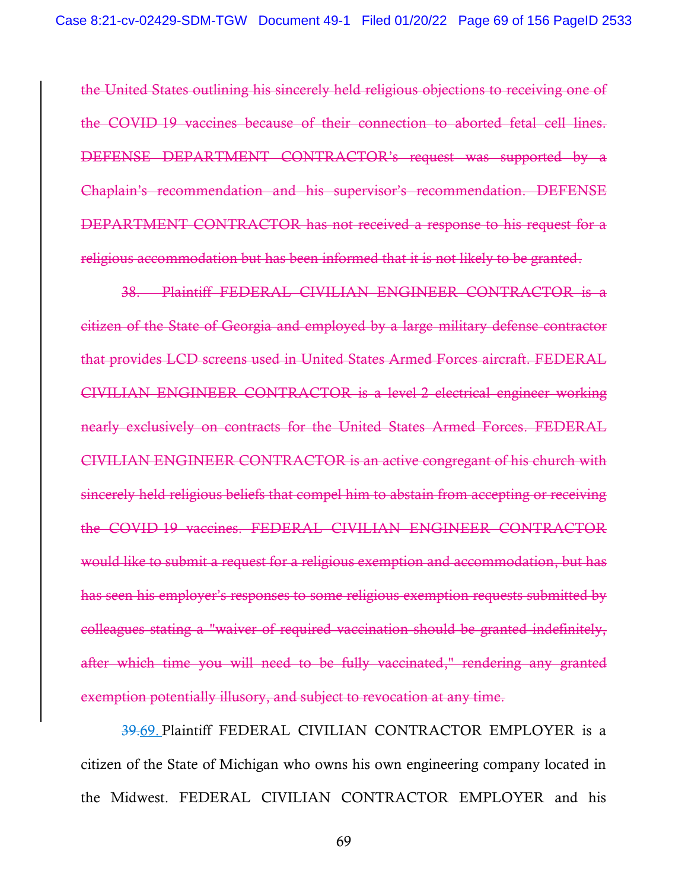~~the United States outlining his sincerely held religious objections to receiving one of the COVID 19 vaccines because of their connection to aborted fetal cell lines. DEFENSE DEPARTMENT CONTRACTOR's request was supported by a Chaplain's recommendation and his supervisor's recommendation. DEFENSE DEPARTMENT CONTRACTOR has not received a response to his request for a religious accommodation but has been informed that it is not likely to be granted.~~

~~38. Plaintiff FEDERAL CIVILIAN ENGINEER CONTRACTOR is a citizen of the State of Georgia and employed by a large military defense contractor that provides LCD screens used in United States Armed Forces aircraft. FEDERAL CIVILIAN ENGINEER CONTRACTOR is a level 2 electrical engineer working nearly exclusively on contracts for the United States Armed Forces. FEDERAL CIVILIAN ENGINEER CONTRACTOR is an active congregant of his church with sincerely held religious beliefs that compel him to abstain from accepting or receiving the COVID 19 vaccines. FEDERAL CIVILIAN ENGINEER CONTRACTOR would like to submit a request for a religious exemption and accommodation, but has has seen his employer's responses to some religious exemption requests submitted by colleagues stating a "waiver of required vaccination should be granted indefinitely, after which time you will need to be fully vaccinated," rendering any granted exemption potentially illusory, and subject to revocation at any time.~~

~~39.~~69. Plaintiff FEDERAL CIVILIAN CONTRACTOR EMPLOYER is a citizen of the State of Michigan who owns his own engineering company located in the Midwest. FEDERAL CIVILIAN CONTRACTOR EMPLOYER and his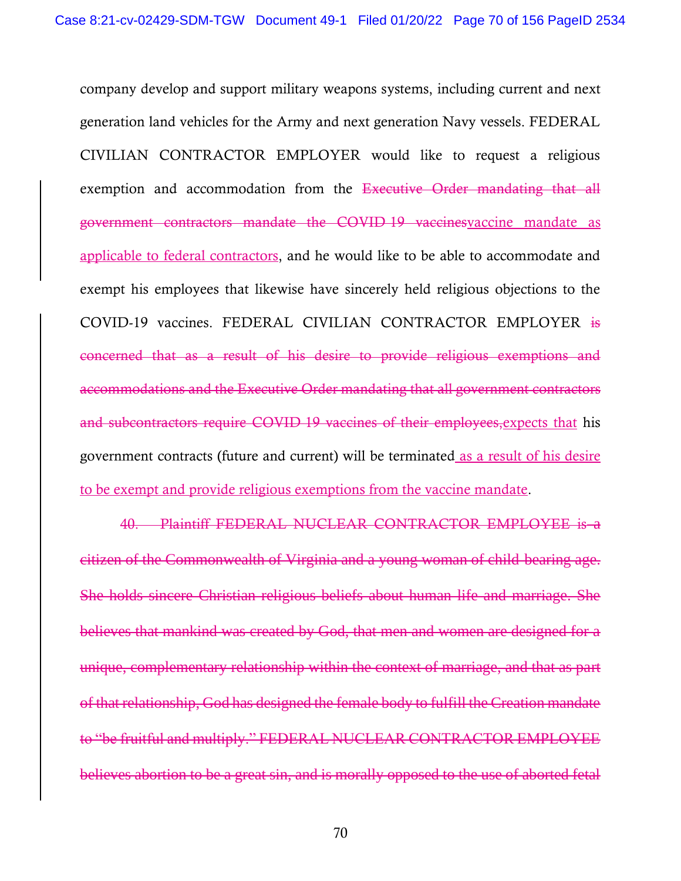company develop and support military weapons systems, including current and next generation land vehicles for the Army and next generation Navy vessels. FEDERAL CIVILIAN CONTRACTOR EMPLOYER would like to request a religious exemption and accommodation from the ~~Executive Order mandating that all government contractors mandate the COVID-19 vaccines~~<u>vaccine mandate as applicable to federal contractors</u>, and he would like to be able to accommodate and exempt his employees that likewise have sincerely held religious objections to the COVID-19 vaccines. FEDERAL CIVILIAN CONTRACTOR EMPLOYER ~~is concerned that as a result of his desire to provide religious exemptions and accommodations and the Executive Order mandating that all government contractors and subcontractors require COVID-19 vaccines of their employees,~~<u>expects that</u> his government contracts (future and current) will be terminated<u> as a result of his desire to be exempt and provide religious exemptions from the vaccine mandate</u>.

~~40. Plaintiff FEDERAL NUCLEAR CONTRACTOR EMPLOYEE is a citizen of the Commonwealth of Virginia and a young woman of child-bearing age. She holds sincere Christian religious beliefs about human life and marriage. She believes that mankind was created by God, that men and women are designed for a unique, complementary relationship within the context of marriage, and that as part of that relationship, God has designed the female body to fulfill the Creation mandate to "be fruitful and multiply." FEDERAL NUCLEAR CONTRACTOR EMPLOYEE believes abortion to be a great sin, and is morally opposed to the use of aborted fetal~~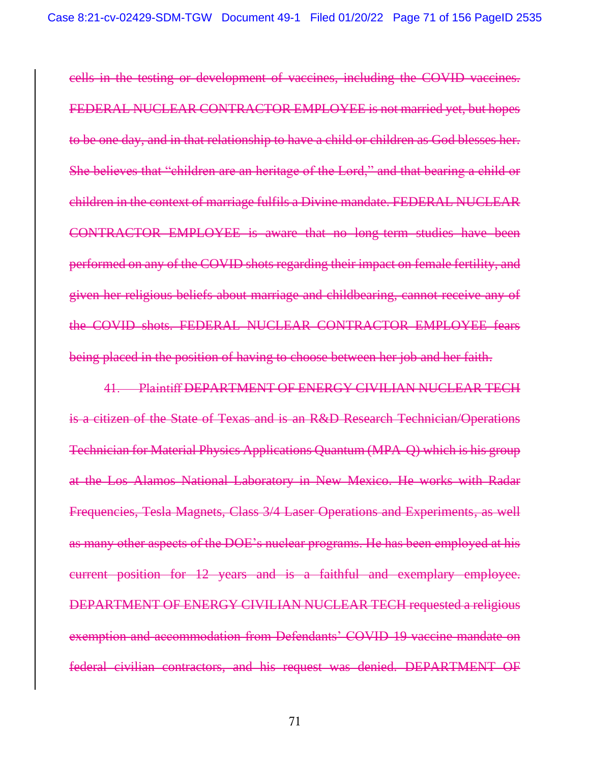~~cells in the testing or development of vaccines, including the COVID vaccines. FEDERAL NUCLEAR CONTRACTOR EMPLOYEE is not married yet, but hopes to be one day, and in that relationship to have a child or children as God blesses her. She believes that "children are an heritage of the Lord," and that bearing a child or children in the context of marriage fulfils a Divine mandate. FEDERAL NUCLEAR CONTRACTOR EMPLOYEE is aware that no long-term studies have been performed on any of the COVID shots regarding their impact on female fertility, and given her religious beliefs about marriage and childbearing, cannot receive any of the COVID shots. FEDERAL NUCLEAR CONTRACTOR EMPLOYEE fears being placed in the position of having to choose between her job and her faith.~~

~~41. Plaintiff DEPARTMENT OF ENERGY CIVILIAN NUCLEAR TECH is a citizen of the State of Texas and is an R&D Research Technician/Operations Technician for Material Physics Applications Quantum (MPA-Q) which is his group at the Los Alamos National Laboratory in New Mexico. He works with Radar Frequencies, Tesla Magnets, Class 3/4 Laser Operations and Experiments, as well as many other aspects of the DOE's nuclear programs. He has been employed at his current position for 12 years and is a faithful and exemplary employee. DEPARTMENT OF ENERGY CIVILIAN NUCLEAR TECH requested a religious exemption and accommodation from Defendants' COVID-19 vaccine mandate on federal civilian contractors, and his request was denied. DEPARTMENT OF~~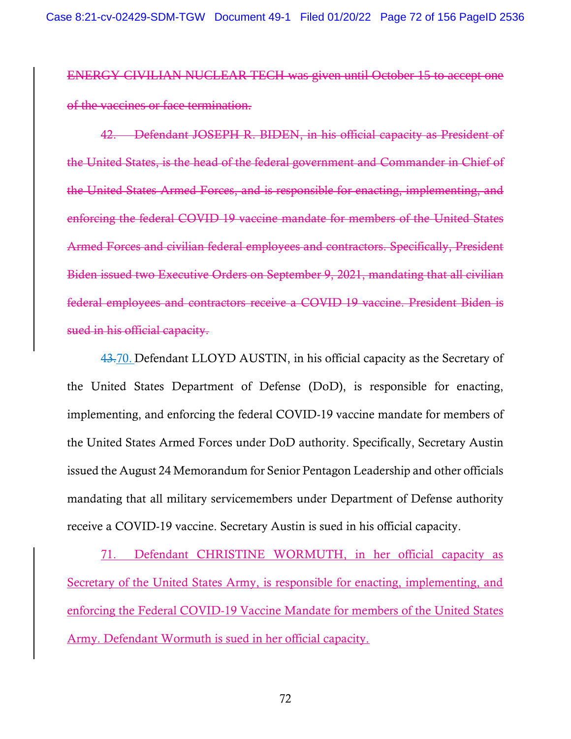~~ENERGY CIVILIAN NUCLEAR TECH was given until October 15 to accept one of the vaccines or face termination.~~

~~42. Defendant JOSEPH R. BIDEN, in his official capacity as President of the United States, is the head of the federal government and Commander in Chief of the United States Armed Forces, and is responsible for enacting, implementing, and enforcing the federal COVID 19 vaccine mandate for members of the United States Armed Forces and civilian federal employees and contractors. Specifically, President Biden issued two Executive Orders on September 9, 2021, mandating that all civilian federal employees and contractors receive a COVID 19 vaccine. President Biden is sued in his official capacity.~~

~~43.~~70. Defendant LLOYD AUSTIN, in his official capacity as the Secretary of the United States Department of Defense (DoD), is responsible for enacting, implementing, and enforcing the federal COVID-19 vaccine mandate for members of the United States Armed Forces under DoD authority. Specifically, Secretary Austin issued the August 24 Memorandum for Senior Pentagon Leadership and other officials mandating that all military servicemembers under Department of Defense authority receive a COVID-19 vaccine. Secretary Austin is sued in his official capacity.

71. Defendant CHRISTINE WORMUTH, in her official capacity as Secretary of the United States Army, is responsible for enacting, implementing, and enforcing the Federal COVID-19 Vaccine Mandate for members of the United States Army. Defendant Wormuth is sued in her official capacity.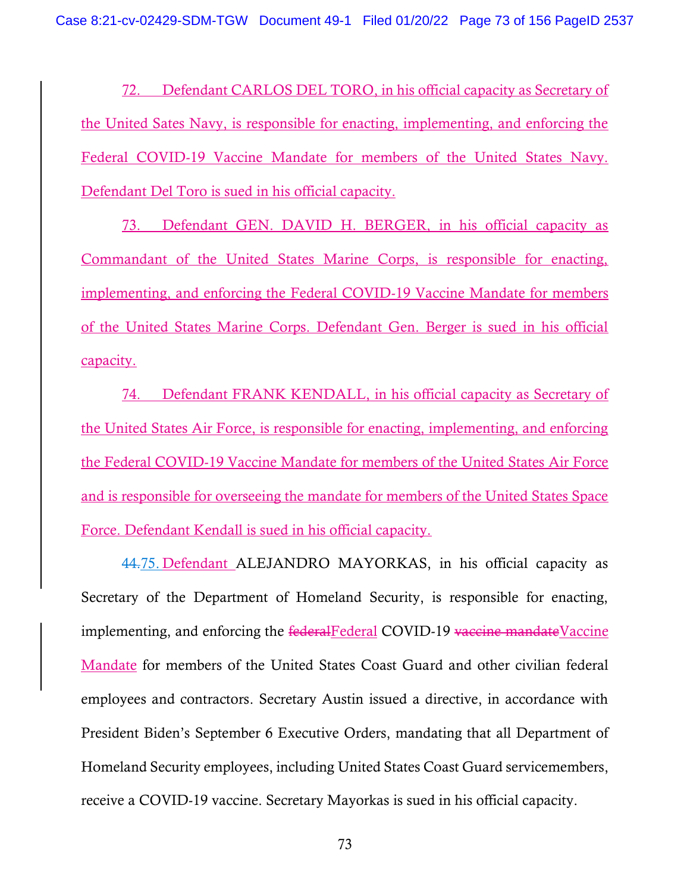72. Defendant CARLOS DEL TORO, in his official capacity as Secretary of the United Sates Navy, is responsible for enacting, implementing, and enforcing the Federal COVID-19 Vaccine Mandate for members of the United States Navy. Defendant Del Toro is sued in his official capacity.

73. Defendant GEN. DAVID H. BERGER, in his official capacity as Commandant of the United States Marine Corps, is responsible for enacting, implementing, and enforcing the Federal COVID-19 Vaccine Mandate for members of the United States Marine Corps. Defendant Gen. Berger is sued in his official capacity.

74. Defendant FRANK KENDALL, in his official capacity as Secretary of the United States Air Force, is responsible for enacting, implementing, and enforcing the Federal COVID-19 Vaccine Mandate for members of the United States Air Force and is responsible for overseeing the mandate for members of the United States Space Force. Defendant Kendall is sued in his official capacity.

~~44.~~75. Defendant ALEJANDRO MAYORKAS, in his official capacity as Secretary of the Department of Homeland Security, is responsible for enacting, implementing, and enforcing the ~~federal~~Federal COVID-19 ~~vaccine mandate~~Vaccine Mandate for members of the United States Coast Guard and other civilian federal employees and contractors. Secretary Austin issued a directive, in accordance with President Biden's September 6 Executive Orders, mandating that all Department of Homeland Security employees, including United States Coast Guard servicemembers, receive a COVID-19 vaccine. Secretary Mayorkas is sued in his official capacity.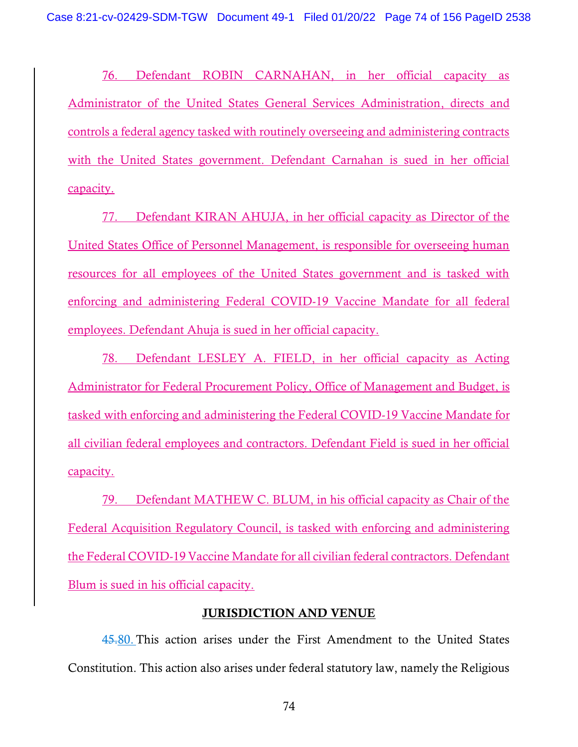76. Defendant ROBIN CARNAHAN, in her official capacity as Administrator of the United States General Services Administration, directs and controls a federal agency tasked with routinely overseeing and administering contracts with the United States government. Defendant Carnahan is sued in her official capacity.

77. Defendant KIRAN AHUJA, in her official capacity as Director of the United States Office of Personnel Management, is responsible for overseeing human resources for all employees of the United States government and is tasked with enforcing and administering Federal COVID-19 Vaccine Mandate for all federal employees. Defendant Ahuja is sued in her official capacity.

78. Defendant LESLEY A. FIELD, in her official capacity as Acting Administrator for Federal Procurement Policy, Office of Management and Budget, is tasked with enforcing and administering the Federal COVID-19 Vaccine Mandate for all civilian federal employees and contractors. Defendant Field is sued in her official capacity.

79. Defendant MATHEW C. BLUM, in his official capacity as Chair of the Federal Acquisition Regulatory Council, is tasked with enforcing and administering the Federal COVID-19 Vaccine Mandate for all civilian federal contractors. Defendant Blum is sued in his official capacity.

## JURISDICTION AND VENUE

~~45.~~ 80. This action arises under the First Amendment to the United States Constitution. This action also arises under federal statutory law, namely the Religious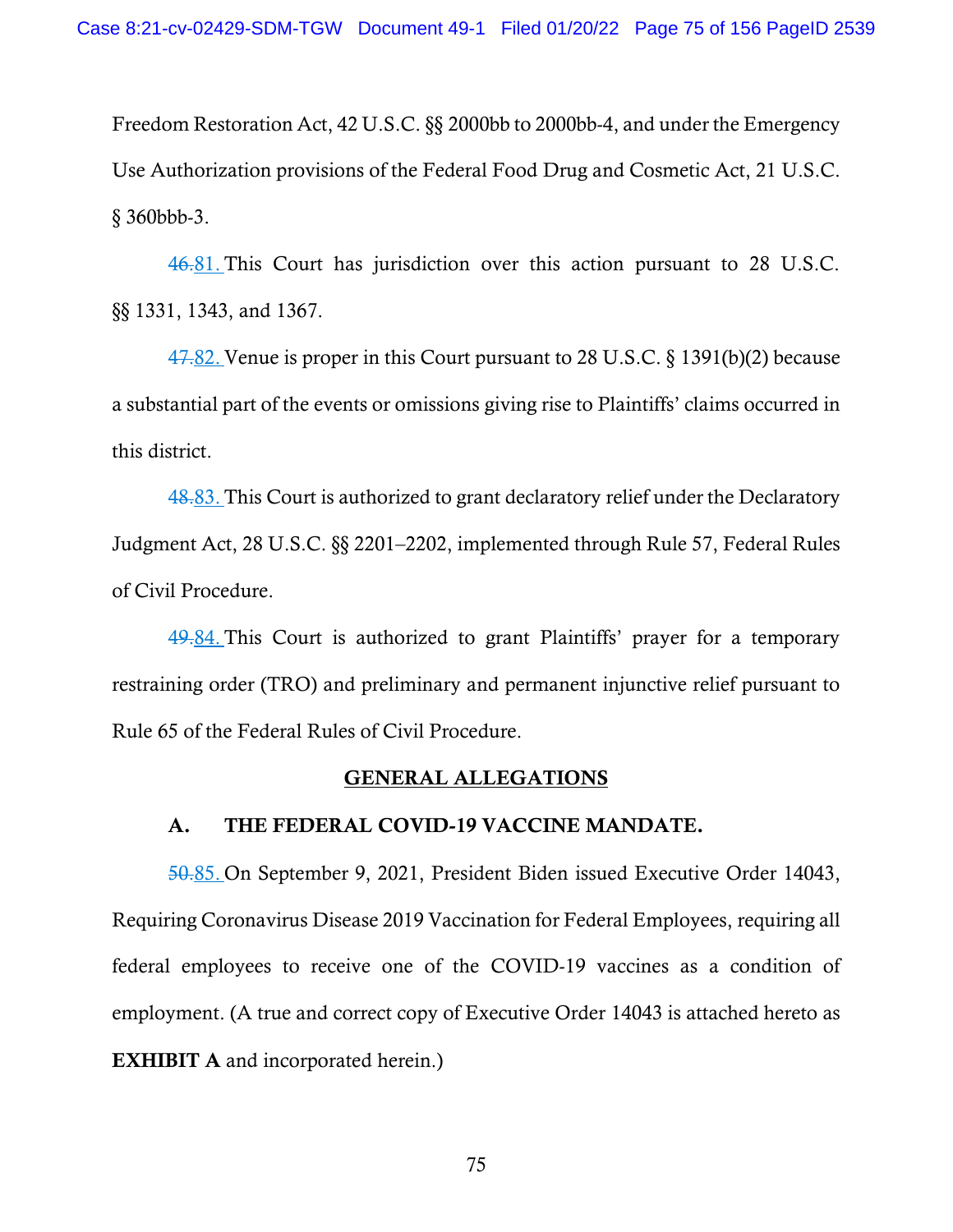Freedom Restoration Act, 42 U.S.C. §§ 2000bb to 2000bb-4, and under the Emergency Use Authorization provisions of the Federal Food Drug and Cosmetic Act, 21 U.S.C. § 360bbb-3.

~~46.~~81. This Court has jurisdiction over this action pursuant to 28 U.S.C. §§ 1331, 1343, and 1367.

~~47.~~82. Venue is proper in this Court pursuant to 28 U.S.C. § 1391(b)(2) because a substantial part of the events or omissions giving rise to Plaintiffs' claims occurred in this district.

~~48.~~83. This Court is authorized to grant declaratory relief under the Declaratory Judgment Act, 28 U.S.C. §§ 2201–2202, implemented through Rule 57, Federal Rules of Civil Procedure.

~~49.~~84. This Court is authorized to grant Plaintiffs' prayer for a temporary restraining order (TRO) and preliminary and permanent injunctive relief pursuant to Rule 65 of the Federal Rules of Civil Procedure.

## GENERAL ALLEGATIONS

### A. THE FEDERAL COVID-19 VACCINE MANDATE.

~~50.~~85. On September 9, 2021, President Biden issued Executive Order 14043, Requiring Coronavirus Disease 2019 Vaccination for Federal Employees, requiring all federal employees to receive one of the COVID-19 vaccines as a condition of employment. (A true and correct copy of Executive Order 14043 is attached hereto as **EXHIBIT A** and incorporated herein.)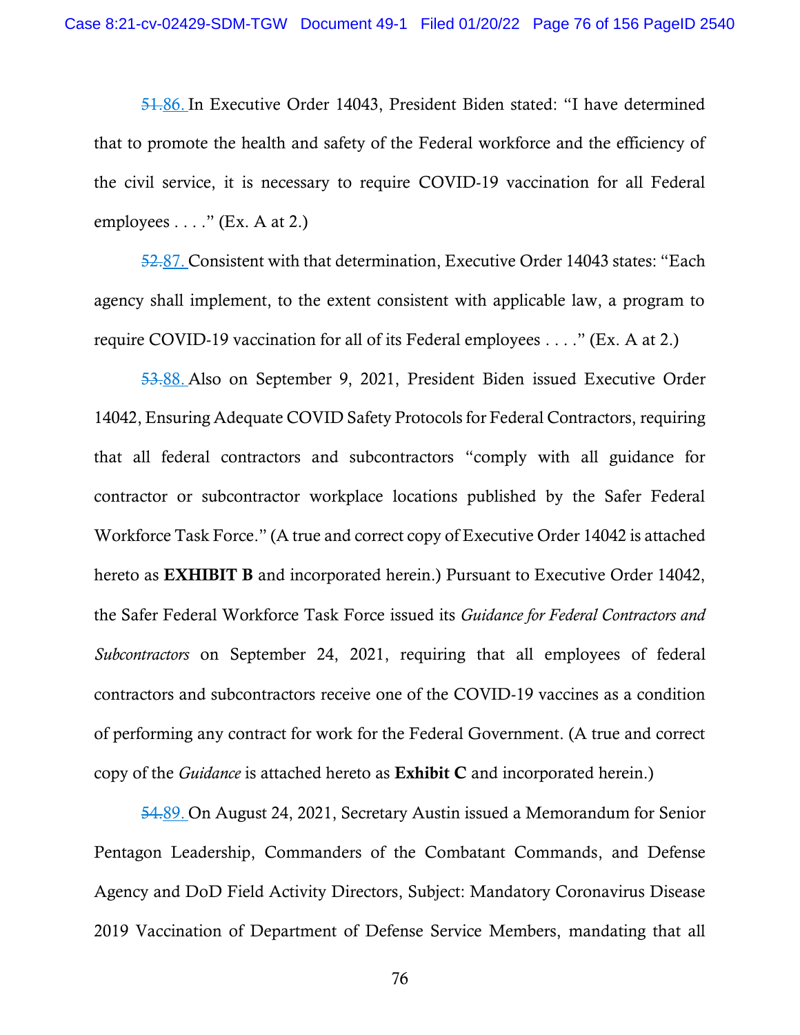~~51.~~86. In Executive Order 14043, President Biden stated: "I have determined that to promote the health and safety of the Federal workforce and the efficiency of the civil service, it is necessary to require COVID-19 vaccination for all Federal employees . . . ." (Ex. A at 2.)

~~52.~~87. Consistent with that determination, Executive Order 14043 states: "Each agency shall implement, to the extent consistent with applicable law, a program to require COVID-19 vaccination for all of its Federal employees . . . ." (Ex. A at 2.)

~~53.~~88. Also on September 9, 2021, President Biden issued Executive Order 14042, Ensuring Adequate COVID Safety Protocols for Federal Contractors, requiring that all federal contractors and subcontractors "comply with all guidance for contractor or subcontractor workplace locations published by the Safer Federal Workforce Task Force." (A true and correct copy of Executive Order 14042 is attached hereto as **EXHIBIT B** and incorporated herein.) Pursuant to Executive Order 14042, the Safer Federal Workforce Task Force issued its *Guidance for Federal Contractors and Subcontractors* on September 24, 2021, requiring that all employees of federal contractors and subcontractors receive one of the COVID-19 vaccines as a condition of performing any contract for work for the Federal Government. (A true and correct copy of the *Guidance* is attached hereto as **Exhibit C** and incorporated herein.)

~~54.~~89. On August 24, 2021, Secretary Austin issued a Memorandum for Senior Pentagon Leadership, Commanders of the Combatant Commands, and Defense Agency and DoD Field Activity Directors, Subject: Mandatory Coronavirus Disease 2019 Vaccination of Department of Defense Service Members, mandating that all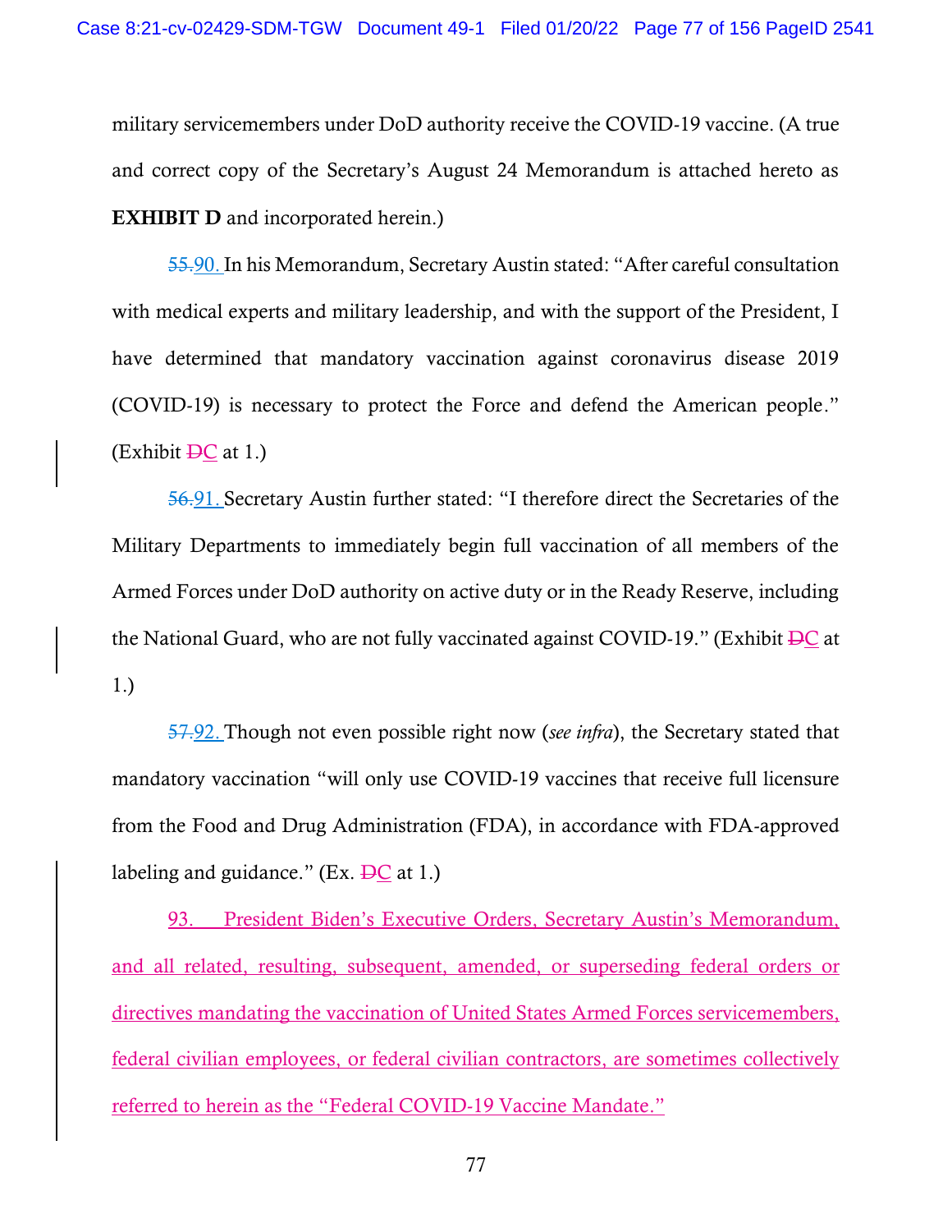military servicemembers under DoD authority receive the COVID-19 vaccine. (A true and correct copy of the Secretary's August 24 Memorandum is attached hereto as **EXHIBIT D** and incorporated herein.)

~~55.~~90. In his Memorandum, Secretary Austin stated: "After careful consultation with medical experts and military leadership, and with the support of the President, I have determined that mandatory vaccination against coronavirus disease 2019 (COVID-19) is necessary to protect the Force and defend the American people." (Exhibit ~~D~~C at 1.)

~~56.~~91. Secretary Austin further stated: "I therefore direct the Secretaries of the Military Departments to immediately begin full vaccination of all members of the Armed Forces under DoD authority on active duty or in the Ready Reserve, including the National Guard, who are not fully vaccinated against COVID-19." (Exhibit ~~D~~C at 1.)

~~57.~~92. Though not even possible right now (*see infra*), the Secretary stated that mandatory vaccination "will only use COVID-19 vaccines that receive full licensure from the Food and Drug Administration (FDA), in accordance with FDA-approved labeling and guidance." (Ex. ~~D~~C at 1.)

93. President Biden's Executive Orders, Secretary Austin's Memorandum, and all related, resulting, subsequent, amended, or superseding federal orders or directives mandating the vaccination of United States Armed Forces servicemembers, federal civilian employees, or federal civilian contractors, are sometimes collectively referred to herein as the "Federal COVID-19 Vaccine Mandate."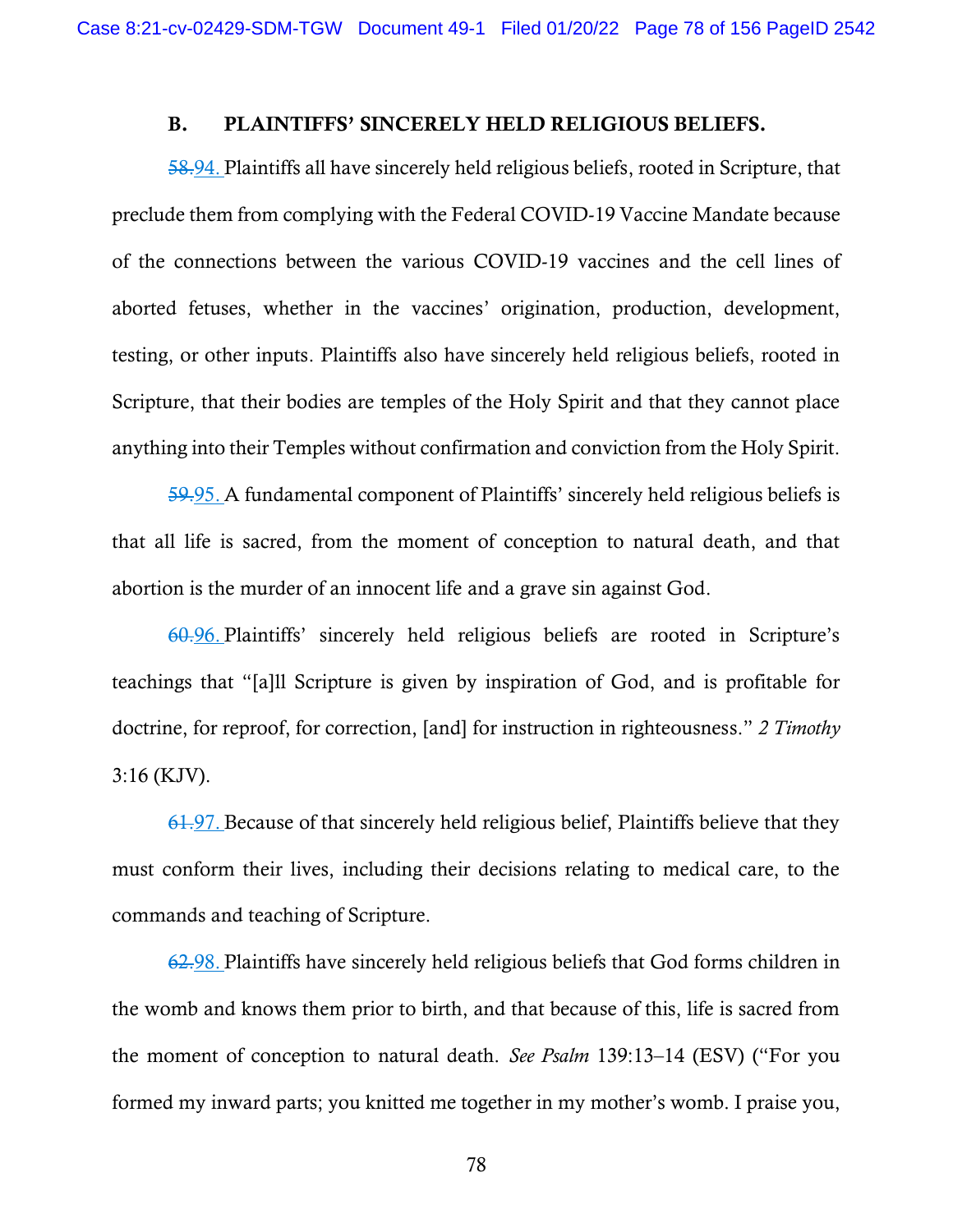## B. PLAINTIFFS' SINCERELY HELD RELIGIOUS BELIEFS.

~~58.~~94. Plaintiffs all have sincerely held religious beliefs, rooted in Scripture, that preclude them from complying with the Federal COVID-19 Vaccine Mandate because of the connections between the various COVID-19 vaccines and the cell lines of aborted fetuses, whether in the vaccines' origination, production, development, testing, or other inputs. Plaintiffs also have sincerely held religious beliefs, rooted in Scripture, that their bodies are temples of the Holy Spirit and that they cannot place anything into their Temples without confirmation and conviction from the Holy Spirit.

~~59.~~95. A fundamental component of Plaintiffs' sincerely held religious beliefs is that all life is sacred, from the moment of conception to natural death, and that abortion is the murder of an innocent life and a grave sin against God.

~~60.~~96. Plaintiffs' sincerely held religious beliefs are rooted in Scripture's teachings that "[a]ll Scripture is given by inspiration of God, and is profitable for doctrine, for reproof, for correction, [and] for instruction in righteousness." *2 Timothy* 3:16 (KJV).

~~61.~~97. Because of that sincerely held religious belief, Plaintiffs believe that they must conform their lives, including their decisions relating to medical care, to the commands and teaching of Scripture.

~~62.~~98. Plaintiffs have sincerely held religious beliefs that God forms children in the womb and knows them prior to birth, and that because of this, life is sacred from the moment of conception to natural death. *See Psalm* 139:13–14 (ESV) ("For you formed my inward parts; you knitted me together in my mother's womb. I praise you,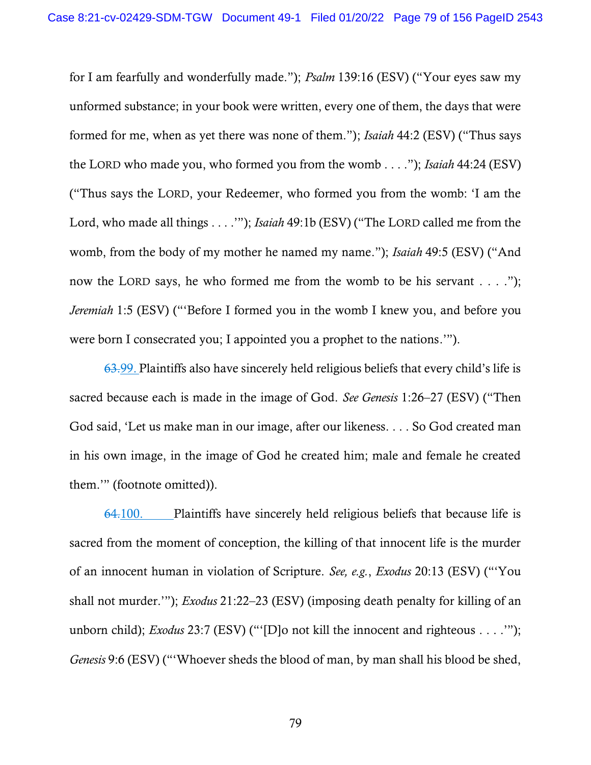for I am fearfully and wonderfully made."); *Psalm* 139:16 (ESV) ("Your eyes saw my unformed substance; in your book were written, every one of them, the days that were formed for me, when as yet there was none of them."); *Isaiah* 44:2 (ESV) ("Thus says the LORD who made you, who formed you from the womb . . . ."); *Isaiah* 44:24 (ESV) ("Thus says the LORD, your Redeemer, who formed you from the womb: 'I am the Lord, who made all things . . . .'"); *Isaiah* 49:1b (ESV) ("The LORD called me from the womb, from the body of my mother he named my name."); *Isaiah* 49:5 (ESV) ("And now the LORD says, he who formed me from the womb to be his servant . . . ."); *Jeremiah* 1:5 (ESV) ("'Before I formed you in the womb I knew you, and before you were born I consecrated you; I appointed you a prophet to the nations.'").

~~63.~~99. Plaintiffs also have sincerely held religious beliefs that every child's life is sacred because each is made in the image of God. *See Genesis* 1:26–27 (ESV) ("Then God said, 'Let us make man in our image, after our likeness. . . . So God created man in his own image, in the image of God he created him; male and female he created them.'" (footnote omitted)).

~~64.~~100. Plaintiffs have sincerely held religious beliefs that because life is sacred from the moment of conception, the killing of that innocent life is the murder of an innocent human in violation of Scripture. *See, e.g.*, *Exodus* 20:13 (ESV) ("'You shall not murder.'"); *Exodus* 21:22–23 (ESV) (imposing death penalty for killing of an unborn child); *Exodus* 23:7 (ESV) ("'[D]o not kill the innocent and righteous . . . .'"); *Genesis* 9:6 (ESV) ("'Whoever sheds the blood of man, by man shall his blood be shed,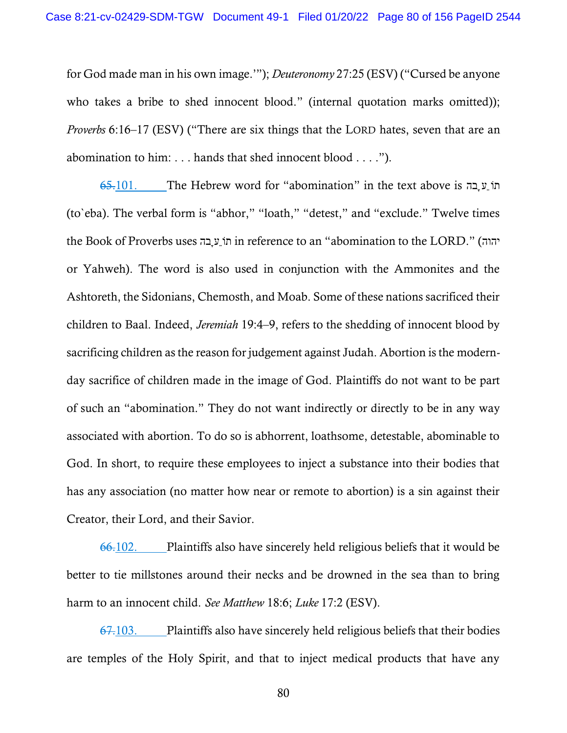for God made man in his own image.'"); *Deuteronomy* 27:25 (ESV) ("Cursed be anyone who takes a bribe to shed innocent blood." (internal quotation marks omitted)); *Proverbs* 6:16–17 (ESV) ("There are six things that the LORD hates, seven that are an abomination to him: . . . hands that shed innocent blood . . . .").

~~65.~~101. The Hebrew word for "abomination" in the text above is תּוֹעֵבָה (to`eba). The verbal form is "abhor," "loath," "detest," and "exclude." Twelve times the Book of Proverbs uses תּוֹעֵבָה in reference to an "abomination to the LORD." (יהוה or Yahweh). The word is also used in conjunction with the Ammonites and the Ashtoreth, the Sidonians, Chemosth, and Moab. Some of these nations sacrificed their children to Baal. Indeed, *Jeremiah* 19:4–9, refers to the shedding of innocent blood by sacrificing children as the reason for judgement against Judah. Abortion is the modern-day sacrifice of children made in the image of God. Plaintiffs do not want to be part of such an "abomination." They do not want indirectly or directly to be in any way associated with abortion. To do so is abhorrent, loathsome, detestable, abominable to God. In short, to require these employees to inject a substance into their bodies that has any association (no matter how near or remote to abortion) is a sin against their Creator, their Lord, and their Savior.

~~66.~~102. Plaintiffs also have sincerely held religious beliefs that it would be better to tie millstones around their necks and be drowned in the sea than to bring harm to an innocent child. *See Matthew* 18:6; *Luke* 17:2 (ESV).

~~67.~~103. Plaintiffs also have sincerely held religious beliefs that their bodies are temples of the Holy Spirit, and that to inject medical products that have any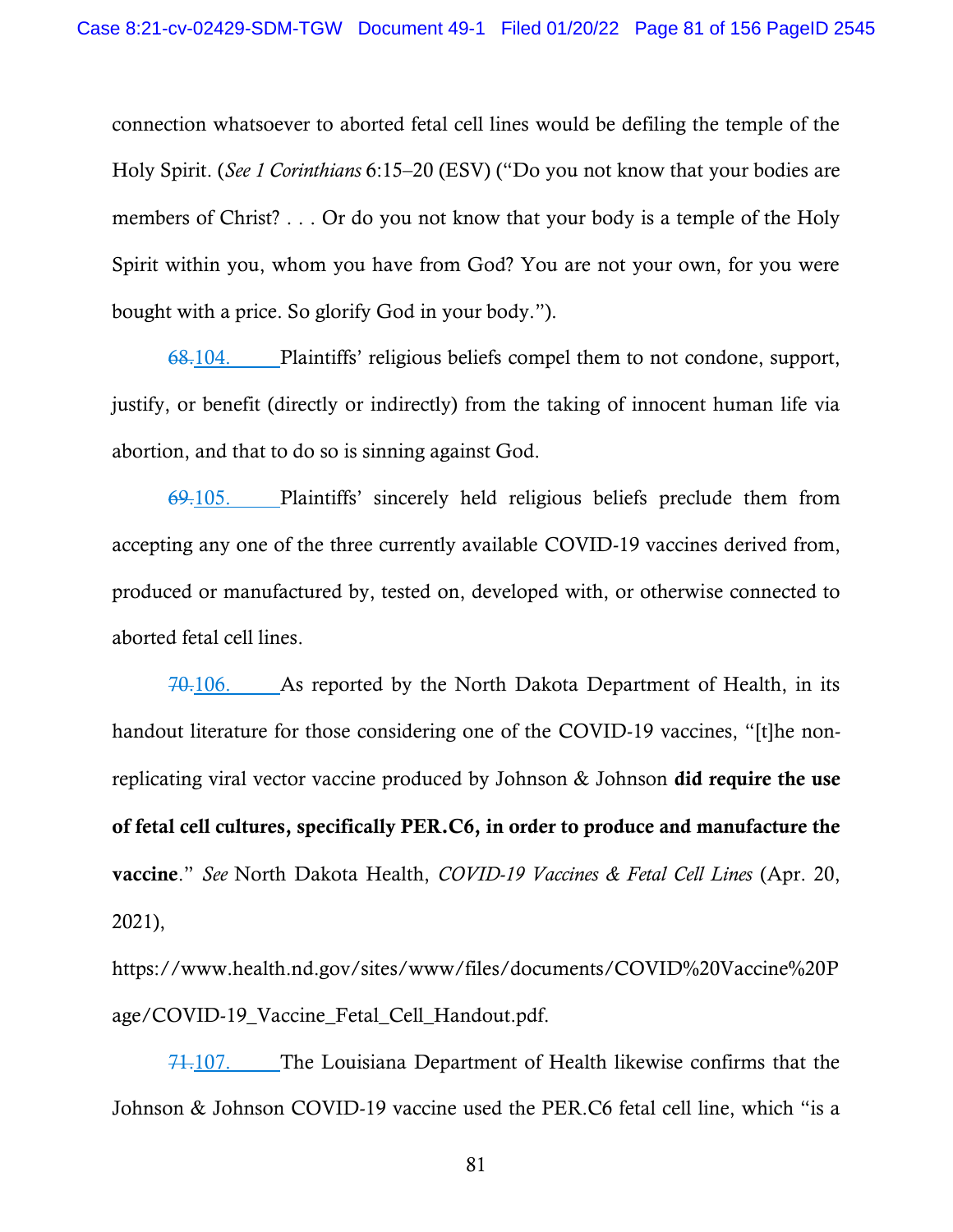connection whatsoever to aborted fetal cell lines would be defiling the temple of the Holy Spirit. (*See 1 Corinthians* 6:15–20 (ESV) ("Do you not know that your bodies are members of Christ? . . . Or do you not know that your body is a temple of the Holy Spirit within you, whom you have from God? You are not your own, for you were bought with a price. So glorify God in your body.").

~~68.~~104. Plaintiffs' religious beliefs compel them to not condone, support, justify, or benefit (directly or indirectly) from the taking of innocent human life via abortion, and that to do so is sinning against God.

~~69.~~105. Plaintiffs' sincerely held religious beliefs preclude them from accepting any one of the three currently available COVID-19 vaccines derived from, produced or manufactured by, tested on, developed with, or otherwise connected to aborted fetal cell lines.

~~70.~~106. As reported by the North Dakota Department of Health, in its handout literature for those considering one of the COVID-19 vaccines, "[t]he non-replicating viral vector vaccine produced by Johnson & Johnson **did require the use of fetal cell cultures, specifically PER.C6, in order to produce and manufacture the vaccine**." *See* North Dakota Health, *COVID-19 Vaccines & Fetal Cell Lines* (Apr. 20, 2021), https://www.health.nd.gov/sites/www/files/documents/COVID%20Vaccine%20Page/COVID-19_Vaccine_Fetal_Cell_Handout.pdf.

~~71.~~107. The Louisiana Department of Health likewise confirms that the Johnson & Johnson COVID-19 vaccine used the PER.C6 fetal cell line, which "is a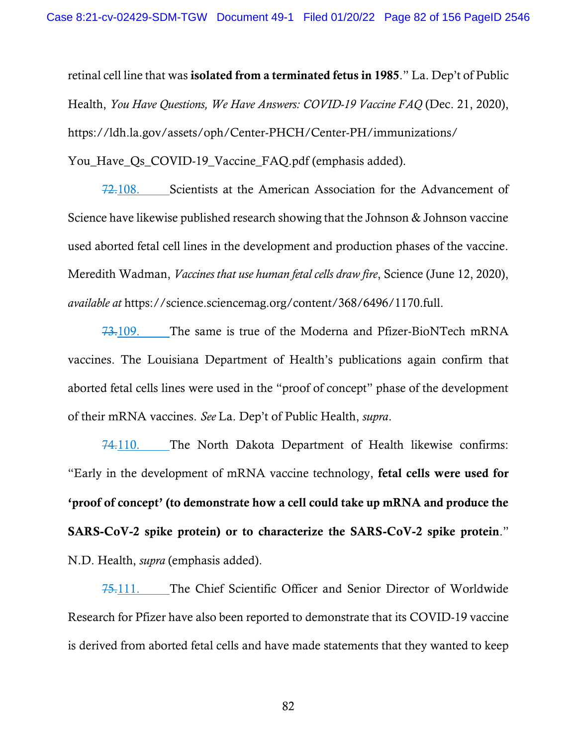retinal cell line that was **isolated from a terminated fetus in 1985**." La. Dep't of Public Health, *You Have Questions, We Have Answers: COVID-19 Vaccine FAQ* (Dec. 21, 2020), https://ldh.la.gov/assets/oph/Center-PHCH/Center-PH/immunizations/You_Have_Qs_COVID-19_Vaccine_FAQ.pdf (emphasis added).

~~72.~~108. Scientists at the American Association for the Advancement of Science have likewise published research showing that the Johnson & Johnson vaccine used aborted fetal cell lines in the development and production phases of the vaccine. Meredith Wadman, *Vaccines that use human fetal cells draw fire*, Science (June 12, 2020), *available at* https://science.sciencemag.org/content/368/6496/1170.full.

~~73.~~109. The same is true of the Moderna and Pfizer-BioNTech mRNA vaccines. The Louisiana Department of Health's publications again confirm that aborted fetal cells lines were used in the "proof of concept" phase of the development of their mRNA vaccines. *See* La. Dep't of Public Health, *supra*.

~~74.~~110. The North Dakota Department of Health likewise confirms: "Early in the development of mRNA vaccine technology, **fetal cells were used for 'proof of concept' (to demonstrate how a cell could take up mRNA and produce the SARS-CoV-2 spike protein) or to characterize the SARS-CoV-2 spike protein**." N.D. Health, *supra* (emphasis added).

~~75.~~111. The Chief Scientific Officer and Senior Director of Worldwide Research for Pfizer have also been reported to demonstrate that its COVID-19 vaccine is derived from aborted fetal cells and have made statements that they wanted to keep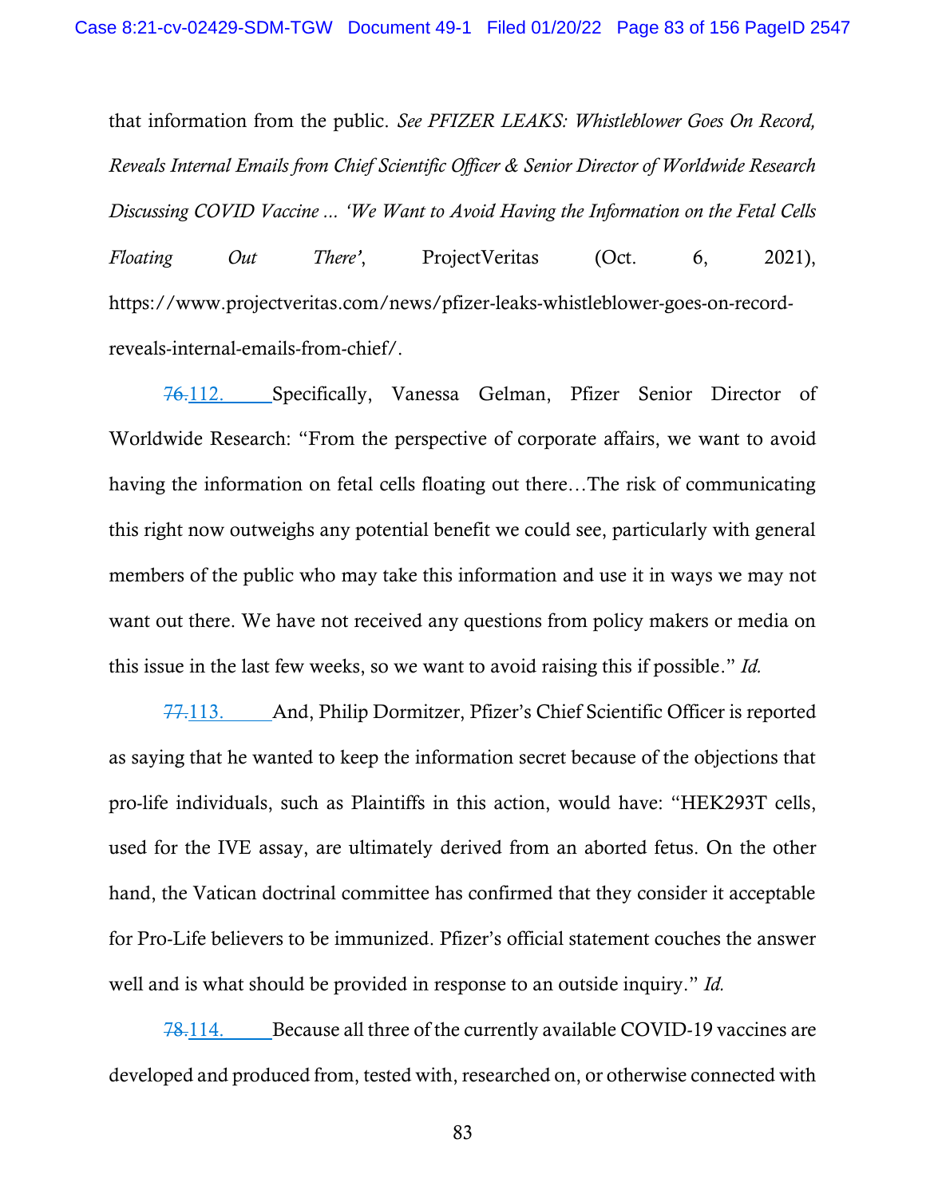that information from the public. *See PFIZER LEAKS: Whistleblower Goes On Record, Reveals Internal Emails from Chief Scientific Officer & Senior Director of Worldwide Research Discussing COVID Vaccine ... 'We Want to Avoid Having the Information on the Fetal Cells Floating Out There'*, ProjectVeritas (Oct. 6, 2021), https://www.projectveritas.com/news/pfizer-leaks-whistleblower-goes-on-record-reveals-internal-emails-from-chief/.

~~76.~~112. Specifically, Vanessa Gelman, Pfizer Senior Director of Worldwide Research: "From the perspective of corporate affairs, we want to avoid having the information on fetal cells floating out there…The risk of communicating this right now outweighs any potential benefit we could see, particularly with general members of the public who may take this information and use it in ways we may not want out there. We have not received any questions from policy makers or media on this issue in the last few weeks, so we want to avoid raising this if possible." *Id.*

~~77.~~113. And, Philip Dormitzer, Pfizer's Chief Scientific Officer is reported as saying that he wanted to keep the information secret because of the objections that pro-life individuals, such as Plaintiffs in this action, would have: "HEK293T cells, used for the IVE assay, are ultimately derived from an aborted fetus. On the other hand, the Vatican doctrinal committee has confirmed that they consider it acceptable for Pro-Life believers to be immunized. Pfizer's official statement couches the answer well and is what should be provided in response to an outside inquiry." *Id.*

~~78.~~114. Because all three of the currently available COVID-19 vaccines are developed and produced from, tested with, researched on, or otherwise connected with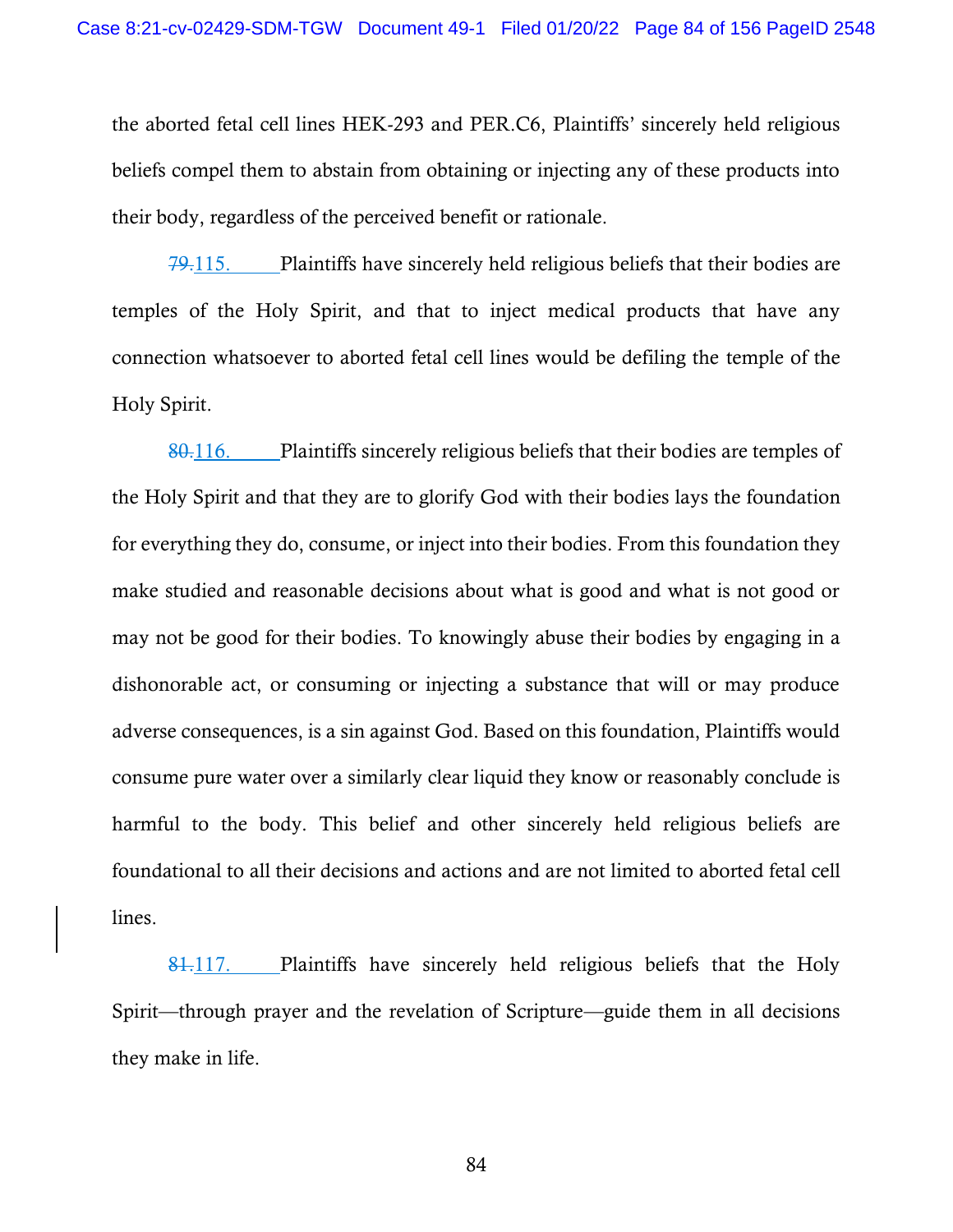the aborted fetal cell lines HEK-293 and PER.C6, Plaintiffs' sincerely held religious beliefs compel them to abstain from obtaining or injecting any of these products into their body, regardless of the perceived benefit or rationale.

~~79.~~115. Plaintiffs have sincerely held religious beliefs that their bodies are temples of the Holy Spirit, and that to inject medical products that have any connection whatsoever to aborted fetal cell lines would be defiling the temple of the Holy Spirit.

~~80.~~116. Plaintiffs sincerely religious beliefs that their bodies are temples of the Holy Spirit and that they are to glorify God with their bodies lays the foundation for everything they do, consume, or inject into their bodies. From this foundation they make studied and reasonable decisions about what is good and what is not good or may not be good for their bodies. To knowingly abuse their bodies by engaging in a dishonorable act, or consuming or injecting a substance that will or may produce adverse consequences, is a sin against God. Based on this foundation, Plaintiffs would consume pure water over a similarly clear liquid they know or reasonably conclude is harmful to the body. This belief and other sincerely held religious beliefs are foundational to all their decisions and actions and are not limited to aborted fetal cell lines.

~~81.~~117. Plaintiffs have sincerely held religious beliefs that the Holy Spirit—through prayer and the revelation of Scripture—guide them in all decisions they make in life.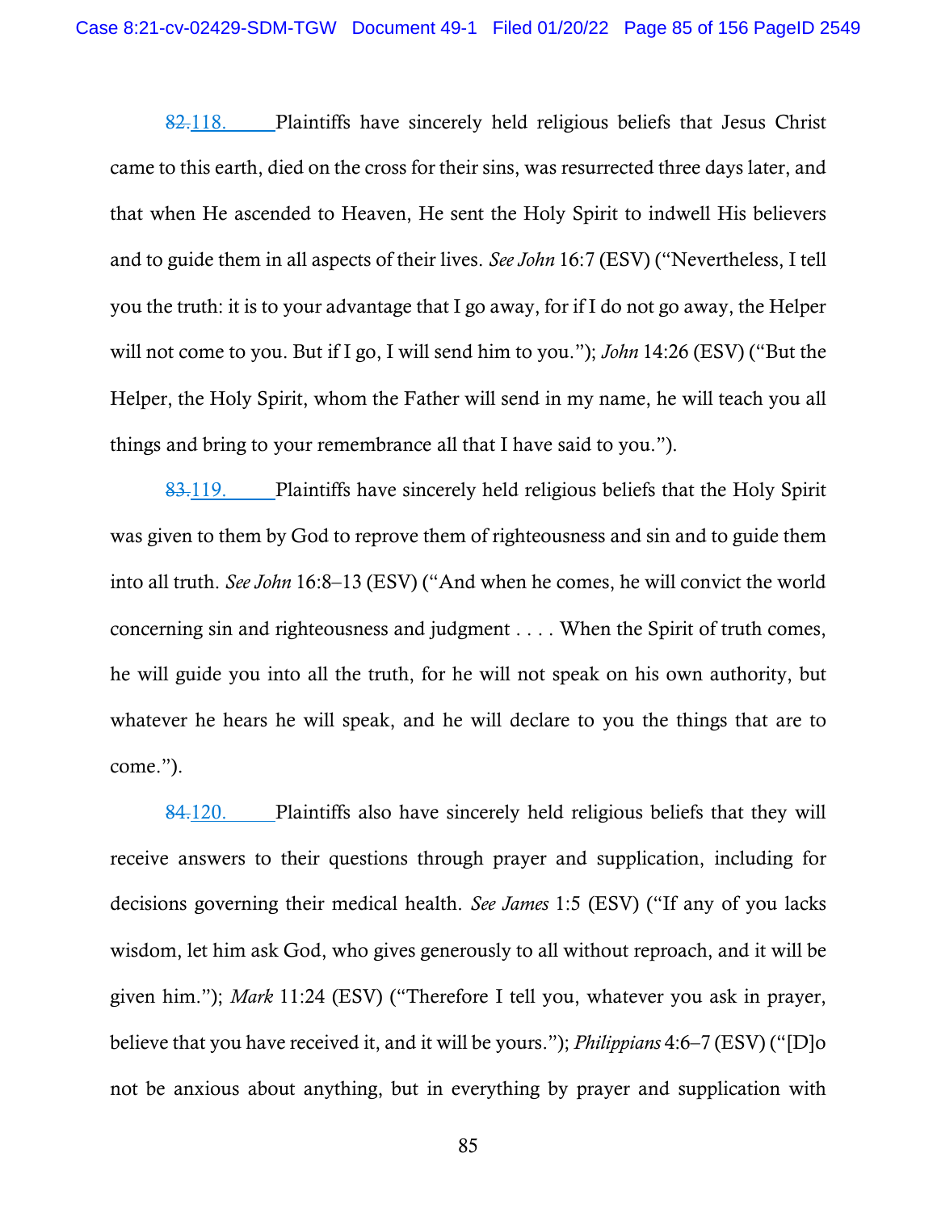~~82.~~118. Plaintiffs have sincerely held religious beliefs that Jesus Christ came to this earth, died on the cross for their sins, was resurrected three days later, and that when He ascended to Heaven, He sent the Holy Spirit to indwell His believers and to guide them in all aspects of their lives. *See John* 16:7 (ESV) ("Nevertheless, I tell you the truth: it is to your advantage that I go away, for if I do not go away, the Helper will not come to you. But if I go, I will send him to you."); *John* 14:26 (ESV) ("But the Helper, the Holy Spirit, whom the Father will send in my name, he will teach you all things and bring to your remembrance all that I have said to you.").

~~83.~~119. Plaintiffs have sincerely held religious beliefs that the Holy Spirit was given to them by God to reprove them of righteousness and sin and to guide them into all truth. *See John* 16:8–13 (ESV) ("And when he comes, he will convict the world concerning sin and righteousness and judgment . . . . When the Spirit of truth comes, he will guide you into all the truth, for he will not speak on his own authority, but whatever he hears he will speak, and he will declare to you the things that are to come.").

~~84.~~120. Plaintiffs also have sincerely held religious beliefs that they will receive answers to their questions through prayer and supplication, including for decisions governing their medical health. *See James* 1:5 (ESV) ("If any of you lacks wisdom, let him ask God, who gives generously to all without reproach, and it will be given him."); *Mark* 11:24 (ESV) ("Therefore I tell you, whatever you ask in prayer, believe that you have received it, and it will be yours."); *Philippians* 4:6–7 (ESV) ("[D]o not be anxious about anything, but in everything by prayer and supplication with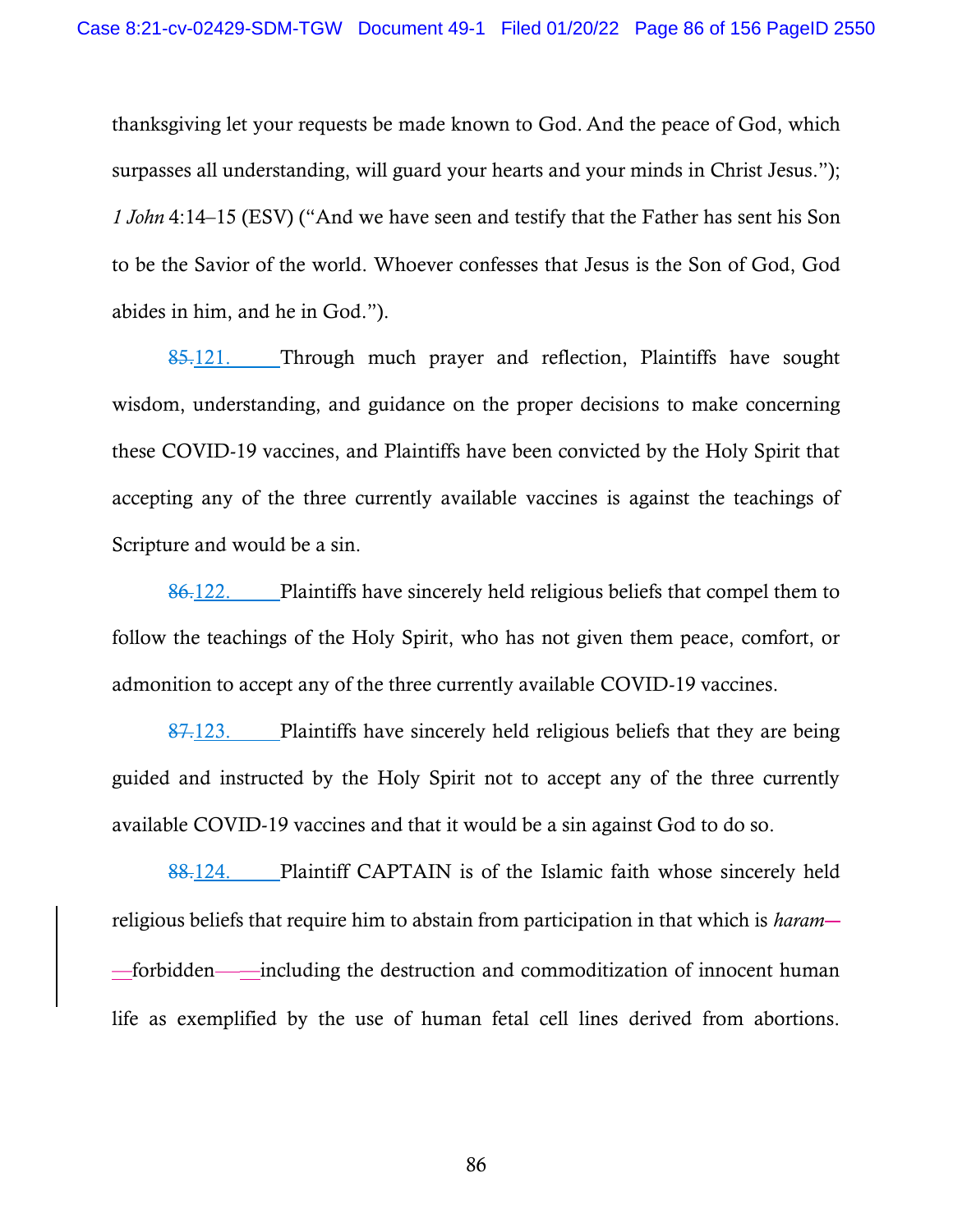thanksgiving let your requests be made known to God. And the peace of God, which surpasses all understanding, will guard your hearts and your minds in Christ Jesus."); *1 John* 4:14–15 (ESV) ("And we have seen and testify that the Father has sent his Son to be the Savior of the world. Whoever confesses that Jesus is the Son of God, God abides in him, and he in God.").

~~85.~~121. Through much prayer and reflection, Plaintiffs have sought wisdom, understanding, and guidance on the proper decisions to make concerning these COVID-19 vaccines, and Plaintiffs have been convicted by the Holy Spirit that accepting any of the three currently available vaccines is against the teachings of Scripture and would be a sin.

~~86.~~122. Plaintiffs have sincerely held religious beliefs that compel them to follow the teachings of the Holy Spirit, who has not given them peace, comfort, or admonition to accept any of the three currently available COVID-19 vaccines.

~~87.~~123. Plaintiffs have sincerely held religious beliefs that they are being guided and instructed by the Holy Spirit not to accept any of the three currently available COVID-19 vaccines and that it would be a sin against God to do so.

~~88.~~124. Plaintiff CAPTAIN is of the Islamic faith whose sincerely held religious beliefs that require him to abstain from participation in that which is *haram*—forbidden—including the destruction and commoditization of innocent human life as exemplified by the use of human fetal cell lines derived from abortions.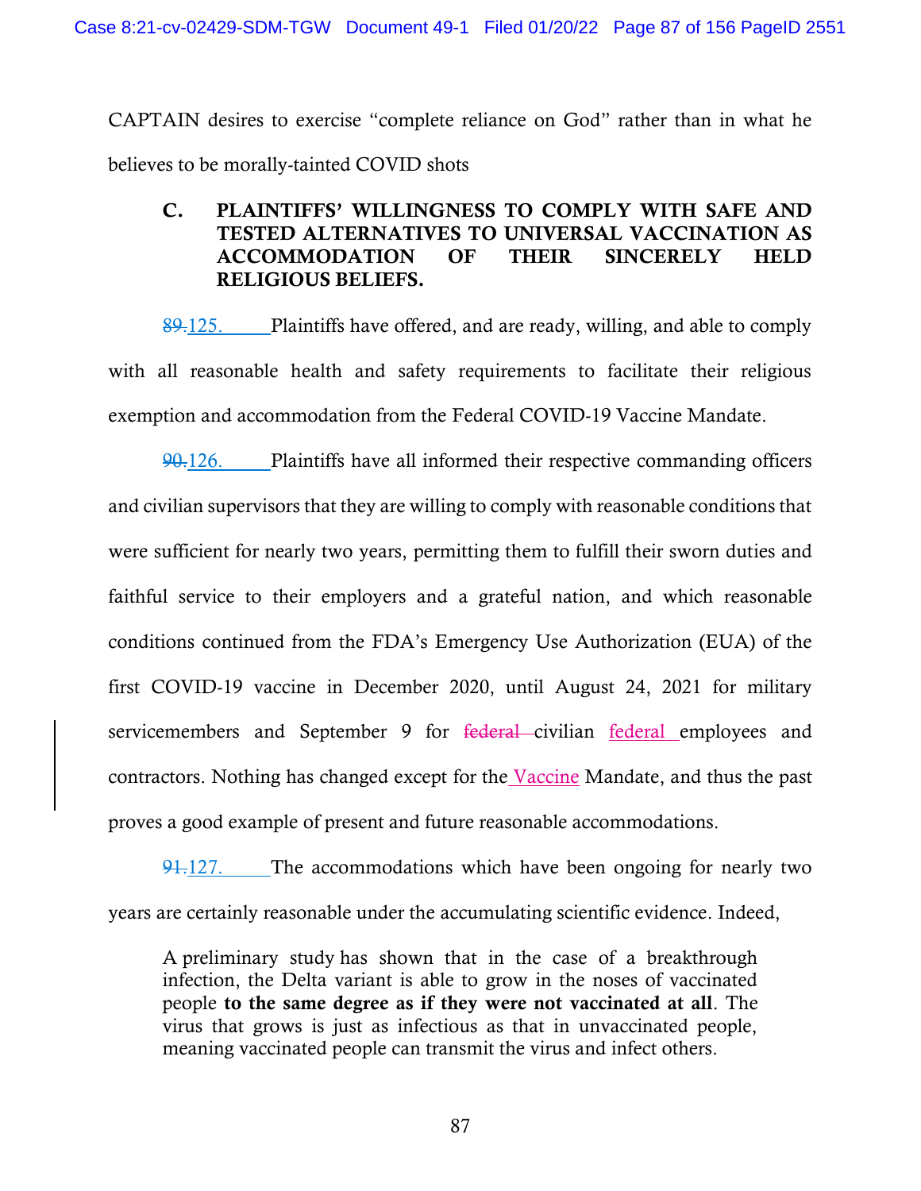CAPTAIN desires to exercise "complete reliance on God" rather than in what he believes to be morally-tainted COVID shots

### C. PLAINTIFFS' WILLINGNESS TO COMPLY WITH SAFE AND TESTED ALTERNATIVES TO UNIVERSAL VACCINATION AS ACCOMMODATION OF THEIR SINCERELY HELD RELIGIOUS BELIEFS.

~~89.~~125. Plaintiffs have offered, and are ready, willing, and able to comply with all reasonable health and safety requirements to facilitate their religious exemption and accommodation from the Federal COVID-19 Vaccine Mandate.

~~90.~~126. Plaintiffs have all informed their respective commanding officers and civilian supervisors that they are willing to comply with reasonable conditions that were sufficient for nearly two years, permitting them to fulfill their sworn duties and faithful service to their employers and a grateful nation, and which reasonable conditions continued from the FDA's Emergency Use Authorization (EUA) of the first COVID-19 vaccine in December 2020, until August 24, 2021 for military servicemembers and September 9 for ~~federal~~ civilian federal employees and contractors. Nothing has changed except for the Vaccine Mandate, and thus the past proves a good example of present and future reasonable accommodations.

~~91.~~127. The accommodations which have been ongoing for nearly two years are certainly reasonable under the accumulating scientific evidence. Indeed,

> A preliminary study has shown that in the case of a breakthrough infection, the Delta variant is able to grow in the noses of vaccinated people **to the same degree as if they were not vaccinated at all**. The virus that grows is just as infectious as that in unvaccinated people, meaning vaccinated people can transmit the virus and infect others.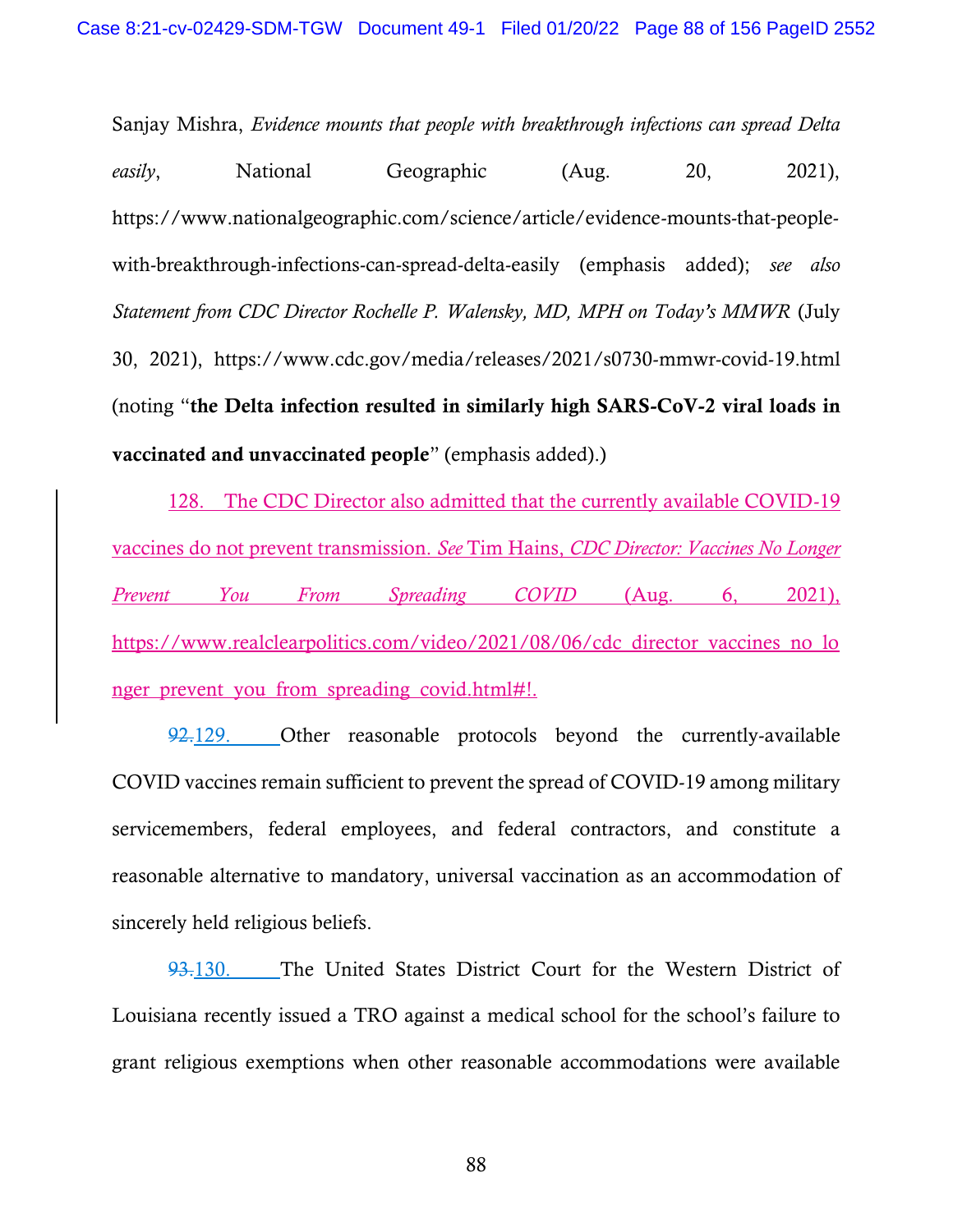Sanjay Mishra, *Evidence mounts that people with breakthrough infections can spread Delta easily*, National Geographic (Aug. 20, 2021), https://www.nationalgeographic.com/science/article/evidence-mounts-that-people-with-breakthrough-infections-can-spread-delta-easily (emphasis added); *see also Statement from CDC Director Rochelle P. Walensky, MD, MPH on Today's MMWR* (July 30, 2021), https://www.cdc.gov/media/releases/2021/s0730-mmwr-covid-19.html (noting "**the Delta infection resulted in similarly high SARS-CoV-2 viral loads in vaccinated and unvaccinated people**" (emphasis added).)

128. The CDC Director also admitted that the currently available COVID-19 vaccines do not prevent transmission. *See* Tim Hains, *CDC Director: Vaccines No Longer Prevent You From Spreading COVID* (Aug. 6, 2021), https://www.realclearpolitics.com/video/2021/08/06/cdc_director_vaccines_no_longer_prevent_you_from_spreading_covid.html#!.

~~92.~~129. Other reasonable protocols beyond the currently-available COVID vaccines remain sufficient to prevent the spread of COVID-19 among military servicemembers, federal employees, and federal contractors, and constitute a reasonable alternative to mandatory, universal vaccination as an accommodation of sincerely held religious beliefs.

~~93.~~130. The United States District Court for the Western District of Louisiana recently issued a TRO against a medical school for the school's failure to grant religious exemptions when other reasonable accommodations were available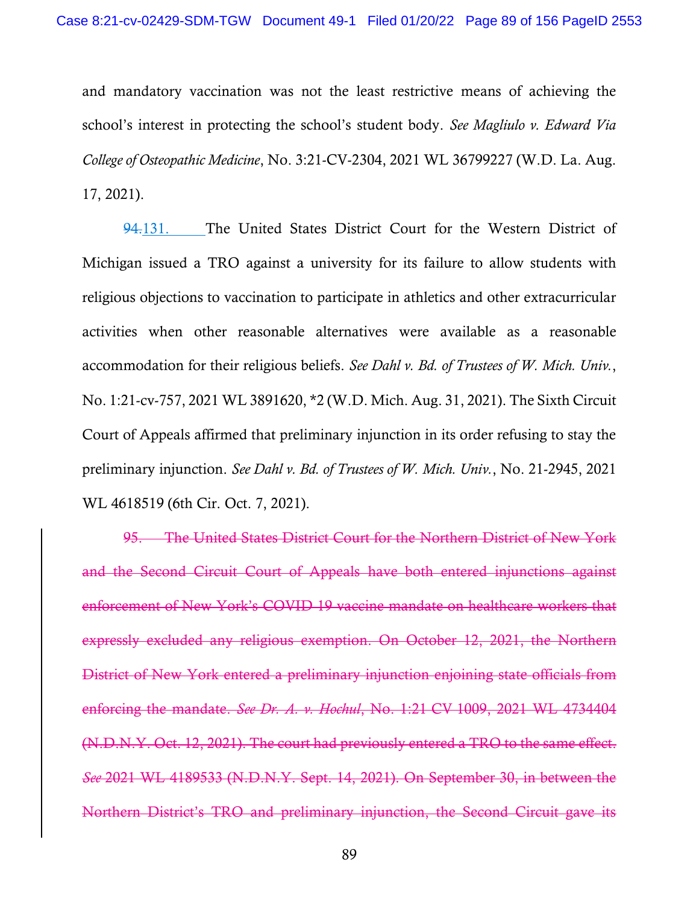and mandatory vaccination was not the least restrictive means of achieving the school's interest in protecting the school's student body. *See Magliulo v. Edward Via College of Osteopathic Medicine*, No. 3:21-CV-2304, 2021 WL 36799227 (W.D. La. Aug. 17, 2021).

~~94.~~131. The United States District Court for the Western District of Michigan issued a TRO against a university for its failure to allow students with religious objections to vaccination to participate in athletics and other extracurricular activities when other reasonable alternatives were available as a reasonable accommodation for their religious beliefs. *See Dahl v. Bd. of Trustees of W. Mich. Univ.*, No. 1:21-cv-757, 2021 WL 3891620, \*2 (W.D. Mich. Aug. 31, 2021). The Sixth Circuit Court of Appeals affirmed that preliminary injunction in its order refusing to stay the preliminary injunction. *See Dahl v. Bd. of Trustees of W. Mich. Univ.*, No. 21-2945, 2021 WL 4618519 (6th Cir. Oct. 7, 2021).

~~95. The United States District Court for the Northern District of New York and the Second Circuit Court of Appeals have both entered injunctions against enforcement of New York's COVID 19 vaccine mandate on healthcare workers that expressly excluded any religious exemption. On October 12, 2021, the Northern District of New York entered a preliminary injunction enjoining state officials from enforcing the mandate. *See Dr. A. v. Hochul*, No. 1:21 CV 1009, 2021 WL 4734404 (N.D.N.Y. Oct. 12, 2021). The court had previously entered a TRO to the same effect. *See* 2021 WL 4189533 (N.D.N.Y. Sept. 14, 2021). On September 30, in between the Northern District's TRO and preliminary injunction, the Second Circuit gave its~~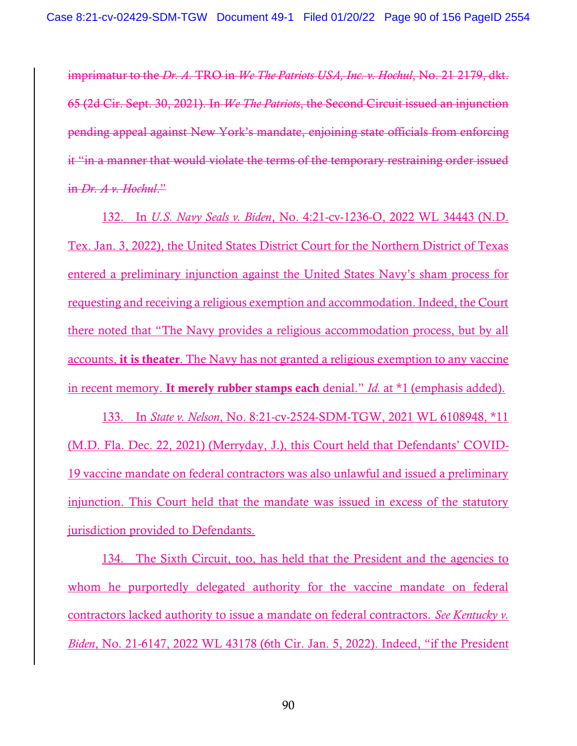~~imprimatur to the *Dr. A.* TRO in *We The Patriots USA, Inc. v. Hochul*, No. 21-2179, dkt. 65 (2d Cir. Sept. 30, 2021). In *We The Patriots*, the Second Circuit issued an injunction pending appeal against New York's mandate, enjoining state officials from enforcing it "in a manner that would violate the terms of the temporary restraining order issued in *Dr. A v. Hochul*."~~

<u>132. In *U.S. Navy Seals v. Biden*, No. 4:21-cv-1236-O, 2022 WL 34443 (N.D. Tex. Jan. 3, 2022), the United States District Court for the Northern District of Texas entered a preliminary injunction against the United States Navy's sham process for requesting and receiving a religious exemption and accommodation. Indeed, the Court there noted that "The Navy provides a religious accommodation process, but by all accounts, **it is theater**. The Navy has not granted a religious exemption to any vaccine in recent memory. **It merely rubber stamps each** denial." *Id.* at *1 (emphasis added).</u>

<u>133. In *State v. Nelson*, No. 8:21-cv-2524-SDM-TGW, 2021 WL 6108948, *11 (M.D. Fla. Dec. 22, 2021) (Merryday, J.), this Court held that Defendants' COVID-19 vaccine mandate on federal contractors was also unlawful and issued a preliminary injunction. This Court held that the mandate was issued in excess of the statutory jurisdiction provided to Defendants.</u>

<u>134. The Sixth Circuit, too, has held that the President and the agencies to whom he purportedly delegated authority for the vaccine mandate on federal contractors lacked authority to issue a mandate on federal contractors. *See Kentucky v. Biden*, No. 21-6147, 2022 WL 43178 (6th Cir. Jan. 5, 2022). Indeed, "if the President</u>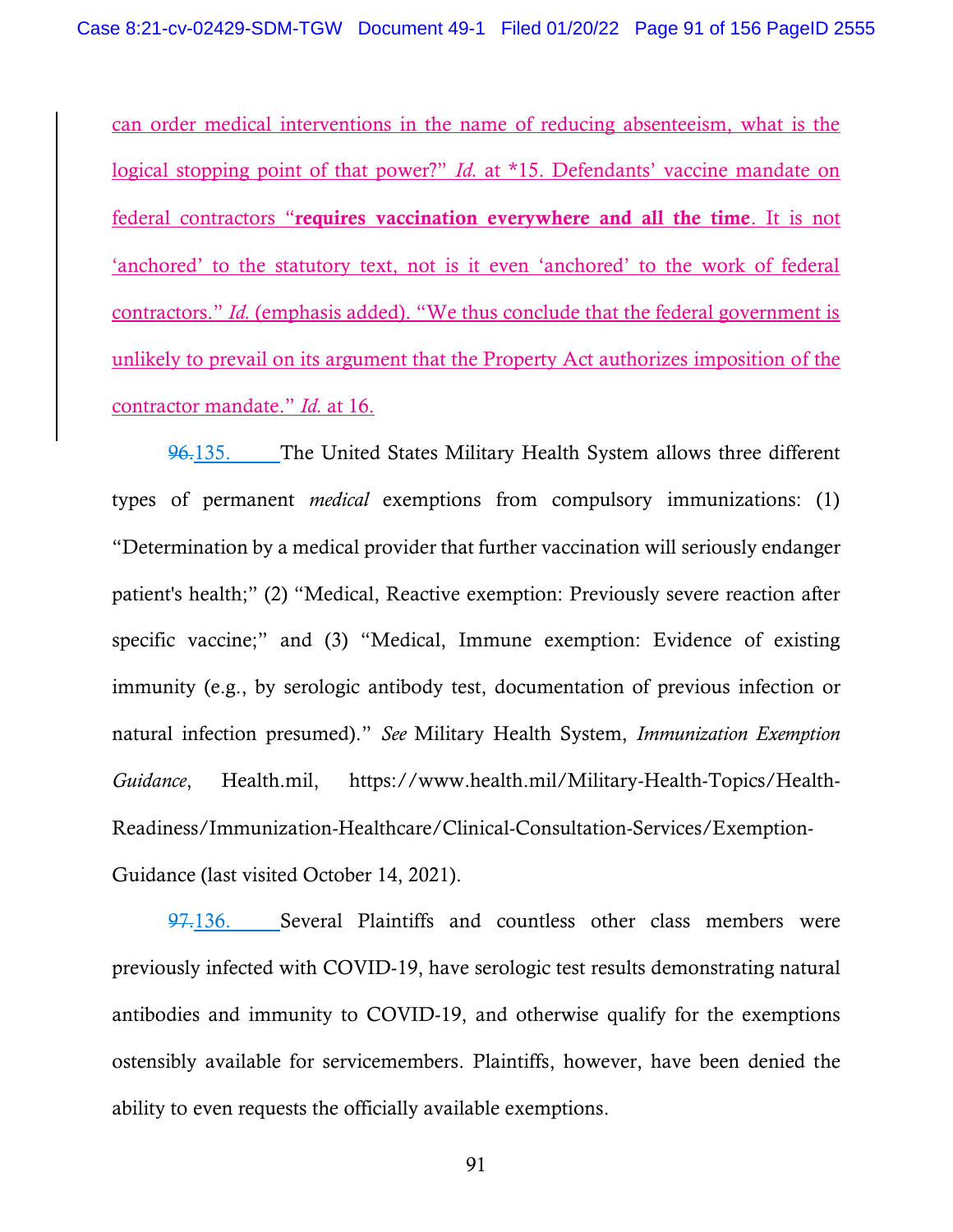can order medical interventions in the name of reducing absenteeism, what is the logical stopping point of that power?" *Id.* at *15. Defendants' vaccine mandate on federal contractors "**requires vaccination everywhere and all the time**. It is not 'anchored' to the statutory text, not is it even 'anchored' to the work of federal contractors." *Id.* (emphasis added). "We thus conclude that the federal government is unlikely to prevail on its argument that the Property Act authorizes imposition of the contractor mandate." *Id.* at 16.

~~96.~~135. The United States Military Health System allows three different types of permanent *medical* exemptions from compulsory immunizations: (1) "Determination by a medical provider that further vaccination will seriously endanger patient's health;" (2) "Medical, Reactive exemption: Previously severe reaction after specific vaccine;" and (3) "Medical, Immune exemption: Evidence of existing immunity (e.g., by serologic antibody test, documentation of previous infection or natural infection presumed)." *See* Military Health System, *Immunization Exemption Guidance*, Health.mil, https://www.health.mil/Military-Health-Topics/Health-Readiness/Immunization-Healthcare/Clinical-Consultation-Services/Exemption-Guidance (last visited October 14, 2021).

~~97.~~136. Several Plaintiffs and countless other class members were previously infected with COVID-19, have serologic test results demonstrating natural antibodies and immunity to COVID-19, and otherwise qualify for the exemptions ostensibly available for servicemembers. Plaintiffs, however, have been denied the ability to even requests the officially available exemptions.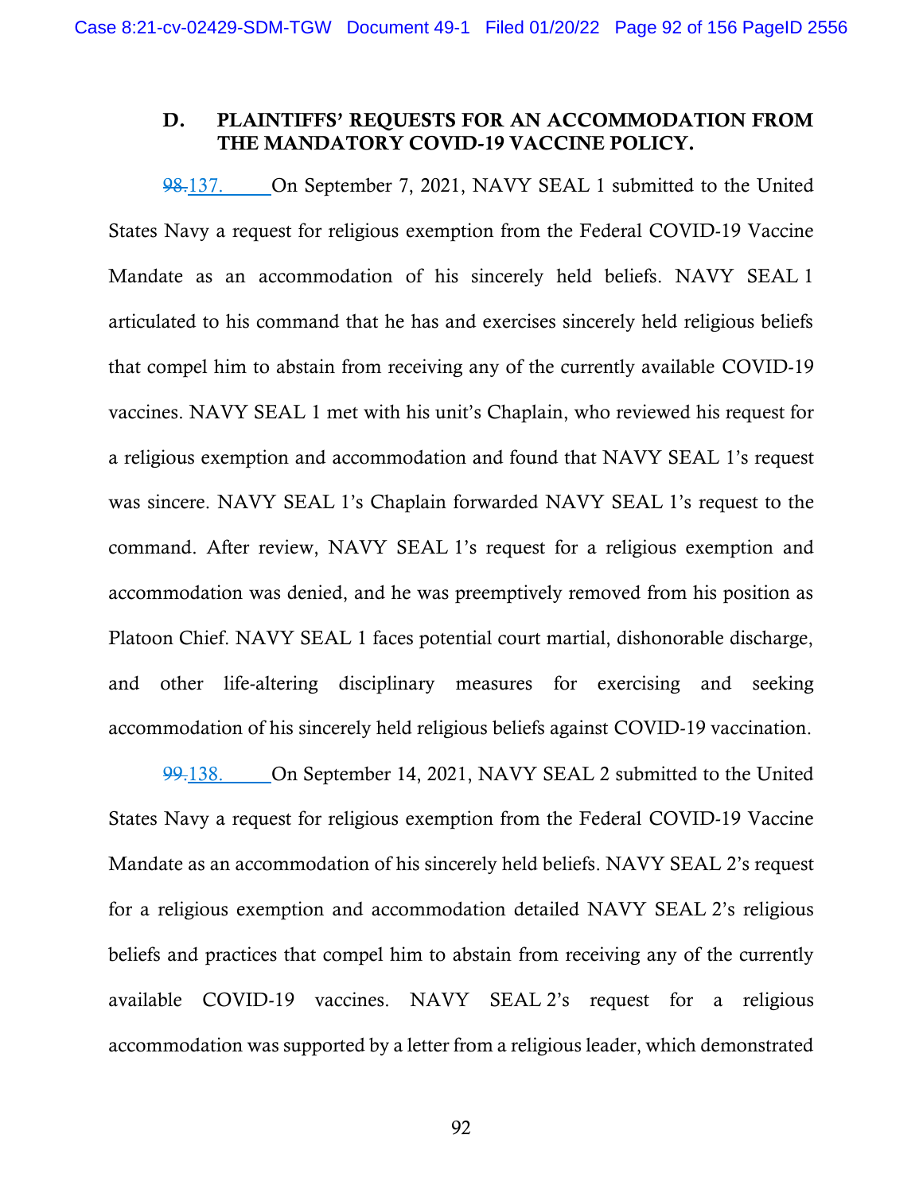### D. PLAINTIFFS' REQUESTS FOR AN ACCOMMODATION FROM THE MANDATORY COVID-19 VACCINE POLICY.

~~98.~~137. On September 7, 2021, NAVY SEAL 1 submitted to the United States Navy a request for religious exemption from the Federal COVID-19 Vaccine Mandate as an accommodation of his sincerely held beliefs. NAVY SEAL 1 articulated to his command that he has and exercises sincerely held religious beliefs that compel him to abstain from receiving any of the currently available COVID-19 vaccines. NAVY SEAL 1 met with his unit's Chaplain, who reviewed his request for a religious exemption and accommodation and found that NAVY SEAL 1's request was sincere. NAVY SEAL 1's Chaplain forwarded NAVY SEAL 1's request to the command. After review, NAVY SEAL 1's request for a religious exemption and accommodation was denied, and he was preemptively removed from his position as Platoon Chief. NAVY SEAL 1 faces potential court martial, dishonorable discharge, and other life-altering disciplinary measures for exercising and seeking accommodation of his sincerely held religious beliefs against COVID-19 vaccination.

~~99.~~138. On September 14, 2021, NAVY SEAL 2 submitted to the United States Navy a request for religious exemption from the Federal COVID-19 Vaccine Mandate as an accommodation of his sincerely held beliefs. NAVY SEAL 2's request for a religious exemption and accommodation detailed NAVY SEAL 2's religious beliefs and practices that compel him to abstain from receiving any of the currently available COVID-19 vaccines. NAVY SEAL 2's request for a religious accommodation was supported by a letter from a religious leader, which demonstrated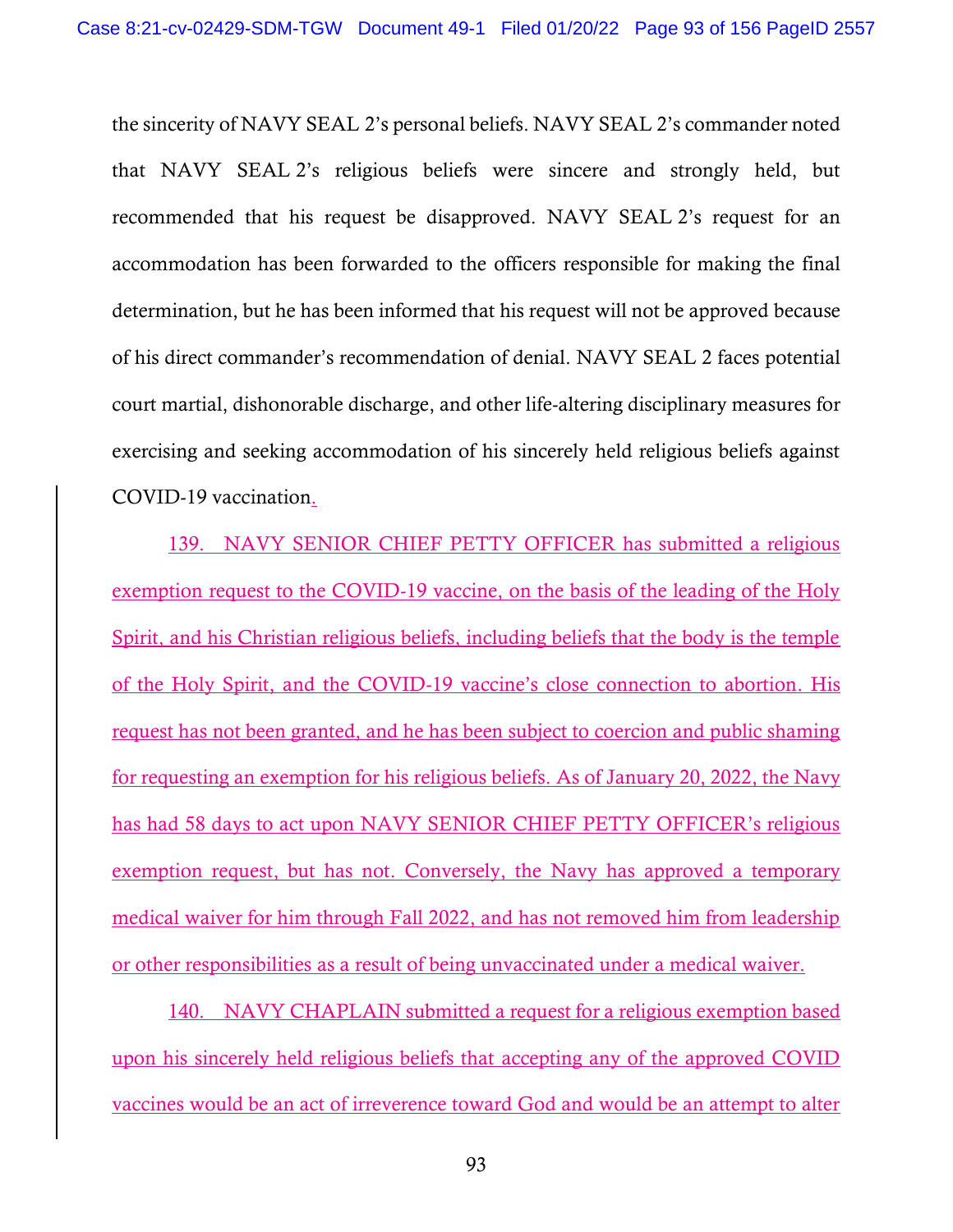the sincerity of NAVY SEAL 2's personal beliefs. NAVY SEAL 2's commander noted that NAVY SEAL 2's religious beliefs were sincere and strongly held, but recommended that his request be disapproved. NAVY SEAL 2's request for an accommodation has been forwarded to the officers responsible for making the final determination, but he has been informed that his request will not be approved because of his direct commander's recommendation of denial. NAVY SEAL 2 faces potential court martial, dishonorable discharge, and other life-altering disciplinary measures for exercising and seeking accommodation of his sincerely held religious beliefs against COVID-19 vaccination.

139. NAVY SENIOR CHIEF PETTY OFFICER has submitted a religious exemption request to the COVID-19 vaccine, on the basis of the leading of the Holy Spirit, and his Christian religious beliefs, including beliefs that the body is the temple of the Holy Spirit, and the COVID-19 vaccine's close connection to abortion. His request has not been granted, and he has been subject to coercion and public shaming for requesting an exemption for his religious beliefs. As of January 20, 2022, the Navy has had 58 days to act upon NAVY SENIOR CHIEF PETTY OFFICER's religious exemption request, but has not. Conversely, the Navy has approved a temporary medical waiver for him through Fall 2022, and has not removed him from leadership or other responsibilities as a result of being unvaccinated under a medical waiver.

140. NAVY CHAPLAIN submitted a request for a religious exemption based upon his sincerely held religious beliefs that accepting any of the approved COVID vaccines would be an act of irreverence toward God and would be an attempt to alter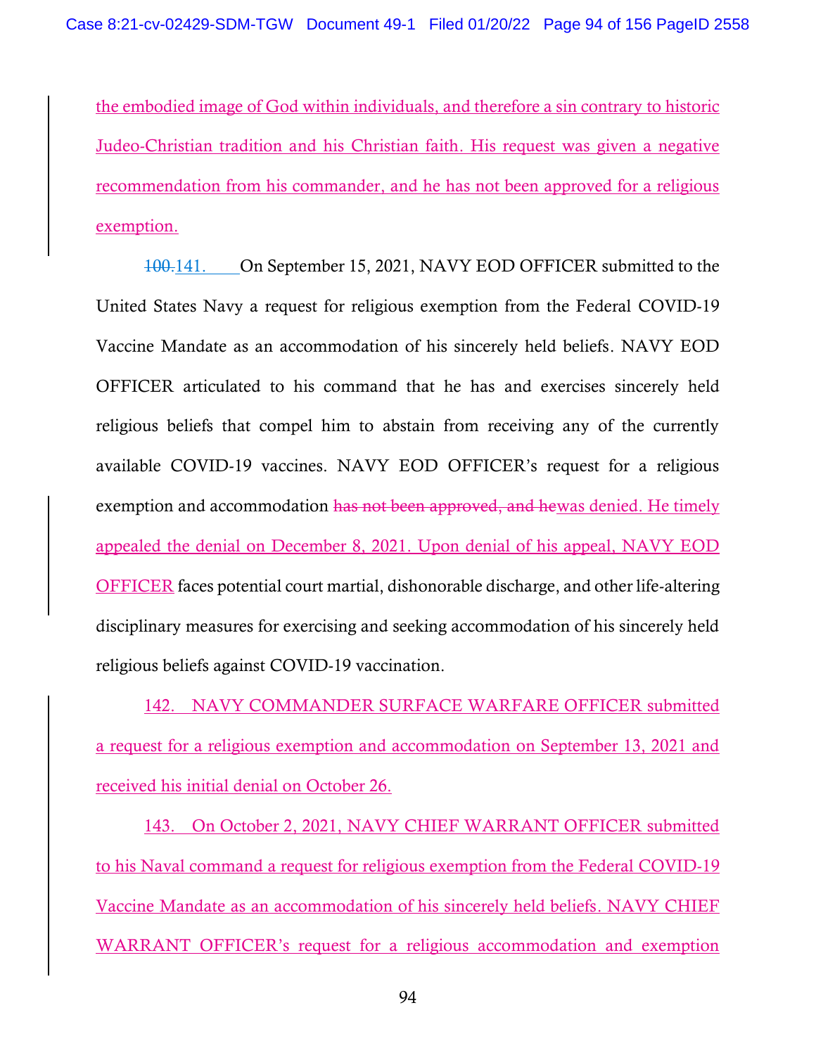the embodied image of God within individuals, and therefore a sin contrary to historic Judeo-Christian tradition and his Christian faith. His request was given a negative recommendation from his commander, and he has not been approved for a religious exemption.

~~100.~~141. On September 15, 2021, NAVY EOD OFFICER submitted to the United States Navy a request for religious exemption from the Federal COVID-19 Vaccine Mandate as an accommodation of his sincerely held beliefs. NAVY EOD OFFICER articulated to his command that he has and exercises sincerely held religious beliefs that compel him to abstain from receiving any of the currently available COVID-19 vaccines. NAVY EOD OFFICER's request for a religious exemption and accommodation ~~has not been approved, and he~~was denied. He timely appealed the denial on December 8, 2021. Upon denial of his appeal, NAVY EOD OFFICER faces potential court martial, dishonorable discharge, and other life-altering disciplinary measures for exercising and seeking accommodation of his sincerely held religious beliefs against COVID-19 vaccination.

142. NAVY COMMANDER SURFACE WARFARE OFFICER submitted a request for a religious exemption and accommodation on September 13, 2021 and received his initial denial on October 26.

143. On October 2, 2021, NAVY CHIEF WARRANT OFFICER submitted to his Naval command a request for religious exemption from the Federal COVID-19 Vaccine Mandate as an accommodation of his sincerely held beliefs. NAVY CHIEF WARRANT OFFICER's request for a religious accommodation and exemption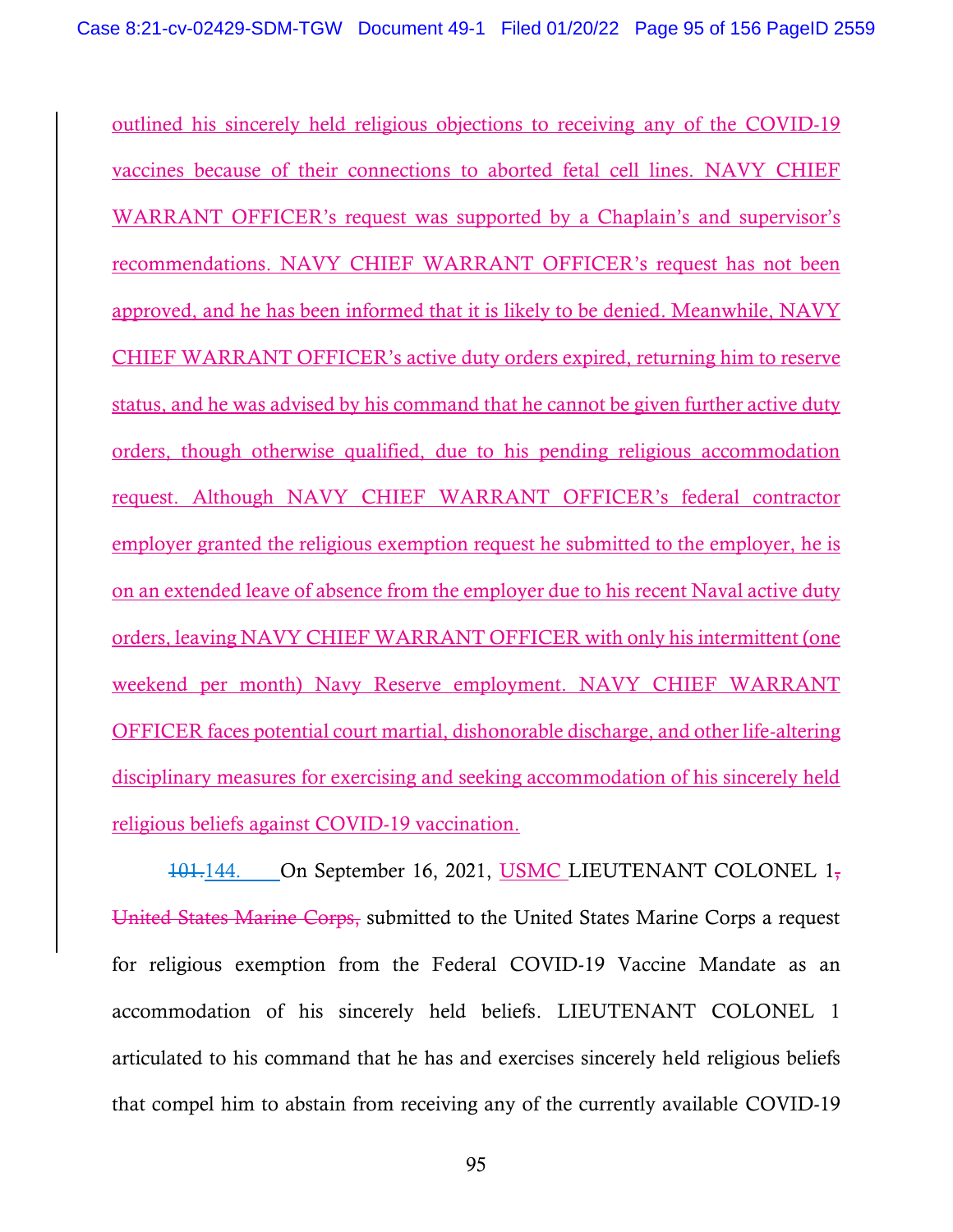outlined his sincerely held religious objections to receiving any of the COVID-19 vaccines because of their connections to aborted fetal cell lines. NAVY CHIEF WARRANT OFFICER's request was supported by a Chaplain's and supervisor's recommendations. NAVY CHIEF WARRANT OFFICER's request has not been approved, and he has been informed that it is likely to be denied. Meanwhile, NAVY CHIEF WARRANT OFFICER's active duty orders expired, returning him to reserve status, and he was advised by his command that he cannot be given further active duty orders, though otherwise qualified, due to his pending religious accommodation request. Although NAVY CHIEF WARRANT OFFICER's federal contractor employer granted the religious exemption request he submitted to the employer, he is on an extended leave of absence from the employer due to his recent Naval active duty orders, leaving NAVY CHIEF WARRANT OFFICER with only his intermittent (one weekend per month) Navy Reserve employment. NAVY CHIEF WARRANT OFFICER faces potential court martial, dishonorable discharge, and other life-altering disciplinary measures for exercising and seeking accommodation of his sincerely held religious beliefs against COVID-19 vaccination.

~~101.~~144. On September 16, 2021, USMC LIEUTENANT COLONEL 1~~, United States Marine Corps,~~ submitted to the United States Marine Corps a request for religious exemption from the Federal COVID-19 Vaccine Mandate as an accommodation of his sincerely held beliefs. LIEUTENANT COLONEL 1 articulated to his command that he has and exercises sincerely held religious beliefs that compel him to abstain from receiving any of the currently available COVID-19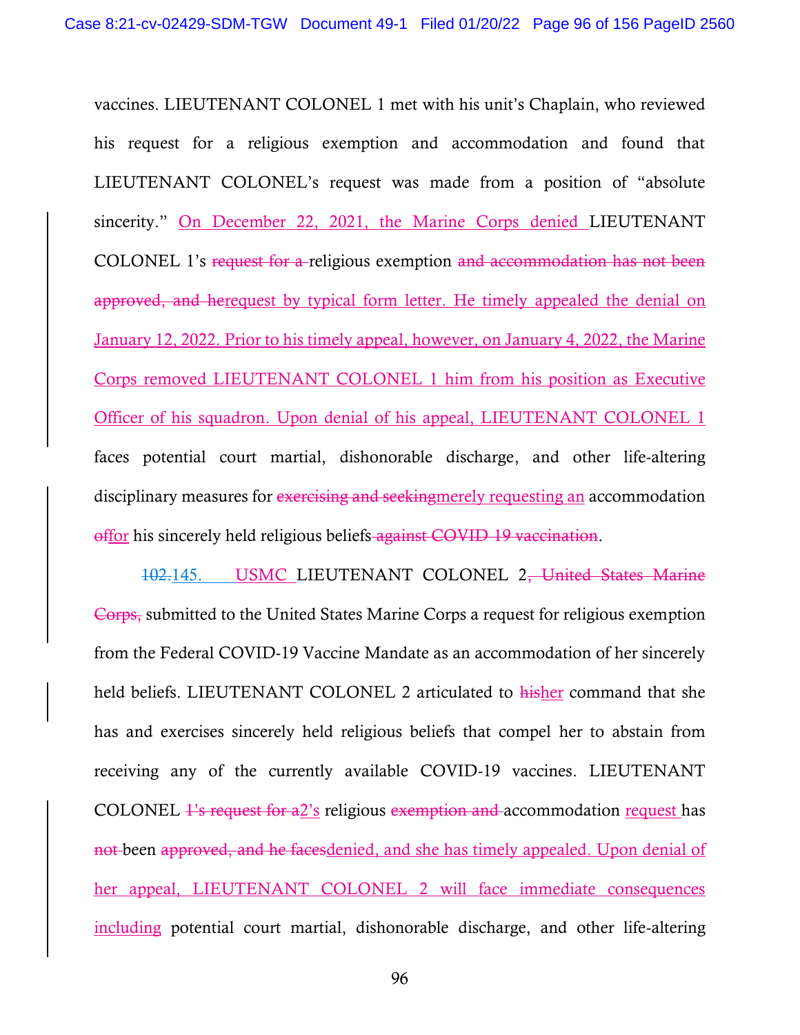vaccines. LIEUTENANT COLONEL 1 met with his unit's Chaplain, who reviewed his request for a religious exemption and accommodation and found that LIEUTENANT COLONEL's request was made from a position of "absolute sincerity." On December 22, 2021, the Marine Corps denied LIEUTENANT COLONEL 1's ~~request for a~~ religious exemption ~~and accommodation has not been approved, and he~~request by typical form letter. He timely appealed the denial on January 12, 2022. Prior to his timely appeal, however, on January 4, 2022, the Marine Corps removed LIEUTENANT COLONEL 1 him from his position as Executive Officer of his squadron. Upon denial of his appeal, LIEUTENANT COLONEL 1 faces potential court martial, dishonorable discharge, and other life-altering disciplinary measures for ~~exercising and seeking~~merely requesting an accommodation ~~of~~for his sincerely held religious beliefs ~~against COVID 19 vaccination~~.

~~102.~~145. USMC LIEUTENANT COLONEL 2~~, United States Marine Corps,~~ submitted to the United States Marine Corps a request for religious exemption from the Federal COVID-19 Vaccine Mandate as an accommodation of her sincerely held beliefs. LIEUTENANT COLONEL 2 articulated to ~~his~~her command that she has and exercises sincerely held religious beliefs that compel her to abstain from receiving any of the currently available COVID-19 vaccines. LIEUTENANT COLONEL ~~1's request for a~~2's religious ~~exemption and~~ accommodation request has ~~not~~ been ~~approved, and he faces~~denied, and she has timely appealed. Upon denial of her appeal, LIEUTENANT COLONEL 2 will face immediate consequences including potential court martial, dishonorable discharge, and other life-altering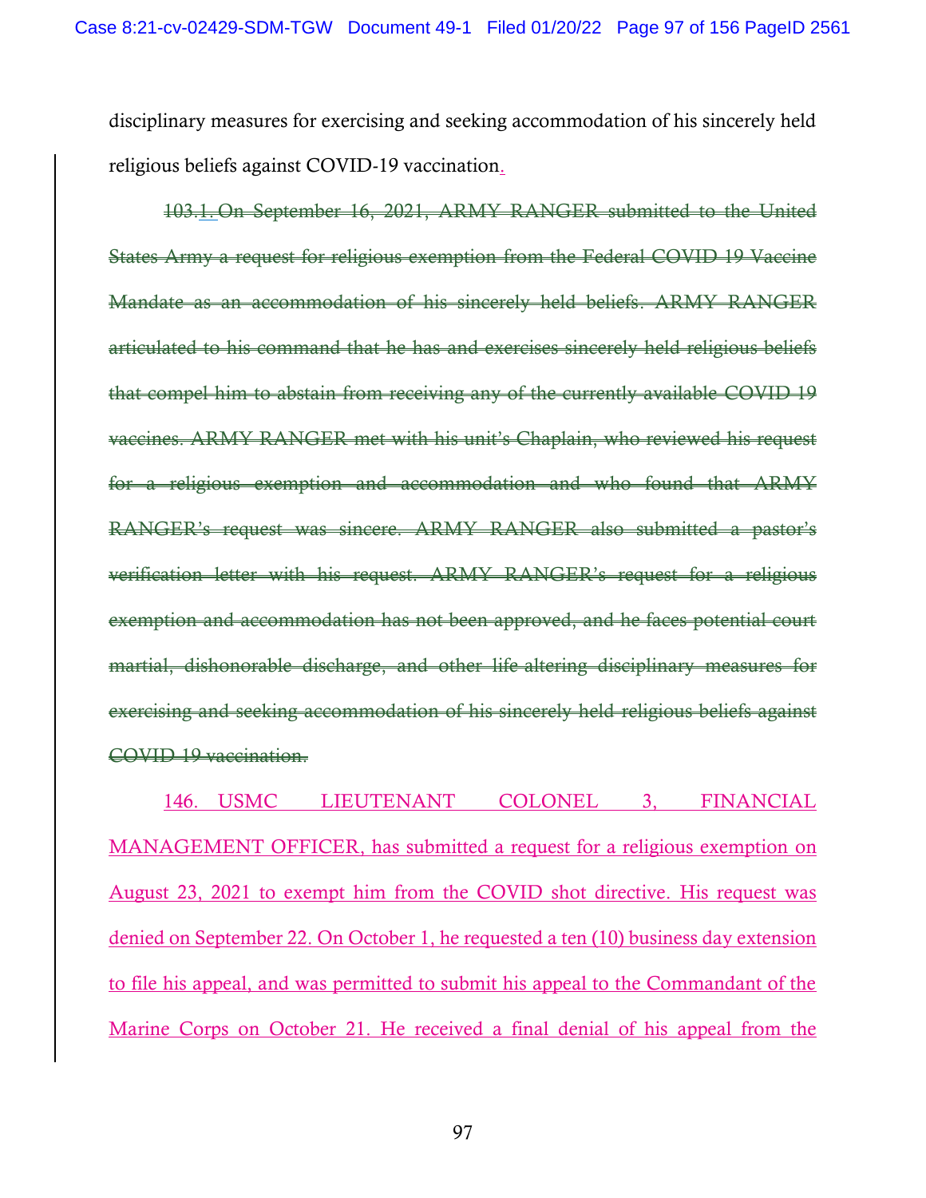disciplinary measures for exercising and seeking accommodation of his sincerely held religious beliefs against COVID-19 vaccination.

~~103.1. On September 16, 2021, ARMY RANGER submitted to the United States Army a request for religious exemption from the Federal COVID 19 Vaccine Mandate as an accommodation of his sincerely held beliefs. ARMY RANGER articulated to his command that he has and exercises sincerely held religious beliefs that compel him to abstain from receiving any of the currently available COVID 19 vaccines. ARMY RANGER met with his unit's Chaplain, who reviewed his request for a religious exemption and accommodation and who found that ARMY RANGER's request was sincere. ARMY RANGER also submitted a pastor's verification letter with his request. ARMY RANGER's request for a religious exemption and accommodation has not been approved, and he faces potential court martial, dishonorable discharge, and other life altering disciplinary measures for exercising and seeking accommodation of his sincerely held religious beliefs against COVID 19 vaccination.~~

146. USMC LIEUTENANT COLONEL 3, FINANCIAL MANAGEMENT OFFICER, has submitted a request for a religious exemption on August 23, 2021 to exempt him from the COVID shot directive. His request was denied on September 22. On October 1, he requested a ten (10) business day extension to file his appeal, and was permitted to submit his appeal to the Commandant of the Marine Corps on October 21. He received a final denial of his appeal from the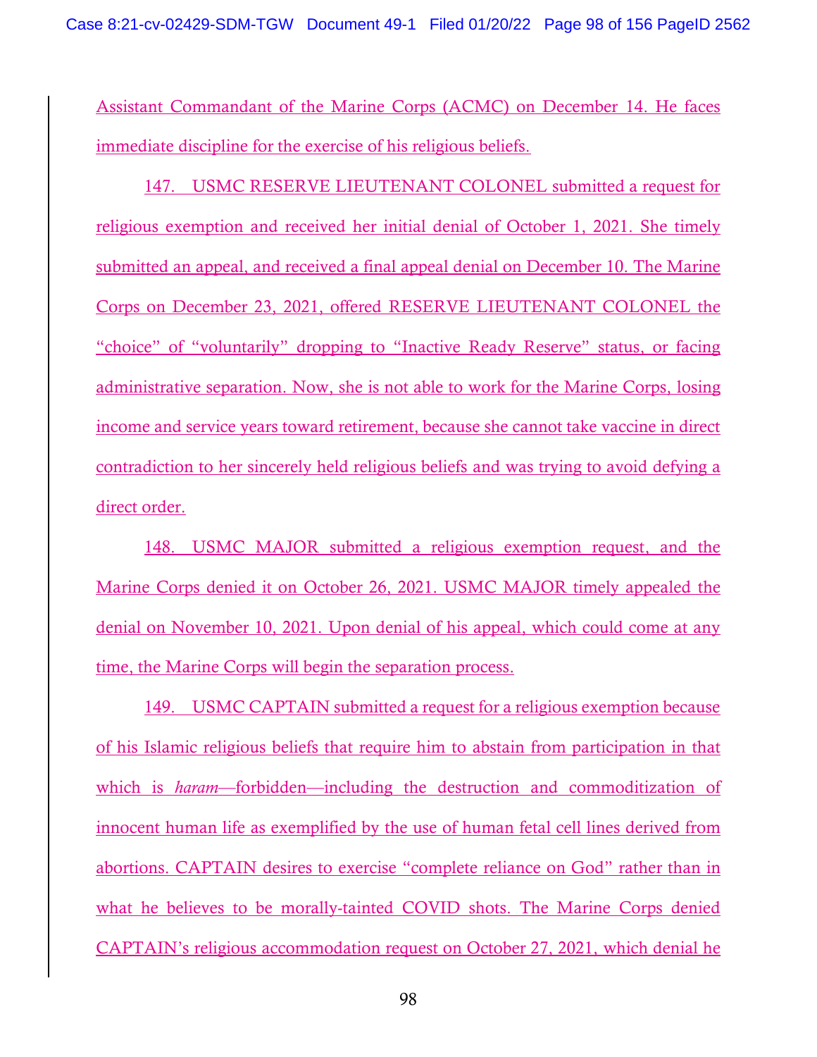Assistant Commandant of the Marine Corps (ACMC) on December 14. He faces immediate discipline for the exercise of his religious beliefs.

147. USMC RESERVE LIEUTENANT COLONEL submitted a request for religious exemption and received her initial denial of October 1, 2021. She timely submitted an appeal, and received a final appeal denial on December 10. The Marine Corps on December 23, 2021, offered RESERVE LIEUTENANT COLONEL the "choice" of "voluntarily" dropping to "Inactive Ready Reserve" status, or facing administrative separation. Now, she is not able to work for the Marine Corps, losing income and service years toward retirement, because she cannot take vaccine in direct contradiction to her sincerely held religious beliefs and was trying to avoid defying a direct order.

148. USMC MAJOR submitted a religious exemption request, and the Marine Corps denied it on October 26, 2021. USMC MAJOR timely appealed the denial on November 10, 2021. Upon denial of his appeal, which could come at any time, the Marine Corps will begin the separation process.

149. USMC CAPTAIN submitted a request for a religious exemption because of his Islamic religious beliefs that require him to abstain from participation in that which is *haram*—forbidden—including the destruction and commoditization of innocent human life as exemplified by the use of human fetal cell lines derived from abortions. CAPTAIN desires to exercise "complete reliance on God" rather than in what he believes to be morally-tainted COVID shots. The Marine Corps denied CAPTAIN's religious accommodation request on October 27, 2021, which denial he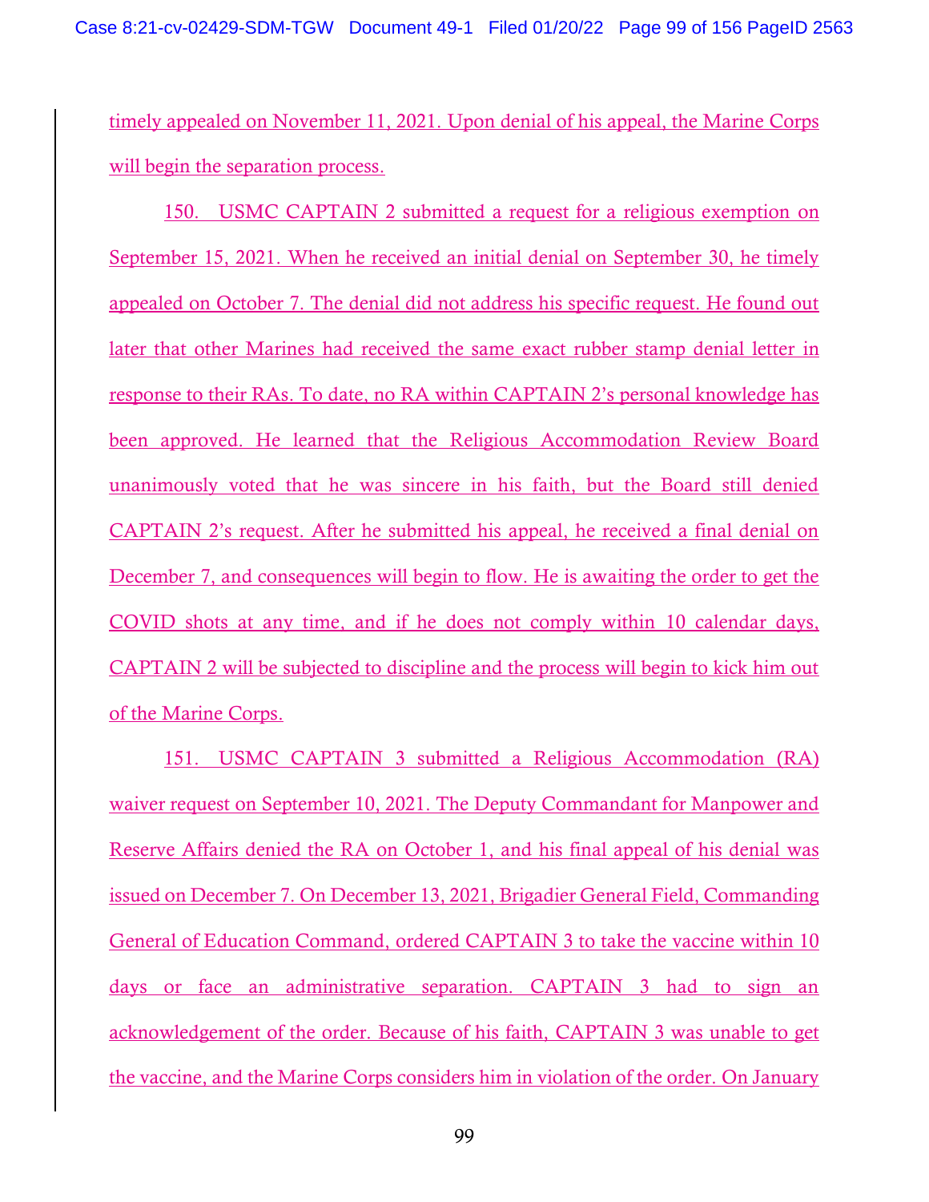timely appealed on November 11, 2021. Upon denial of his appeal, the Marine Corps will begin the separation process.

150. USMC CAPTAIN 2 submitted a request for a religious exemption on September 15, 2021. When he received an initial denial on September 30, he timely appealed on October 7. The denial did not address his specific request. He found out later that other Marines had received the same exact rubber stamp denial letter in response to their RAs. To date, no RA within CAPTAIN 2's personal knowledge has been approved. He learned that the Religious Accommodation Review Board unanimously voted that he was sincere in his faith, but the Board still denied CAPTAIN 2's request. After he submitted his appeal, he received a final denial on December 7, and consequences will begin to flow. He is awaiting the order to get the COVID shots at any time, and if he does not comply within 10 calendar days, CAPTAIN 2 will be subjected to discipline and the process will begin to kick him out of the Marine Corps.

151. USMC CAPTAIN 3 submitted a Religious Accommodation (RA) waiver request on September 10, 2021. The Deputy Commandant for Manpower and Reserve Affairs denied the RA on October 1, and his final appeal of his denial was issued on December 7. On December 13, 2021, Brigadier General Field, Commanding General of Education Command, ordered CAPTAIN 3 to take the vaccine within 10 days or face an administrative separation. CAPTAIN 3 had to sign an acknowledgement of the order. Because of his faith, CAPTAIN 3 was unable to get the vaccine, and the Marine Corps considers him in violation of the order. On January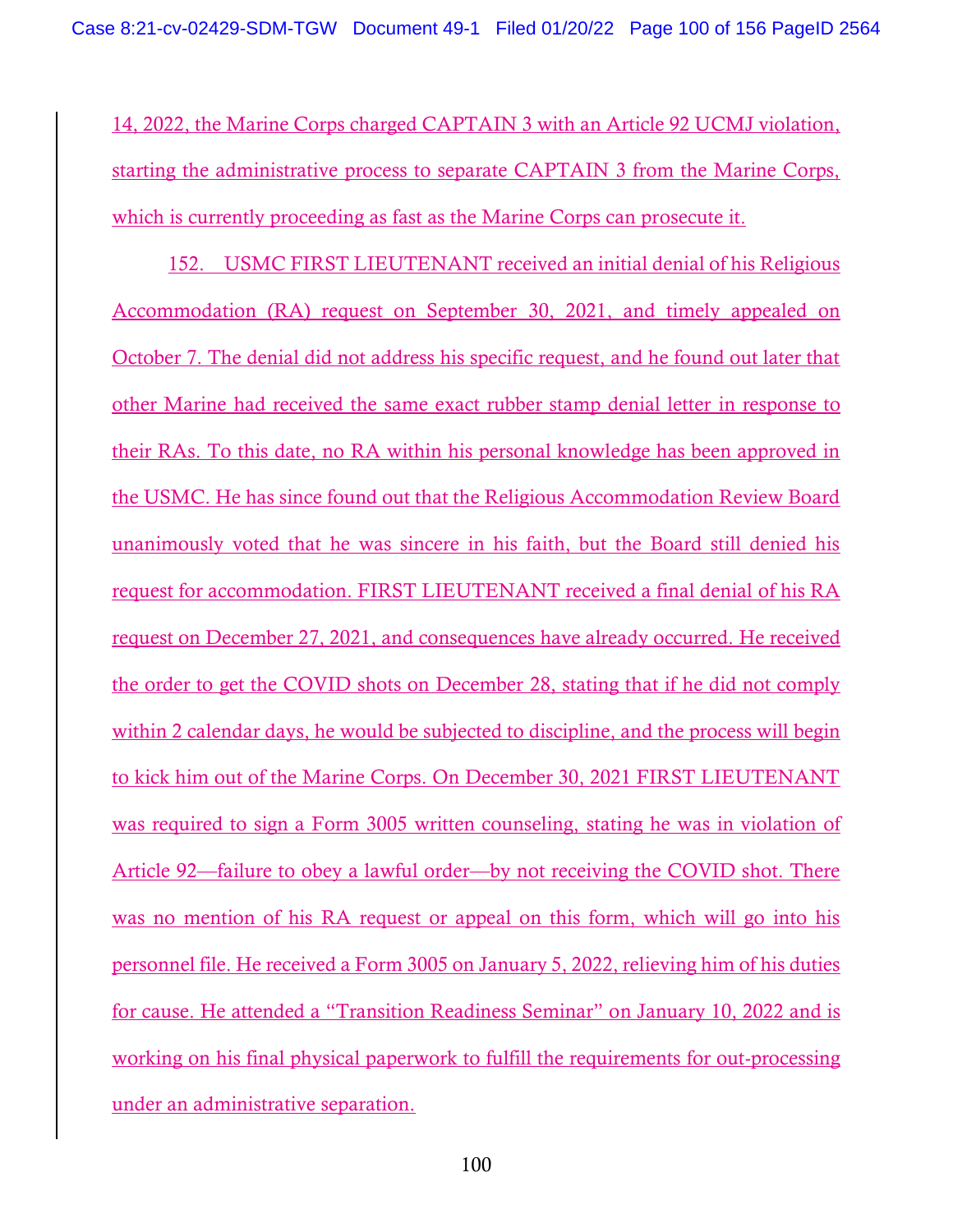14, 2022, the Marine Corps charged CAPTAIN 3 with an Article 92 UCMJ violation, starting the administrative process to separate CAPTAIN 3 from the Marine Corps, which is currently proceeding as fast as the Marine Corps can prosecute it.

152. USMC FIRST LIEUTENANT received an initial denial of his Religious Accommodation (RA) request on September 30, 2021, and timely appealed on October 7. The denial did not address his specific request, and he found out later that other Marine had received the same exact rubber stamp denial letter in response to their RAs. To this date, no RA within his personal knowledge has been approved in the USMC. He has since found out that the Religious Accommodation Review Board unanimously voted that he was sincere in his faith, but the Board still denied his request for accommodation. FIRST LIEUTENANT received a final denial of his RA request on December 27, 2021, and consequences have already occurred. He received the order to get the COVID shots on December 28, stating that if he did not comply within 2 calendar days, he would be subjected to discipline, and the process will begin to kick him out of the Marine Corps. On December 30, 2021 FIRST LIEUTENANT was required to sign a Form 3005 written counseling, stating he was in violation of Article 92—failure to obey a lawful order—by not receiving the COVID shot. There was no mention of his RA request or appeal on this form, which will go into his personnel file. He received a Form 3005 on January 5, 2022, relieving him of his duties for cause. He attended a "Transition Readiness Seminar" on January 10, 2022 and is working on his final physical paperwork to fulfill the requirements for out-processing under an administrative separation.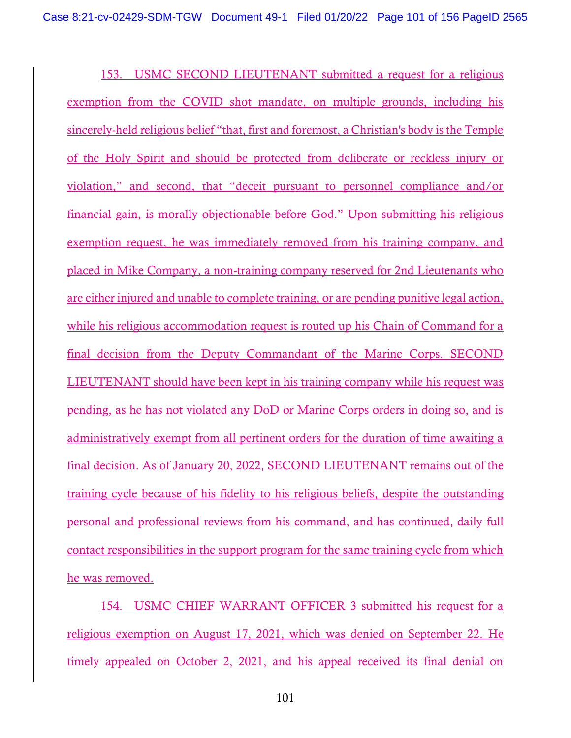153. USMC SECOND LIEUTENANT submitted a request for a religious exemption from the COVID shot mandate, on multiple grounds, including his sincerely-held religious belief "that, first and foremost, a Christian's body is the Temple of the Holy Spirit and should be protected from deliberate or reckless injury or violation," and second, that "deceit pursuant to personnel compliance and/or financial gain, is morally objectionable before God." Upon submitting his religious exemption request, he was immediately removed from his training company, and placed in Mike Company, a non-training company reserved for 2nd Lieutenants who are either injured and unable to complete training, or are pending punitive legal action, while his religious accommodation request is routed up his Chain of Command for a final decision from the Deputy Commandant of the Marine Corps. SECOND LIEUTENANT should have been kept in his training company while his request was pending, as he has not violated any DoD or Marine Corps orders in doing so, and is administratively exempt from all pertinent orders for the duration of time awaiting a final decision. As of January 20, 2022, SECOND LIEUTENANT remains out of the training cycle because of his fidelity to his religious beliefs, despite the outstanding personal and professional reviews from his command, and has continued, daily full contact responsibilities in the support program for the same training cycle from which he was removed.

154. USMC CHIEF WARRANT OFFICER 3 submitted his request for a religious exemption on August 17, 2021, which was denied on September 22. He timely appealed on October 2, 2021, and his appeal received its final denial on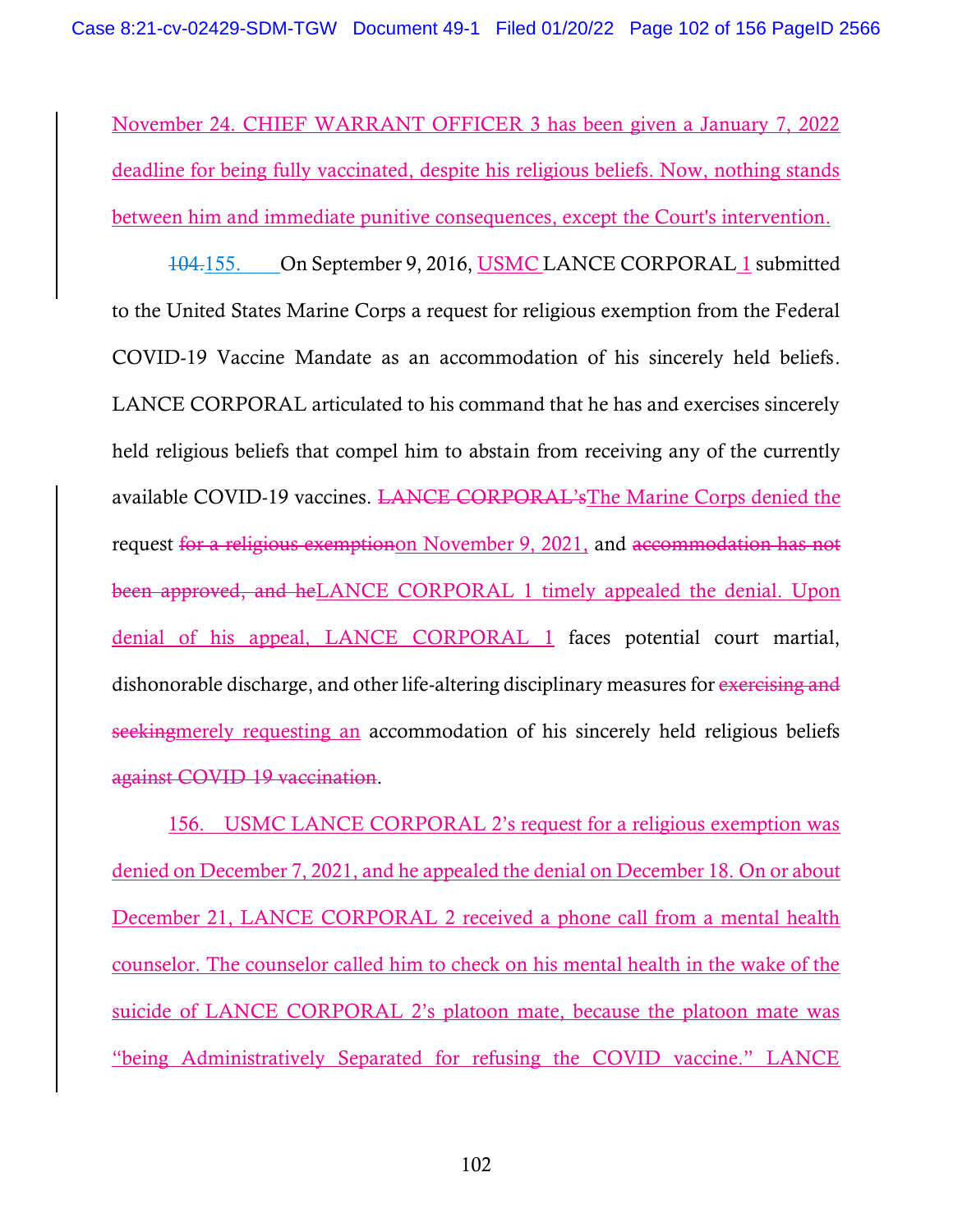November 24. CHIEF WARRANT OFFICER 3 has been given a January 7, 2022 deadline for being fully vaccinated, despite his religious beliefs. Now, nothing stands between him and immediate punitive consequences, except the Court's intervention.

~~104.~~155. On September 9, 2016, USMC LANCE CORPORAL 1 submitted to the United States Marine Corps a request for religious exemption from the Federal COVID-19 Vaccine Mandate as an accommodation of his sincerely held beliefs. LANCE CORPORAL articulated to his command that he has and exercises sincerely held religious beliefs that compel him to abstain from receiving any of the currently available COVID-19 vaccines. ~~LANCE CORPORAL's~~The Marine Corps denied the request ~~for a religious exemption~~on November 9, 2021, and ~~accommodation has not been approved, and he~~LANCE CORPORAL 1 timely appealed the denial. Upon denial of his appeal, LANCE CORPORAL 1 faces potential court martial, dishonorable discharge, and other life-altering disciplinary measures for ~~exercising and seeking~~merely requesting an accommodation of his sincerely held religious beliefs ~~against COVID 19 vaccination~~.

156. USMC LANCE CORPORAL 2's request for a religious exemption was denied on December 7, 2021, and he appealed the denial on December 18. On or about December 21, LANCE CORPORAL 2 received a phone call from a mental health counselor. The counselor called him to check on his mental health in the wake of the suicide of LANCE CORPORAL 2's platoon mate, because the platoon mate was "being Administratively Separated for refusing the COVID vaccine." LANCE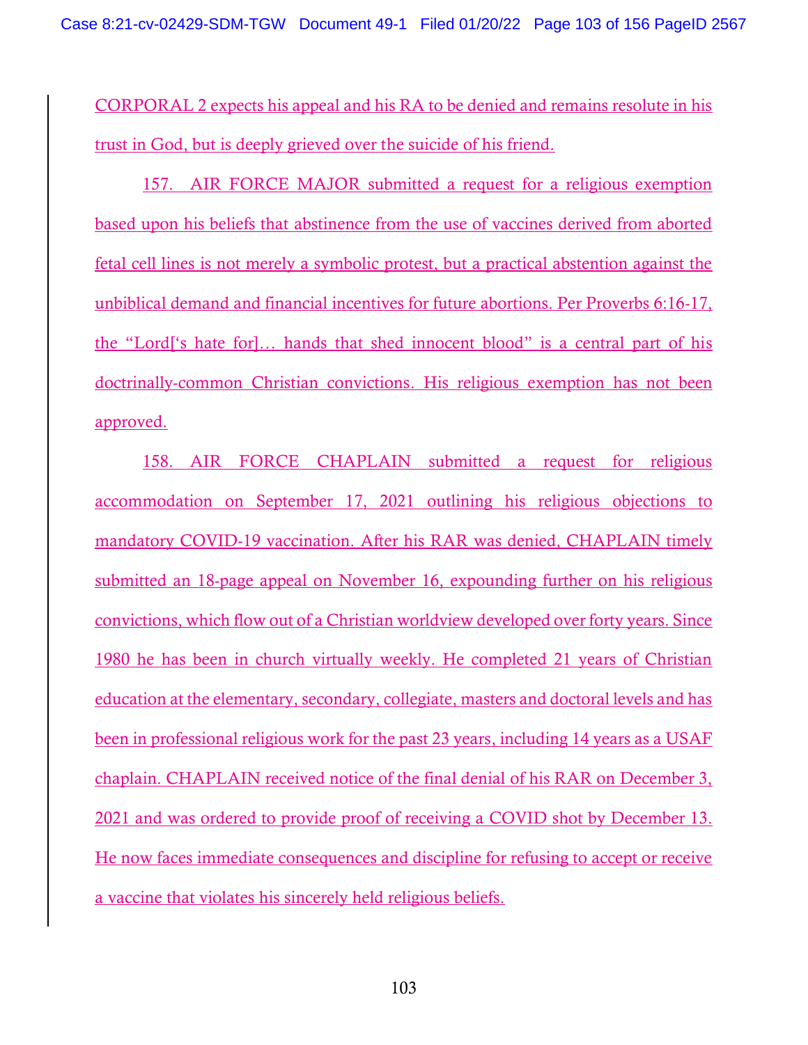CORPORAL 2 expects his appeal and his RA to be denied and remains resolute in his trust in God, but is deeply grieved over the suicide of his friend.

157. AIR FORCE MAJOR submitted a request for a religious exemption based upon his beliefs that abstinence from the use of vaccines derived from aborted fetal cell lines is not merely a symbolic protest, but a practical abstention against the unbiblical demand and financial incentives for future abortions. Per Proverbs 6:16-17, the "Lord['s hate for]… hands that shed innocent blood" is a central part of his doctrinally-common Christian convictions. His religious exemption has not been approved.

158. AIR FORCE CHAPLAIN submitted a request for religious accommodation on September 17, 2021 outlining his religious objections to mandatory COVID-19 vaccination. After his RAR was denied, CHAPLAIN timely submitted an 18-page appeal on November 16, expounding further on his religious convictions, which flow out of a Christian worldview developed over forty years. Since 1980 he has been in church virtually weekly. He completed 21 years of Christian education at the elementary, secondary, collegiate, masters and doctoral levels and has been in professional religious work for the past 23 years, including 14 years as a USAF chaplain. CHAPLAIN received notice of the final denial of his RAR on December 3, 2021 and was ordered to provide proof of receiving a COVID shot by December 13. He now faces immediate consequences and discipline for refusing to accept or receive a vaccine that violates his sincerely held religious beliefs.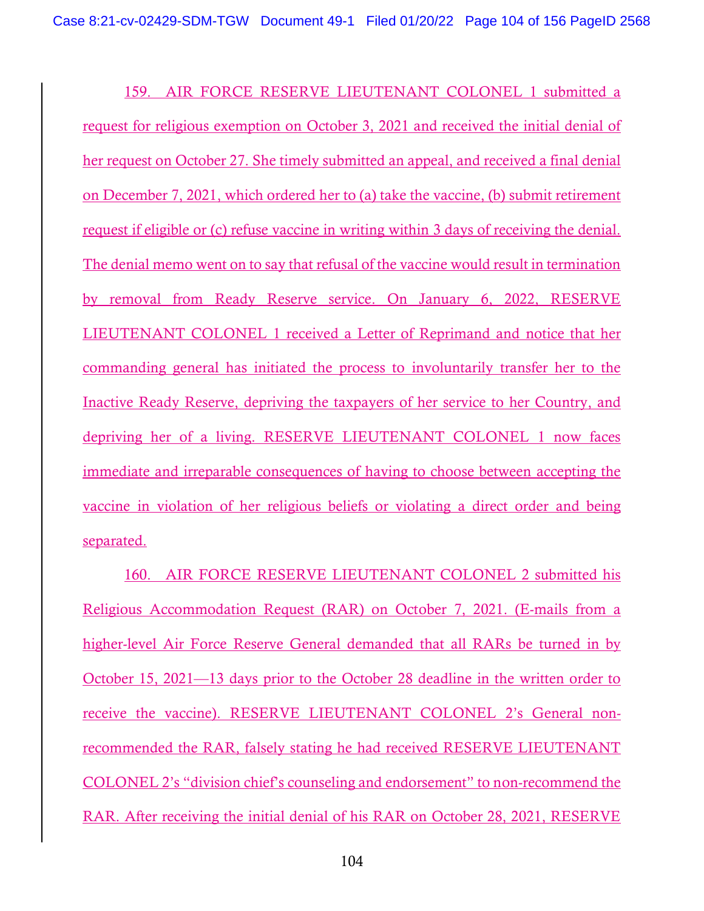159. AIR FORCE RESERVE LIEUTENANT COLONEL 1 submitted a request for religious exemption on October 3, 2021 and received the initial denial of her request on October 27. She timely submitted an appeal, and received a final denial on December 7, 2021, which ordered her to (a) take the vaccine, (b) submit retirement request if eligible or (c) refuse vaccine in writing within 3 days of receiving the denial. The denial memo went on to say that refusal of the vaccine would result in termination by removal from Ready Reserve service. On January 6, 2022, RESERVE LIEUTENANT COLONEL 1 received a Letter of Reprimand and notice that her commanding general has initiated the process to involuntarily transfer her to the Inactive Ready Reserve, depriving the taxpayers of her service to her Country, and depriving her of a living. RESERVE LIEUTENANT COLONEL 1 now faces immediate and irreparable consequences of having to choose between accepting the vaccine in violation of her religious beliefs or violating a direct order and being separated.

160. AIR FORCE RESERVE LIEUTENANT COLONEL 2 submitted his Religious Accommodation Request (RAR) on October 7, 2021. (E-mails from a higher-level Air Force Reserve General demanded that all RARs be turned in by October 15, 2021—13 days prior to the October 28 deadline in the written order to receive the vaccine). RESERVE LIEUTENANT COLONEL 2's General non-recommended the RAR, falsely stating he had received RESERVE LIEUTENANT COLONEL 2's "division chief's counseling and endorsement" to non-recommend the RAR. After receiving the initial denial of his RAR on October 28, 2021, RESERVE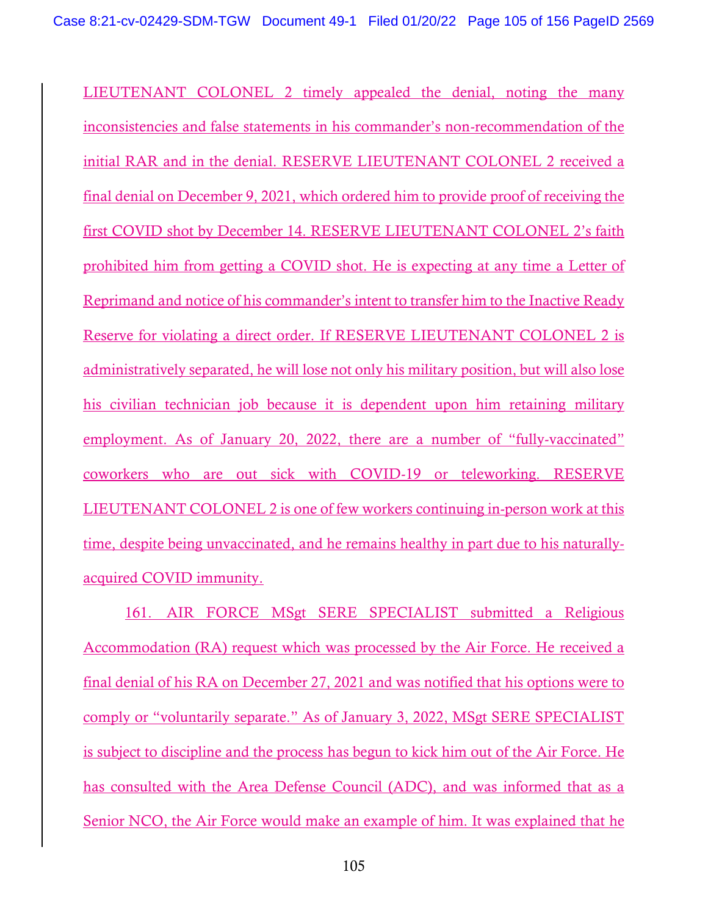LIEUTENANT COLONEL 2 timely appealed the denial, noting the many inconsistencies and false statements in his commander's non-recommendation of the initial RAR and in the denial. RESERVE LIEUTENANT COLONEL 2 received a final denial on December 9, 2021, which ordered him to provide proof of receiving the first COVID shot by December 14. RESERVE LIEUTENANT COLONEL 2's faith prohibited him from getting a COVID shot. He is expecting at any time a Letter of Reprimand and notice of his commander's intent to transfer him to the Inactive Ready Reserve for violating a direct order. If RESERVE LIEUTENANT COLONEL 2 is administratively separated, he will lose not only his military position, but will also lose his civilian technician job because it is dependent upon him retaining military employment. As of January 20, 2022, there are a number of "fully-vaccinated" coworkers who are out sick with COVID-19 or teleworking. RESERVE LIEUTENANT COLONEL 2 is one of few workers continuing in-person work at this time, despite being unvaccinated, and he remains healthy in part due to his naturally-acquired COVID immunity.

161. AIR FORCE MSgt SERE SPECIALIST submitted a Religious Accommodation (RA) request which was processed by the Air Force. He received a final denial of his RA on December 27, 2021 and was notified that his options were to comply or "voluntarily separate." As of January 3, 2022, MSgt SERE SPECIALIST is subject to discipline and the process has begun to kick him out of the Air Force. He has consulted with the Area Defense Council (ADC), and was informed that as a Senior NCO, the Air Force would make an example of him. It was explained that he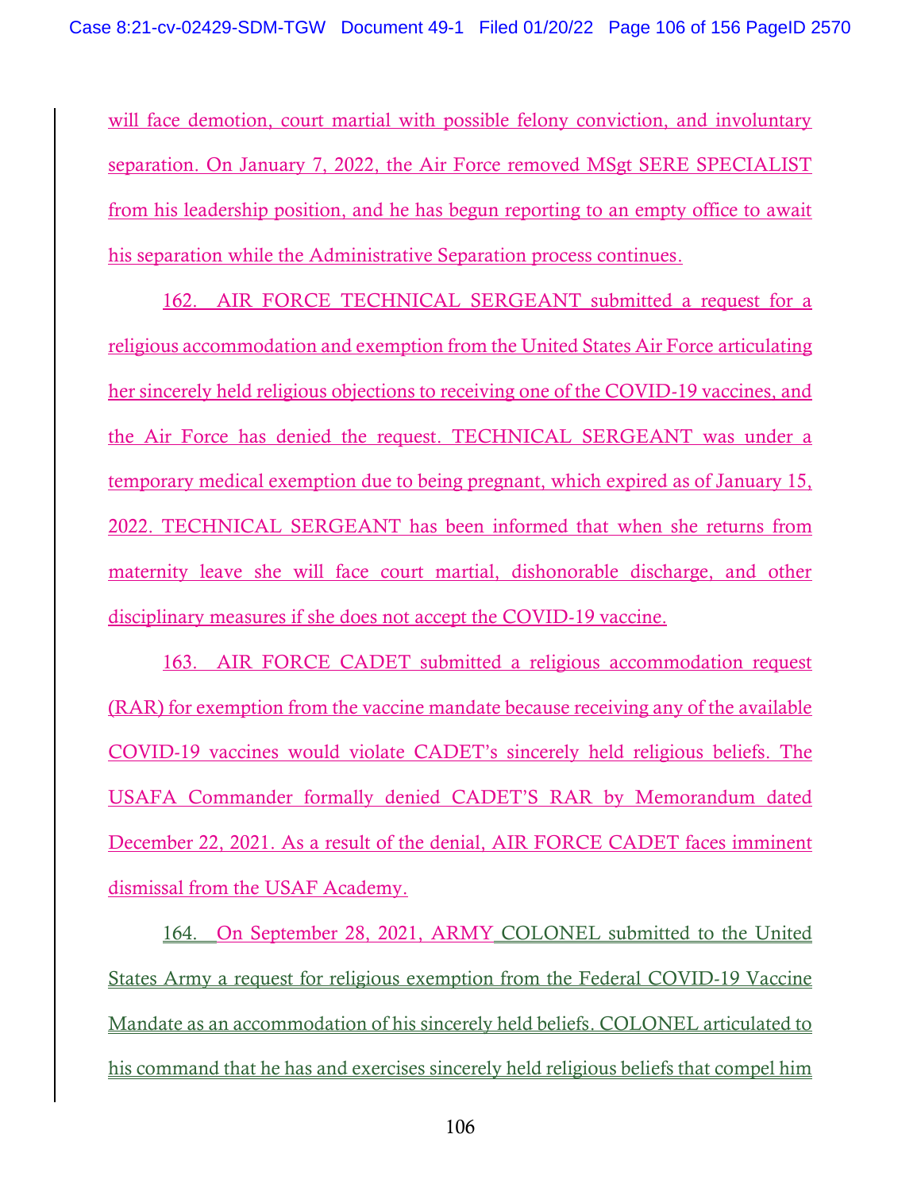will face demotion, court martial with possible felony conviction, and involuntary separation. On January 7, 2022, the Air Force removed MSgt SERE SPECIALIST from his leadership position, and he has begun reporting to an empty office to await his separation while the Administrative Separation process continues.

162. AIR FORCE TECHNICAL SERGEANT submitted a request for a religious accommodation and exemption from the United States Air Force articulating her sincerely held religious objections to receiving one of the COVID-19 vaccines, and the Air Force has denied the request. TECHNICAL SERGEANT was under a temporary medical exemption due to being pregnant, which expired as of January 15, 2022. TECHNICAL SERGEANT has been informed that when she returns from maternity leave she will face court martial, dishonorable discharge, and other disciplinary measures if she does not accept the COVID-19 vaccine.

163. AIR FORCE CADET submitted a religious accommodation request (RAR) for exemption from the vaccine mandate because receiving any of the available COVID-19 vaccines would violate CADET's sincerely held religious beliefs. The USAFA Commander formally denied CADET'S RAR by Memorandum dated December 22, 2021. As a result of the denial, AIR FORCE CADET faces imminent dismissal from the USAF Academy.

164. On September 28, 2021, ARMY COLONEL submitted to the United States Army a request for religious exemption from the Federal COVID-19 Vaccine Mandate as an accommodation of his sincerely held beliefs. COLONEL articulated to his command that he has and exercises sincerely held religious beliefs that compel him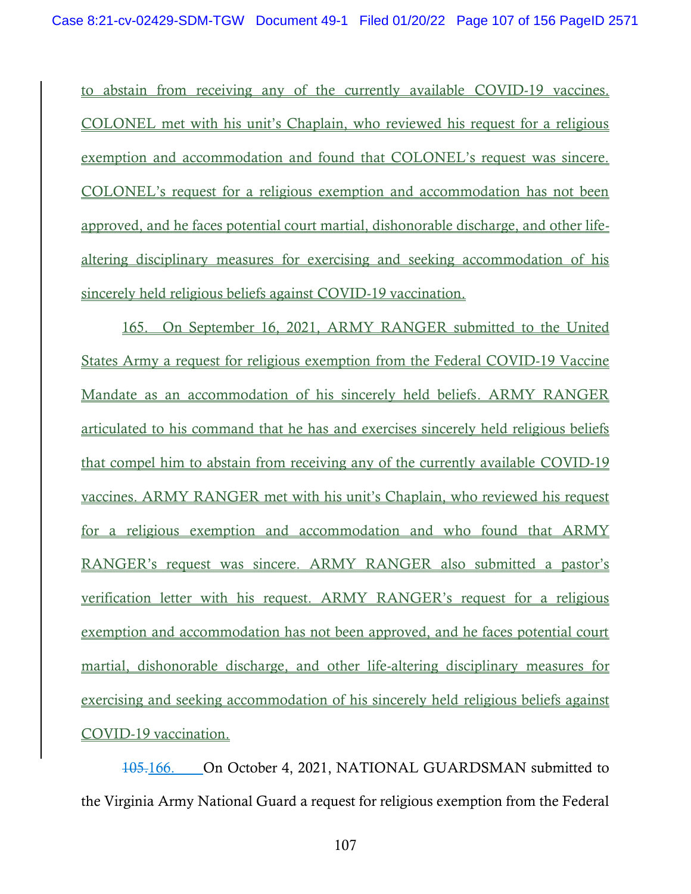to abstain from receiving any of the currently available COVID-19 vaccines. COLONEL met with his unit's Chaplain, who reviewed his request for a religious exemption and accommodation and found that COLONEL's request was sincere. COLONEL's request for a religious exemption and accommodation has not been approved, and he faces potential court martial, dishonorable discharge, and other life-altering disciplinary measures for exercising and seeking accommodation of his sincerely held religious beliefs against COVID-19 vaccination.

165. On September 16, 2021, ARMY RANGER submitted to the United States Army a request for religious exemption from the Federal COVID-19 Vaccine Mandate as an accommodation of his sincerely held beliefs. ARMY RANGER articulated to his command that he has and exercises sincerely held religious beliefs that compel him to abstain from receiving any of the currently available COVID-19 vaccines. ARMY RANGER met with his unit's Chaplain, who reviewed his request for a religious exemption and accommodation and who found that ARMY RANGER's request was sincere. ARMY RANGER also submitted a pastor's verification letter with his request. ARMY RANGER's request for a religious exemption and accommodation has not been approved, and he faces potential court martial, dishonorable discharge, and other life-altering disciplinary measures for exercising and seeking accommodation of his sincerely held religious beliefs against COVID-19 vaccination.

~~105.~~166. On October 4, 2021, NATIONAL GUARDSMAN submitted to the Virginia Army National Guard a request for religious exemption from the Federal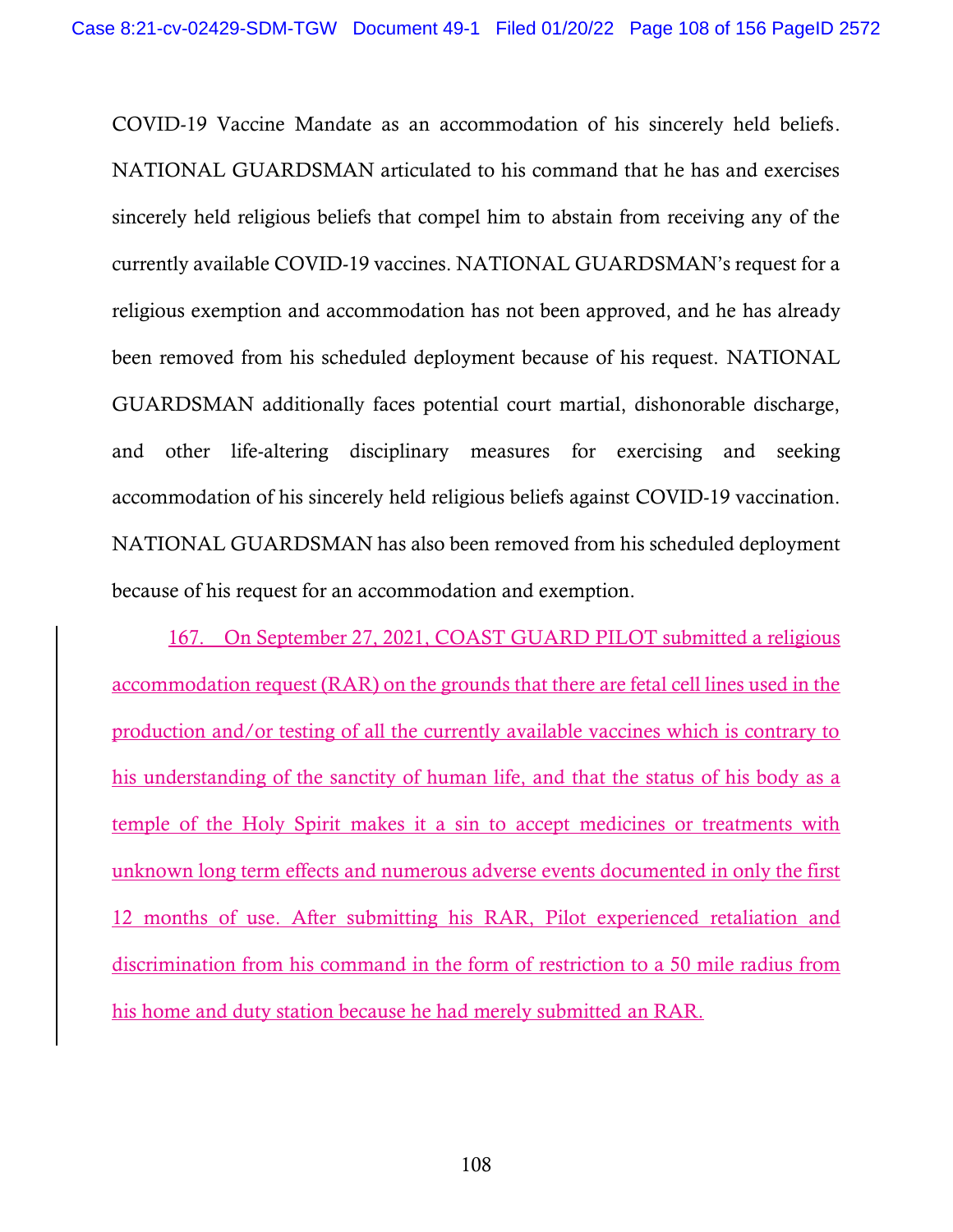COVID-19 Vaccine Mandate as an accommodation of his sincerely held beliefs. NATIONAL GUARDSMAN articulated to his command that he has and exercises sincerely held religious beliefs that compel him to abstain from receiving any of the currently available COVID-19 vaccines. NATIONAL GUARDSMAN's request for a religious exemption and accommodation has not been approved, and he has already been removed from his scheduled deployment because of his request. NATIONAL GUARDSMAN additionally faces potential court martial, dishonorable discharge, and other life-altering disciplinary measures for exercising and seeking accommodation of his sincerely held religious beliefs against COVID-19 vaccination. NATIONAL GUARDSMAN has also been removed from his scheduled deployment because of his request for an accommodation and exemption.

167. On September 27, 2021, COAST GUARD PILOT submitted a religious accommodation request (RAR) on the grounds that there are fetal cell lines used in the production and/or testing of all the currently available vaccines which is contrary to his understanding of the sanctity of human life, and that the status of his body as a temple of the Holy Spirit makes it a sin to accept medicines or treatments with unknown long term effects and numerous adverse events documented in only the first 12 months of use. After submitting his RAR, Pilot experienced retaliation and discrimination from his command in the form of restriction to a 50 mile radius from his home and duty station because he had merely submitted an RAR.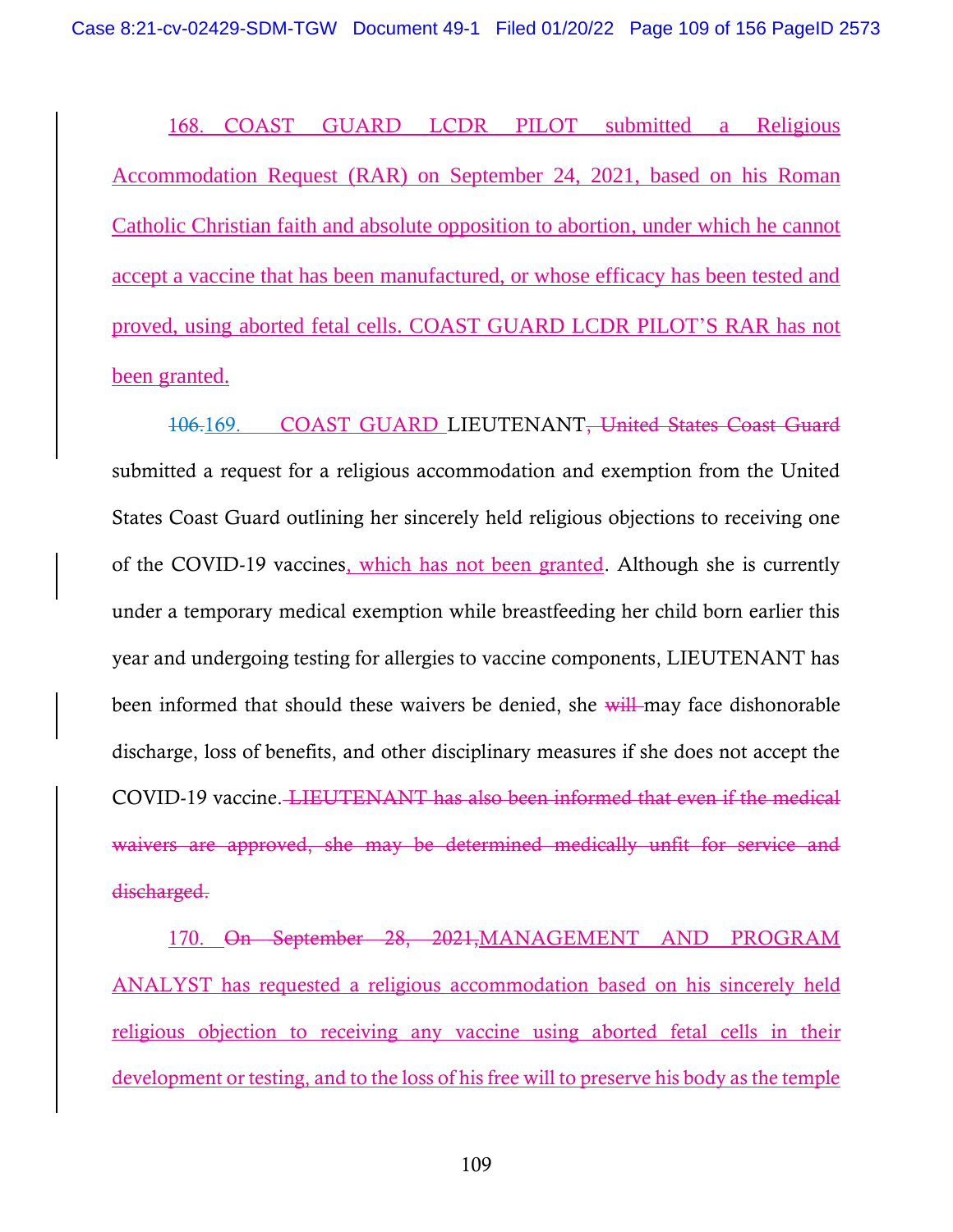168. COAST GUARD LCDR PILOT submitted a Religious Accommodation Request (RAR) on September 24, 2021, based on his Roman Catholic Christian faith and absolute opposition to abortion, under which he cannot accept a vaccine that has been manufactured, or whose efficacy has been tested and proved, using aborted fetal cells. COAST GUARD LCDR PILOT'S RAR has not been granted.

~~106.~~169. COAST GUARD LIEUTENANT~~, United States Coast Guard~~ submitted a request for a religious accommodation and exemption from the United States Coast Guard outlining her sincerely held religious objections to receiving one of the COVID-19 vaccines, which has not been granted. Although she is currently under a temporary medical exemption while breastfeeding her child born earlier this year and undergoing testing for allergies to vaccine components, LIEUTENANT has been informed that should these waivers be denied, she ~~will~~ may face dishonorable discharge, loss of benefits, and other disciplinary measures if she does not accept the COVID-19 vaccine. ~~LIEUTENANT has also been informed that even if the medical waivers are approved, she may be determined medically unfit for service and discharged.~~

170. ~~On September 28, 2021,~~MANAGEMENT AND PROGRAM ANALYST has requested a religious accommodation based on his sincerely held religious objection to receiving any vaccine using aborted fetal cells in their development or testing, and to the loss of his free will to preserve his body as the temple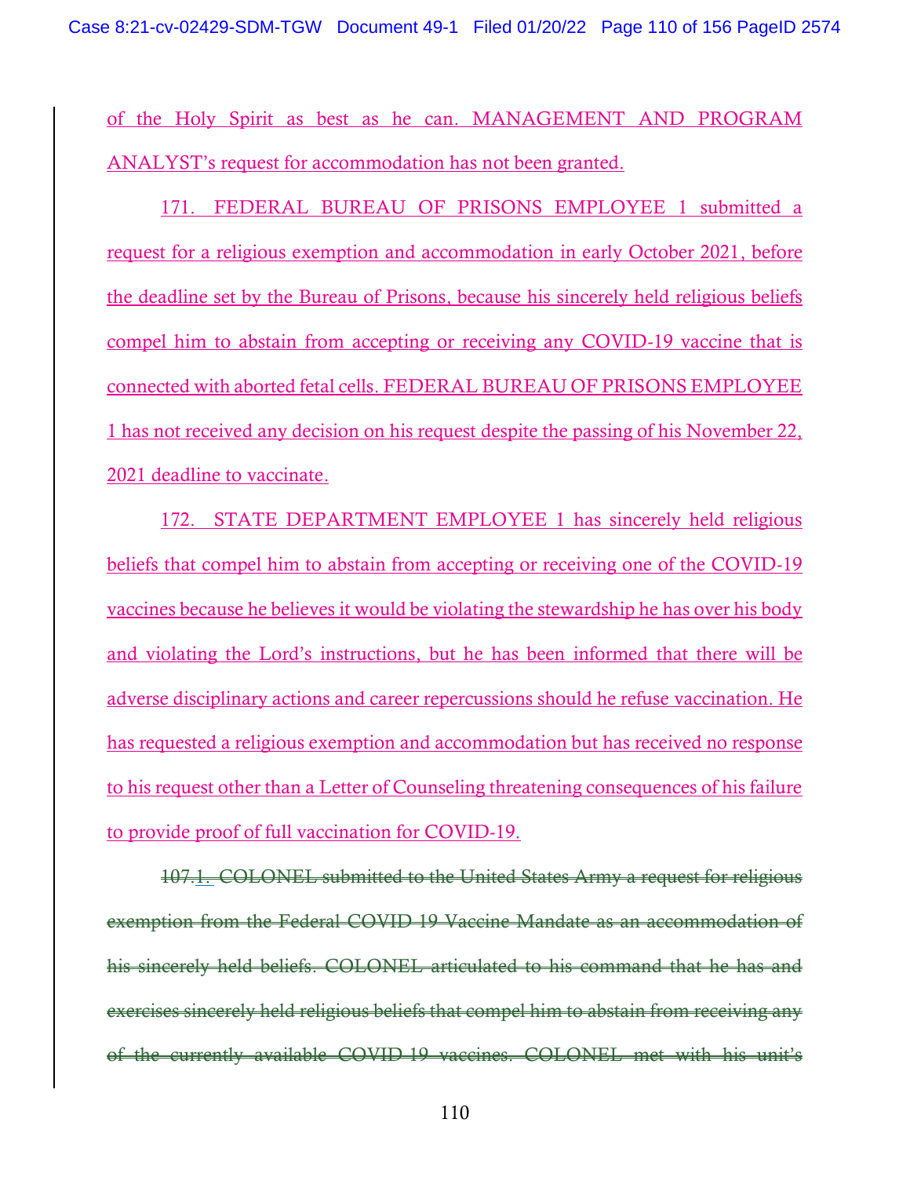of the Holy Spirit as best as he can. MANAGEMENT AND PROGRAM ANALYST's request for accommodation has not been granted.

171. FEDERAL BUREAU OF PRISONS EMPLOYEE 1 submitted a request for a religious exemption and accommodation in early October 2021, before the deadline set by the Bureau of Prisons, because his sincerely held religious beliefs compel him to abstain from accepting or receiving any COVID-19 vaccine that is connected with aborted fetal cells. FEDERAL BUREAU OF PRISONS EMPLOYEE 1 has not received any decision on his request despite the passing of his November 22, 2021 deadline to vaccinate.

172. STATE DEPARTMENT EMPLOYEE 1 has sincerely held religious beliefs that compel him to abstain from accepting or receiving one of the COVID-19 vaccines because he believes it would be violating the stewardship he has over his body and violating the Lord's instructions, but he has been informed that there will be adverse disciplinary actions and career repercussions should he refuse vaccination. He has requested a religious exemption and accommodation but has received no response to his request other than a Letter of Counseling threatening consequences of his failure to provide proof of full vaccination for COVID-19.

~~107.~~1. ~~COLONEL submitted to the United States Army a request for religious exemption from the Federal COVID 19 Vaccine Mandate as an accommodation of his sincerely held beliefs. COLONEL articulated to his command that he has and exercises sincerely held religious beliefs that compel him to abstain from receiving any of the currently available COVID 19 vaccines. COLONEL met with his unit's~~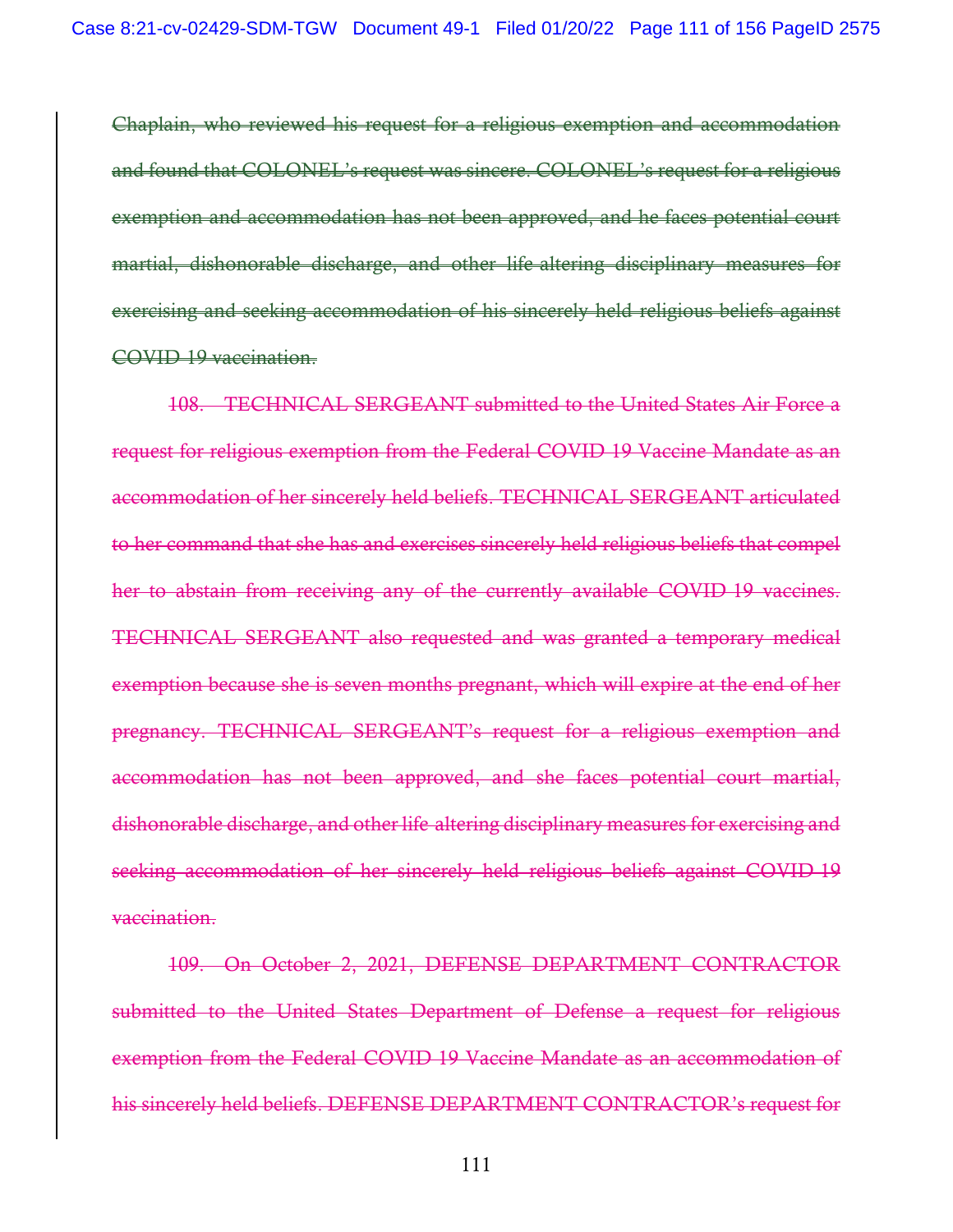~~Chaplain, who reviewed his request for a religious exemption and accommodation and found that COLONEL's request was sincere. COLONEL's request for a religious exemption and accommodation has not been approved, and he faces potential court martial, dishonorable discharge, and other life altering disciplinary measures for exercising and seeking accommodation of his sincerely held religious beliefs against COVID 19 vaccination.~~

~~108. TECHNICAL SERGEANT submitted to the United States Air Force a request for religious exemption from the Federal COVID 19 Vaccine Mandate as an accommodation of her sincerely held beliefs. TECHNICAL SERGEANT articulated to her command that she has and exercises sincerely held religious beliefs that compel her to abstain from receiving any of the currently available COVID 19 vaccines. TECHNICAL SERGEANT also requested and was granted a temporary medical exemption because she is seven months pregnant, which will expire at the end of her pregnancy. TECHNICAL SERGEANT's request for a religious exemption and accommodation has not been approved, and she faces potential court martial, dishonorable discharge, and other life altering disciplinary measures for exercising and seeking accommodation of her sincerely held religious beliefs against COVID 19 vaccination.~~

~~109. On October 2, 2021, DEFENSE DEPARTMENT CONTRACTOR submitted to the United States Department of Defense a request for religious exemption from the Federal COVID 19 Vaccine Mandate as an accommodation of his sincerely held beliefs. DEFENSE DEPARTMENT CONTRACTOR's request for~~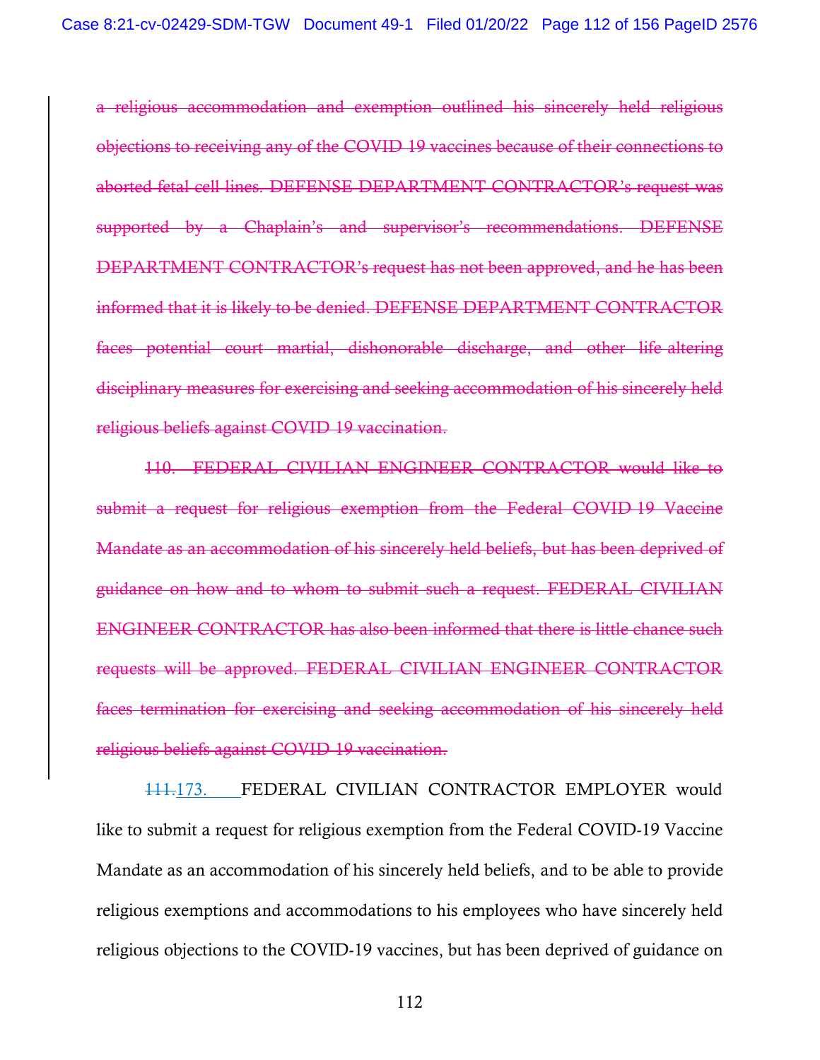~~a religious accommodation and exemption outlined his sincerely held religious objections to receiving any of the COVID 19 vaccines because of their connections to aborted fetal cell lines. DEFENSE DEPARTMENT CONTRACTOR's request was supported by a Chaplain's and supervisor's recommendations. DEFENSE DEPARTMENT CONTRACTOR's request has not been approved, and he has been informed that it is likely to be denied. DEFENSE DEPARTMENT CONTRACTOR faces potential court martial, dishonorable discharge, and other life altering disciplinary measures for exercising and seeking accommodation of his sincerely held religious beliefs against COVID 19 vaccination.~~

~~110. FEDERAL CIVILIAN ENGINEER CONTRACTOR would like to submit a request for religious exemption from the Federal COVID 19 Vaccine Mandate as an accommodation of his sincerely held beliefs, but has been deprived of guidance on how and to whom to submit such a request. FEDERAL CIVILIAN ENGINEER CONTRACTOR has also been informed that there is little chance such requests will be approved. FEDERAL CIVILIAN ENGINEER CONTRACTOR faces termination for exercising and seeking accommodation of his sincerely held religious beliefs against COVID 19 vaccination.~~

~~111.~~173. FEDERAL CIVILIAN CONTRACTOR EMPLOYER would like to submit a request for religious exemption from the Federal COVID-19 Vaccine Mandate as an accommodation of his sincerely held beliefs, and to be able to provide religious exemptions and accommodations to his employees who have sincerely held religious objections to the COVID-19 vaccines, but has been deprived of guidance on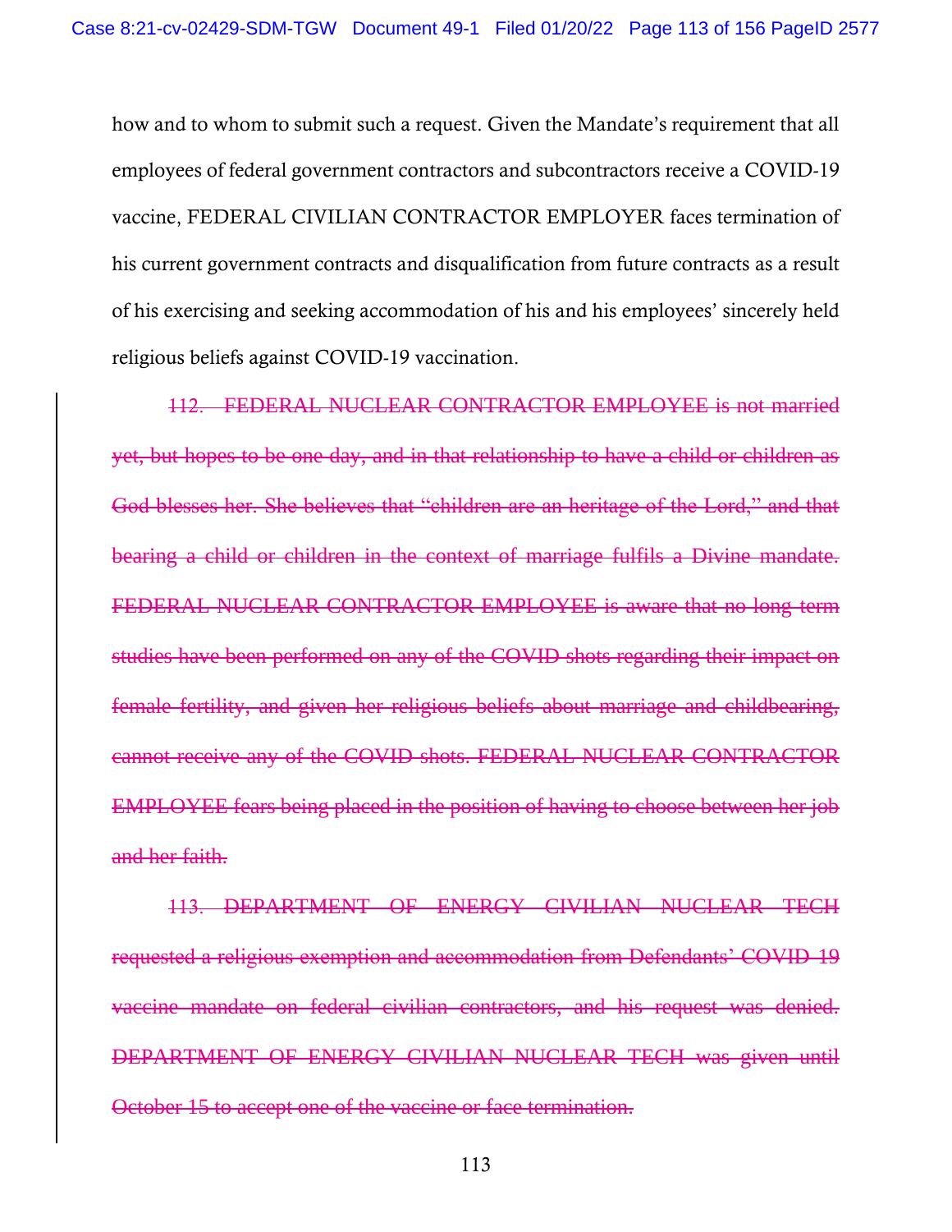how and to whom to submit such a request. Given the Mandate's requirement that all employees of federal government contractors and subcontractors receive a COVID-19 vaccine, FEDERAL CIVILIAN CONTRACTOR EMPLOYER faces termination of his current government contracts and disqualification from future contracts as a result of his exercising and seeking accommodation of his and his employees' sincerely held religious beliefs against COVID-19 vaccination.

~~112. FEDERAL NUCLEAR CONTRACTOR EMPLOYEE is not married yet, but hopes to be one day, and in that relationship to have a child or children as God blesses her. She believes that "children are an heritage of the Lord," and that bearing a child or children in the context of marriage fulfils a Divine mandate. FEDERAL NUCLEAR CONTRACTOR EMPLOYEE is aware that no long term studies have been performed on any of the COVID shots regarding their impact on female fertility, and given her religious beliefs about marriage and childbearing, cannot receive any of the COVID shots. FEDERAL NUCLEAR CONTRACTOR EMPLOYEE fears being placed in the position of having to choose between her job and her faith.~~

~~113. DEPARTMENT OF ENERGY CIVILIAN NUCLEAR TECH requested a religious exemption and accommodation from Defendants' COVID-19 vaccine mandate on federal civilian contractors, and his request was denied. DEPARTMENT OF ENERGY CIVILIAN NUCLEAR TECH was given until October 15 to accept one of the vaccine or face termination.~~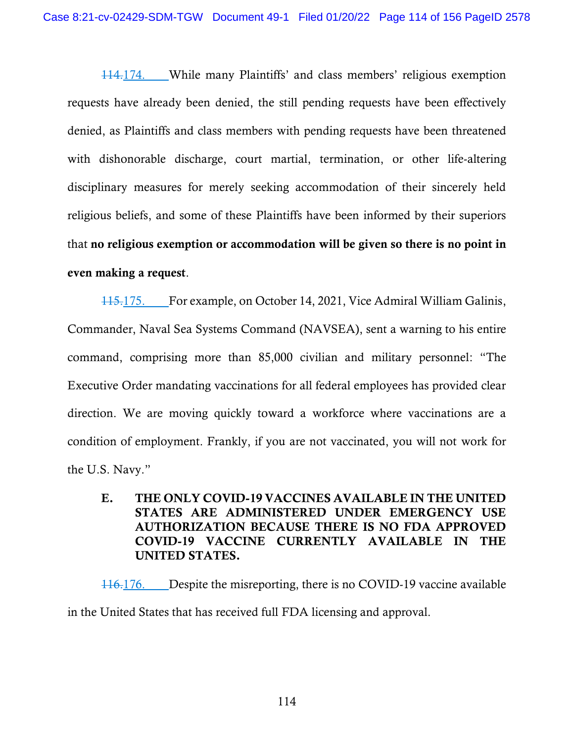~~114.~~174. While many Plaintiffs' and class members' religious exemption requests have already been denied, the still pending requests have been effectively denied, as Plaintiffs and class members with pending requests have been threatened with dishonorable discharge, court martial, termination, or other life-altering disciplinary measures for merely seeking accommodation of their sincerely held religious beliefs, and some of these Plaintiffs have been informed by their superiors that **no religious exemption or accommodation will be given so there is no point in even making a request**.

~~115.~~175. For example, on October 14, 2021, Vice Admiral William Galinis, Commander, Naval Sea Systems Command (NAVSEA), sent a warning to his entire command, comprising more than 85,000 civilian and military personnel: "The Executive Order mandating vaccinations for all federal employees has provided clear direction. We are moving quickly toward a workforce where vaccinations are a condition of employment. Frankly, if you are not vaccinated, you will not work for the U.S. Navy."

### E. THE ONLY COVID-19 VACCINES AVAILABLE IN THE UNITED STATES ARE ADMINISTERED UNDER EMERGENCY USE AUTHORIZATION BECAUSE THERE IS NO FDA APPROVED COVID-19 VACCINE CURRENTLY AVAILABLE IN THE UNITED STATES.

~~116.~~176. Despite the misreporting, there is no COVID-19 vaccine available in the United States that has received full FDA licensing and approval.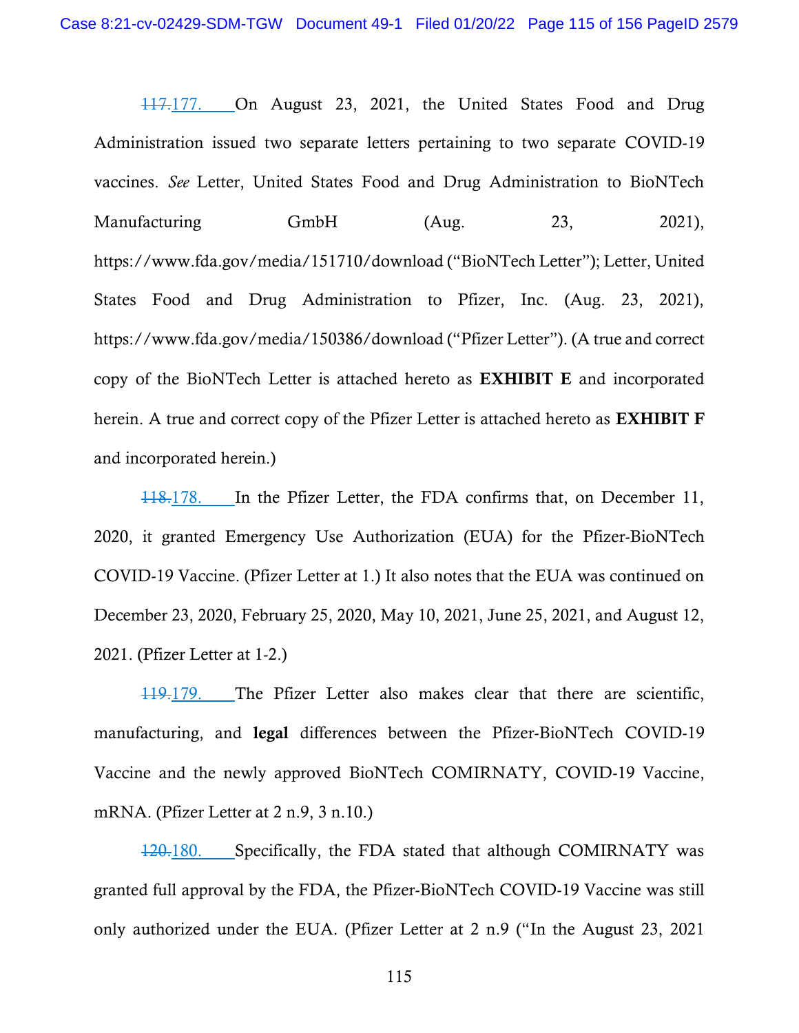~~117.~~177. On August 23, 2021, the United States Food and Drug Administration issued two separate letters pertaining to two separate COVID-19 vaccines. *See* Letter, United States Food and Drug Administration to BioNTech Manufacturing GmbH (Aug. 23, 2021), https://www.fda.gov/media/151710/download ("BioNTech Letter"); Letter, United States Food and Drug Administration to Pfizer, Inc. (Aug. 23, 2021), https://www.fda.gov/media/150386/download ("Pfizer Letter"). (A true and correct copy of the BioNTech Letter is attached hereto as **EXHIBIT E** and incorporated herein. A true and correct copy of the Pfizer Letter is attached hereto as **EXHIBIT F** and incorporated herein.)

~~118.~~178. In the Pfizer Letter, the FDA confirms that, on December 11, 2020, it granted Emergency Use Authorization (EUA) for the Pfizer-BioNTech COVID-19 Vaccine. (Pfizer Letter at 1.) It also notes that the EUA was continued on December 23, 2020, February 25, 2020, May 10, 2021, June 25, 2021, and August 12, 2021. (Pfizer Letter at 1-2.)

~~119.~~179. The Pfizer Letter also makes clear that there are scientific, manufacturing, and **legal** differences between the Pfizer-BioNTech COVID-19 Vaccine and the newly approved BioNTech COMIRNATY, COVID-19 Vaccine, mRNA. (Pfizer Letter at 2 n.9, 3 n.10.)

~~120.~~180. Specifically, the FDA stated that although COMIRNATY was granted full approval by the FDA, the Pfizer-BioNTech COVID-19 Vaccine was still only authorized under the EUA. (Pfizer Letter at 2 n.9 ("In the August 23, 2021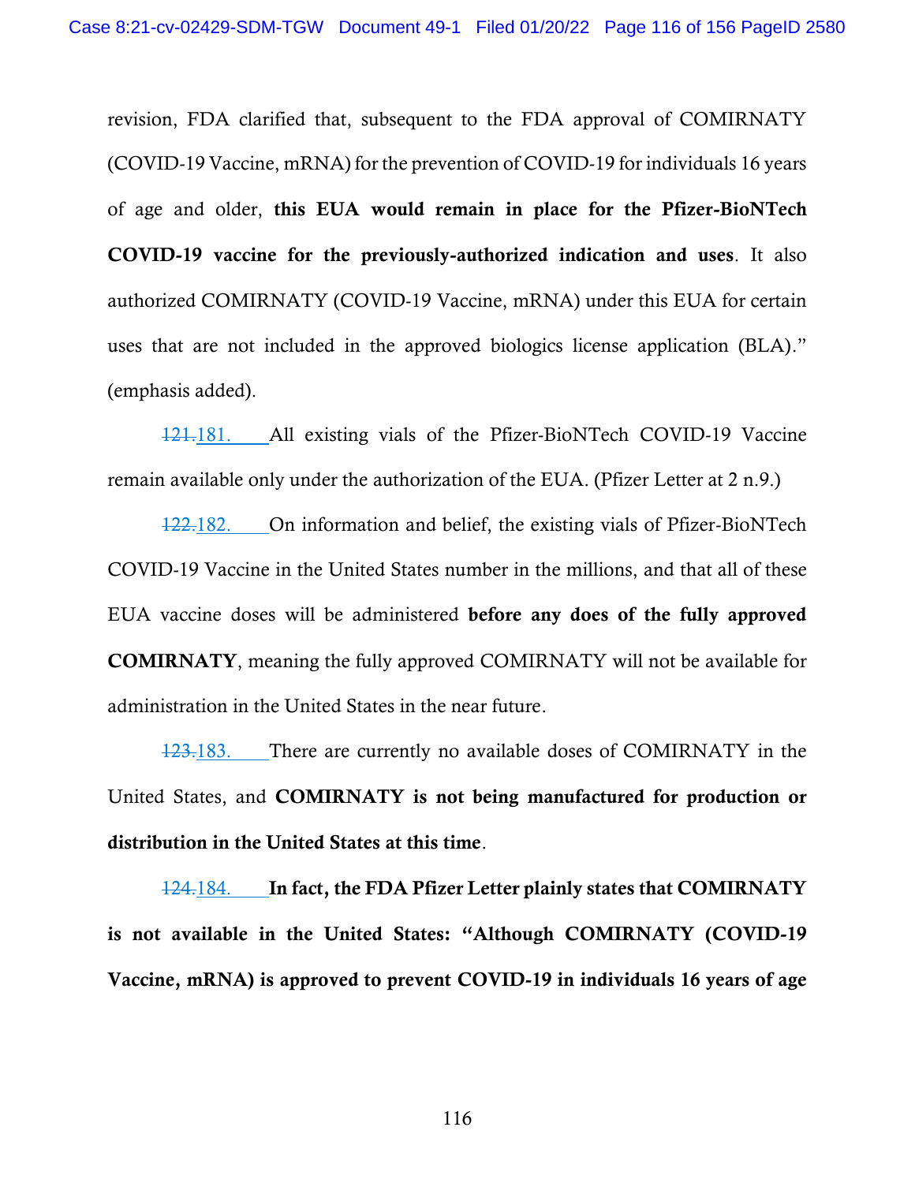revision, FDA clarified that, subsequent to the FDA approval of COMIRNATY (COVID-19 Vaccine, mRNA) for the prevention of COVID-19 for individuals 16 years of age and older, **this EUA would remain in place for the Pfizer-BioNTech COVID-19 vaccine for the previously-authorized indication and uses**. It also authorized COMIRNATY (COVID-19 Vaccine, mRNA) under this EUA for certain uses that are not included in the approved biologics license application (BLA)." (emphasis added).

~~121.~~181. All existing vials of the Pfizer-BioNTech COVID-19 Vaccine remain available only under the authorization of the EUA. (Pfizer Letter at 2 n.9.)

~~122.~~182. On information and belief, the existing vials of Pfizer-BioNTech COVID-19 Vaccine in the United States number in the millions, and that all of these EUA vaccine doses will be administered **before any does of the fully approved COMIRNATY**, meaning the fully approved COMIRNATY will not be available for administration in the United States in the near future.

~~123.~~183. There are currently no available doses of COMIRNATY in the United States, and **COMIRNATY is not being manufactured for production or distribution in the United States at this time**.

~~124.~~184. **In fact, the FDA Pfizer Letter plainly states that COMIRNATY is not available in the United States: "Although COMIRNATY (COVID-19 Vaccine, mRNA) is approved to prevent COVID-19 in individuals 16 years of age**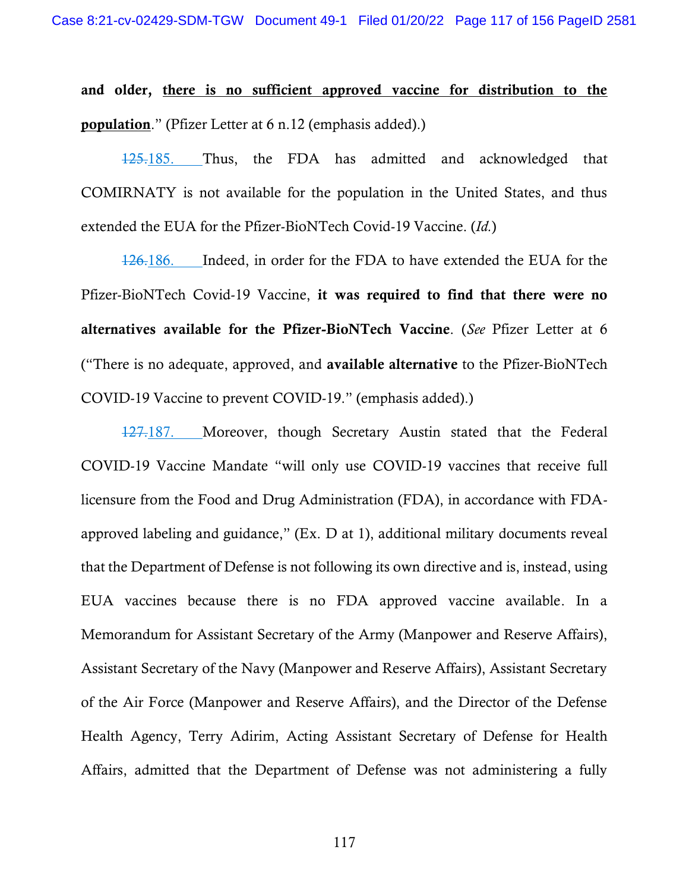**and older, <u>there is no sufficient approved vaccine for distribution to the population</u>**." (Pfizer Letter at 6 n.12 (emphasis added).)

~~125.~~185. Thus, the FDA has admitted and acknowledged that COMIRNATY is not available for the population in the United States, and thus extended the EUA for the Pfizer-BioNTech Covid-19 Vaccine. (*Id.*)

~~126.~~186. Indeed, in order for the FDA to have extended the EUA for the Pfizer-BioNTech Covid-19 Vaccine, **it was required to find that there were no alternatives available for the Pfizer-BioNTech Vaccine**. (*See* Pfizer Letter at 6 ("There is no adequate, approved, and **available alternative** to the Pfizer-BioNTech COVID-19 Vaccine to prevent COVID-19." (emphasis added).)

~~127.~~187. Moreover, though Secretary Austin stated that the Federal COVID-19 Vaccine Mandate "will only use COVID-19 vaccines that receive full licensure from the Food and Drug Administration (FDA), in accordance with FDA-approved labeling and guidance," (Ex. D at 1), additional military documents reveal that the Department of Defense is not following its own directive and is, instead, using EUA vaccines because there is no FDA approved vaccine available. In a Memorandum for Assistant Secretary of the Army (Manpower and Reserve Affairs), Assistant Secretary of the Navy (Manpower and Reserve Affairs), Assistant Secretary of the Air Force (Manpower and Reserve Affairs), and the Director of the Defense Health Agency, Terry Adirim, Acting Assistant Secretary of Defense for Health Affairs, admitted that the Department of Defense was not administering a fully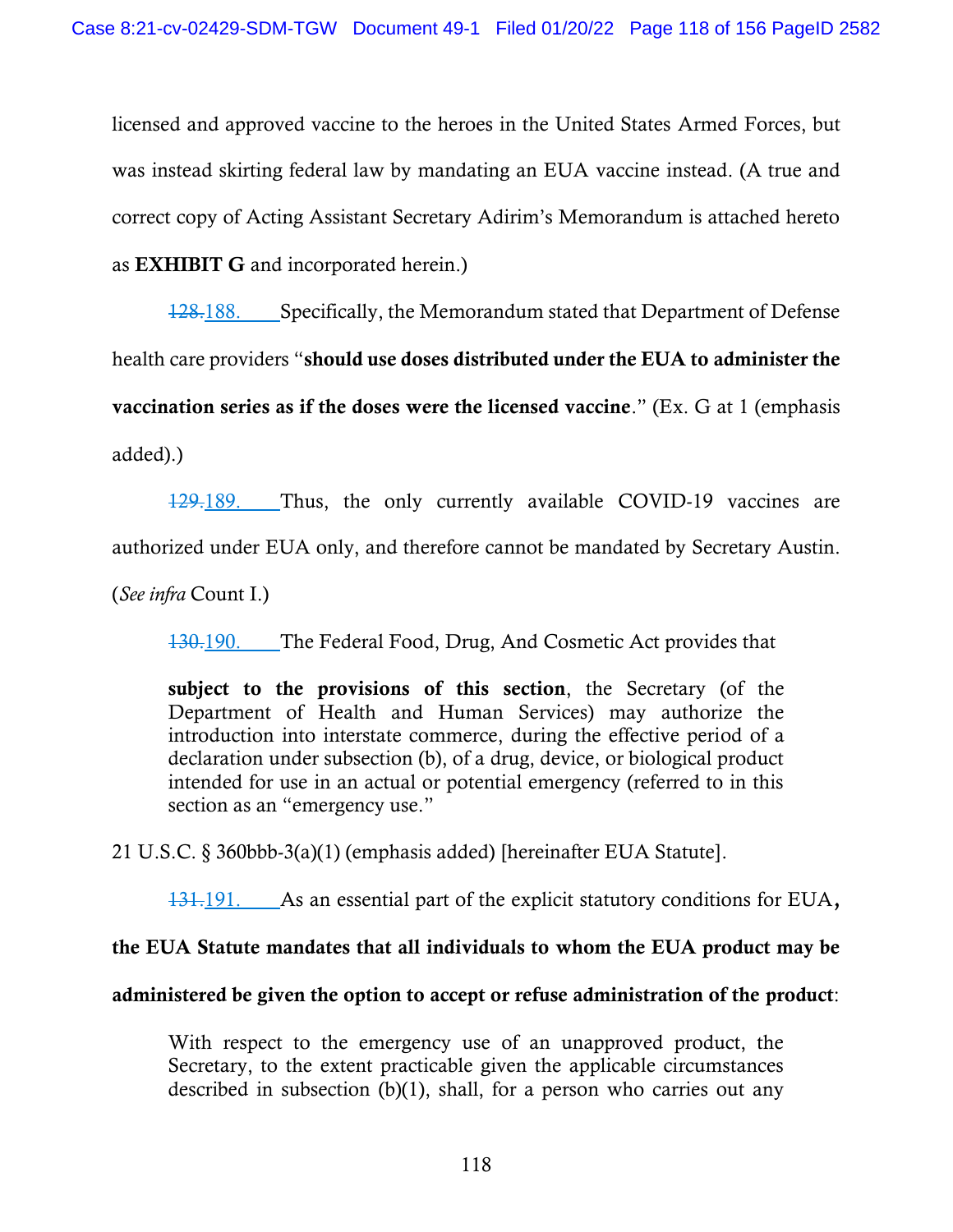licensed and approved vaccine to the heroes in the United States Armed Forces, but was instead skirting federal law by mandating an EUA vaccine instead. (A true and correct copy of Acting Assistant Secretary Adirim's Memorandum is attached hereto as **EXHIBIT G** and incorporated herein.)

~~128.~~188. Specifically, the Memorandum stated that Department of Defense health care providers "**should use doses distributed under the EUA to administer the vaccination series as if the doses were the licensed vaccine**." (Ex. G at 1 (emphasis added).)

~~129.~~189. Thus, the only currently available COVID-19 vaccines are authorized under EUA only, and therefore cannot be mandated by Secretary Austin. (*See infra* Count I.)

~~130.~~190. The Federal Food, Drug, And Cosmetic Act provides that

> **subject to the provisions of this section**, the Secretary (of the Department of Health and Human Services) may authorize the introduction into interstate commerce, during the effective period of a declaration under subsection (b), of a drug, device, or biological product intended for use in an actual or potential emergency (referred to in this section as an "emergency use."

21 U.S.C. § 360bbb-3(a)(1) (emphasis added) [hereinafter EUA Statute].

~~131.~~191. As an essential part of the explicit statutory conditions for EUA**, the EUA Statute mandates that all individuals to whom the EUA product may be administered be given the option to accept or refuse administration of the product**:

> With respect to the emergency use of an unapproved product, the Secretary, to the extent practicable given the applicable circumstances described in subsection (b)(1), shall, for a person who carries out any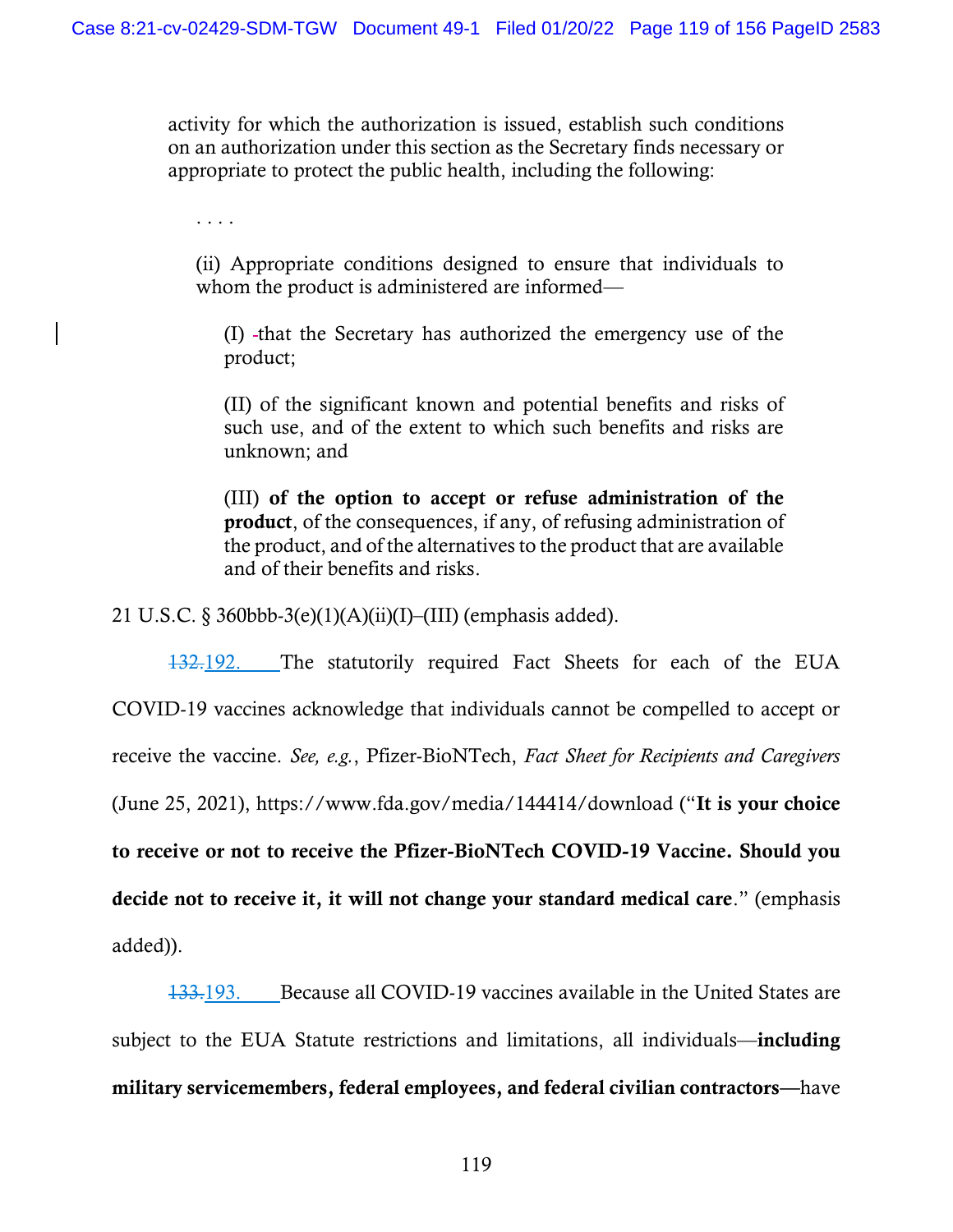activity for which the authorization is issued, establish such conditions on an authorization under this section as the Secretary finds necessary or appropriate to protect the public health, including the following:

> . . . .
>
> (ii) Appropriate conditions designed to ensure that individuals to whom the product is administered are informed—
>
> (I) that the Secretary has authorized the emergency use of the product;
>
> (II) of the significant known and potential benefits and risks of such use, and of the extent to which such benefits and risks are unknown; and
>
> (III) **of the option to accept or refuse administration of the product**, of the consequences, if any, of refusing administration of the product, and of the alternatives to the product that are available and of their benefits and risks.

21 U.S.C. § 360bbb-3(e)(1)(A)(ii)(I)–(III) (emphasis added).

~~132.~~192. The statutorily required Fact Sheets for each of the EUA COVID-19 vaccines acknowledge that individuals cannot be compelled to accept or receive the vaccine. *See, e.g.*, Pfizer-BioNTech, *Fact Sheet for Recipients and Caregivers* (June 25, 2021), https://www.fda.gov/media/144414/download ("**It is your choice to receive or not to receive the Pfizer-BioNTech COVID-19 Vaccine. Should you decide not to receive it, it will not change your standard medical care**." (emphasis added)).

~~133.~~193. Because all COVID-19 vaccines available in the United States are subject to the EUA Statute restrictions and limitations, all individuals—**including military servicemembers, federal employees, and federal civilian contractors**—have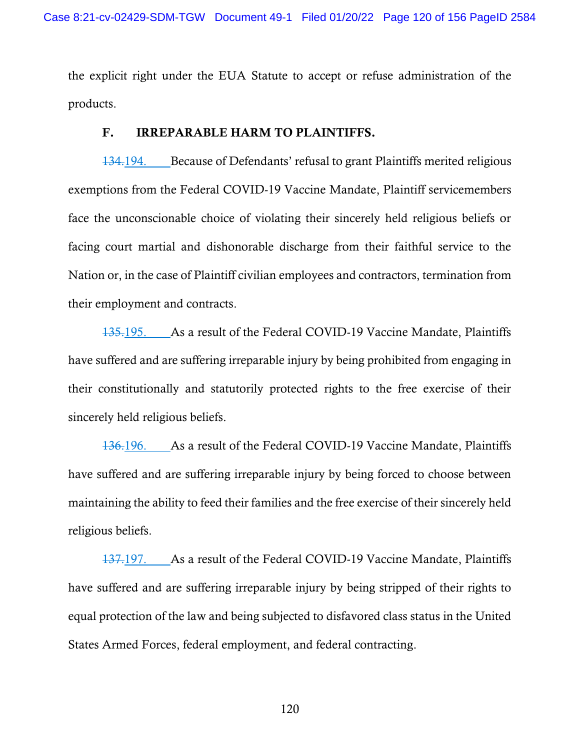the explicit right under the EUA Statute to accept or refuse administration of the products.

### F. IRREPARABLE HARM TO PLAINTIFFS.

~~134.~~194. Because of Defendants' refusal to grant Plaintiffs merited religious exemptions from the Federal COVID-19 Vaccine Mandate, Plaintiff servicemembers face the unconscionable choice of violating their sincerely held religious beliefs or facing court martial and dishonorable discharge from their faithful service to the Nation or, in the case of Plaintiff civilian employees and contractors, termination from their employment and contracts.

~~135.~~195. As a result of the Federal COVID-19 Vaccine Mandate, Plaintiffs have suffered and are suffering irreparable injury by being prohibited from engaging in their constitutionally and statutorily protected rights to the free exercise of their sincerely held religious beliefs.

~~136.~~196. As a result of the Federal COVID-19 Vaccine Mandate, Plaintiffs have suffered and are suffering irreparable injury by being forced to choose between maintaining the ability to feed their families and the free exercise of their sincerely held religious beliefs.

~~137.~~197. As a result of the Federal COVID-19 Vaccine Mandate, Plaintiffs have suffered and are suffering irreparable injury by being stripped of their rights to equal protection of the law and being subjected to disfavored class status in the United States Armed Forces, federal employment, and federal contracting.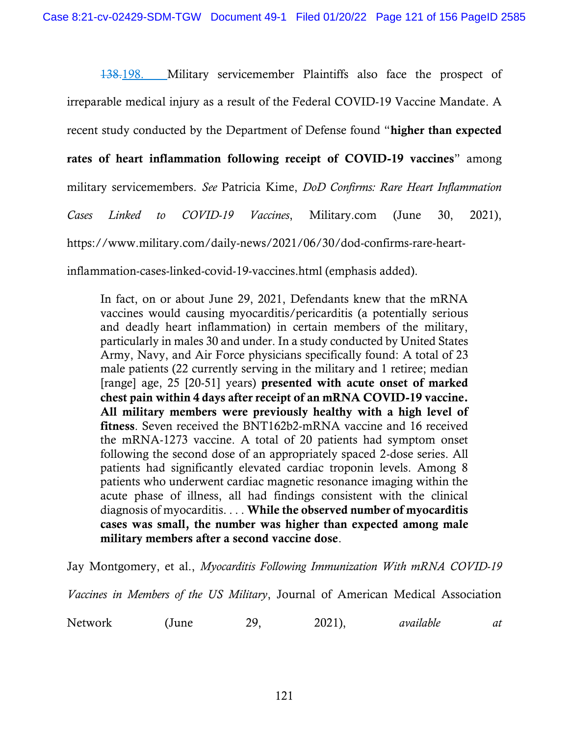~~138.~~198. Military servicemember Plaintiffs also face the prospect of irreparable medical injury as a result of the Federal COVID-19 Vaccine Mandate. A recent study conducted by the Department of Defense found "**higher than expected rates of heart inflammation following receipt of COVID-19 vaccines**" among military servicemembers. *See* Patricia Kime, *DoD Confirms: Rare Heart Inflammation Cases Linked to COVID-19 Vaccines*, Military.com (June 30, 2021), https://www.military.com/daily-news/2021/06/30/dod-confirms-rare-heart-inflammation-cases-linked-covid-19-vaccines.html (emphasis added).

> In fact, on or about June 29, 2021, Defendants knew that the mRNA vaccines would causing myocarditis/pericarditis (a potentially serious and deadly heart inflammation) in certain members of the military, particularly in males 30 and under. In a study conducted by United States Army, Navy, and Air Force physicians specifically found: A total of 23 male patients (22 currently serving in the military and 1 retiree; median [range] age, 25 [20-51] years) **presented with acute onset of marked chest pain within 4 days after receipt of an mRNA COVID-19 vaccine. All military members were previously healthy with a high level of fitness**. Seven received the BNT162b2-mRNA vaccine and 16 received the mRNA-1273 vaccine. A total of 20 patients had symptom onset following the second dose of an appropriately spaced 2-dose series. All patients had significantly elevated cardiac troponin levels. Among 8 patients who underwent cardiac magnetic resonance imaging within the acute phase of illness, all had findings consistent with the clinical diagnosis of myocarditis. . . . **While the observed number of myocarditis cases was small, the number was higher than expected among male military members after a second vaccine dose**.

Jay Montgomery, et al., *Myocarditis Following Immunization With mRNA COVID-19 Vaccines in Members of the US Military*, Journal of American Medical Association Network (June 29, 2021), *available at*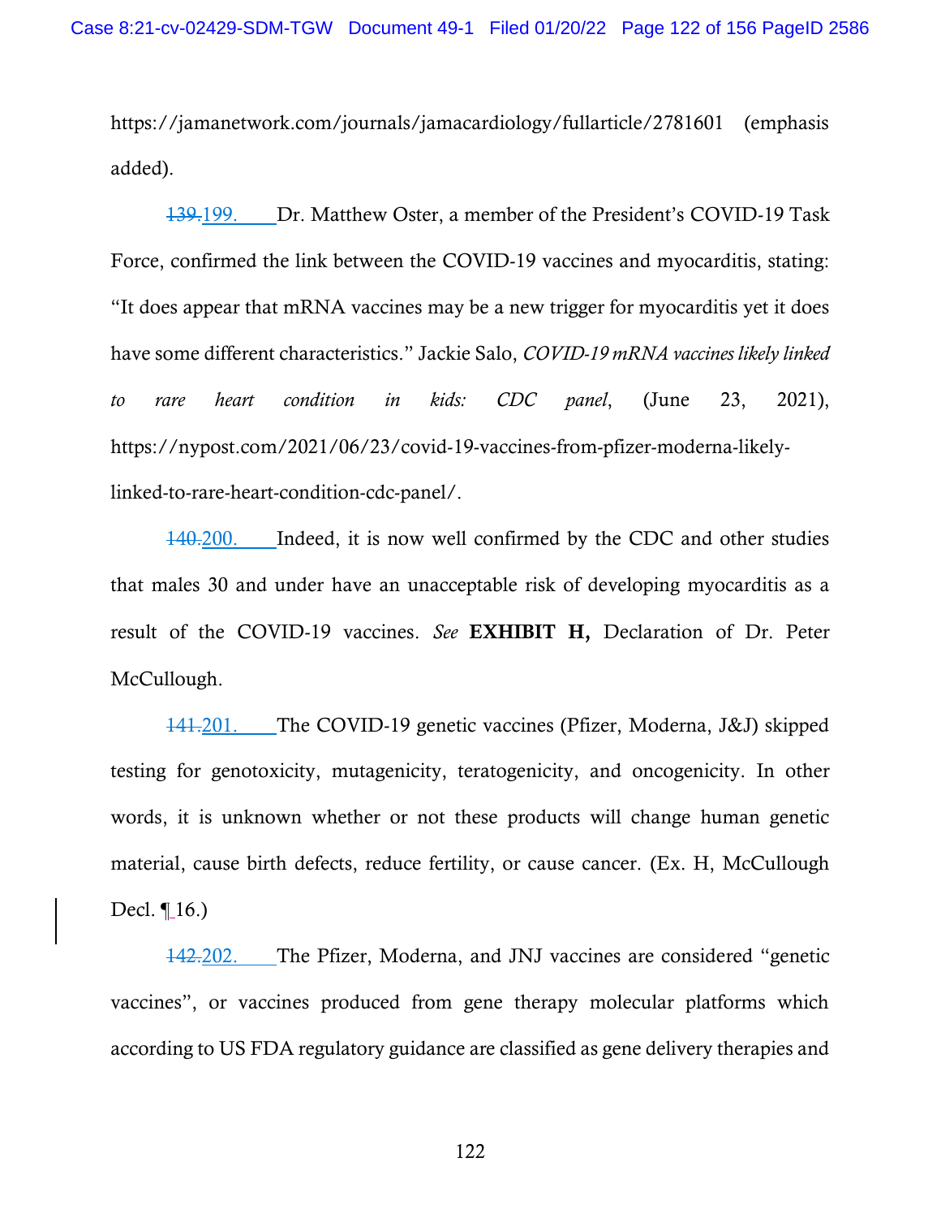https://jamanetwork.com/journals/jamacardiology/fullarticle/2781601 (emphasis added).

~~139.~~199. Dr. Matthew Oster, a member of the President's COVID-19 Task Force, confirmed the link between the COVID-19 vaccines and myocarditis, stating: "It does appear that mRNA vaccines may be a new trigger for myocarditis yet it does have some different characteristics." Jackie Salo, *COVID-19 mRNA vaccines likely linked to rare heart condition in kids: CDC panel*, (June 23, 2021), https://nypost.com/2021/06/23/covid-19-vaccines-from-pfizer-moderna-likely-linked-to-rare-heart-condition-cdc-panel/.

~~140.~~200. Indeed, it is now well confirmed by the CDC and other studies that males 30 and under have an unacceptable risk of developing myocarditis as a result of the COVID-19 vaccines. *See* **EXHIBIT H,** Declaration of Dr. Peter McCullough.

~~141.~~201. The COVID-19 genetic vaccines (Pfizer, Moderna, J&J) skipped testing for genotoxicity, mutagenicity, teratogenicity, and oncogenicity. In other words, it is unknown whether or not these products will change human genetic material, cause birth defects, reduce fertility, or cause cancer. (Ex. H, McCullough Decl. ¶ 16.)

~~142.~~202. The Pfizer, Moderna, and JNJ vaccines are considered "genetic vaccines", or vaccines produced from gene therapy molecular platforms which according to US FDA regulatory guidance are classified as gene delivery therapies and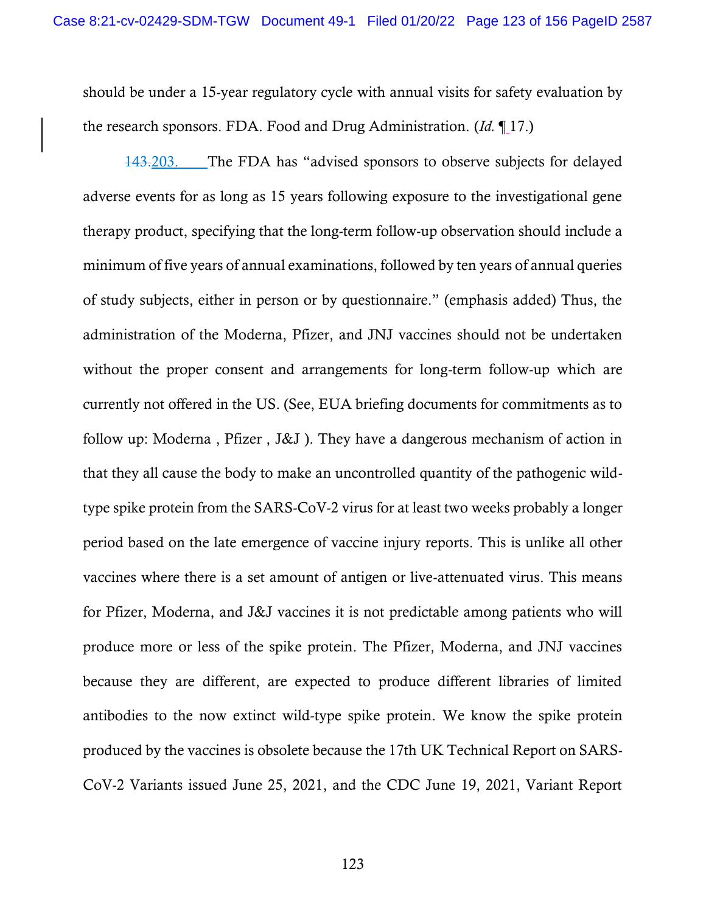should be under a 15-year regulatory cycle with annual visits for safety evaluation by the research sponsors. FDA. Food and Drug Administration. (*Id.* ¶ 17.)

~~143.~~203. The FDA has "advised sponsors to observe subjects for delayed adverse events for as long as 15 years following exposure to the investigational gene therapy product, specifying that the long-term follow-up observation should include a minimum of five years of annual examinations, followed by ten years of annual queries of study subjects, either in person or by questionnaire." (emphasis added) Thus, the administration of the Moderna, Pfizer, and JNJ vaccines should not be undertaken without the proper consent and arrangements for long-term follow-up which are currently not offered in the US. (See, EUA briefing documents for commitments as to follow up: Moderna , Pfizer , J&J ). They have a dangerous mechanism of action in that they all cause the body to make an uncontrolled quantity of the pathogenic wild-type spike protein from the SARS-CoV-2 virus for at least two weeks probably a longer period based on the late emergence of vaccine injury reports. This is unlike all other vaccines where there is a set amount of antigen or live-attenuated virus. This means for Pfizer, Moderna, and J&J vaccines it is not predictable among patients who will produce more or less of the spike protein. The Pfizer, Moderna, and JNJ vaccines because they are different, are expected to produce different libraries of limited antibodies to the now extinct wild-type spike protein. We know the spike protein produced by the vaccines is obsolete because the 17th UK Technical Report on SARS-CoV-2 Variants issued June 25, 2021, and the CDC June 19, 2021, Variant Report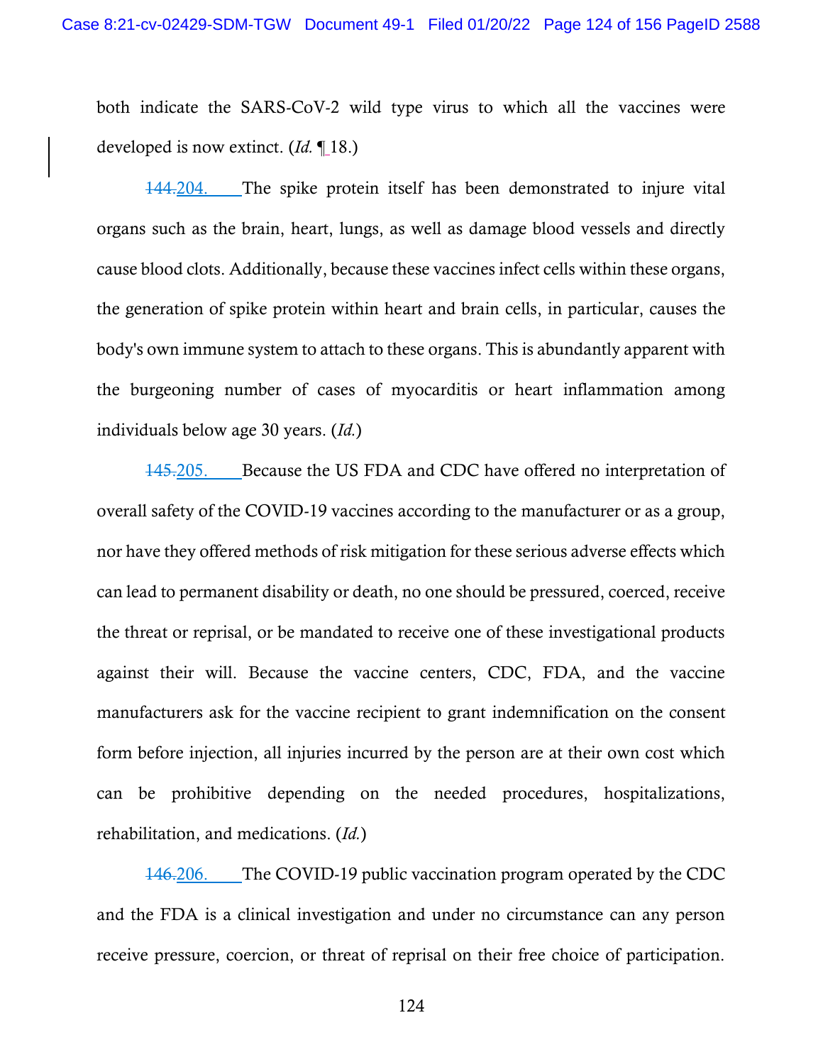both indicate the SARS-CoV-2 wild type virus to which all the vaccines were developed is now extinct. (*Id.* ¶ 18.)

~~144.~~204. The spike protein itself has been demonstrated to injure vital organs such as the brain, heart, lungs, as well as damage blood vessels and directly cause blood clots. Additionally, because these vaccines infect cells within these organs, the generation of spike protein within heart and brain cells, in particular, causes the body's own immune system to attach to these organs. This is abundantly apparent with the burgeoning number of cases of myocarditis or heart inflammation among individuals below age 30 years. (*Id.*)

~~145.~~205. Because the US FDA and CDC have offered no interpretation of overall safety of the COVID-19 vaccines according to the manufacturer or as a group, nor have they offered methods of risk mitigation for these serious adverse effects which can lead to permanent disability or death, no one should be pressured, coerced, receive the threat or reprisal, or be mandated to receive one of these investigational products against their will. Because the vaccine centers, CDC, FDA, and the vaccine manufacturers ask for the vaccine recipient to grant indemnification on the consent form before injection, all injuries incurred by the person are at their own cost which can be prohibitive depending on the needed procedures, hospitalizations, rehabilitation, and medications. (*Id.*)

~~146.~~206. The COVID-19 public vaccination program operated by the CDC and the FDA is a clinical investigation and under no circumstance can any person receive pressure, coercion, or threat of reprisal on their free choice of participation.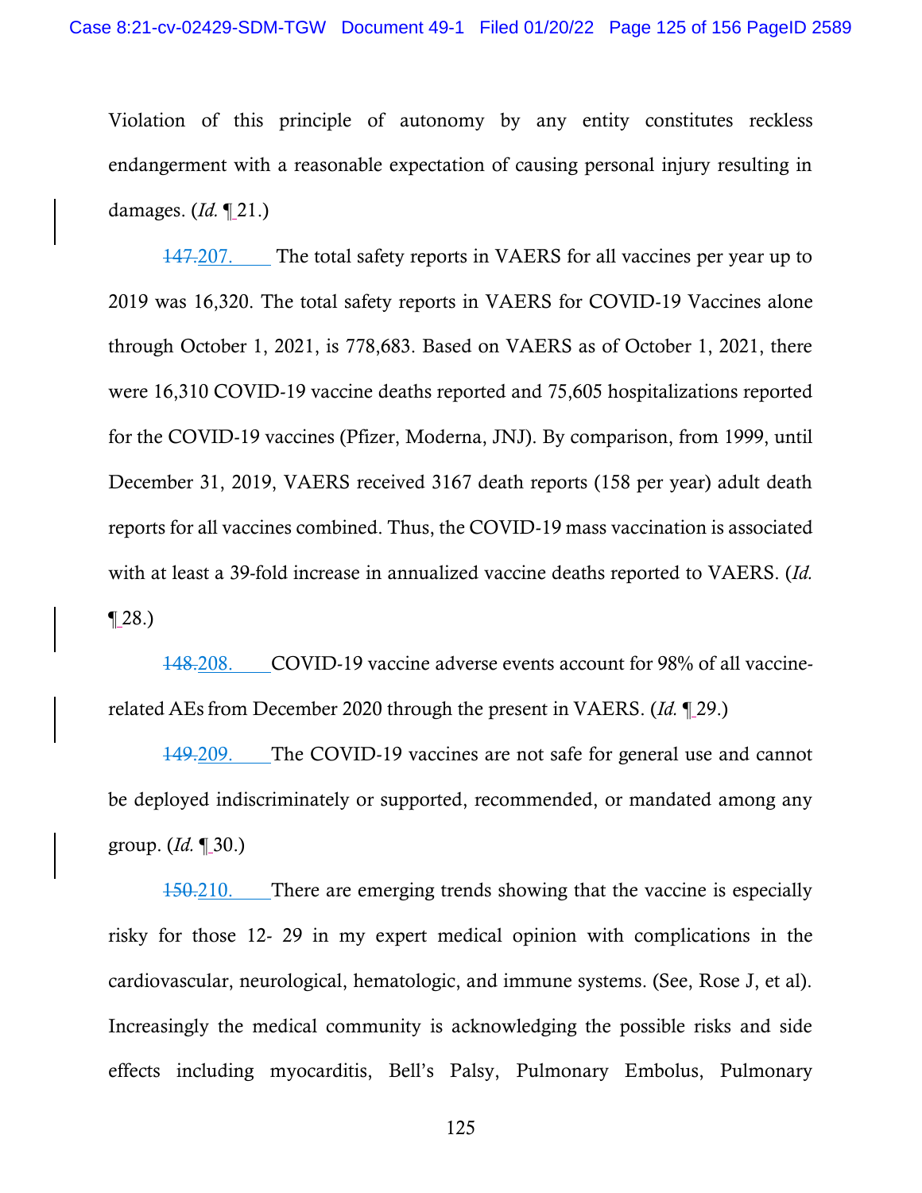Violation of this principle of autonomy by any entity constitutes reckless endangerment with a reasonable expectation of causing personal injury resulting in damages. (*Id.* ¶ 21.)

~~147.~~207. The total safety reports in VAERS for all vaccines per year up to 2019 was 16,320. The total safety reports in VAERS for COVID-19 Vaccines alone through October 1, 2021, is 778,683. Based on VAERS as of October 1, 2021, there were 16,310 COVID-19 vaccine deaths reported and 75,605 hospitalizations reported for the COVID-19 vaccines (Pfizer, Moderna, JNJ). By comparison, from 1999, until December 31, 2019, VAERS received 3167 death reports (158 per year) adult death reports for all vaccines combined. Thus, the COVID-19 mass vaccination is associated with at least a 39-fold increase in annualized vaccine deaths reported to VAERS. (*Id.* ¶ 28.)

~~148.~~208. COVID-19 vaccine adverse events account for 98% of all vaccine-related AEs from December 2020 through the present in VAERS. (*Id.* ¶ 29.)

~~149.~~209. The COVID-19 vaccines are not safe for general use and cannot be deployed indiscriminately or supported, recommended, or mandated among any group. (*Id.* ¶ 30.)

~~150.~~210. There are emerging trends showing that the vaccine is especially risky for those 12- 29 in my expert medical opinion with complications in the cardiovascular, neurological, hematologic, and immune systems. (See, Rose J, et al). Increasingly the medical community is acknowledging the possible risks and side effects including myocarditis, Bell's Palsy, Pulmonary Embolus, Pulmonary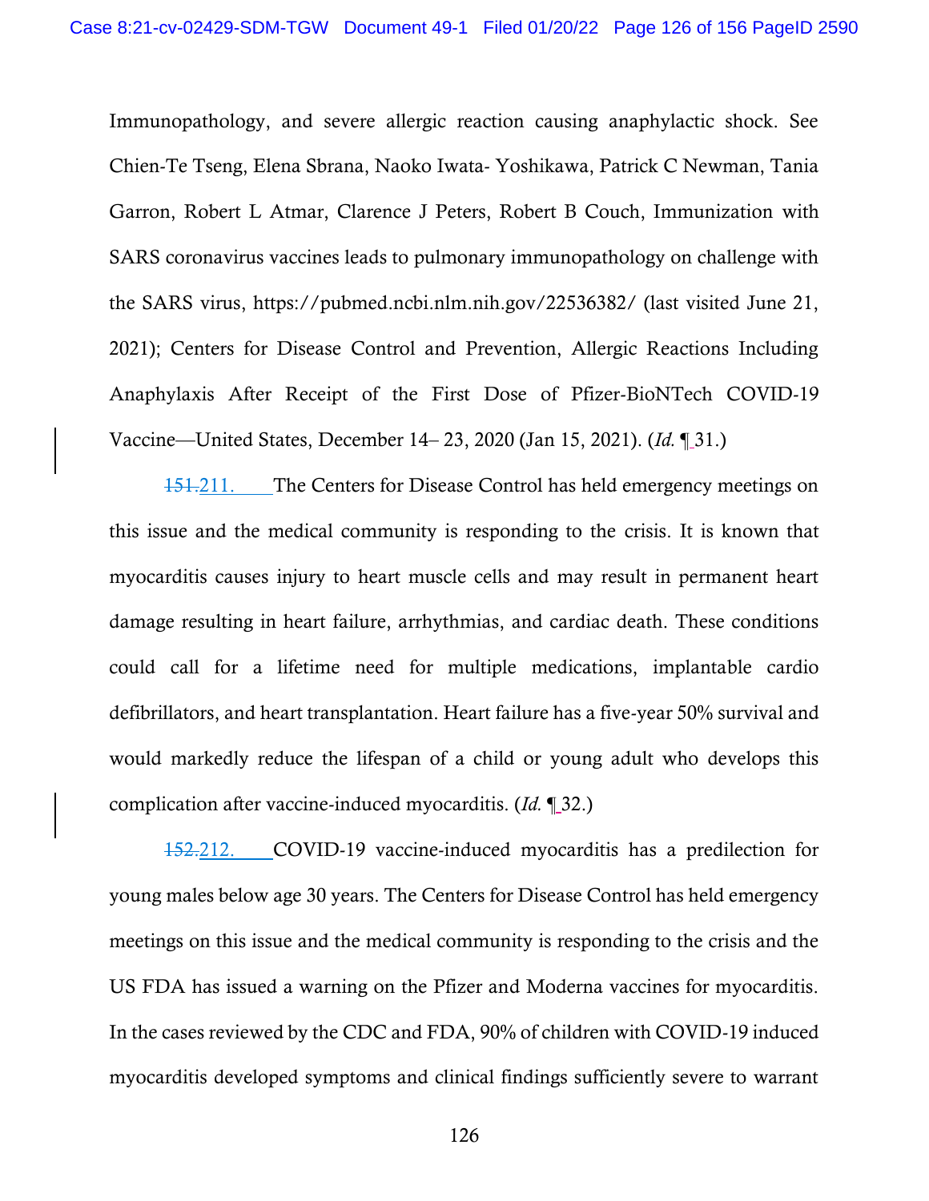Immunopathology, and severe allergic reaction causing anaphylactic shock. See Chien-Te Tseng, Elena Sbrana, Naoko Iwata- Yoshikawa, Patrick C Newman, Tania Garron, Robert L Atmar, Clarence J Peters, Robert B Couch, Immunization with SARS coronavirus vaccines leads to pulmonary immunopathology on challenge with the SARS virus, https://pubmed.ncbi.nlm.nih.gov/22536382/ (last visited June 21, 2021); Centers for Disease Control and Prevention, Allergic Reactions Including Anaphylaxis After Receipt of the First Dose of Pfizer-BioNTech COVID-19 Vaccine—United States, December 14– 23, 2020 (Jan 15, 2021). (*Id.* ¶ 31.)

~~151.~~211. The Centers for Disease Control has held emergency meetings on this issue and the medical community is responding to the crisis. It is known that myocarditis causes injury to heart muscle cells and may result in permanent heart damage resulting in heart failure, arrhythmias, and cardiac death. These conditions could call for a lifetime need for multiple medications, implantable cardio defibrillators, and heart transplantation. Heart failure has a five-year 50% survival and would markedly reduce the lifespan of a child or young adult who develops this complication after vaccine-induced myocarditis. (*Id.* ¶ 32.)

~~152.~~212. COVID-19 vaccine-induced myocarditis has a predilection for young males below age 30 years. The Centers for Disease Control has held emergency meetings on this issue and the medical community is responding to the crisis and the US FDA has issued a warning on the Pfizer and Moderna vaccines for myocarditis. In the cases reviewed by the CDC and FDA, 90% of children with COVID-19 induced myocarditis developed symptoms and clinical findings sufficiently severe to warrant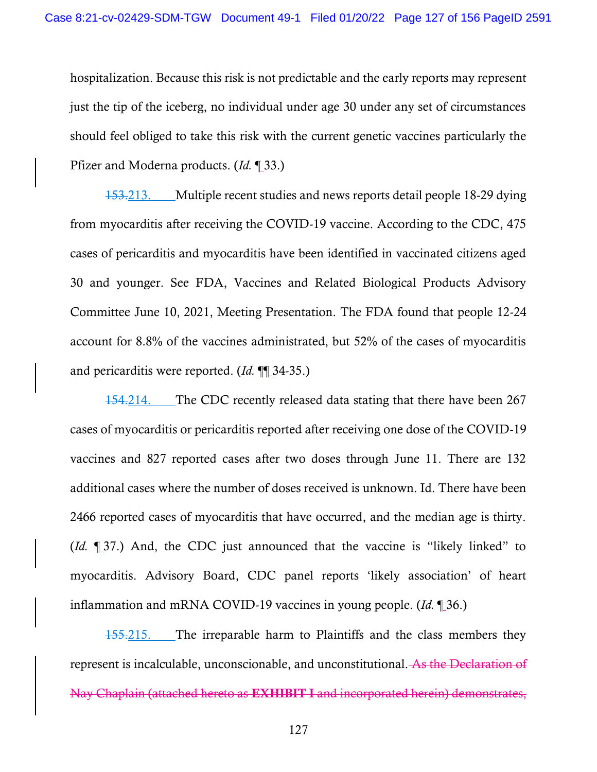hospitalization. Because this risk is not predictable and the early reports may represent just the tip of the iceberg, no individual under age 30 under any set of circumstances should feel obliged to take this risk with the current genetic vaccines particularly the Pfizer and Moderna products. (*Id.* ¶ 33.)

~~153.~~213. Multiple recent studies and news reports detail people 18-29 dying from myocarditis after receiving the COVID-19 vaccine. According to the CDC, 475 cases of pericarditis and myocarditis have been identified in vaccinated citizens aged 30 and younger. See FDA, Vaccines and Related Biological Products Advisory Committee June 10, 2021, Meeting Presentation. The FDA found that people 12-24 account for 8.8% of the vaccines administrated, but 52% of the cases of myocarditis and pericarditis were reported. (*Id.* ¶¶ 34-35.)

~~154.~~214. The CDC recently released data stating that there have been 267 cases of myocarditis or pericarditis reported after receiving one dose of the COVID-19 vaccines and 827 reported cases after two doses through June 11. There are 132 additional cases where the number of doses received is unknown. Id. There have been 2466 reported cases of myocarditis that have occurred, and the median age is thirty. (*Id.* ¶ 37.) And, the CDC just announced that the vaccine is "likely linked" to myocarditis. Advisory Board, CDC panel reports 'likely association' of heart inflammation and mRNA COVID-19 vaccines in young people. (*Id.* ¶ 36.)

~~155.~~215. The irreparable harm to Plaintiffs and the class members they represent is incalculable, unconscionable, and unconstitutional. ~~As the Declaration of Nay Chaplain (attached hereto as **EXHIBIT I** and incorporated herein) demonstrates,~~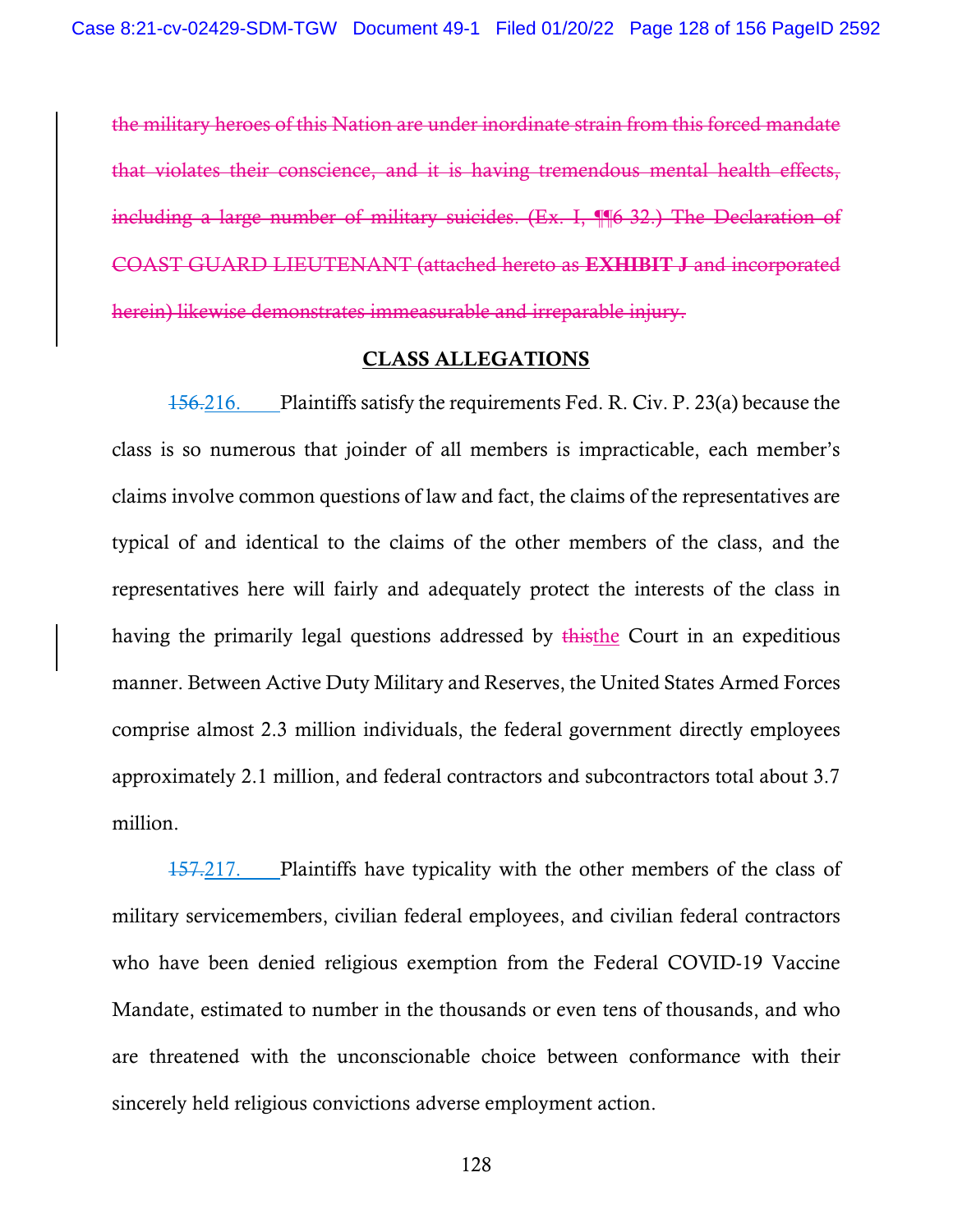~~the military heroes of this Nation are under inordinate strain from this forced mandate that violates their conscience, and it is having tremendous mental health effects, including a large number of military suicides. (Ex. I, ¶¶6 32.) The Declaration of COAST GUARD LIEUTENANT (attached hereto as **EXHIBIT J** and incorporated herein) likewise demonstrates immeasurable and irreparable injury.~~

## CLASS ALLEGATIONS

~~156.~~216. Plaintiffs satisfy the requirements Fed. R. Civ. P. 23(a) because the class is so numerous that joinder of all members is impracticable, each member's claims involve common questions of law and fact, the claims of the representatives are typical of and identical to the claims of the other members of the class, and the representatives here will fairly and adequately protect the interests of the class in having the primarily legal questions addressed by ~~this~~the Court in an expeditious manner. Between Active Duty Military and Reserves, the United States Armed Forces comprise almost 2.3 million individuals, the federal government directly employees approximately 2.1 million, and federal contractors and subcontractors total about 3.7 million.

~~157.~~217. Plaintiffs have typicality with the other members of the class of military servicemembers, civilian federal employees, and civilian federal contractors who have been denied religious exemption from the Federal COVID-19 Vaccine Mandate, estimated to number in the thousands or even tens of thousands, and who are threatened with the unconscionable choice between conformance with their sincerely held religious convictions adverse employment action.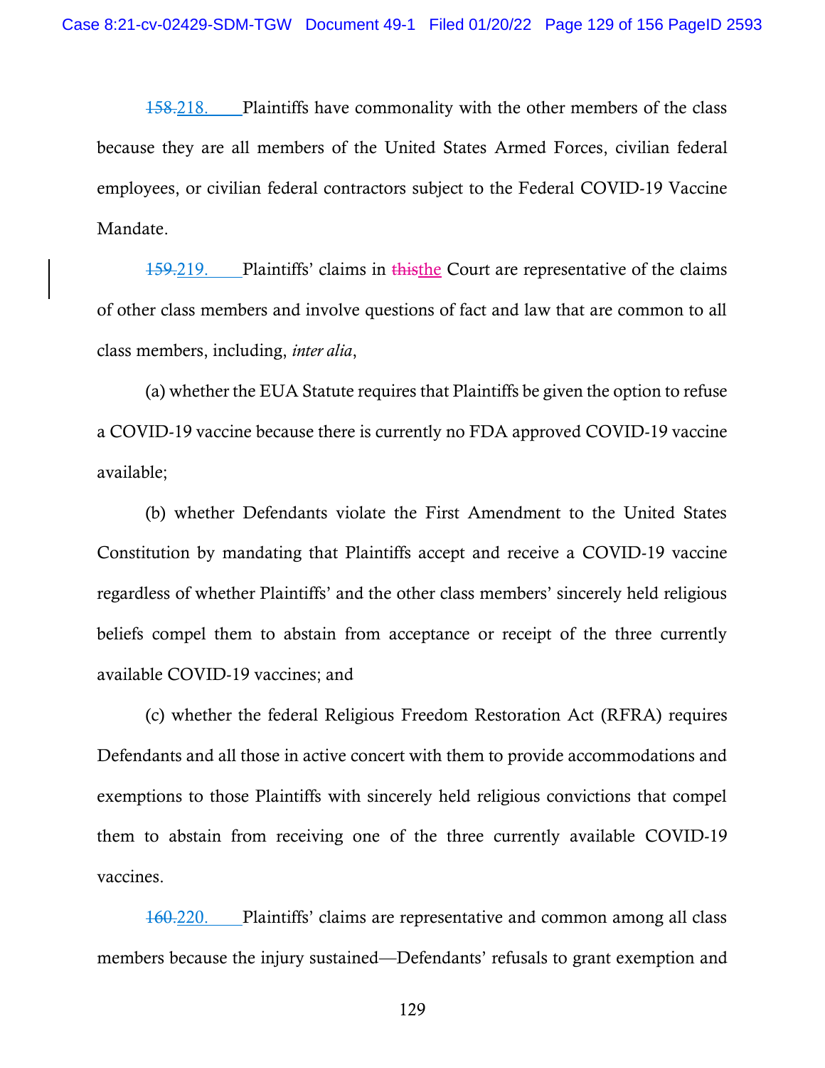~~158.~~218. Plaintiffs have commonality with the other members of the class because they are all members of the United States Armed Forces, civilian federal employees, or civilian federal contractors subject to the Federal COVID-19 Vaccine Mandate.

~~159.~~219. Plaintiffs' claims in ~~this~~the Court are representative of the claims of other class members and involve questions of fact and law that are common to all class members, including, *inter alia*,

(a) whether the EUA Statute requires that Plaintiffs be given the option to refuse a COVID-19 vaccine because there is currently no FDA approved COVID-19 vaccine available;

(b) whether Defendants violate the First Amendment to the United States Constitution by mandating that Plaintiffs accept and receive a COVID-19 vaccine regardless of whether Plaintiffs' and the other class members' sincerely held religious beliefs compel them to abstain from acceptance or receipt of the three currently available COVID-19 vaccines; and

(c) whether the federal Religious Freedom Restoration Act (RFRA) requires Defendants and all those in active concert with them to provide accommodations and exemptions to those Plaintiffs with sincerely held religious convictions that compel them to abstain from receiving one of the three currently available COVID-19 vaccines.

~~160.~~220. Plaintiffs' claims are representative and common among all class members because the injury sustained—Defendants' refusals to grant exemption and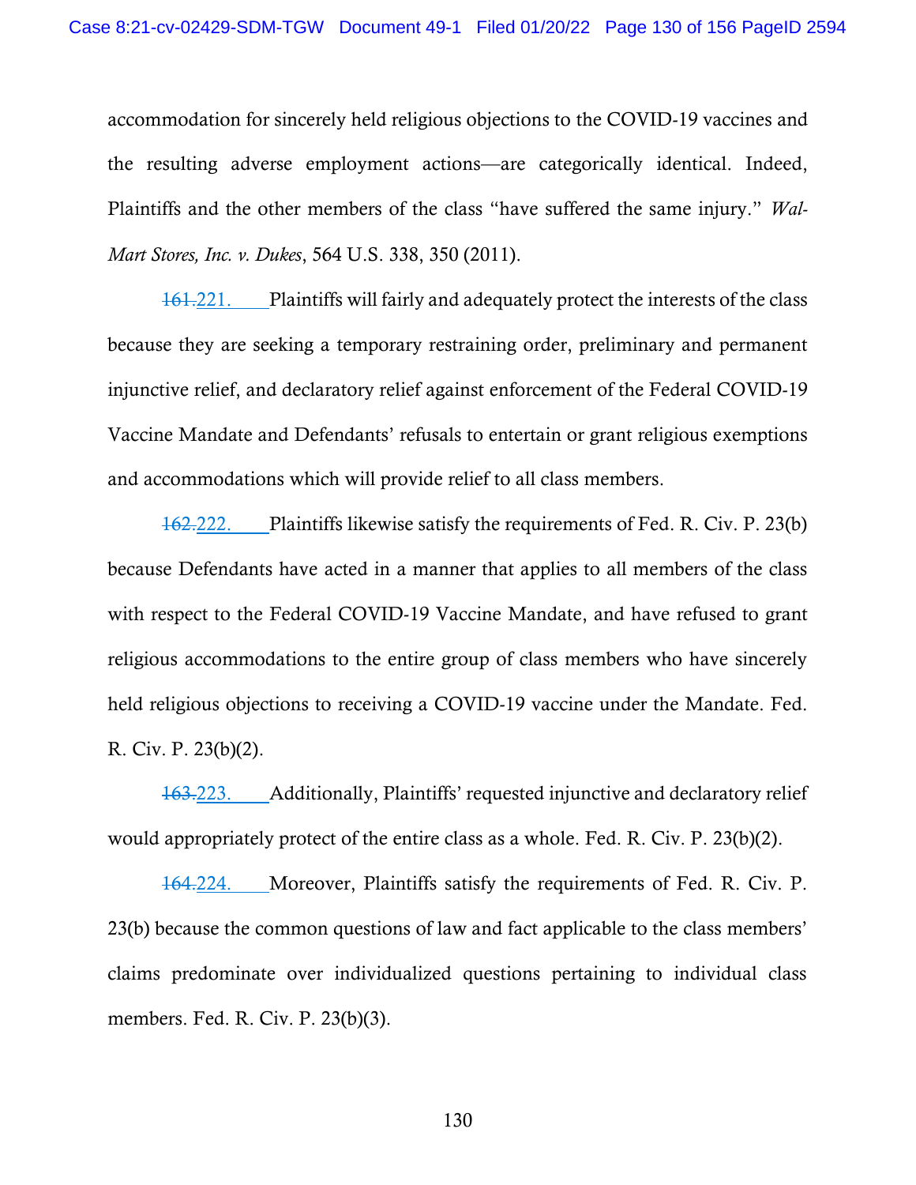accommodation for sincerely held religious objections to the COVID-19 vaccines and the resulting adverse employment actions—are categorically identical. Indeed, Plaintiffs and the other members of the class "have suffered the same injury." *Wal-Mart Stores, Inc. v. Dukes*, 564 U.S. 338, 350 (2011).

~~161.~~221. Plaintiffs will fairly and adequately protect the interests of the class because they are seeking a temporary restraining order, preliminary and permanent injunctive relief, and declaratory relief against enforcement of the Federal COVID-19 Vaccine Mandate and Defendants' refusals to entertain or grant religious exemptions and accommodations which will provide relief to all class members.

~~162.~~222. Plaintiffs likewise satisfy the requirements of Fed. R. Civ. P. 23(b) because Defendants have acted in a manner that applies to all members of the class with respect to the Federal COVID-19 Vaccine Mandate, and have refused to grant religious accommodations to the entire group of class members who have sincerely held religious objections to receiving a COVID-19 vaccine under the Mandate. Fed. R. Civ. P. 23(b)(2).

~~163.~~223. Additionally, Plaintiffs' requested injunctive and declaratory relief would appropriately protect of the entire class as a whole. Fed. R. Civ. P. 23(b)(2).

~~164.~~224. Moreover, Plaintiffs satisfy the requirements of Fed. R. Civ. P. 23(b) because the common questions of law and fact applicable to the class members' claims predominate over individualized questions pertaining to individual class members. Fed. R. Civ. P. 23(b)(3).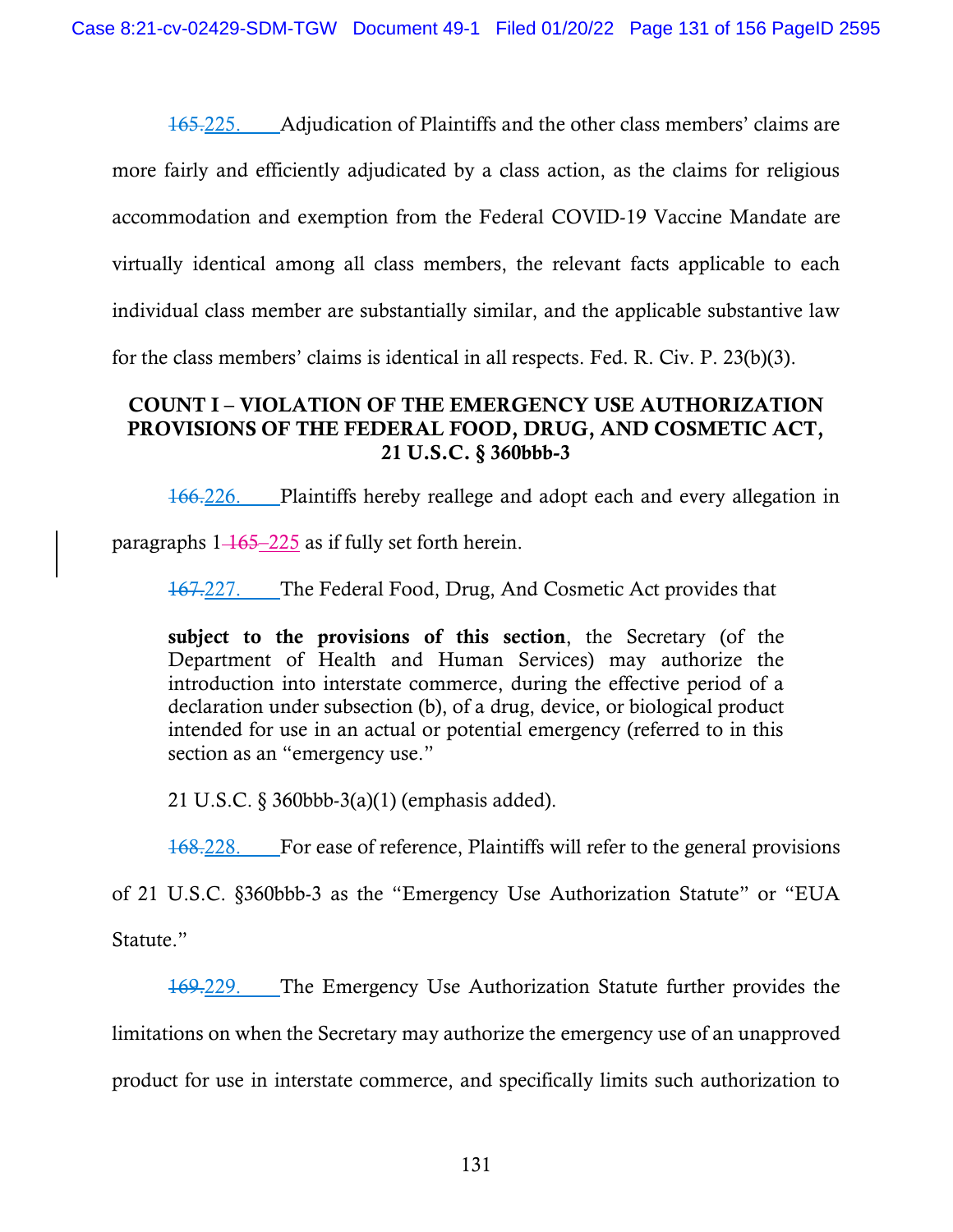~~165.~~225. Adjudication of Plaintiffs and the other class members' claims are more fairly and efficiently adjudicated by a class action, as the claims for religious accommodation and exemption from the Federal COVID-19 Vaccine Mandate are virtually identical among all class members, the relevant facts applicable to each individual class member are substantially similar, and the applicable substantive law for the class members' claims is identical in all respects. Fed. R. Civ. P. 23(b)(3).

## COUNT I – VIOLATION OF THE EMERGENCY USE AUTHORIZATION PROVISIONS OF THE FEDERAL FOOD, DRUG, AND COSMETIC ACT, 21 U.S.C. § 360bbb-3

~~166.~~226. Plaintiffs hereby reallege and adopt each and every allegation in paragraphs 1–~~165~~ 225 as if fully set forth herein.

~~167.~~227. The Federal Food, Drug, And Cosmetic Act provides that

> **subject to the provisions of this section**, the Secretary (of the Department of Health and Human Services) may authorize the introduction into interstate commerce, during the effective period of a declaration under subsection (b), of a drug, device, or biological product intended for use in an actual or potential emergency (referred to in this section as an "emergency use."

21 U.S.C. § 360bbb-3(a)(1) (emphasis added).

~~168.~~228. For ease of reference, Plaintiffs will refer to the general provisions of 21 U.S.C. §360bbb-3 as the "Emergency Use Authorization Statute" or "EUA Statute."

~~169.~~229. The Emergency Use Authorization Statute further provides the limitations on when the Secretary may authorize the emergency use of an unapproved product for use in interstate commerce, and specifically limits such authorization to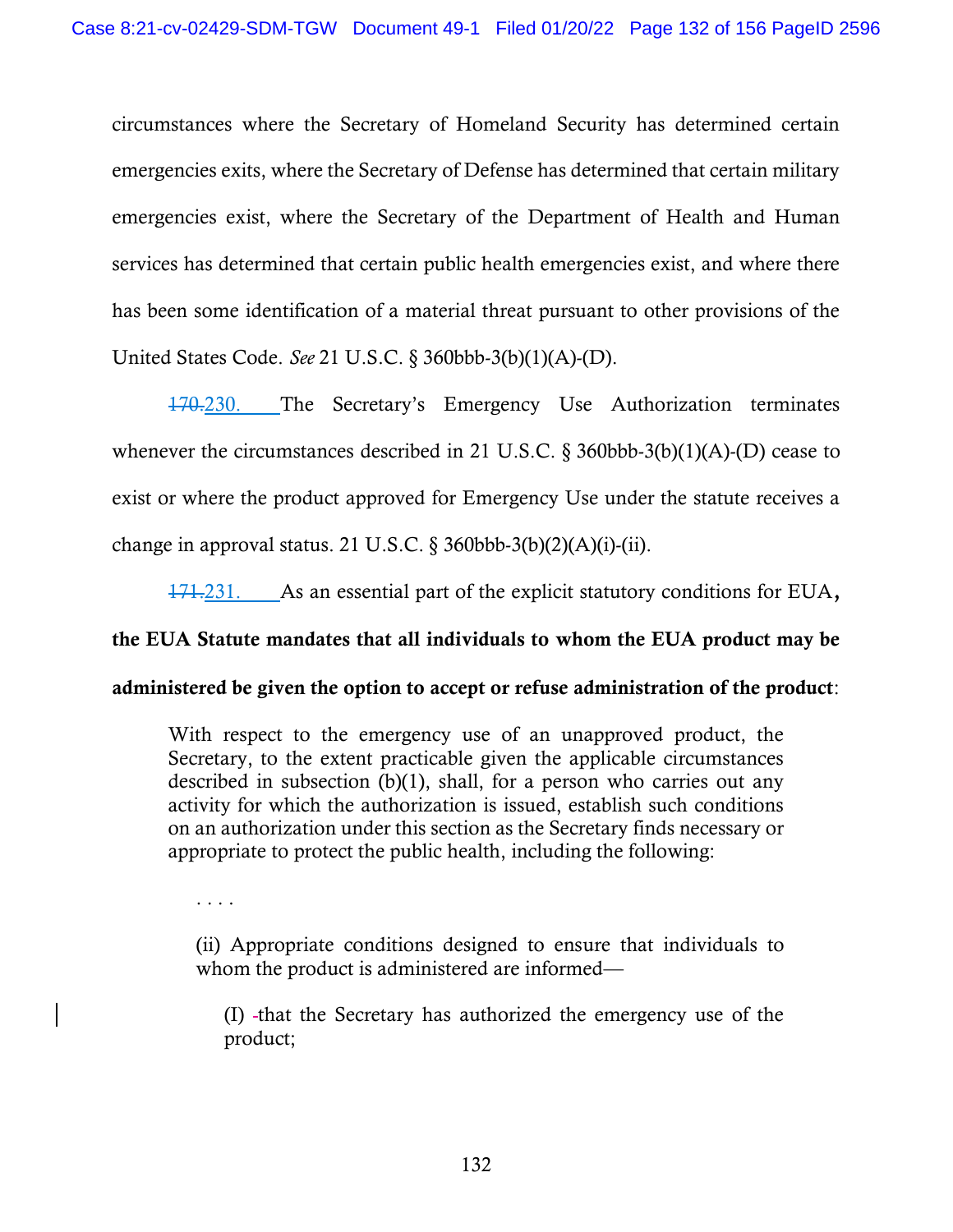circumstances where the Secretary of Homeland Security has determined certain emergencies exits, where the Secretary of Defense has determined that certain military emergencies exist, where the Secretary of the Department of Health and Human services has determined that certain public health emergencies exist, and where there has been some identification of a material threat pursuant to other provisions of the United States Code. *See* 21 U.S.C. § 360bbb-3(b)(1)(A)-(D).

~~170.~~230. The Secretary's Emergency Use Authorization terminates whenever the circumstances described in 21 U.S.C. § 360bbb-3(b)(1)(A)-(D) cease to exist or where the product approved for Emergency Use under the statute receives a change in approval status. 21 U.S.C. § 360bbb-3(b)(2)(A)(i)-(ii).

~~171.~~231. As an essential part of the explicit statutory conditions for EUA**, the EUA Statute mandates that all individuals to whom the EUA product may be administered be given the option to accept or refuse administration of the product**:

> With respect to the emergency use of an unapproved product, the Secretary, to the extent practicable given the applicable circumstances described in subsection (b)(1), shall, for a person who carries out any activity for which the authorization is issued, establish such conditions on an authorization under this section as the Secretary finds necessary or appropriate to protect the public health, including the following:
>
> . . . .
>
> (ii) Appropriate conditions designed to ensure that individuals to whom the product is administered are informed—
>
> (I) that the Secretary has authorized the emergency use of the product;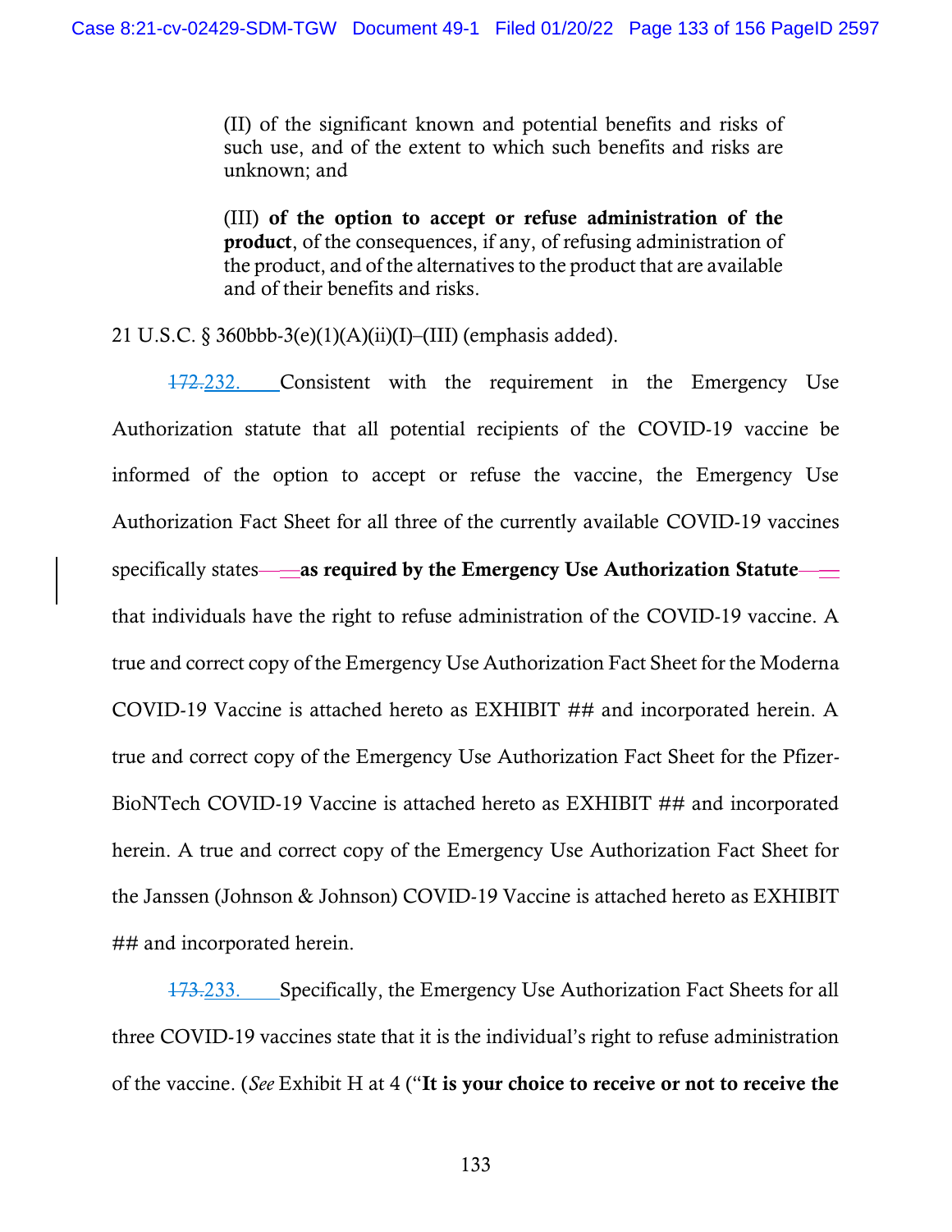(II) of the significant known and potential benefits and risks of such use, and of the extent to which such benefits and risks are unknown; and

(III) **of the option to accept or refuse administration of the product**, of the consequences, if any, of refusing administration of the product, and of the alternatives to the product that are available and of their benefits and risks.

21 U.S.C. § 360bbb-3(e)(1)(A)(ii)(I)–(III) (emphasis added).

~~172.~~232. Consistent with the requirement in the Emergency Use Authorization statute that all potential recipients of the COVID-19 vaccine be informed of the option to accept or refuse the vaccine, the Emergency Use Authorization Fact Sheet for all three of the currently available COVID-19 vaccines specifically states—**as required by the Emergency Use Authorization Statute**—that individuals have the right to refuse administration of the COVID-19 vaccine. A true and correct copy of the Emergency Use Authorization Fact Sheet for the Moderna COVID-19 Vaccine is attached hereto as EXHIBIT ## and incorporated herein. A true and correct copy of the Emergency Use Authorization Fact Sheet for the Pfizer-BioNTech COVID-19 Vaccine is attached hereto as EXHIBIT ## and incorporated herein. A true and correct copy of the Emergency Use Authorization Fact Sheet for the Janssen (Johnson & Johnson) COVID-19 Vaccine is attached hereto as EXHIBIT ## and incorporated herein.

~~173.~~233. Specifically, the Emergency Use Authorization Fact Sheets for all three COVID-19 vaccines state that it is the individual's right to refuse administration of the vaccine. (*See* Exhibit H at 4 ("**It is your choice to receive or not to receive the**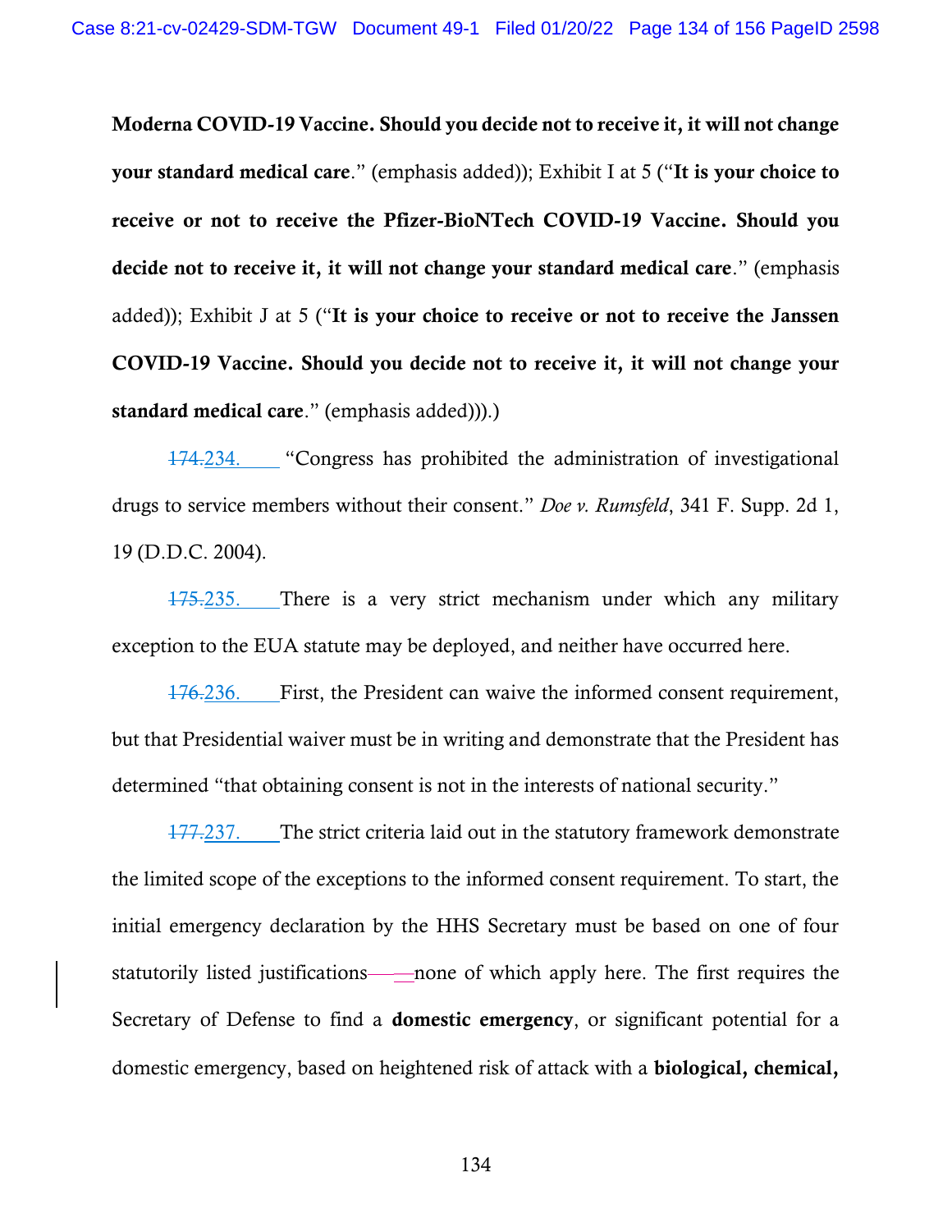**Moderna COVID-19 Vaccine. Should you decide not to receive it, it will not change your standard medical care**." (emphasis added)); Exhibit I at 5 ("**It is your choice to receive or not to receive the Pfizer-BioNTech COVID-19 Vaccine. Should you decide not to receive it, it will not change your standard medical care**." (emphasis added)); Exhibit J at 5 ("**It is your choice to receive or not to receive the Janssen COVID-19 Vaccine. Should you decide not to receive it, it will not change your standard medical care**." (emphasis added))).)

~~174.~~234. "Congress has prohibited the administration of investigational drugs to service members without their consent." *Doe v. Rumsfeld*, 341 F. Supp. 2d 1, 19 (D.D.C. 2004).

~~175.~~235. There is a very strict mechanism under which any military exception to the EUA statute may be deployed, and neither have occurred here.

~~176.~~236. First, the President can waive the informed consent requirement, but that Presidential waiver must be in writing and demonstrate that the President has determined "that obtaining consent is not in the interests of national security."

~~177.~~237. The strict criteria laid out in the statutory framework demonstrate the limited scope of the exceptions to the informed consent requirement. To start, the initial emergency declaration by the HHS Secretary must be based on one of four statutorily listed justifications—none of which apply here. The first requires the Secretary of Defense to find a **domestic emergency**, or significant potential for a domestic emergency, based on heightened risk of attack with a **biological, chemical,**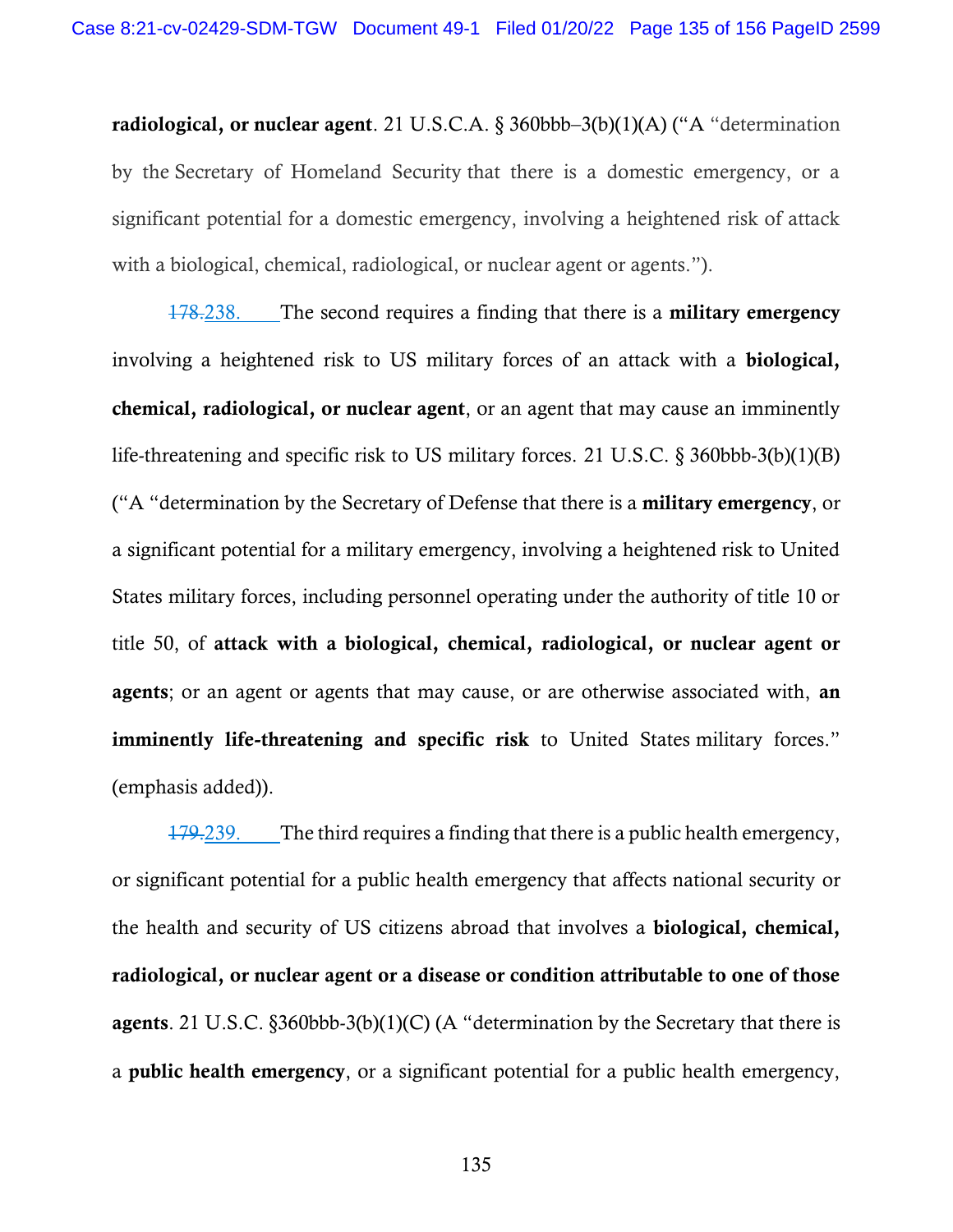**radiological, or nuclear agent**. 21 U.S.C.A. § 360bbb–3(b)(1)(A) ("A "determination by the Secretary of Homeland Security that there is a domestic emergency, or a significant potential for a domestic emergency, involving a heightened risk of attack with a biological, chemical, radiological, or nuclear agent or agents.").

~~178.~~238. The second requires a finding that there is a **military emergency** involving a heightened risk to US military forces of an attack with a **biological, chemical, radiological, or nuclear agent**, or an agent that may cause an imminently life-threatening and specific risk to US military forces. 21 U.S.C. § 360bbb-3(b)(1)(B) ("A "determination by the Secretary of Defense that there is a **military emergency**, or a significant potential for a military emergency, involving a heightened risk to United States military forces, including personnel operating under the authority of title 10 or title 50, of **attack with a biological, chemical, radiological, or nuclear agent or agents**; or an agent or agents that may cause, or are otherwise associated with, **an imminently life-threatening and specific risk** to United States military forces." (emphasis added)).

~~179.~~239. The third requires a finding that there is a public health emergency, or significant potential for a public health emergency that affects national security or the health and security of US citizens abroad that involves a **biological, chemical, radiological, or nuclear agent or a disease or condition attributable to one of those agents**. 21 U.S.C. §360bbb-3(b)(1)(C) (A "determination by the Secretary that there is a **public health emergency**, or a significant potential for a public health emergency,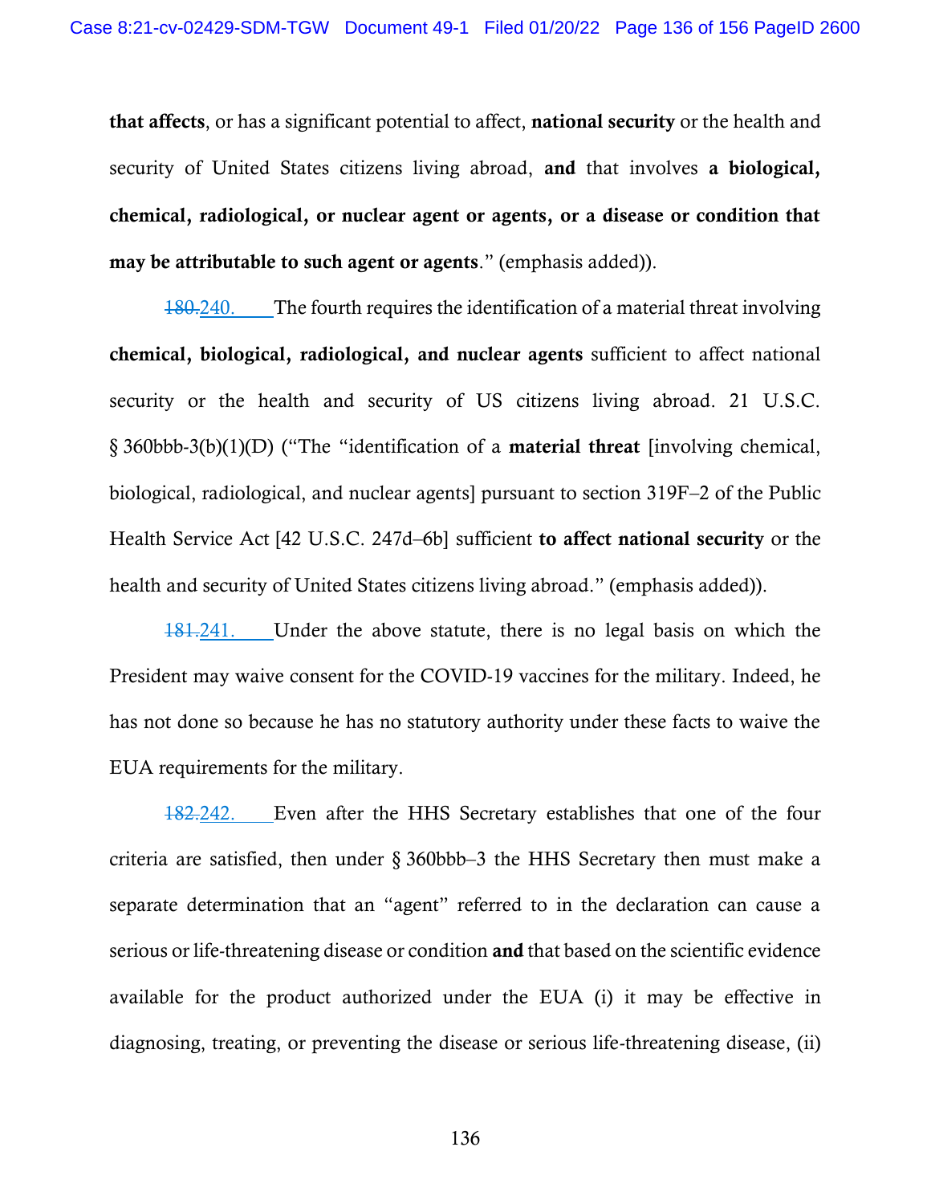**that affects**, or has a significant potential to affect, **national security** or the health and security of United States citizens living abroad, **and** that involves **a biological, chemical, radiological, or nuclear agent or agents, or a disease or condition that may be attributable to such agent or agents**." (emphasis added)).

~~180.~~240. The fourth requires the identification of a material threat involving **chemical, biological, radiological, and nuclear agents** sufficient to affect national security or the health and security of US citizens living abroad. 21 U.S.C. § 360bbb-3(b)(1)(D) ("The "identification of a **material threat** [involving chemical, biological, radiological, and nuclear agents] pursuant to section 319F–2 of the Public Health Service Act [42 U.S.C. 247d–6b] sufficient **to affect national security** or the health and security of United States citizens living abroad." (emphasis added)).

~~181.~~241. Under the above statute, there is no legal basis on which the President may waive consent for the COVID-19 vaccines for the military. Indeed, he has not done so because he has no statutory authority under these facts to waive the EUA requirements for the military.

~~182.~~242. Even after the HHS Secretary establishes that one of the four criteria are satisfied, then under § 360bbb–3 the HHS Secretary then must make a separate determination that an "agent" referred to in the declaration can cause a serious or life-threatening disease or condition **and** that based on the scientific evidence available for the product authorized under the EUA (i) it may be effective in diagnosing, treating, or preventing the disease or serious life-threatening disease, (ii)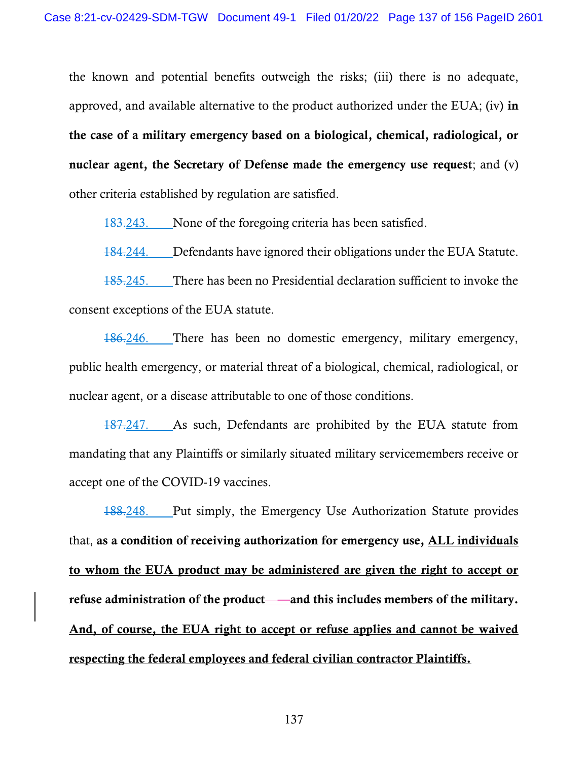the known and potential benefits outweigh the risks; (iii) there is no adequate, approved, and available alternative to the product authorized under the EUA; (iv) **in the case of a military emergency based on a biological, chemical, radiological, or nuclear agent, the Secretary of Defense made the emergency use request**; and (v) other criteria established by regulation are satisfied.

~~183.~~243. None of the foregoing criteria has been satisfied.

~~184.~~244. Defendants have ignored their obligations under the EUA Statute.

~~185.~~245. There has been no Presidential declaration sufficient to invoke the consent exceptions of the EUA statute.

~~186.~~246. There has been no domestic emergency, military emergency, public health emergency, or material threat of a biological, chemical, radiological, or nuclear agent, or a disease attributable to one of those conditions.

~~187.~~247. As such, Defendants are prohibited by the EUA statute from mandating that any Plaintiffs or similarly situated military servicemembers receive or accept one of the COVID-19 vaccines.

~~188.~~248. Put simply, the Emergency Use Authorization Statute provides that, **as a condition of receiving authorization for emergency use, <u>ALL individuals to whom the EUA product may be administered are given the right to accept or refuse administration of the product—and this includes members of the military. And, of course, the EUA right to accept or refuse applies and cannot be waived respecting the federal employees and federal civilian contractor Plaintiffs.</u>**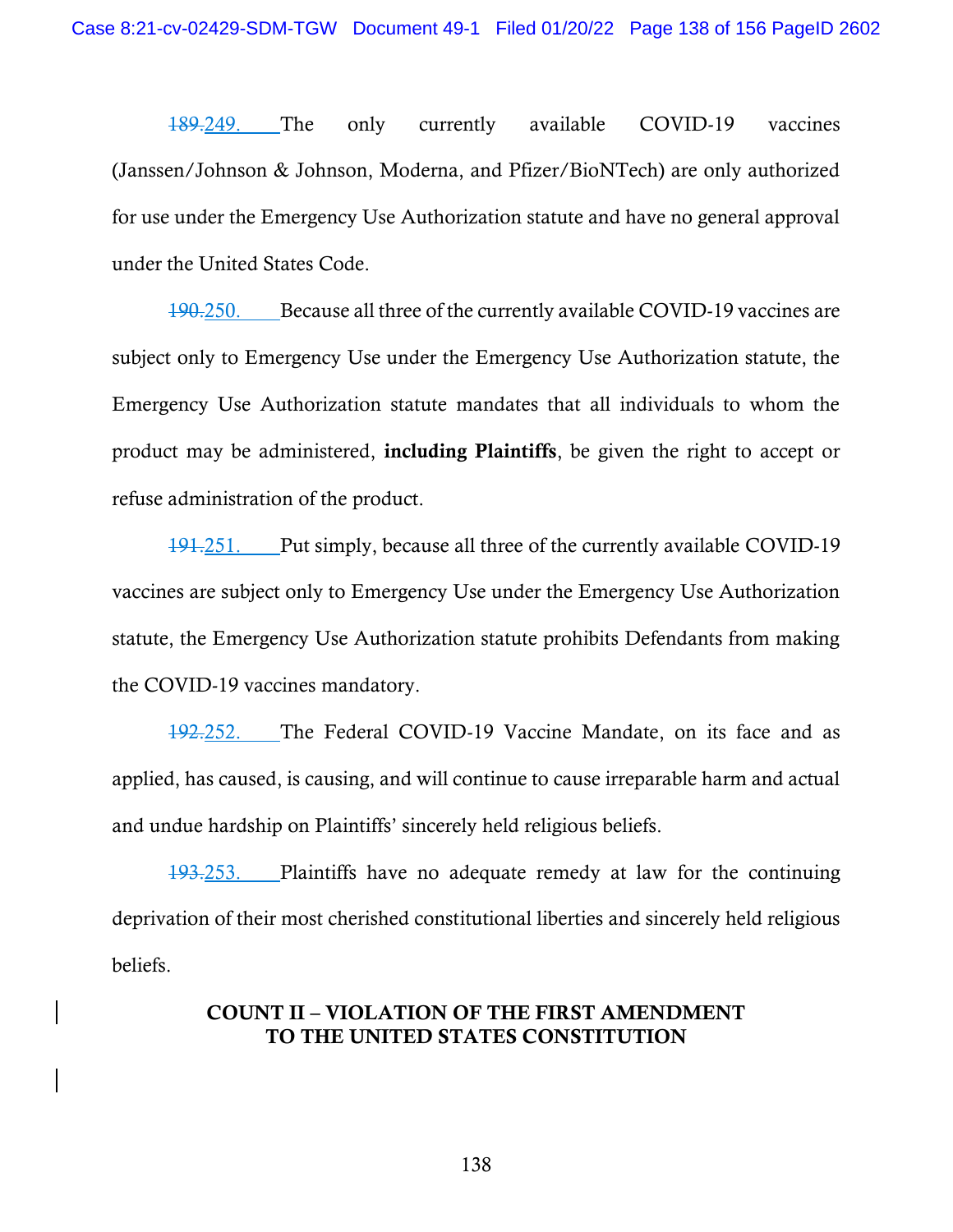~~189.~~249. The only currently available COVID-19 vaccines (Janssen/Johnson & Johnson, Moderna, and Pfizer/BioNTech) are only authorized for use under the Emergency Use Authorization statute and have no general approval under the United States Code.

~~190.~~250. Because all three of the currently available COVID-19 vaccines are subject only to Emergency Use under the Emergency Use Authorization statute, the Emergency Use Authorization statute mandates that all individuals to whom the product may be administered, **including Plaintiffs**, be given the right to accept or refuse administration of the product.

~~191.~~251. Put simply, because all three of the currently available COVID-19 vaccines are subject only to Emergency Use under the Emergency Use Authorization statute, the Emergency Use Authorization statute prohibits Defendants from making the COVID-19 vaccines mandatory.

~~192.~~252. The Federal COVID-19 Vaccine Mandate, on its face and as applied, has caused, is causing, and will continue to cause irreparable harm and actual and undue hardship on Plaintiffs' sincerely held religious beliefs.

~~193.~~253. Plaintiffs have no adequate remedy at law for the continuing deprivation of their most cherished constitutional liberties and sincerely held religious beliefs.

## COUNT II – VIOLATION OF THE FIRST AMENDMENT TO THE UNITED STATES CONSTITUTION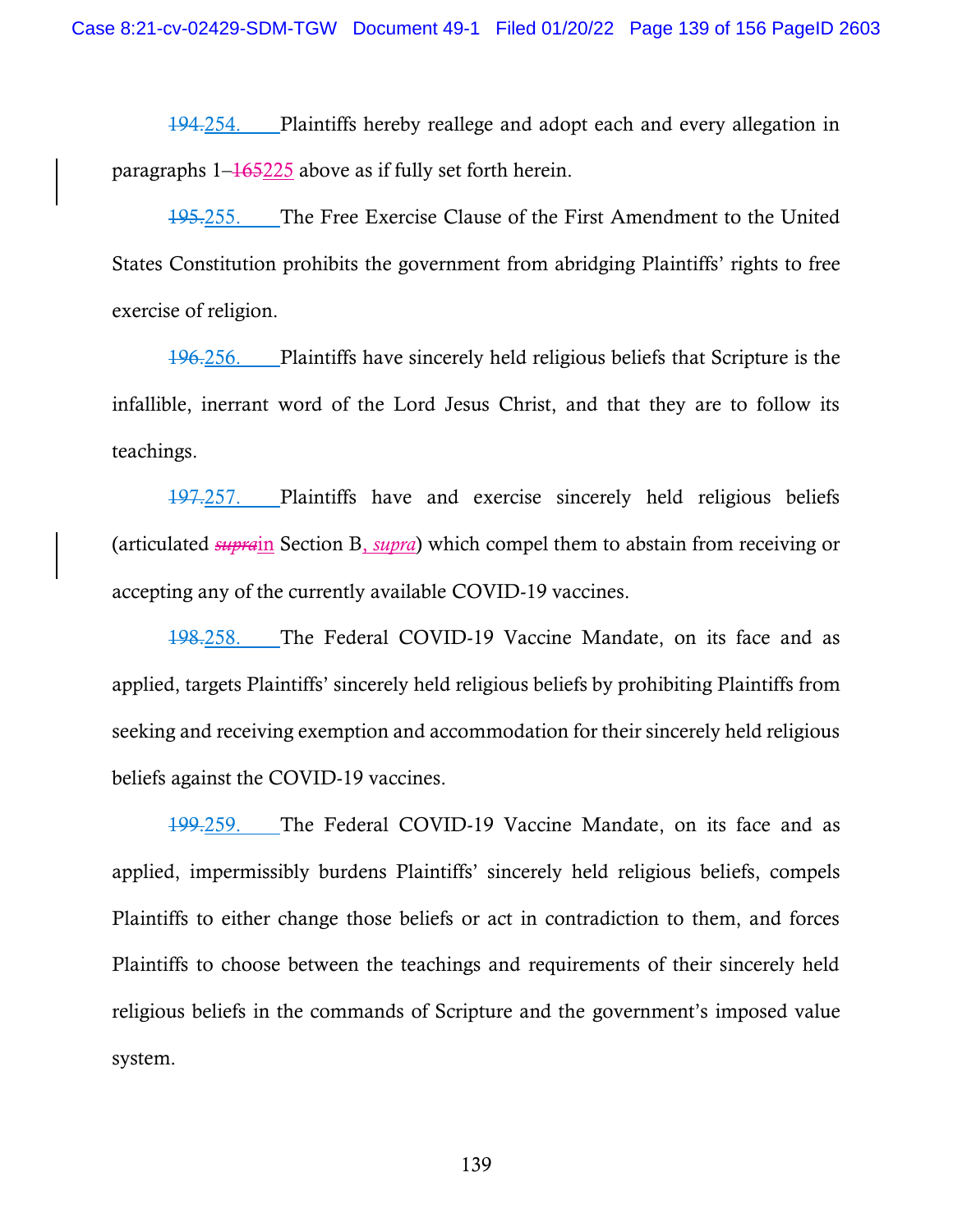~~194.~~254. Plaintiffs hereby reallege and adopt each and every allegation in paragraphs 1–~~165~~225 above as if fully set forth herein.

~~195.~~255. The Free Exercise Clause of the First Amendment to the United States Constitution prohibits the government from abridging Plaintiffs' rights to free exercise of religion.

~~196.~~256. Plaintiffs have sincerely held religious beliefs that Scripture is the infallible, inerrant word of the Lord Jesus Christ, and that they are to follow its teachings.

~~197.~~257. Plaintiffs have and exercise sincerely held religious beliefs (articulated ~~*supra*~~in Section B, *supra*) which compel them to abstain from receiving or accepting any of the currently available COVID-19 vaccines.

~~198.~~258. The Federal COVID-19 Vaccine Mandate, on its face and as applied, targets Plaintiffs' sincerely held religious beliefs by prohibiting Plaintiffs from seeking and receiving exemption and accommodation for their sincerely held religious beliefs against the COVID-19 vaccines.

~~199.~~259. The Federal COVID-19 Vaccine Mandate, on its face and as applied, impermissibly burdens Plaintiffs' sincerely held religious beliefs, compels Plaintiffs to either change those beliefs or act in contradiction to them, and forces Plaintiffs to choose between the teachings and requirements of their sincerely held religious beliefs in the commands of Scripture and the government's imposed value system.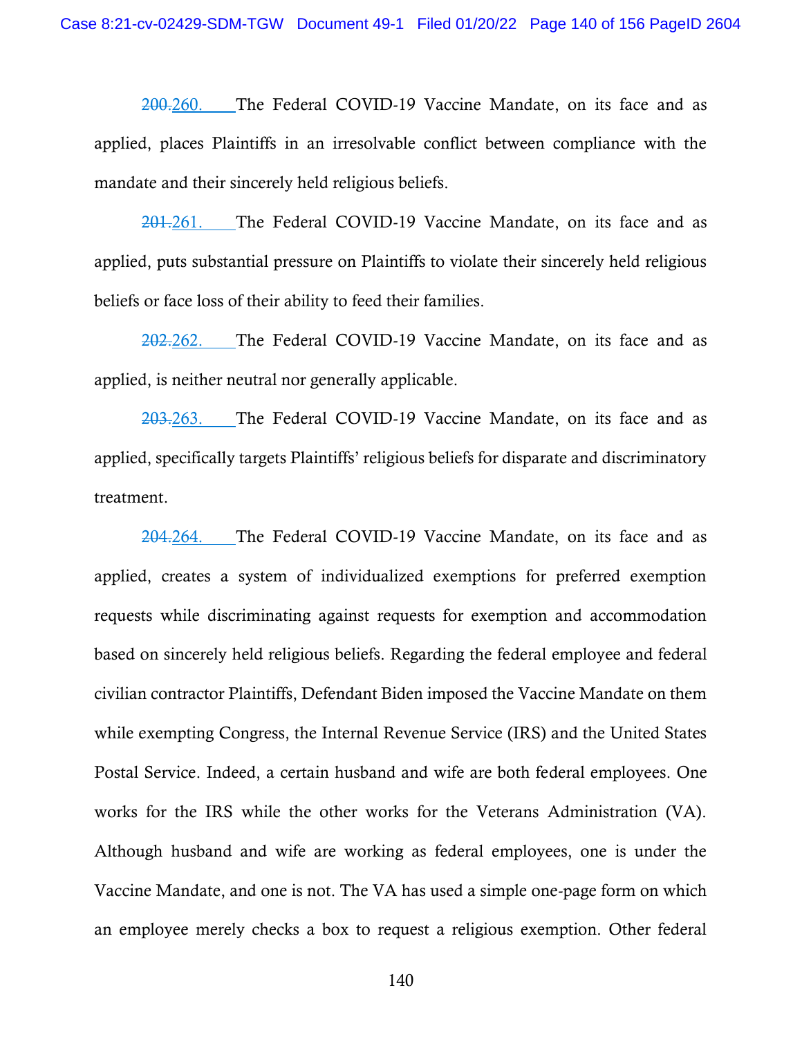~~200.~~260. The Federal COVID-19 Vaccine Mandate, on its face and as applied, places Plaintiffs in an irresolvable conflict between compliance with the mandate and their sincerely held religious beliefs.

~~201.~~261. The Federal COVID-19 Vaccine Mandate, on its face and as applied, puts substantial pressure on Plaintiffs to violate their sincerely held religious beliefs or face loss of their ability to feed their families.

~~202.~~262. The Federal COVID-19 Vaccine Mandate, on its face and as applied, is neither neutral nor generally applicable.

~~203.~~263. The Federal COVID-19 Vaccine Mandate, on its face and as applied, specifically targets Plaintiffs' religious beliefs for disparate and discriminatory treatment.

~~204.~~264. The Federal COVID-19 Vaccine Mandate, on its face and as applied, creates a system of individualized exemptions for preferred exemption requests while discriminating against requests for exemption and accommodation based on sincerely held religious beliefs. Regarding the federal employee and federal civilian contractor Plaintiffs, Defendant Biden imposed the Vaccine Mandate on them while exempting Congress, the Internal Revenue Service (IRS) and the United States Postal Service. Indeed, a certain husband and wife are both federal employees. One works for the IRS while the other works for the Veterans Administration (VA). Although husband and wife are working as federal employees, one is under the Vaccine Mandate, and one is not. The VA has used a simple one-page form on which an employee merely checks a box to request a religious exemption. Other federal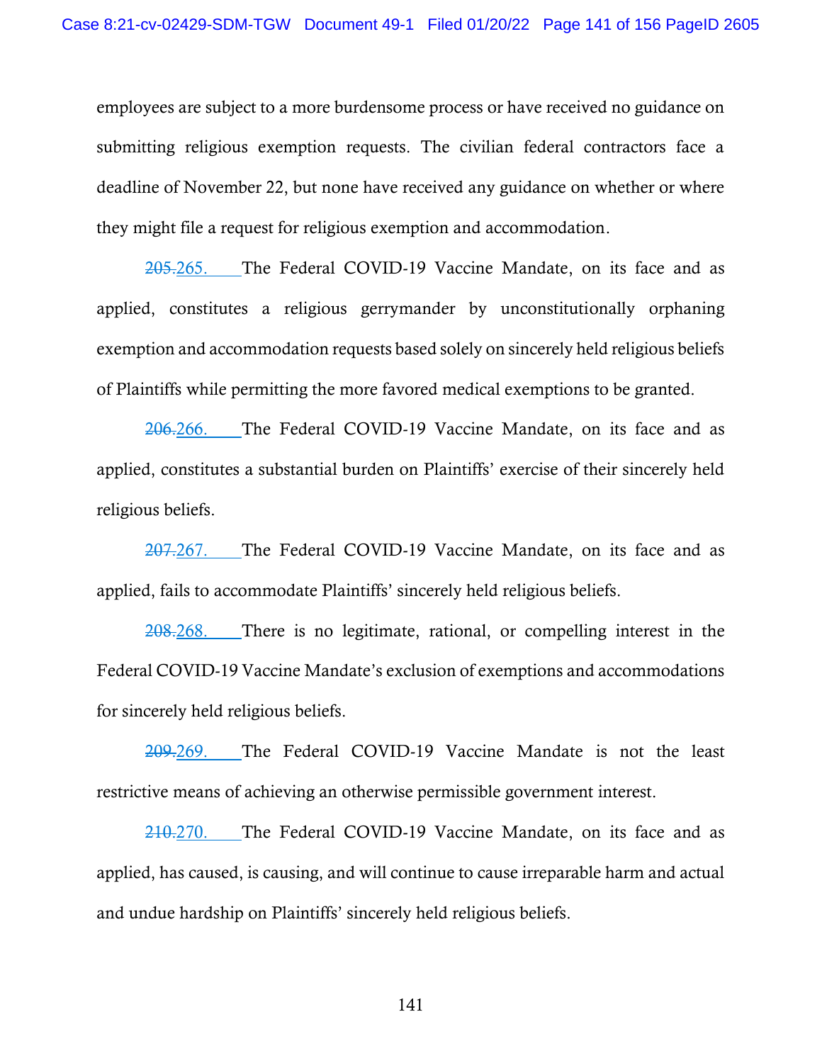employees are subject to a more burdensome process or have received no guidance on submitting religious exemption requests. The civilian federal contractors face a deadline of November 22, but none have received any guidance on whether or where they might file a request for religious exemption and accommodation.

~~205.~~265. The Federal COVID-19 Vaccine Mandate, on its face and as applied, constitutes a religious gerrymander by unconstitutionally orphaning exemption and accommodation requests based solely on sincerely held religious beliefs of Plaintiffs while permitting the more favored medical exemptions to be granted.

~~206.~~266. The Federal COVID-19 Vaccine Mandate, on its face and as applied, constitutes a substantial burden on Plaintiffs' exercise of their sincerely held religious beliefs.

~~207.~~267. The Federal COVID-19 Vaccine Mandate, on its face and as applied, fails to accommodate Plaintiffs' sincerely held religious beliefs.

~~208.~~268. There is no legitimate, rational, or compelling interest in the Federal COVID-19 Vaccine Mandate's exclusion of exemptions and accommodations for sincerely held religious beliefs.

~~209.~~269. The Federal COVID-19 Vaccine Mandate is not the least restrictive means of achieving an otherwise permissible government interest.

~~210.~~270. The Federal COVID-19 Vaccine Mandate, on its face and as applied, has caused, is causing, and will continue to cause irreparable harm and actual and undue hardship on Plaintiffs' sincerely held religious beliefs.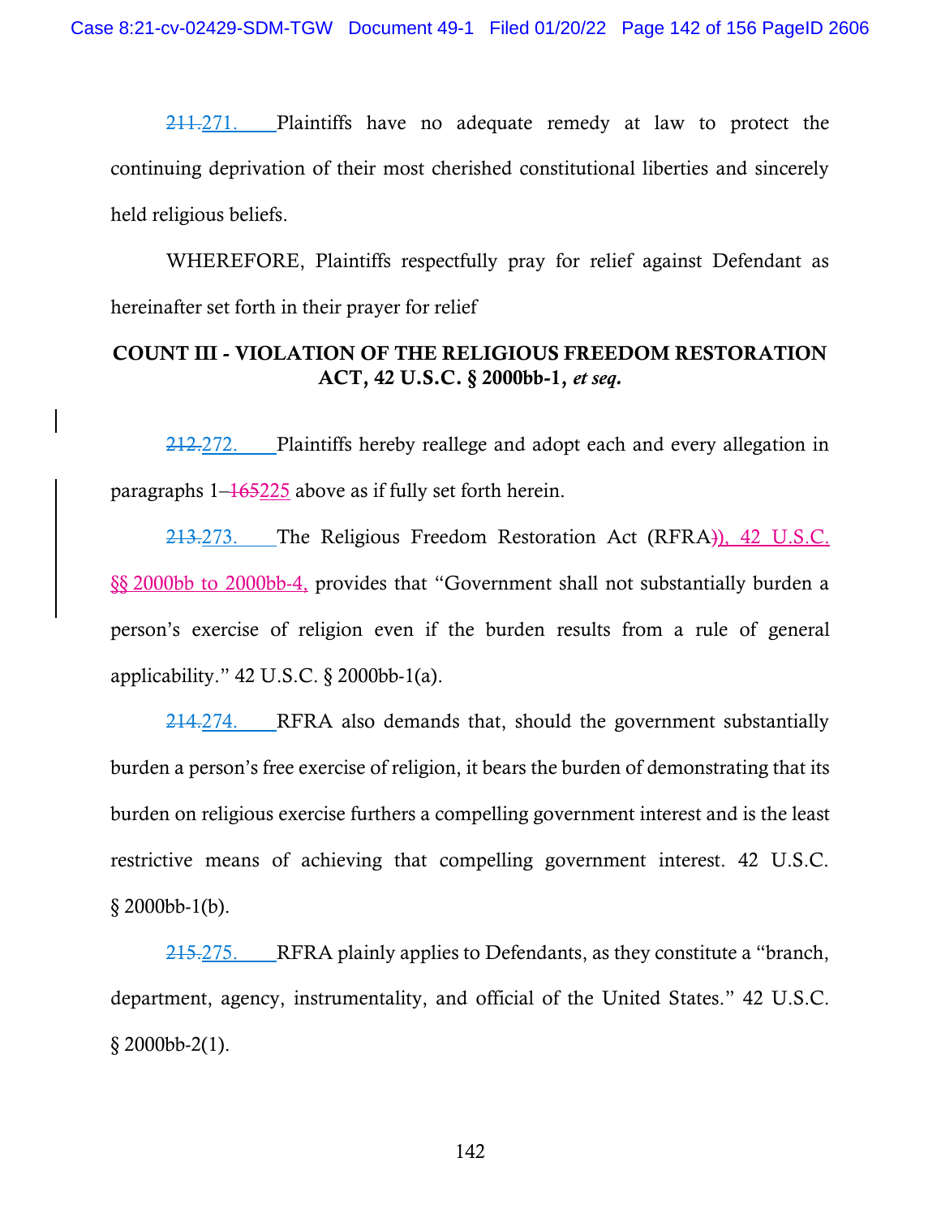~~211.~~271. Plaintiffs have no adequate remedy at law to protect the continuing deprivation of their most cherished constitutional liberties and sincerely held religious beliefs.

WHEREFORE, Plaintiffs respectfully pray for relief against Defendant as hereinafter set forth in their prayer for relief

**COUNT III - VIOLATION OF THE RELIGIOUS FREEDOM RESTORATION ACT, 42 U.S.C. § 2000bb-1, *et seq.***

~~212.~~272. Plaintiffs hereby reallege and adopt each and every allegation in paragraphs 1–~~165~~225 above as if fully set forth herein.

~~213.~~273. The Religious Freedom Restoration Act (RFRA~~)~~), 42 U.S.C. §§ 2000bb to 2000bb-4, provides that "Government shall not substantially burden a person's exercise of religion even if the burden results from a rule of general applicability." 42 U.S.C. § 2000bb-1(a).

~~214.~~274. RFRA also demands that, should the government substantially burden a person's free exercise of religion, it bears the burden of demonstrating that its burden on religious exercise furthers a compelling government interest and is the least restrictive means of achieving that compelling government interest. 42 U.S.C. § 2000bb-1(b).

~~215.~~275. RFRA plainly applies to Defendants, as they constitute a "branch, department, agency, instrumentality, and official of the United States." 42 U.S.C. § 2000bb-2(1).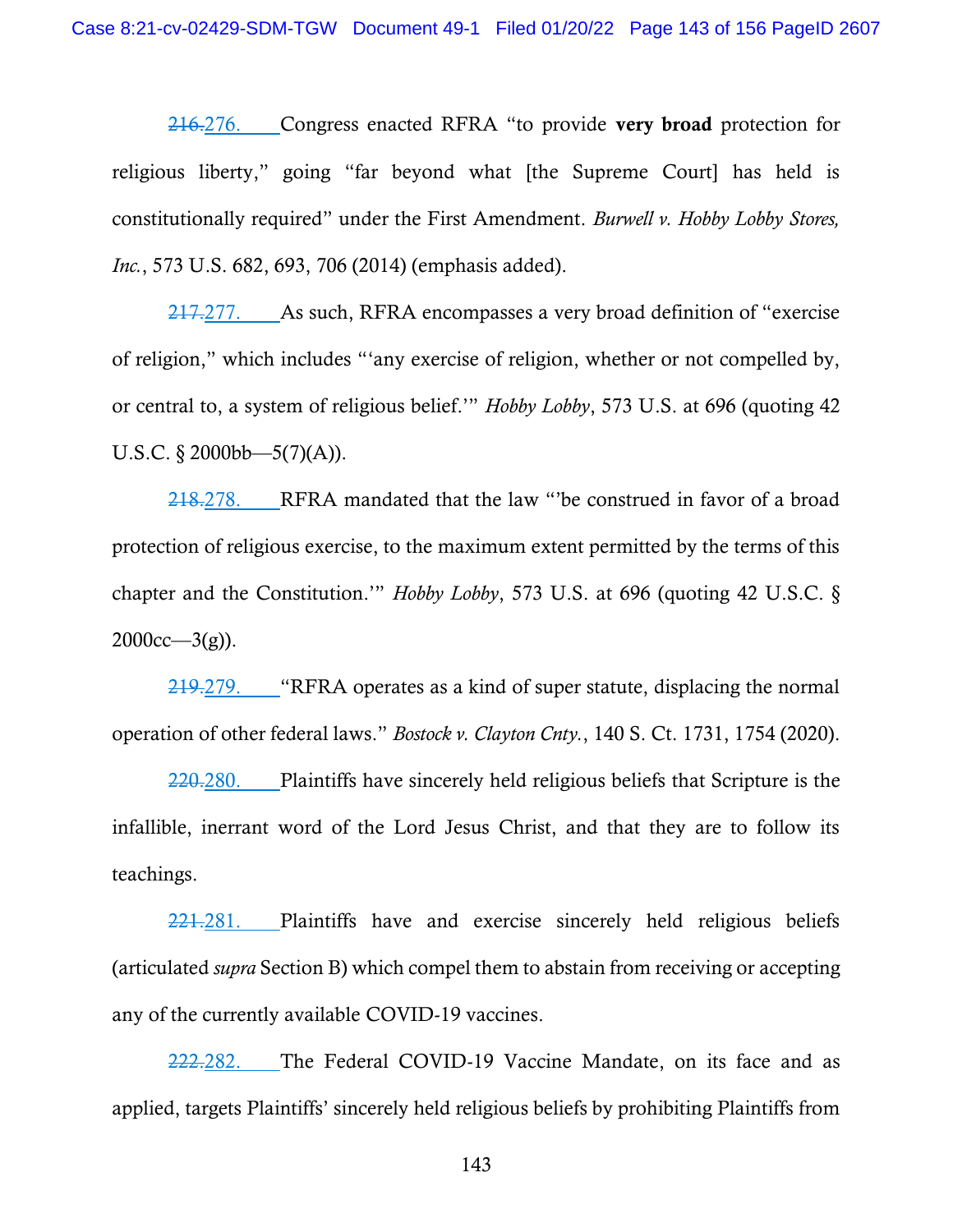~~216.~~276. Congress enacted RFRA "to provide **very broad** protection for religious liberty," going "far beyond what [the Supreme Court] has held is constitutionally required" under the First Amendment. *Burwell v. Hobby Lobby Stores, Inc.*, 573 U.S. 682, 693, 706 (2014) (emphasis added).

~~217.~~277. As such, RFRA encompasses a very broad definition of "exercise of religion," which includes "'any exercise of religion, whether or not compelled by, or central to, a system of religious belief.'" *Hobby Lobby*, 573 U.S. at 696 (quoting 42 U.S.C. § 2000bb—5(7)(A)).

~~218.~~278. RFRA mandated that the law "'be construed in favor of a broad protection of religious exercise, to the maximum extent permitted by the terms of this chapter and the Constitution.'" *Hobby Lobby*, 573 U.S. at 696 (quoting 42 U.S.C. § 2000cc—3(g)).

~~219.~~279. "RFRA operates as a kind of super statute, displacing the normal operation of other federal laws." *Bostock v. Clayton Cnty.*, 140 S. Ct. 1731, 1754 (2020).

~~220.~~280. Plaintiffs have sincerely held religious beliefs that Scripture is the infallible, inerrant word of the Lord Jesus Christ, and that they are to follow its teachings.

~~221.~~281. Plaintiffs have and exercise sincerely held religious beliefs (articulated *supra* Section B) which compel them to abstain from receiving or accepting any of the currently available COVID-19 vaccines.

~~222.~~282. The Federal COVID-19 Vaccine Mandate, on its face and as applied, targets Plaintiffs' sincerely held religious beliefs by prohibiting Plaintiffs from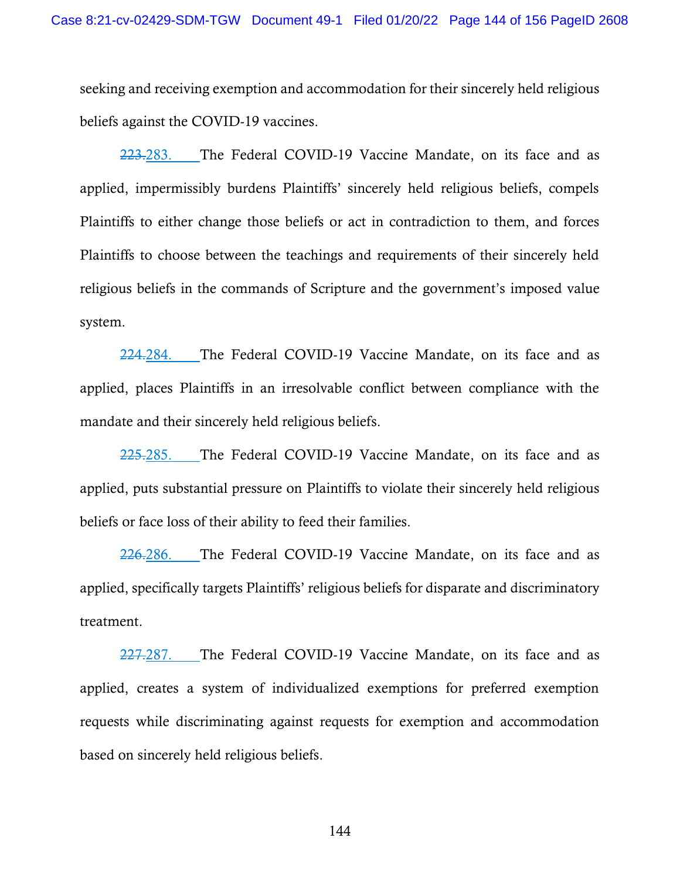seeking and receiving exemption and accommodation for their sincerely held religious beliefs against the COVID-19 vaccines.

~~223.~~283. The Federal COVID-19 Vaccine Mandate, on its face and as applied, impermissibly burdens Plaintiffs' sincerely held religious beliefs, compels Plaintiffs to either change those beliefs or act in contradiction to them, and forces Plaintiffs to choose between the teachings and requirements of their sincerely held religious beliefs in the commands of Scripture and the government's imposed value system.

~~224.~~284. The Federal COVID-19 Vaccine Mandate, on its face and as applied, places Plaintiffs in an irresolvable conflict between compliance with the mandate and their sincerely held religious beliefs.

~~225.~~285. The Federal COVID-19 Vaccine Mandate, on its face and as applied, puts substantial pressure on Plaintiffs to violate their sincerely held religious beliefs or face loss of their ability to feed their families.

~~226.~~286. The Federal COVID-19 Vaccine Mandate, on its face and as applied, specifically targets Plaintiffs' religious beliefs for disparate and discriminatory treatment.

~~227.~~287. The Federal COVID-19 Vaccine Mandate, on its face and as applied, creates a system of individualized exemptions for preferred exemption requests while discriminating against requests for exemption and accommodation based on sincerely held religious beliefs.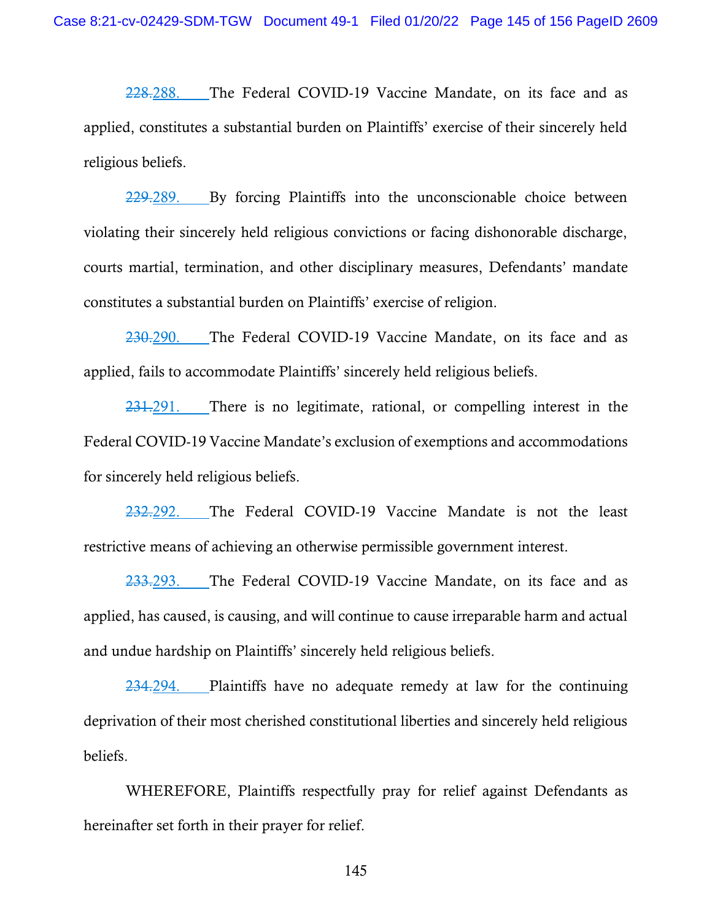~~228.~~288. The Federal COVID-19 Vaccine Mandate, on its face and as applied, constitutes a substantial burden on Plaintiffs' exercise of their sincerely held religious beliefs.

~~229.~~289. By forcing Plaintiffs into the unconscionable choice between violating their sincerely held religious convictions or facing dishonorable discharge, courts martial, termination, and other disciplinary measures, Defendants' mandate constitutes a substantial burden on Plaintiffs' exercise of religion.

~~230.~~290. The Federal COVID-19 Vaccine Mandate, on its face and as applied, fails to accommodate Plaintiffs' sincerely held religious beliefs.

~~231.~~291. There is no legitimate, rational, or compelling interest in the Federal COVID-19 Vaccine Mandate's exclusion of exemptions and accommodations for sincerely held religious beliefs.

~~232.~~292. The Federal COVID-19 Vaccine Mandate is not the least restrictive means of achieving an otherwise permissible government interest.

~~233.~~293. The Federal COVID-19 Vaccine Mandate, on its face and as applied, has caused, is causing, and will continue to cause irreparable harm and actual and undue hardship on Plaintiffs' sincerely held religious beliefs.

~~234.~~294. Plaintiffs have no adequate remedy at law for the continuing deprivation of their most cherished constitutional liberties and sincerely held religious beliefs.

WHEREFORE, Plaintiffs respectfully pray for relief against Defendants as hereinafter set forth in their prayer for relief.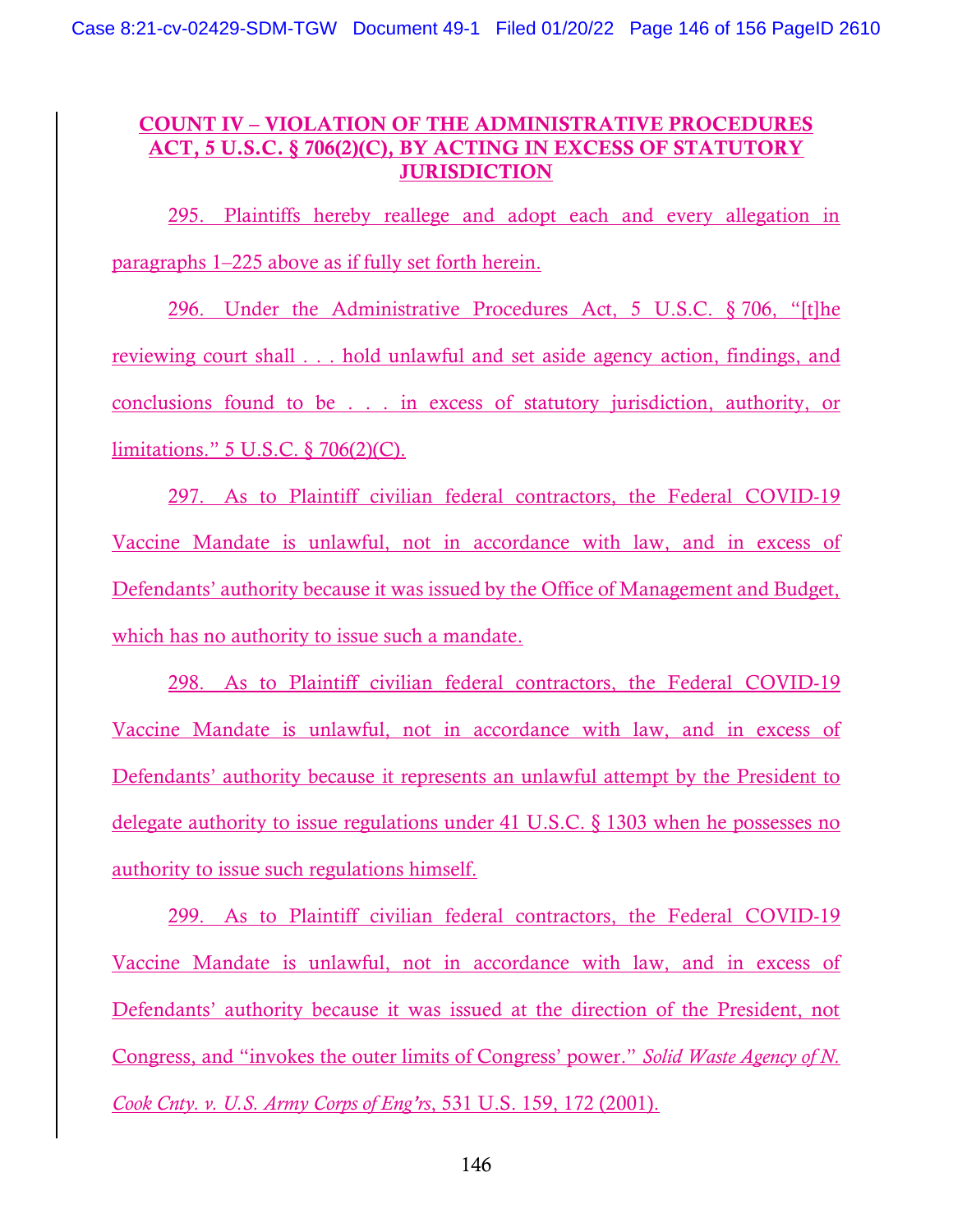## COUNT IV – VIOLATION OF THE ADMINISTRATIVE PROCEDURES ACT, 5 U.S.C. § 706(2)(C), BY ACTING IN EXCESS OF STATUTORY JURISDICTION

295. Plaintiffs hereby reallege and adopt each and every allegation in paragraphs 1–225 above as if fully set forth herein.

296. Under the Administrative Procedures Act, 5 U.S.C. § 706, "[t]he reviewing court shall . . . hold unlawful and set aside agency action, findings, and conclusions found to be . . . in excess of statutory jurisdiction, authority, or limitations." 5 U.S.C. § 706(2)(C).

297. As to Plaintiff civilian federal contractors, the Federal COVID-19 Vaccine Mandate is unlawful, not in accordance with law, and in excess of Defendants' authority because it was issued by the Office of Management and Budget, which has no authority to issue such a mandate.

298. As to Plaintiff civilian federal contractors, the Federal COVID-19 Vaccine Mandate is unlawful, not in accordance with law, and in excess of Defendants' authority because it represents an unlawful attempt by the President to delegate authority to issue regulations under 41 U.S.C. § 1303 when he possesses no authority to issue such regulations himself.

299. As to Plaintiff civilian federal contractors, the Federal COVID-19 Vaccine Mandate is unlawful, not in accordance with law, and in excess of Defendants' authority because it was issued at the direction of the President, not Congress, and "invokes the outer limits of Congress' power." *Solid Waste Agency of N. Cook Cnty. v. U.S. Army Corps of Eng'rs*, 531 U.S. 159, 172 (2001).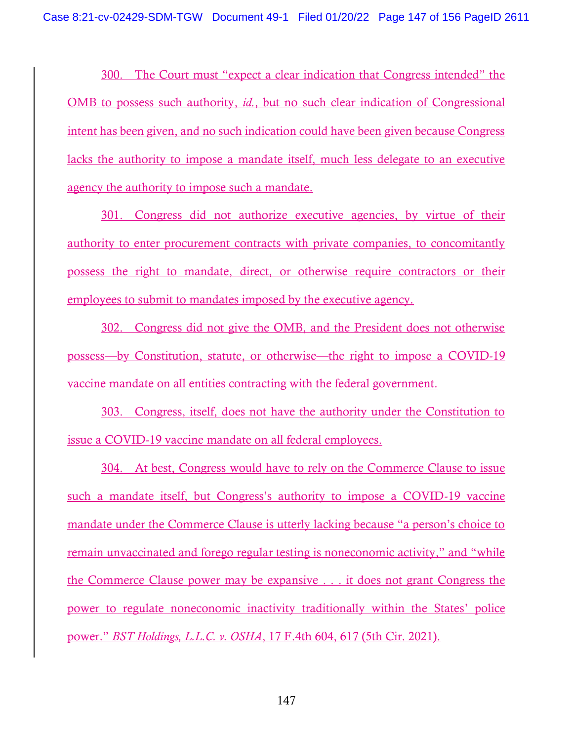300. The Court must "expect a clear indication that Congress intended" the OMB to possess such authority, *id.*, but no such clear indication of Congressional intent has been given, and no such indication could have been given because Congress lacks the authority to impose a mandate itself, much less delegate to an executive agency the authority to impose such a mandate.

301. Congress did not authorize executive agencies, by virtue of their authority to enter procurement contracts with private companies, to concomitantly possess the right to mandate, direct, or otherwise require contractors or their employees to submit to mandates imposed by the executive agency.

302. Congress did not give the OMB, and the President does not otherwise possess—by Constitution, statute, or otherwise—the right to impose a COVID-19 vaccine mandate on all entities contracting with the federal government.

303. Congress, itself, does not have the authority under the Constitution to issue a COVID-19 vaccine mandate on all federal employees.

304. At best, Congress would have to rely on the Commerce Clause to issue such a mandate itself, but Congress's authority to impose a COVID-19 vaccine mandate under the Commerce Clause is utterly lacking because "a person's choice to remain unvaccinated and forego regular testing is noneconomic activity," and "while the Commerce Clause power may be expansive . . . it does not grant Congress the power to regulate noneconomic inactivity traditionally within the States' police power." *BST Holdings, L.L.C. v. OSHA*, 17 F.4th 604, 617 (5th Cir. 2021).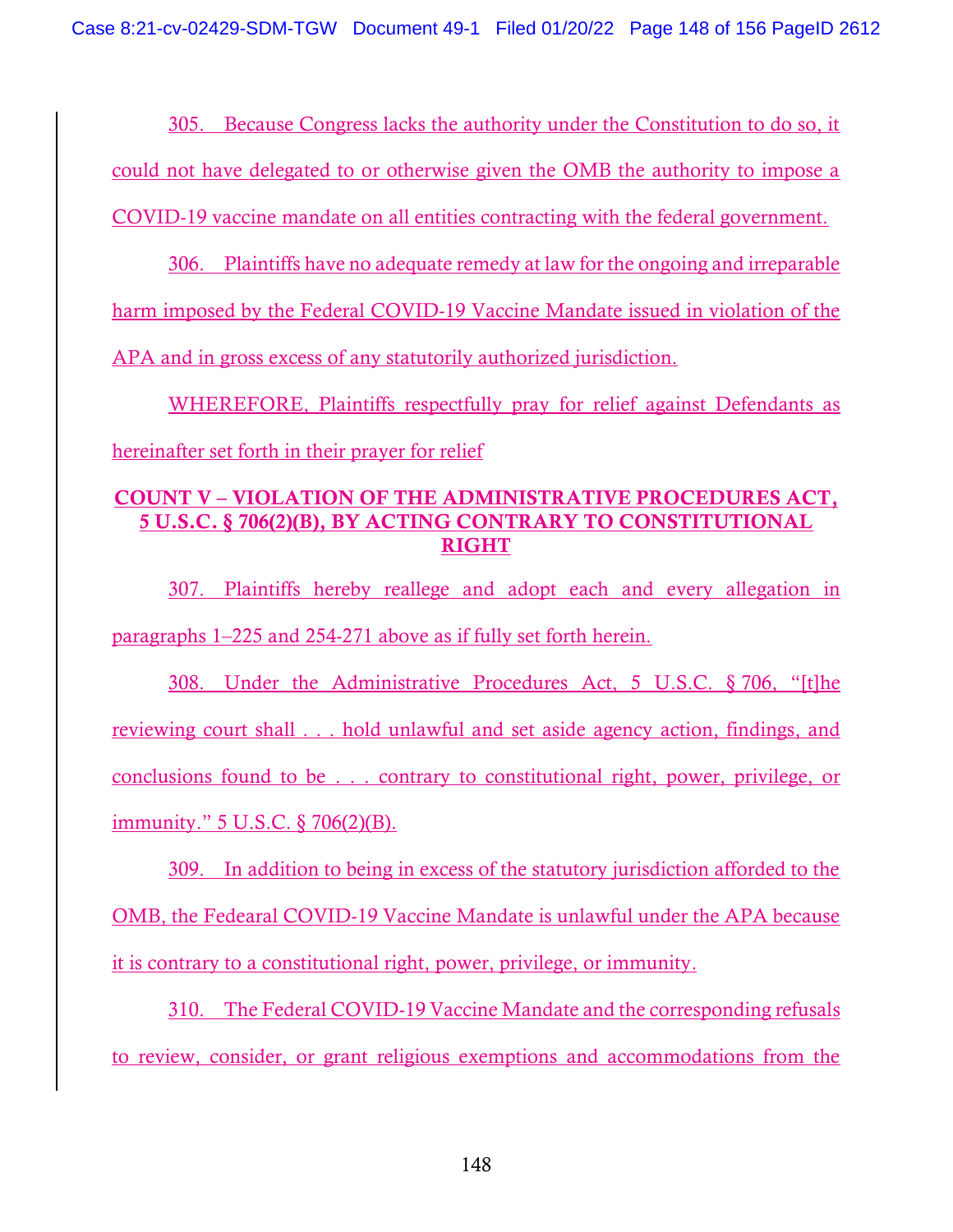305. Because Congress lacks the authority under the Constitution to do so, it could not have delegated to or otherwise given the OMB the authority to impose a COVID-19 vaccine mandate on all entities contracting with the federal government.

306. Plaintiffs have no adequate remedy at law for the ongoing and irreparable harm imposed by the Federal COVID-19 Vaccine Mandate issued in violation of the APA and in gross excess of any statutorily authorized jurisdiction.

WHEREFORE, Plaintiffs respectfully pray for relief against Defendants as hereinafter set forth in their prayer for relief

## COUNT V – VIOLATION OF THE ADMINISTRATIVE PROCEDURES ACT, 5 U.S.C. § 706(2)(B), BY ACTING CONTRARY TO CONSTITUTIONAL RIGHT

307. Plaintiffs hereby reallege and adopt each and every allegation in paragraphs 1–225 and 254-271 above as if fully set forth herein.

308. Under the Administrative Procedures Act, 5 U.S.C. § 706, "[t]he reviewing court shall . . . hold unlawful and set aside agency action, findings, and conclusions found to be . . . contrary to constitutional right, power, privilege, or immunity." 5 U.S.C. § 706(2)(B).

309. In addition to being in excess of the statutory jurisdiction afforded to the OMB, the Fedearal COVID-19 Vaccine Mandate is unlawful under the APA because it is contrary to a constitutional right, power, privilege, or immunity.

310. The Federal COVID-19 Vaccine Mandate and the corresponding refusals to review, consider, or grant religious exemptions and accommodations from the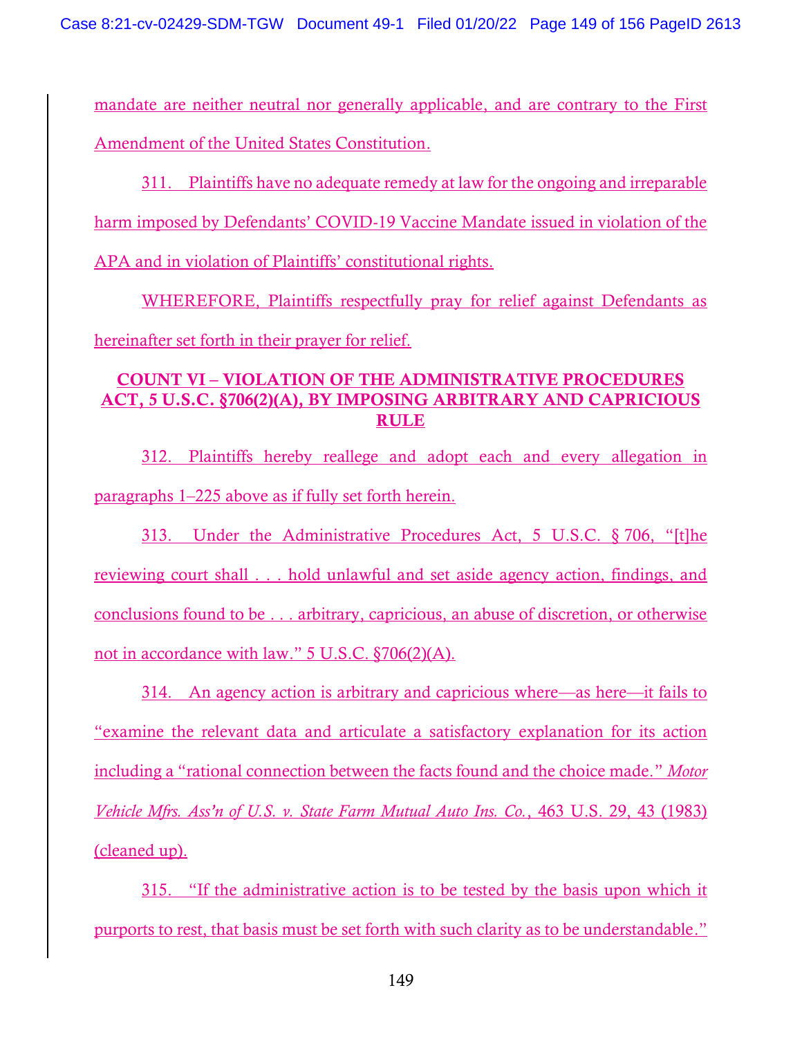mandate are neither neutral nor generally applicable, and are contrary to the First Amendment of the United States Constitution.

311. Plaintiffs have no adequate remedy at law for the ongoing and irreparable harm imposed by Defendants' COVID-19 Vaccine Mandate issued in violation of the APA and in violation of Plaintiffs' constitutional rights.

WHEREFORE, Plaintiffs respectfully pray for relief against Defendants as hereinafter set forth in their prayer for relief.

## COUNT VI – VIOLATION OF THE ADMINISTRATIVE PROCEDURES ACT, 5 U.S.C. §706(2)(A), BY IMPOSING ARBITRARY AND CAPRICIOUS RULE

312. Plaintiffs hereby reallege and adopt each and every allegation in paragraphs 1–225 above as if fully set forth herein.

313. Under the Administrative Procedures Act, 5 U.S.C. § 706, "[t]he reviewing court shall . . . hold unlawful and set aside agency action, findings, and conclusions found to be . . . arbitrary, capricious, an abuse of discretion, or otherwise not in accordance with law." 5 U.S.C. §706(2)(A).

314. An agency action is arbitrary and capricious where—as here—it fails to "examine the relevant data and articulate a satisfactory explanation for its action including a "rational connection between the facts found and the choice made." *Motor Vehicle Mfrs. Ass'n of U.S. v. State Farm Mutual Auto Ins. Co.*, 463 U.S. 29, 43 (1983) (cleaned up).

315. "If the administrative action is to be tested by the basis upon which it purports to rest, that basis must be set forth with such clarity as to be understandable."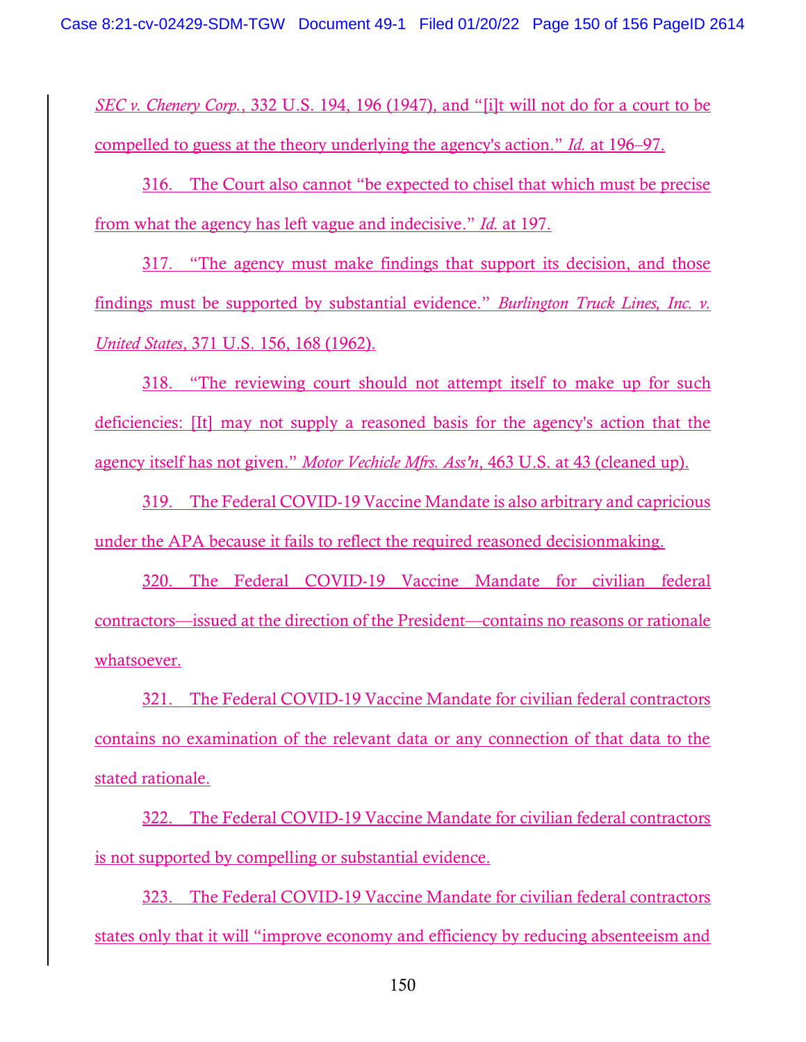*SEC v. Chenery Corp.*, 332 U.S. 194, 196 (1947), and "[i]t will not do for a court to be compelled to guess at the theory underlying the agency's action." *Id.* at 196–97.

316. The Court also cannot "be expected to chisel that which must be precise from what the agency has left vague and indecisive." *Id.* at 197.

317. "The agency must make findings that support its decision, and those findings must be supported by substantial evidence." *Burlington Truck Lines, Inc. v. United States*, 371 U.S. 156, 168 (1962).

318. "The reviewing court should not attempt itself to make up for such deficiencies: [It] may not supply a reasoned basis for the agency's action that the agency itself has not given." *Motor Vechicle Mfrs. Ass'n*, 463 U.S. at 43 (cleaned up).

319. The Federal COVID-19 Vaccine Mandate is also arbitrary and capricious under the APA because it fails to reflect the required reasoned decisionmaking.

320. The Federal COVID-19 Vaccine Mandate for civilian federal contractors—issued at the direction of the President—contains no reasons or rationale whatsoever.

321. The Federal COVID-19 Vaccine Mandate for civilian federal contractors contains no examination of the relevant data or any connection of that data to the stated rationale.

322. The Federal COVID-19 Vaccine Mandate for civilian federal contractors is not supported by compelling or substantial evidence.

323. The Federal COVID-19 Vaccine Mandate for civilian federal contractors states only that it will "improve economy and efficiency by reducing absenteeism and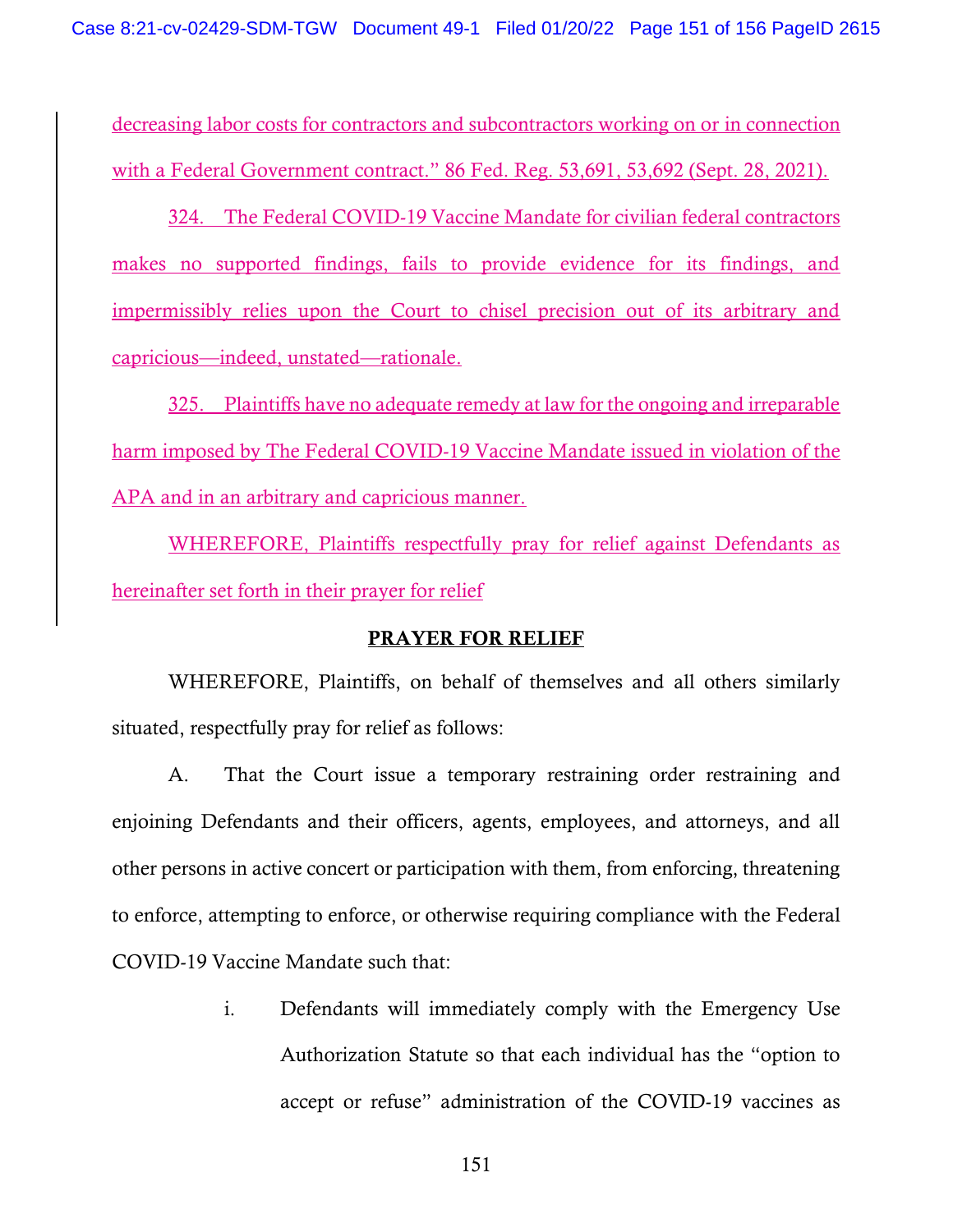decreasing labor costs for contractors and subcontractors working on or in connection with a Federal Government contract." 86 Fed. Reg. 53,691, 53,692 (Sept. 28, 2021).

324. The Federal COVID-19 Vaccine Mandate for civilian federal contractors makes no supported findings, fails to provide evidence for its findings, and impermissibly relies upon the Court to chisel precision out of its arbitrary and capricious—indeed, unstated—rationale.

325. Plaintiffs have no adequate remedy at law for the ongoing and irreparable harm imposed by The Federal COVID-19 Vaccine Mandate issued in violation of the APA and in an arbitrary and capricious manner.

WHEREFORE, Plaintiffs respectfully pray for relief against Defendants as hereinafter set forth in their prayer for relief

## PRAYER FOR RELIEF

WHEREFORE, Plaintiffs, on behalf of themselves and all others similarly situated, respectfully pray for relief as follows:

A. That the Court issue a temporary restraining order restraining and enjoining Defendants and their officers, agents, employees, and attorneys, and all other persons in active concert or participation with them, from enforcing, threatening to enforce, attempting to enforce, or otherwise requiring compliance with the Federal COVID-19 Vaccine Mandate such that:

i. Defendants will immediately comply with the Emergency Use Authorization Statute so that each individual has the "option to accept or refuse" administration of the COVID-19 vaccines as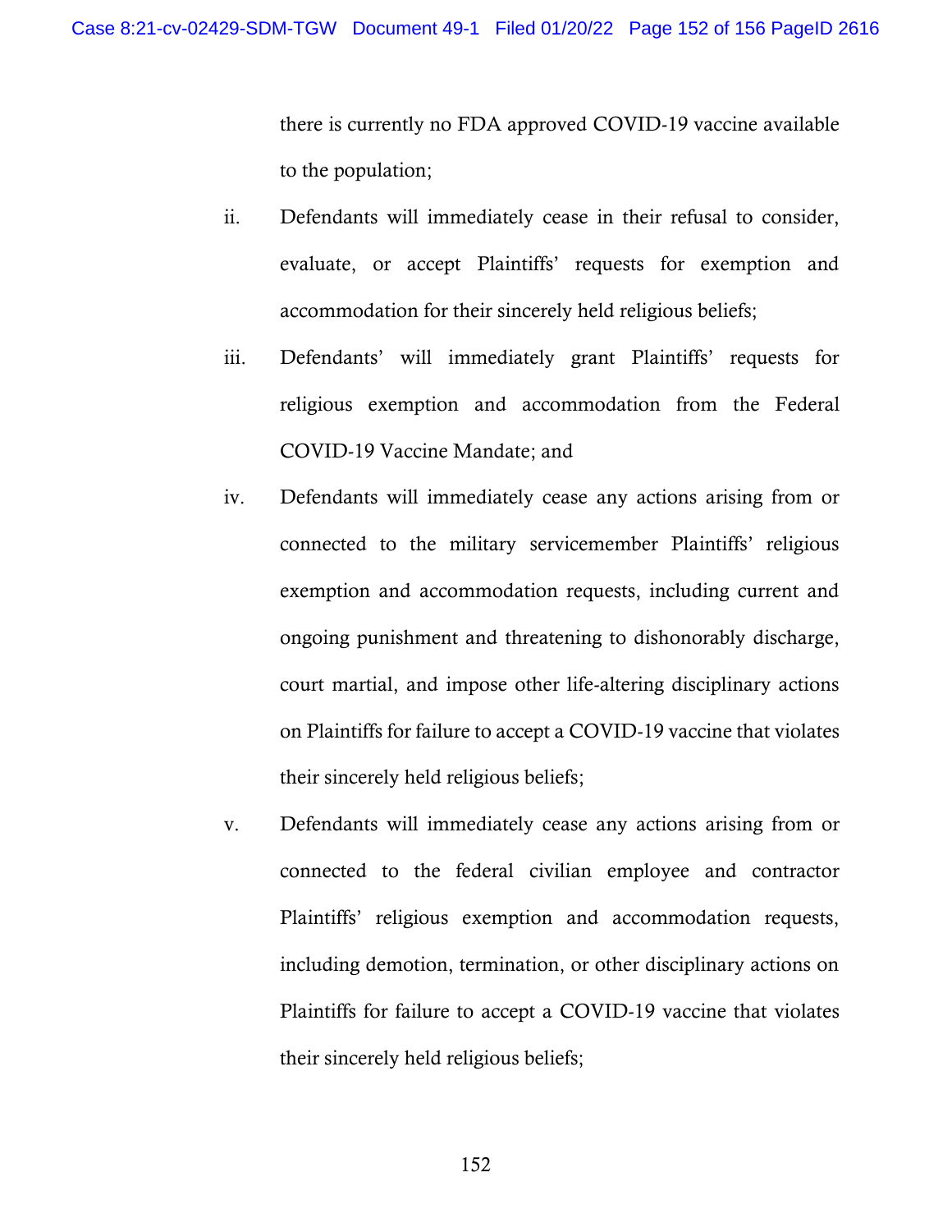there is currently no FDA approved COVID-19 vaccine available to the population;

ii. Defendants will immediately cease in their refusal to consider, evaluate, or accept Plaintiffs' requests for exemption and accommodation for their sincerely held religious beliefs;

iii. Defendants' will immediately grant Plaintiffs' requests for religious exemption and accommodation from the Federal COVID-19 Vaccine Mandate; and

iv. Defendants will immediately cease any actions arising from or connected to the military servicemember Plaintiffs' religious exemption and accommodation requests, including current and ongoing punishment and threatening to dishonorably discharge, court martial, and impose other life-altering disciplinary actions on Plaintiffs for failure to accept a COVID-19 vaccine that violates their sincerely held religious beliefs;

v. Defendants will immediately cease any actions arising from or connected to the federal civilian employee and contractor Plaintiffs' religious exemption and accommodation requests, including demotion, termination, or other disciplinary actions on Plaintiffs for failure to accept a COVID-19 vaccine that violates their sincerely held religious beliefs;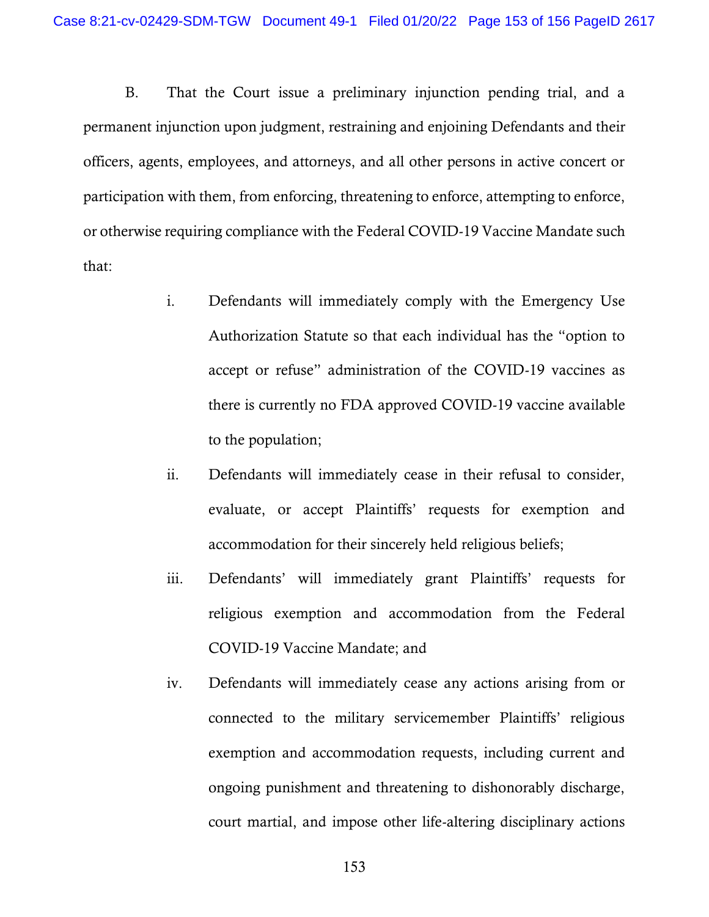B. That the Court issue a preliminary injunction pending trial, and a permanent injunction upon judgment, restraining and enjoining Defendants and their officers, agents, employees, and attorneys, and all other persons in active concert or participation with them, from enforcing, threatening to enforce, attempting to enforce, or otherwise requiring compliance with the Federal COVID-19 Vaccine Mandate such that:

i. Defendants will immediately comply with the Emergency Use Authorization Statute so that each individual has the "option to accept or refuse" administration of the COVID-19 vaccines as there is currently no FDA approved COVID-19 vaccine available to the population;

ii. Defendants will immediately cease in their refusal to consider, evaluate, or accept Plaintiffs' requests for exemption and accommodation for their sincerely held religious beliefs;

iii. Defendants' will immediately grant Plaintiffs' requests for religious exemption and accommodation from the Federal COVID-19 Vaccine Mandate; and

iv. Defendants will immediately cease any actions arising from or connected to the military servicemember Plaintiffs' religious exemption and accommodation requests, including current and ongoing punishment and threatening to dishonorably discharge, court martial, and impose other life-altering disciplinary actions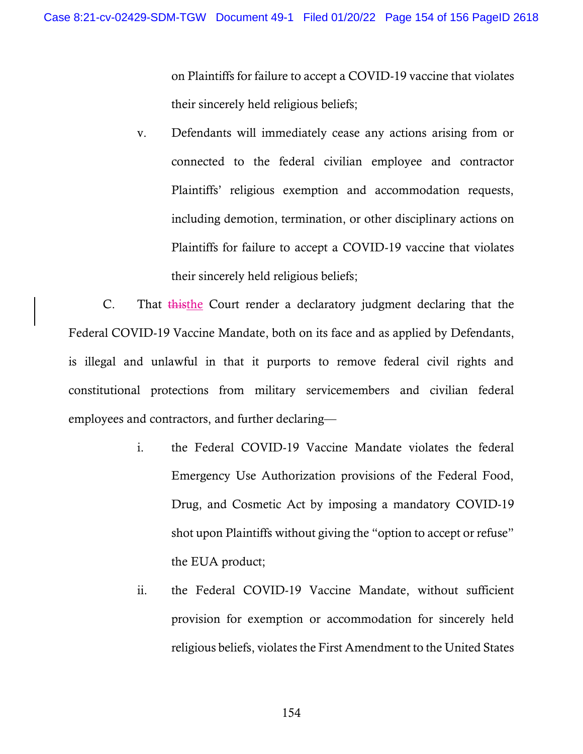on Plaintiffs for failure to accept a COVID-19 vaccine that violates their sincerely held religious beliefs;

v. Defendants will immediately cease any actions arising from or connected to the federal civilian employee and contractor Plaintiffs' religious exemption and accommodation requests, including demotion, termination, or other disciplinary actions on Plaintiffs for failure to accept a COVID-19 vaccine that violates their sincerely held religious beliefs;

C. That ~~this~~the Court render a declaratory judgment declaring that the Federal COVID-19 Vaccine Mandate, both on its face and as applied by Defendants, is illegal and unlawful in that it purports to remove federal civil rights and constitutional protections from military servicemembers and civilian federal employees and contractors, and further declaring—

i. the Federal COVID-19 Vaccine Mandate violates the federal Emergency Use Authorization provisions of the Federal Food, Drug, and Cosmetic Act by imposing a mandatory COVID-19 shot upon Plaintiffs without giving the "option to accept or refuse" the EUA product;

ii. the Federal COVID-19 Vaccine Mandate, without sufficient provision for exemption or accommodation for sincerely held religious beliefs, violates the First Amendment to the United States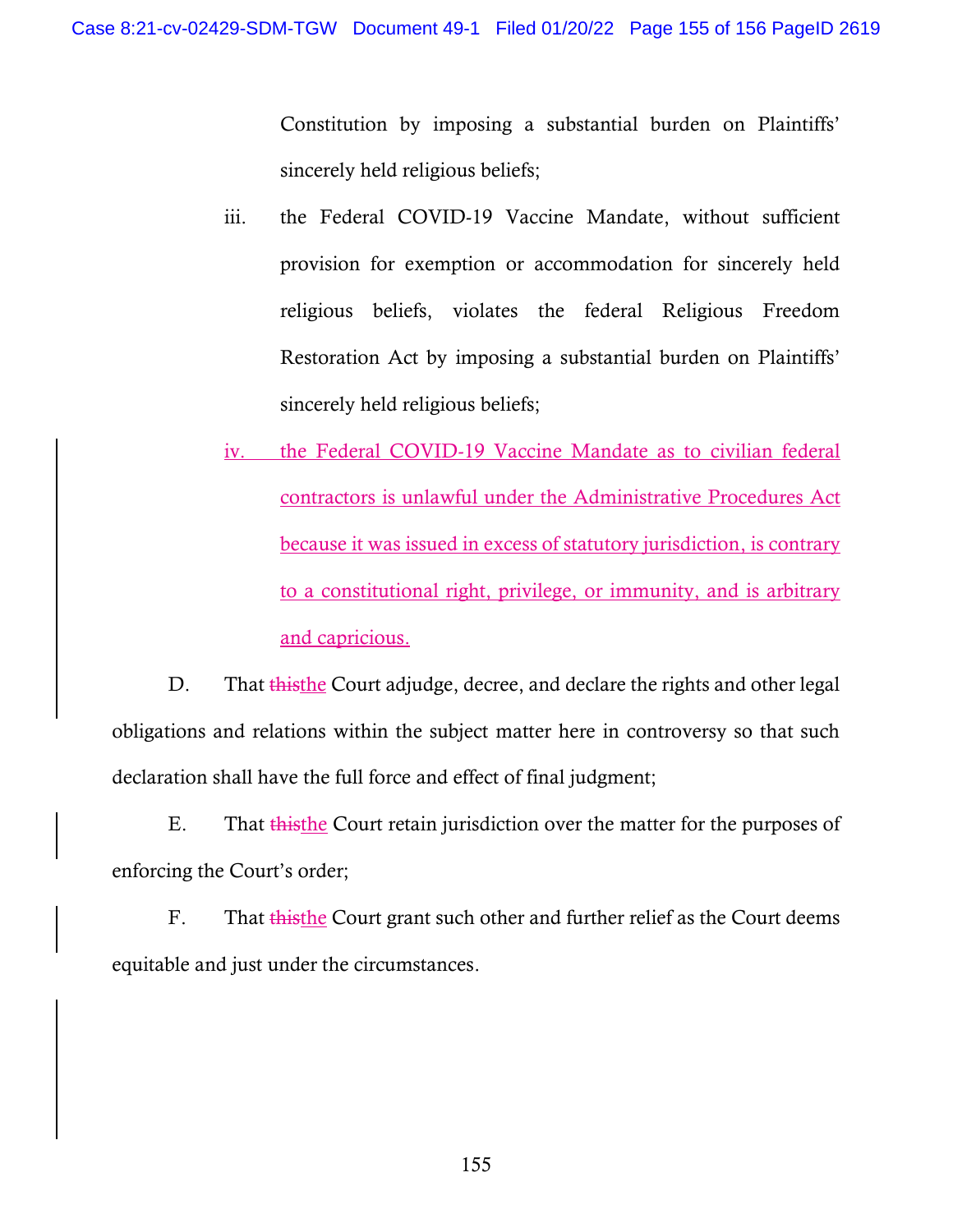Constitution by imposing a substantial burden on Plaintiffs' sincerely held religious beliefs;

iii. the Federal COVID-19 Vaccine Mandate, without sufficient provision for exemption or accommodation for sincerely held religious beliefs, violates the federal Religious Freedom Restoration Act by imposing a substantial burden on Plaintiffs' sincerely held religious beliefs;

iv. the Federal COVID-19 Vaccine Mandate as to civilian federal contractors is unlawful under the Administrative Procedures Act because it was issued in excess of statutory jurisdiction, is contrary to a constitutional right, privilege, or immunity, and is arbitrary and capricious.

D. That ~~this~~the Court adjudge, decree, and declare the rights and other legal obligations and relations within the subject matter here in controversy so that such declaration shall have the full force and effect of final judgment;

E. That ~~this~~the Court retain jurisdiction over the matter for the purposes of enforcing the Court's order;

F. That ~~this~~the Court grant such other and further relief as the Court deems equitable and just under the circumstances.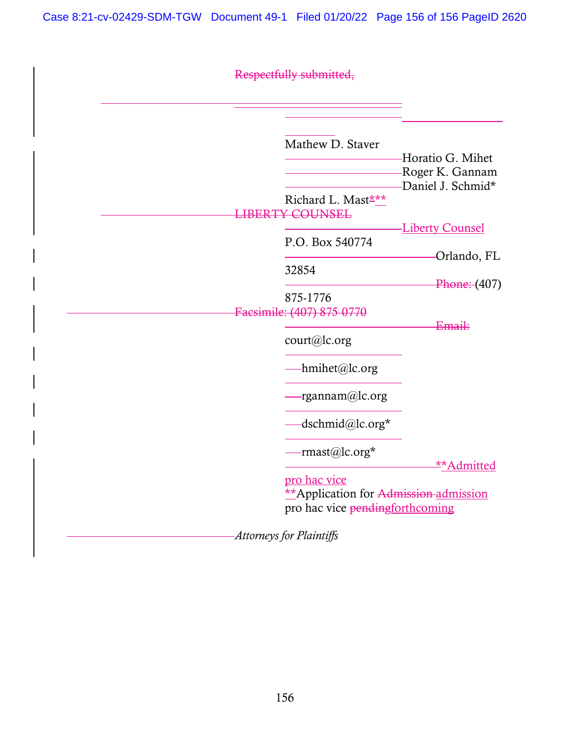~~Respectfully submitted,~~

Mathew D. Staver
Horatio G. Mihet
Roger K. Gannam
Daniel J. Schmid*
Richard L. Mast~~*~~**
~~LIBERTY COUNSEL~~
Liberty Counsel
P.O. Box 540774
Orlando, FL 32854
~~Phone:~~ (407) 875-1776
~~Facsimile: (407) 875-0770~~
~~Email:~~
court@lc.org
hmihet@lc.org
rgannam@lc.org
dschmid@lc.org*
rmast@lc.org*
**Admitted pro hac vice
**Application for ~~Admission~~ admission pro hac vice ~~pending~~forthcoming

*Attorneys for Plaintiffs*